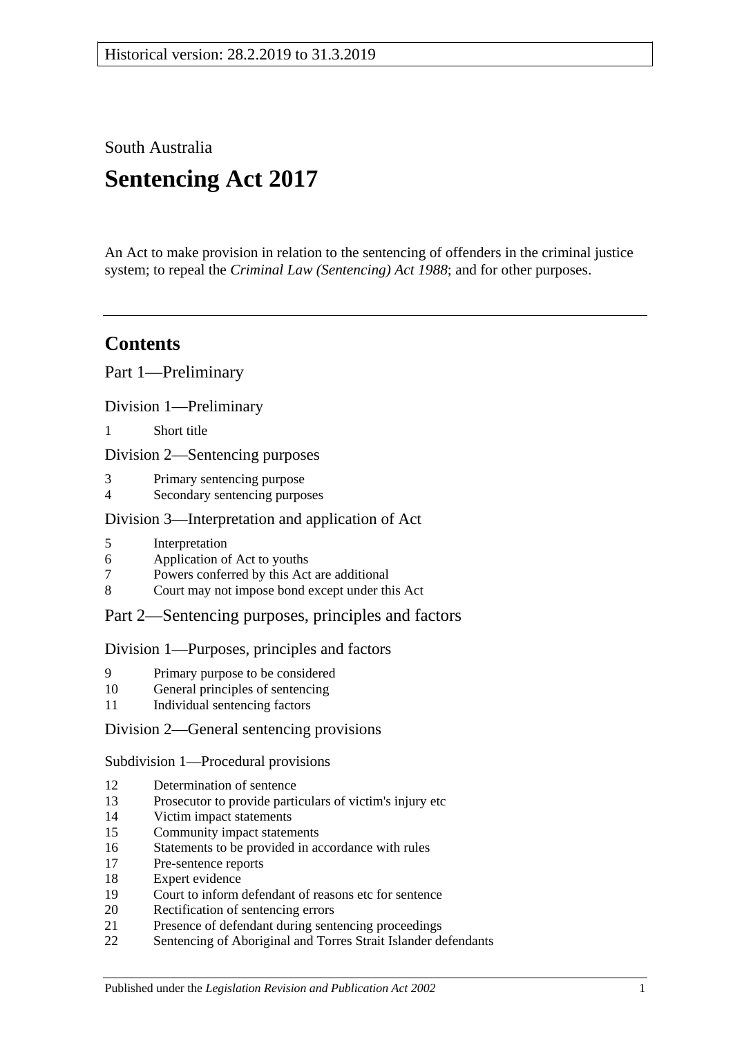Historical version: 28.2.2019 to 31.3.2019

South Australia

# Sentencing Act 2017

An Act to make provision in relation to the sentencing of offenders in the criminal justice system; to repeal the *Criminal Law (Sentencing) Act 1988*; and for other purposes.

---

## Contents

Part 1—Preliminary

Division 1—Preliminary

1 Short title

Division 2—Sentencing purposes

3 Primary sentencing purpose
4 Secondary sentencing purposes

Division 3—Interpretation and application of Act

5 Interpretation
6 Application of Act to youths
7 Powers conferred by this Act are additional
8 Court may not impose bond except under this Act

Part 2—Sentencing purposes, principles and factors

Division 1—Purposes, principles and factors

9 Primary purpose to be considered
10 General principles of sentencing
11 Individual sentencing factors

Division 2—General sentencing provisions

Subdivision 1—Procedural provisions

12 Determination of sentence
13 Prosecutor to provide particulars of victim's injury etc
14 Victim impact statements
15 Community impact statements
16 Statements to be provided in accordance with rules
17 Pre-sentence reports
18 Expert evidence
19 Court to inform defendant of reasons etc for sentence
20 Rectification of sentencing errors
21 Presence of defendant during sentencing proceedings
22 Sentencing of Aboriginal and Torres Strait Islander defendants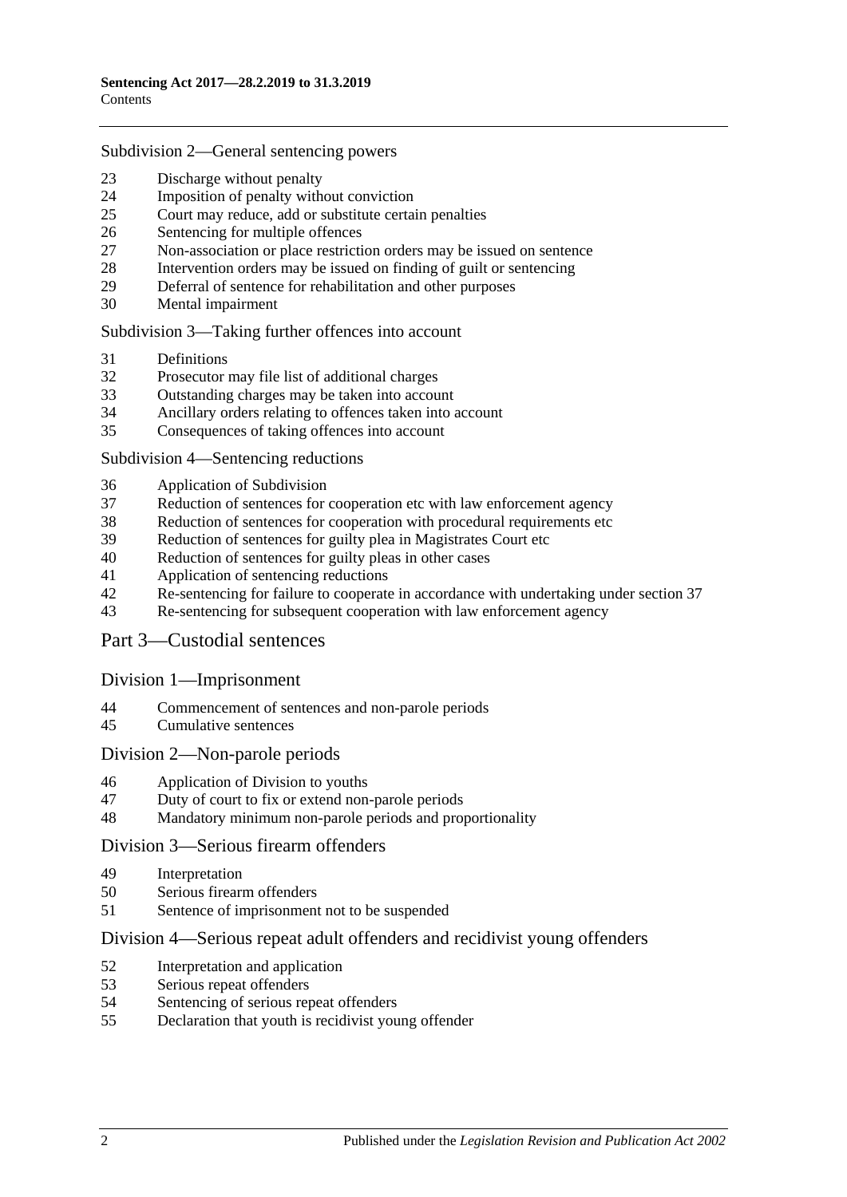Subdivision 2—General sentencing powers

23 Discharge without penalty
24 Imposition of penalty without conviction
25 Court may reduce, add or substitute certain penalties
26 Sentencing for multiple offences
27 Non-association or place restriction orders may be issued on sentence
28 Intervention orders may be issued on finding of guilt or sentencing
29 Deferral of sentence for rehabilitation and other purposes
30 Mental impairment

Subdivision 3—Taking further offences into account

31 Definitions
32 Prosecutor may file list of additional charges
33 Outstanding charges may be taken into account
34 Ancillary orders relating to offences taken into account
35 Consequences of taking offences into account

Subdivision 4—Sentencing reductions

36 Application of Subdivision
37 Reduction of sentences for cooperation etc with law enforcement agency
38 Reduction of sentences for cooperation with procedural requirements etc
39 Reduction of sentences for guilty plea in Magistrates Court etc
40 Reduction of sentences for guilty pleas in other cases
41 Application of sentencing reductions
42 Re-sentencing for failure to cooperate in accordance with undertaking under section 37
43 Re-sentencing for subsequent cooperation with law enforcement agency

## Part 3—Custodial sentences

### Division 1—Imprisonment

44 Commencement of sentences and non-parole periods
45 Cumulative sentences

### Division 2—Non-parole periods

46 Application of Division to youths
47 Duty of court to fix or extend non-parole periods
48 Mandatory minimum non-parole periods and proportionality

### Division 3—Serious firearm offenders

49 Interpretation
50 Serious firearm offenders
51 Sentence of imprisonment not to be suspended

### Division 4—Serious repeat adult offenders and recidivist young offenders

52 Interpretation and application
53 Serious repeat offenders
54 Sentencing of serious repeat offenders
55 Declaration that youth is recidivist young offender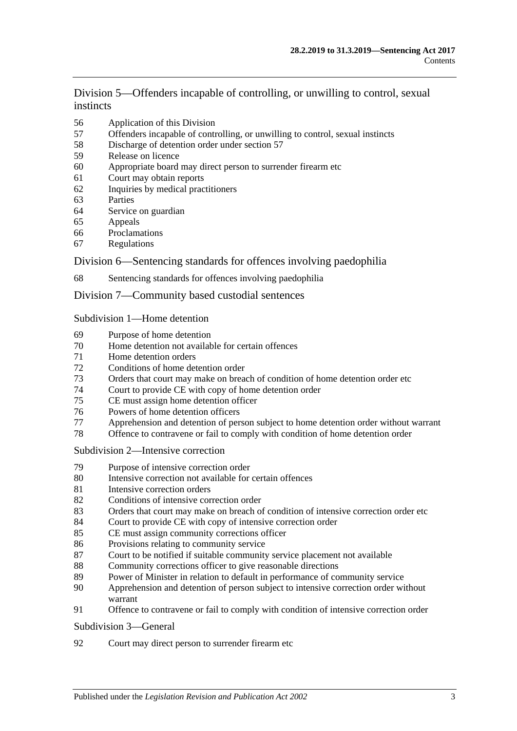## Division 5—Offenders incapable of controlling, or unwilling to control, sexual instincts

56 Application of this Division
57 Offenders incapable of controlling, or unwilling to control, sexual instincts
58 Discharge of detention order under section 57
59 Release on licence
60 Appropriate board may direct person to surrender firearm etc
61 Court may obtain reports
62 Inquiries by medical practitioners
63 Parties
64 Service on guardian
65 Appeals
66 Proclamations
67 Regulations

## Division 6—Sentencing standards for offences involving paedophilia

68 Sentencing standards for offences involving paedophilia

## Division 7—Community based custodial sentences

### Subdivision 1—Home detention

69 Purpose of home detention
70 Home detention not available for certain offences
71 Home detention orders
72 Conditions of home detention order
73 Orders that court may make on breach of condition of home detention order etc
74 Court to provide CE with copy of home detention order
75 CE must assign home detention officer
76 Powers of home detention officers
77 Apprehension and detention of person subject to home detention order without warrant
78 Offence to contravene or fail to comply with condition of home detention order

### Subdivision 2—Intensive correction

79 Purpose of intensive correction order
80 Intensive correction not available for certain offences
81 Intensive correction orders
82 Conditions of intensive correction order
83 Orders that court may make on breach of condition of intensive correction order etc
84 Court to provide CE with copy of intensive correction order
85 CE must assign community corrections officer
86 Provisions relating to community service
87 Court to be notified if suitable community service placement not available
88 Community corrections officer to give reasonable directions
89 Power of Minister in relation to default in performance of community service
90 Apprehension and detention of person subject to intensive correction order without warrant
91 Offence to contravene or fail to comply with condition of intensive correction order

### Subdivision 3—General

92 Court may direct person to surrender firearm etc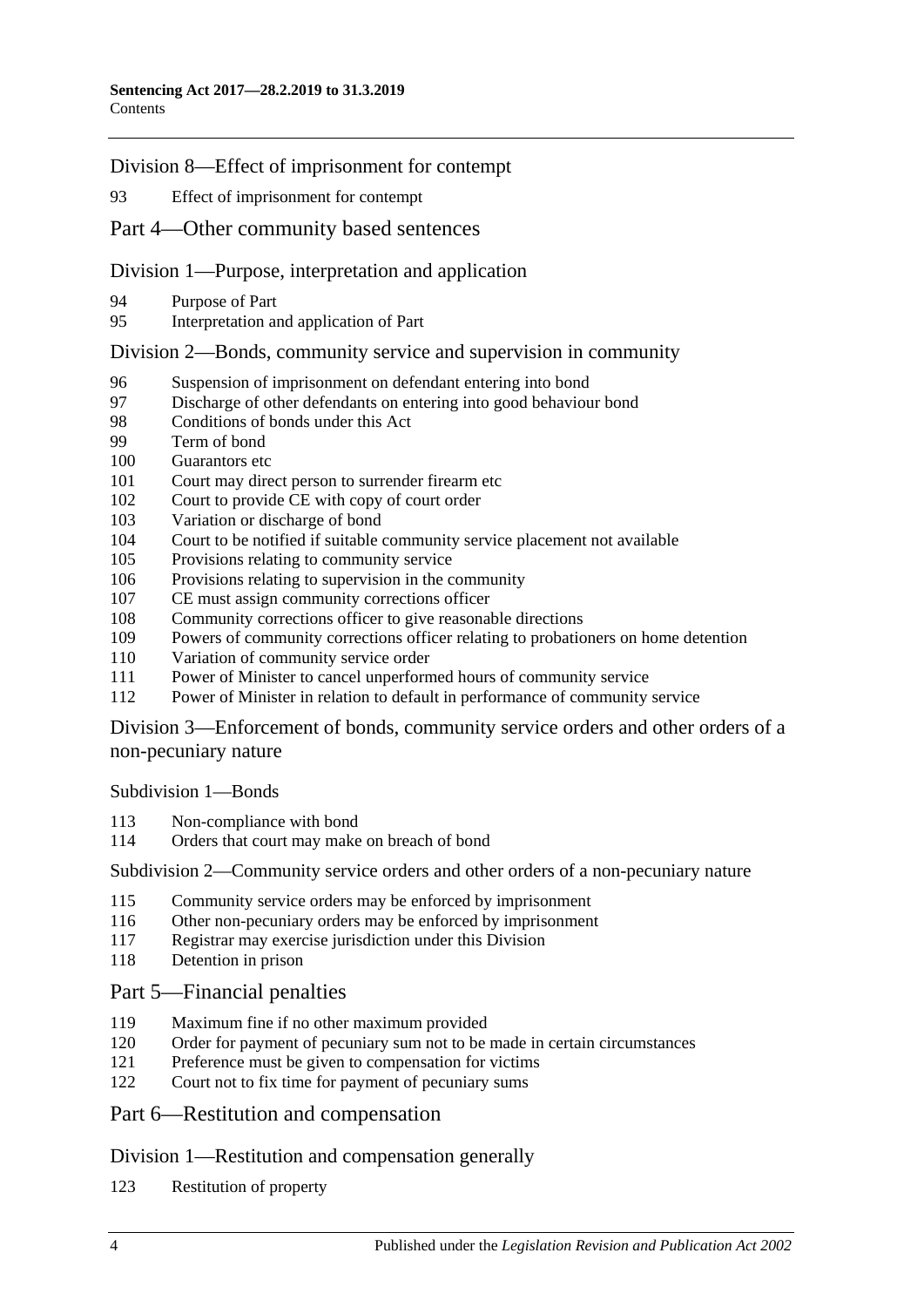## Division 8—Effect of imprisonment for contempt

93 Effect of imprisonment for contempt

# Part 4—Other community based sentences

## Division 1—Purpose, interpretation and application

94 Purpose of Part
95 Interpretation and application of Part

## Division 2—Bonds, community service and supervision in community

96 Suspension of imprisonment on defendant entering into bond
97 Discharge of other defendants on entering into good behaviour bond
98 Conditions of bonds under this Act
99 Term of bond
100 Guarantors etc
101 Court may direct person to surrender firearm etc
102 Court to provide CE with copy of court order
103 Variation or discharge of bond
104 Court to be notified if suitable community service placement not available
105 Provisions relating to community service
106 Provisions relating to supervision in the community
107 CE must assign community corrections officer
108 Community corrections officer to give reasonable directions
109 Powers of community corrections officer relating to probationers on home detention
110 Variation of community service order
111 Power of Minister to cancel unperformed hours of community service
112 Power of Minister in relation to default in performance of community service

## Division 3—Enforcement of bonds, community service orders and other orders of a non-pecuniary nature

### Subdivision 1—Bonds

113 Non-compliance with bond
114 Orders that court may make on breach of bond

### Subdivision 2—Community service orders and other orders of a non-pecuniary nature

115 Community service orders may be enforced by imprisonment
116 Other non-pecuniary orders may be enforced by imprisonment
117 Registrar may exercise jurisdiction under this Division
118 Detention in prison

# Part 5—Financial penalties

119 Maximum fine if no other maximum provided
120 Order for payment of pecuniary sum not to be made in certain circumstances
121 Preference must be given to compensation for victims
122 Court not to fix time for payment of pecuniary sums

# Part 6—Restitution and compensation

## Division 1—Restitution and compensation generally

123 Restitution of property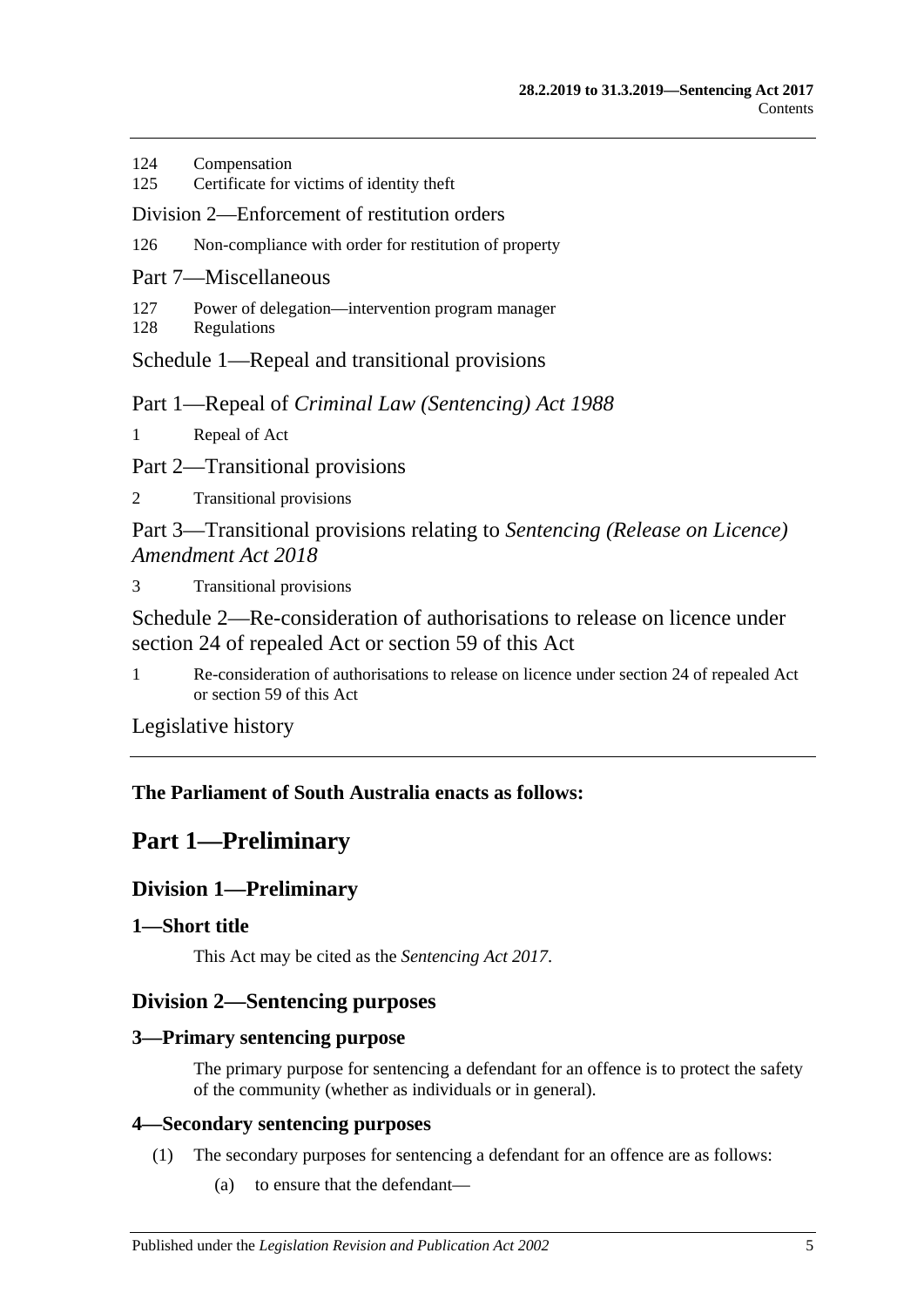124 Compensation
125 Certificate for victims of identity theft

Division 2—Enforcement of restitution orders

126 Non-compliance with order for restitution of property

Part 7—Miscellaneous

127 Power of delegation—intervention program manager
128 Regulations

Schedule 1—Repeal and transitional provisions

Part 1—Repeal of *Criminal Law (Sentencing) Act 1988*

1 Repeal of Act

Part 2—Transitional provisions

2 Transitional provisions

Part 3—Transitional provisions relating to *Sentencing (Release on Licence) Amendment Act 2018*

3 Transitional provisions

Schedule 2—Re-consideration of authorisations to release on licence under section 24 of repealed Act or section 59 of this Act

1 Re-consideration of authorisations to release on licence under section 24 of repealed Act or section 59 of this Act

Legislative history

**The Parliament of South Australia enacts as follows:**

# Part 1—Preliminary

## Division 1—Preliminary

### 1—Short title

This Act may be cited as the *Sentencing Act 2017*.

## Division 2—Sentencing purposes

### 3—Primary sentencing purpose

The primary purpose for sentencing a defendant for an offence is to protect the safety of the community (whether as individuals or in general).

### 4—Secondary sentencing purposes

(1) The secondary purposes for sentencing a defendant for an offence are as follows:

(a) to ensure that the defendant—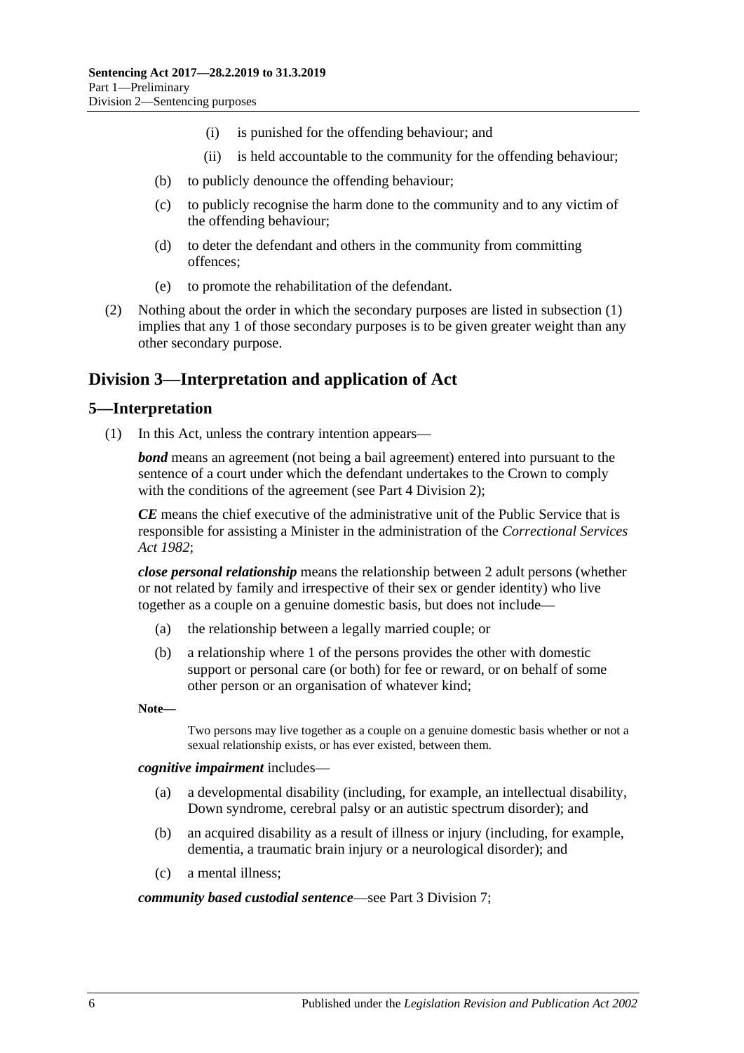(i) is punished for the offending behaviour; and

(ii) is held accountable to the community for the offending behaviour;

(b) to publicly denounce the offending behaviour;

(c) to publicly recognise the harm done to the community and to any victim of the offending behaviour;

(d) to deter the defendant and others in the community from committing offences;

(e) to promote the rehabilitation of the defendant.

(2) Nothing about the order in which the secondary purposes are listed in subsection (1) implies that any 1 of those secondary purposes is to be given greater weight than any other secondary purpose.

## Division 3—Interpretation and application of Act

### 5—Interpretation

(1) In this Act, unless the contrary intention appears—

***bond*** means an agreement (not being a bail agreement) entered into pursuant to the sentence of a court under which the defendant undertakes to the Crown to comply with the conditions of the agreement (see Part 4 Division 2);

***CE*** means the chief executive of the administrative unit of the Public Service that is responsible for assisting a Minister in the administration of the *Correctional Services Act 1982*;

***close personal relationship*** means the relationship between 2 adult persons (whether or not related by family and irrespective of their sex or gender identity) who live together as a couple on a genuine domestic basis, but does not include—

(a) the relationship between a legally married couple; or

(b) a relationship where 1 of the persons provides the other with domestic support or personal care (or both) for fee or reward, or on behalf of some other person or an organisation of whatever kind;

**Note—**

Two persons may live together as a couple on a genuine domestic basis whether or not a sexual relationship exists, or has ever existed, between them.

***cognitive impairment*** includes—

(a) a developmental disability (including, for example, an intellectual disability, Down syndrome, cerebral palsy or an autistic spectrum disorder); and

(b) an acquired disability as a result of illness or injury (including, for example, dementia, a traumatic brain injury or a neurological disorder); and

(c) a mental illness;

***community based custodial sentence***—see Part 3 Division 7;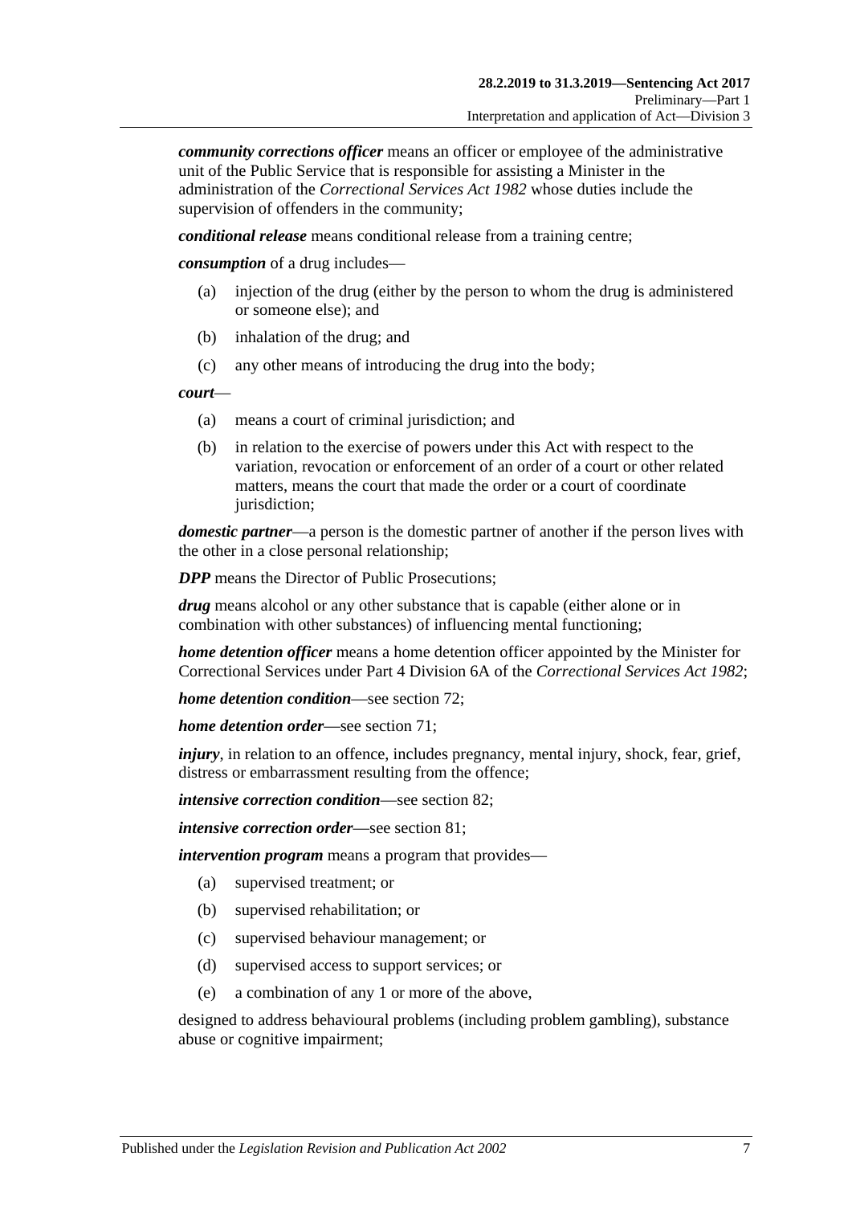***community corrections officer*** means an officer or employee of the administrative unit of the Public Service that is responsible for assisting a Minister in the administration of the *Correctional Services Act 1982* whose duties include the supervision of offenders in the community;

***conditional release*** means conditional release from a training centre;

***consumption*** of a drug includes—

- (a) injection of the drug (either by the person to whom the drug is administered or someone else); and
- (b) inhalation of the drug; and
- (c) any other means of introducing the drug into the body;

***court***—

- (a) means a court of criminal jurisdiction; and
- (b) in relation to the exercise of powers under this Act with respect to the variation, revocation or enforcement of an order of a court or other related matters, means the court that made the order or a court of coordinate jurisdiction;

***domestic partner***—a person is the domestic partner of another if the person lives with the other in a close personal relationship;

***DPP*** means the Director of Public Prosecutions;

***drug*** means alcohol or any other substance that is capable (either alone or in combination with other substances) of influencing mental functioning;

***home detention officer*** means a home detention officer appointed by the Minister for Correctional Services under Part 4 Division 6A of the *Correctional Services Act 1982*;

***home detention condition***—see section 72;

***home detention order***—see section 71;

***injury***, in relation to an offence, includes pregnancy, mental injury, shock, fear, grief, distress or embarrassment resulting from the offence;

***intensive correction condition***—see section 82;

***intensive correction order***—see section 81;

***intervention program*** means a program that provides—

- (a) supervised treatment; or
- (b) supervised rehabilitation; or
- (c) supervised behaviour management; or
- (d) supervised access to support services; or
- (e) a combination of any 1 or more of the above,

designed to address behavioural problems (including problem gambling), substance abuse or cognitive impairment;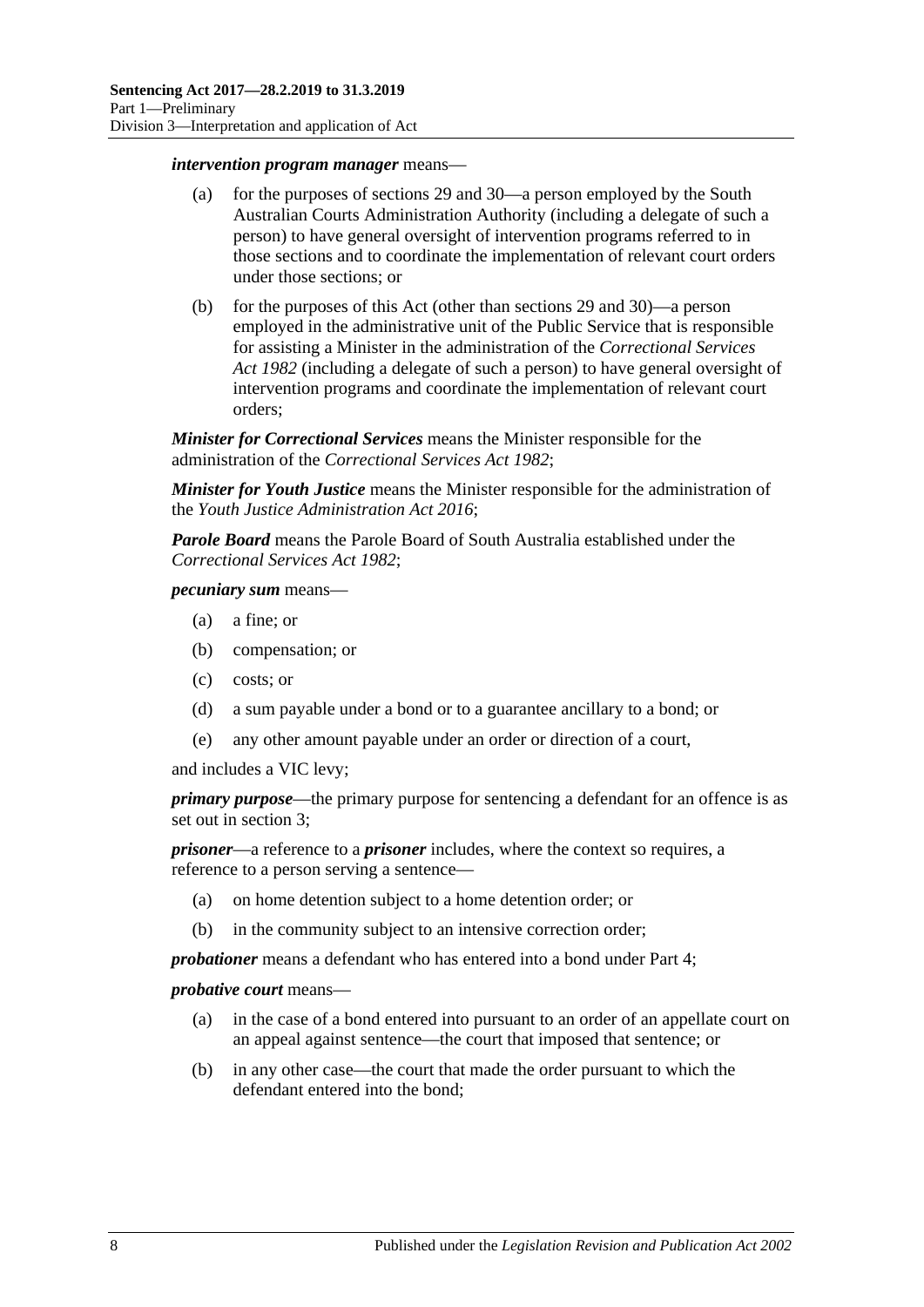***intervention program manager*** means—

(a) for the purposes of sections 29 and 30—a person employed by the South Australian Courts Administration Authority (including a delegate of such a person) to have general oversight of intervention programs referred to in those sections and to coordinate the implementation of relevant court orders under those sections; or

(b) for the purposes of this Act (other than sections 29 and 30)—a person employed in the administrative unit of the Public Service that is responsible for assisting a Minister in the administration of the *Correctional Services Act 1982* (including a delegate of such a person) to have general oversight of intervention programs and coordinate the implementation of relevant court orders;

***Minister for Correctional Services*** means the Minister responsible for the administration of the *Correctional Services Act 1982*;

***Minister for Youth Justice*** means the Minister responsible for the administration of the *Youth Justice Administration Act 2016*;

***Parole Board*** means the Parole Board of South Australia established under the *Correctional Services Act 1982*;

***pecuniary sum*** means—

(a) a fine; or

(b) compensation; or

(c) costs; or

(d) a sum payable under a bond or to a guarantee ancillary to a bond; or

(e) any other amount payable under an order or direction of a court,

and includes a VIC levy;

***primary purpose***—the primary purpose for sentencing a defendant for an offence is as set out in section 3;

***prisoner***—a reference to a ***prisoner*** includes, where the context so requires, a reference to a person serving a sentence—

(a) on home detention subject to a home detention order; or

(b) in the community subject to an intensive correction order;

***probationer*** means a defendant who has entered into a bond under Part 4;

***probative court*** means—

(a) in the case of a bond entered into pursuant to an order of an appellate court on an appeal against sentence—the court that imposed that sentence; or

(b) in any other case—the court that made the order pursuant to which the defendant entered into the bond;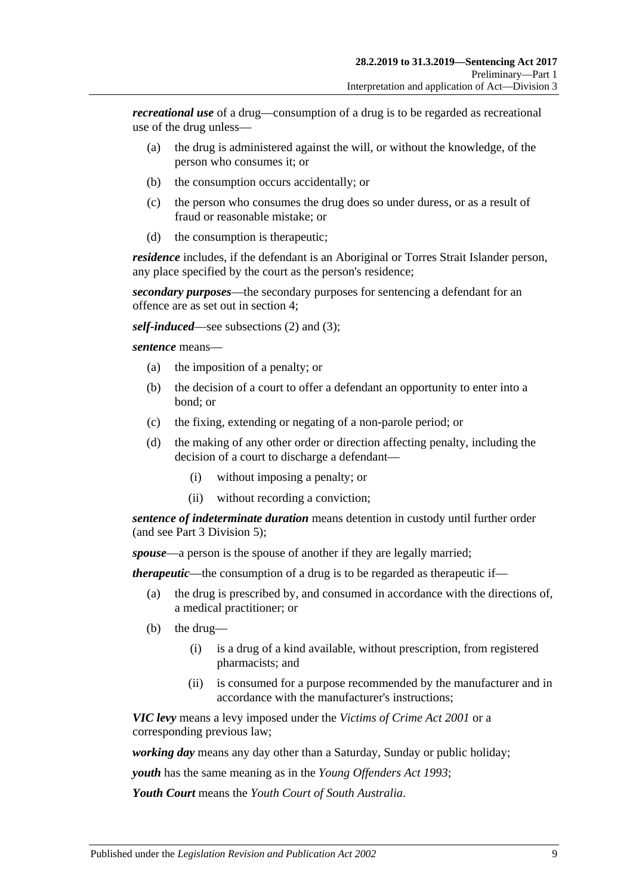***recreational use*** of a drug—consumption of a drug is to be regarded as recreational use of the drug unless—

- (a) the drug is administered against the will, or without the knowledge, of the person who consumes it; or
- (b) the consumption occurs accidentally; or
- (c) the person who consumes the drug does so under duress, or as a result of fraud or reasonable mistake; or
- (d) the consumption is therapeutic;

***residence*** includes, if the defendant is an Aboriginal or Torres Strait Islander person, any place specified by the court as the person's residence;

***secondary purposes***—the secondary purposes for sentencing a defendant for an offence are as set out in section 4;

***self-induced***—see subsections (2) and (3);

***sentence*** means—

- (a) the imposition of a penalty; or
- (b) the decision of a court to offer a defendant an opportunity to enter into a bond; or
- (c) the fixing, extending or negating of a non-parole period; or
- (d) the making of any other order or direction affecting penalty, including the decision of a court to discharge a defendant—
  - (i) without imposing a penalty; or
  - (ii) without recording a conviction;

***sentence of indeterminate duration*** means detention in custody until further order (and see Part 3 Division 5);

***spouse***—a person is the spouse of another if they are legally married;

***therapeutic***—the consumption of a drug is to be regarded as therapeutic if—

- (a) the drug is prescribed by, and consumed in accordance with the directions of, a medical practitioner; or
- (b) the drug—
  - (i) is a drug of a kind available, without prescription, from registered pharmacists; and
  - (ii) is consumed for a purpose recommended by the manufacturer and in accordance with the manufacturer's instructions;

***VIC levy*** means a levy imposed under the *Victims of Crime Act 2001* or a corresponding previous law;

***working day*** means any day other than a Saturday, Sunday or public holiday;

***youth*** has the same meaning as in the *Young Offenders Act 1993*;

***Youth Court*** means the *Youth Court of South Australia*.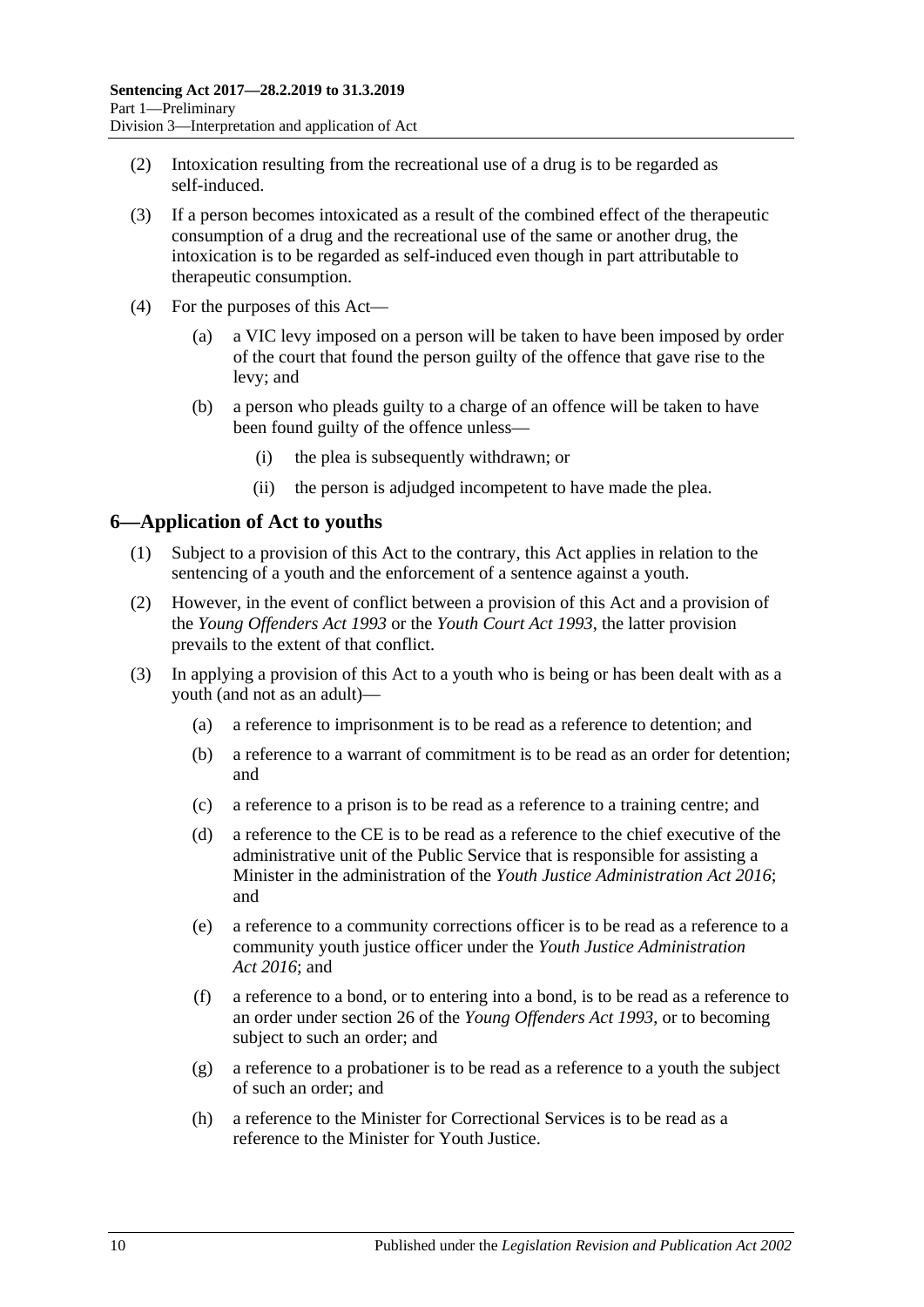(2) Intoxication resulting from the recreational use of a drug is to be regarded as self-induced.

(3) If a person becomes intoxicated as a result of the combined effect of the therapeutic consumption of a drug and the recreational use of the same or another drug, the intoxication is to be regarded as self-induced even though in part attributable to therapeutic consumption.

(4) For the purposes of this Act—

(a) a VIC levy imposed on a person will be taken to have been imposed by order of the court that found the person guilty of the offence that gave rise to the levy; and

(b) a person who pleads guilty to a charge of an offence will be taken to have been found guilty of the offence unless—

(i) the plea is subsequently withdrawn; or

(ii) the person is adjudged incompetent to have made the plea.

## 6—Application of Act to youths

(1) Subject to a provision of this Act to the contrary, this Act applies in relation to the sentencing of a youth and the enforcement of a sentence against a youth.

(2) However, in the event of conflict between a provision of this Act and a provision of the *Young Offenders Act 1993* or the *Youth Court Act 1993*, the latter provision prevails to the extent of that conflict.

(3) In applying a provision of this Act to a youth who is being or has been dealt with as a youth (and not as an adult)—

(a) a reference to imprisonment is to be read as a reference to detention; and

(b) a reference to a warrant of commitment is to be read as an order for detention; and

(c) a reference to a prison is to be read as a reference to a training centre; and

(d) a reference to the CE is to be read as a reference to the chief executive of the administrative unit of the Public Service that is responsible for assisting a Minister in the administration of the *Youth Justice Administration Act 2016*; and

(e) a reference to a community corrections officer is to be read as a reference to a community youth justice officer under the *Youth Justice Administration Act 2016*; and

(f) a reference to a bond, or to entering into a bond, is to be read as a reference to an order under section 26 of the *Young Offenders Act 1993*, or to becoming subject to such an order; and

(g) a reference to a probationer is to be read as a reference to a youth the subject of such an order; and

(h) a reference to the Minister for Correctional Services is to be read as a reference to the Minister for Youth Justice.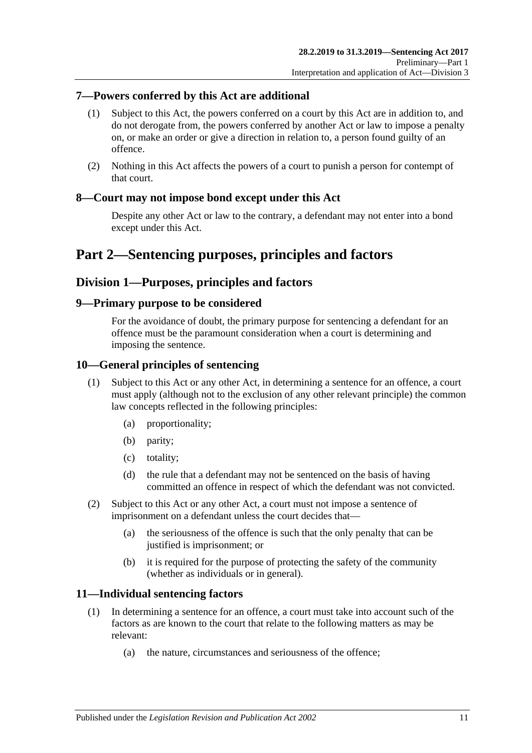### 7—Powers conferred by this Act are additional

(1) Subject to this Act, the powers conferred on a court by this Act are in addition to, and do not derogate from, the powers conferred by another Act or law to impose a penalty on, or make an order or give a direction in relation to, a person found guilty of an offence.

(2) Nothing in this Act affects the powers of a court to punish a person for contempt of that court.

### 8—Court may not impose bond except under this Act

Despite any other Act or law to the contrary, a defendant may not enter into a bond except under this Act.

# Part 2—Sentencing purposes, principles and factors

## Division 1—Purposes, principles and factors

### 9—Primary purpose to be considered

For the avoidance of doubt, the primary purpose for sentencing a defendant for an offence must be the paramount consideration when a court is determining and imposing the sentence.

### 10—General principles of sentencing

(1) Subject to this Act or any other Act, in determining a sentence for an offence, a court must apply (although not to the exclusion of any other relevant principle) the common law concepts reflected in the following principles:

- (a) proportionality;
- (b) parity;
- (c) totality;
- (d) the rule that a defendant may not be sentenced on the basis of having committed an offence in respect of which the defendant was not convicted.

(2) Subject to this Act or any other Act, a court must not impose a sentence of imprisonment on a defendant unless the court decides that—

- (a) the seriousness of the offence is such that the only penalty that can be justified is imprisonment; or
- (b) it is required for the purpose of protecting the safety of the community (whether as individuals or in general).

### 11—Individual sentencing factors

(1) In determining a sentence for an offence, a court must take into account such of the factors as are known to the court that relate to the following matters as may be relevant:

- (a) the nature, circumstances and seriousness of the offence;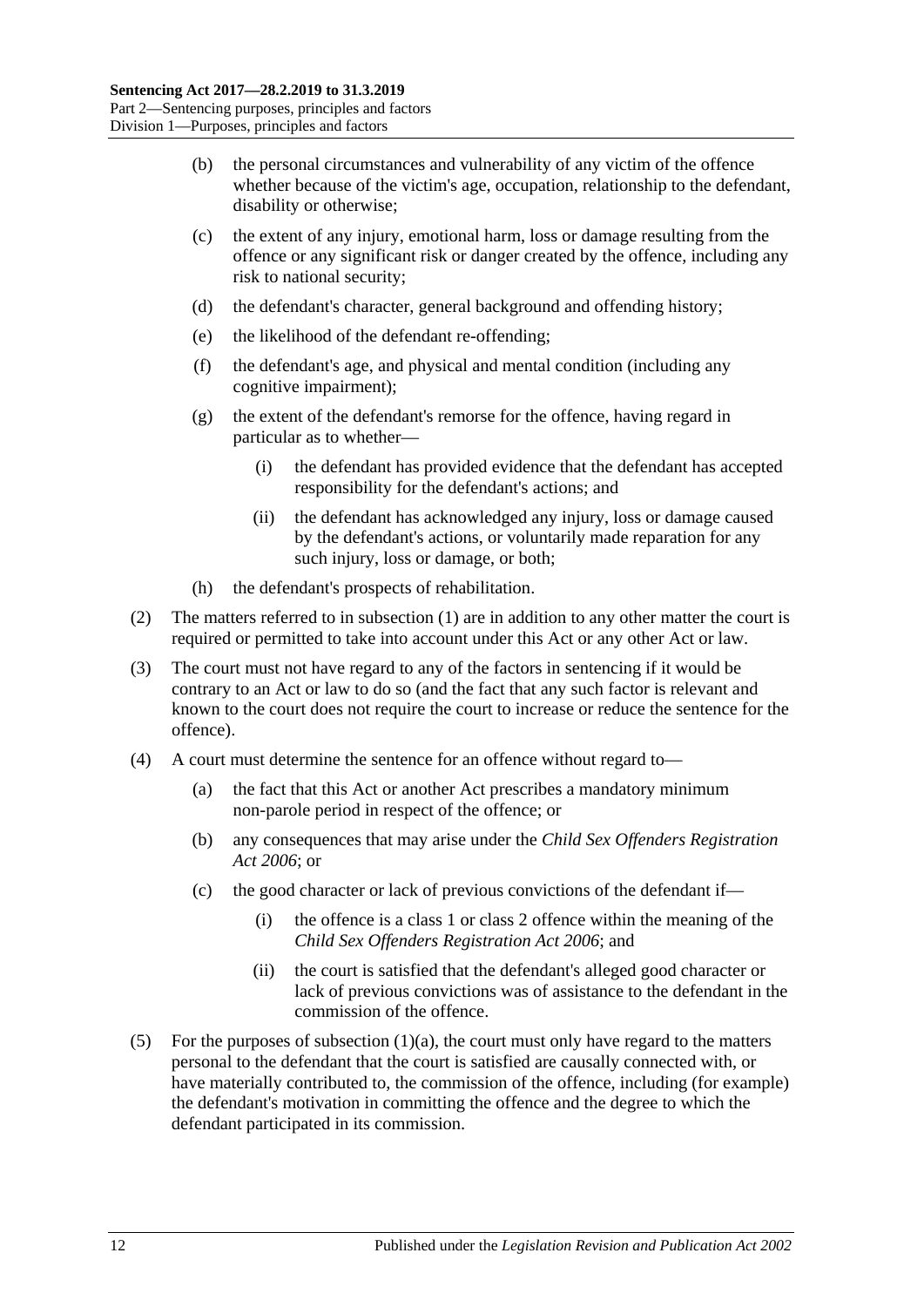(b) the personal circumstances and vulnerability of any victim of the offence whether because of the victim's age, occupation, relationship to the defendant, disability or otherwise;

(c) the extent of any injury, emotional harm, loss or damage resulting from the offence or any significant risk or danger created by the offence, including any risk to national security;

(d) the defendant's character, general background and offending history;

(e) the likelihood of the defendant re-offending;

(f) the defendant's age, and physical and mental condition (including any cognitive impairment);

(g) the extent of the defendant's remorse for the offence, having regard in particular as to whether—

(i) the defendant has provided evidence that the defendant has accepted responsibility for the defendant's actions; and

(ii) the defendant has acknowledged any injury, loss or damage caused by the defendant's actions, or voluntarily made reparation for any such injury, loss or damage, or both;

(h) the defendant's prospects of rehabilitation.

(2) The matters referred to in subsection (1) are in addition to any other matter the court is required or permitted to take into account under this Act or any other Act or law.

(3) The court must not have regard to any of the factors in sentencing if it would be contrary to an Act or law to do so (and the fact that any such factor is relevant and known to the court does not require the court to increase or reduce the sentence for the offence).

(4) A court must determine the sentence for an offence without regard to—

(a) the fact that this Act or another Act prescribes a mandatory minimum non-parole period in respect of the offence; or

(b) any consequences that may arise under the *Child Sex Offenders Registration Act 2006*; or

(c) the good character or lack of previous convictions of the defendant if—

(i) the offence is a class 1 or class 2 offence within the meaning of the *Child Sex Offenders Registration Act 2006*; and

(ii) the court is satisfied that the defendant's alleged good character or lack of previous convictions was of assistance to the defendant in the commission of the offence.

(5) For the purposes of subsection (1)(a), the court must only have regard to the matters personal to the defendant that the court is satisfied are causally connected with, or have materially contributed to, the commission of the offence, including (for example) the defendant's motivation in committing the offence and the degree to which the defendant participated in its commission.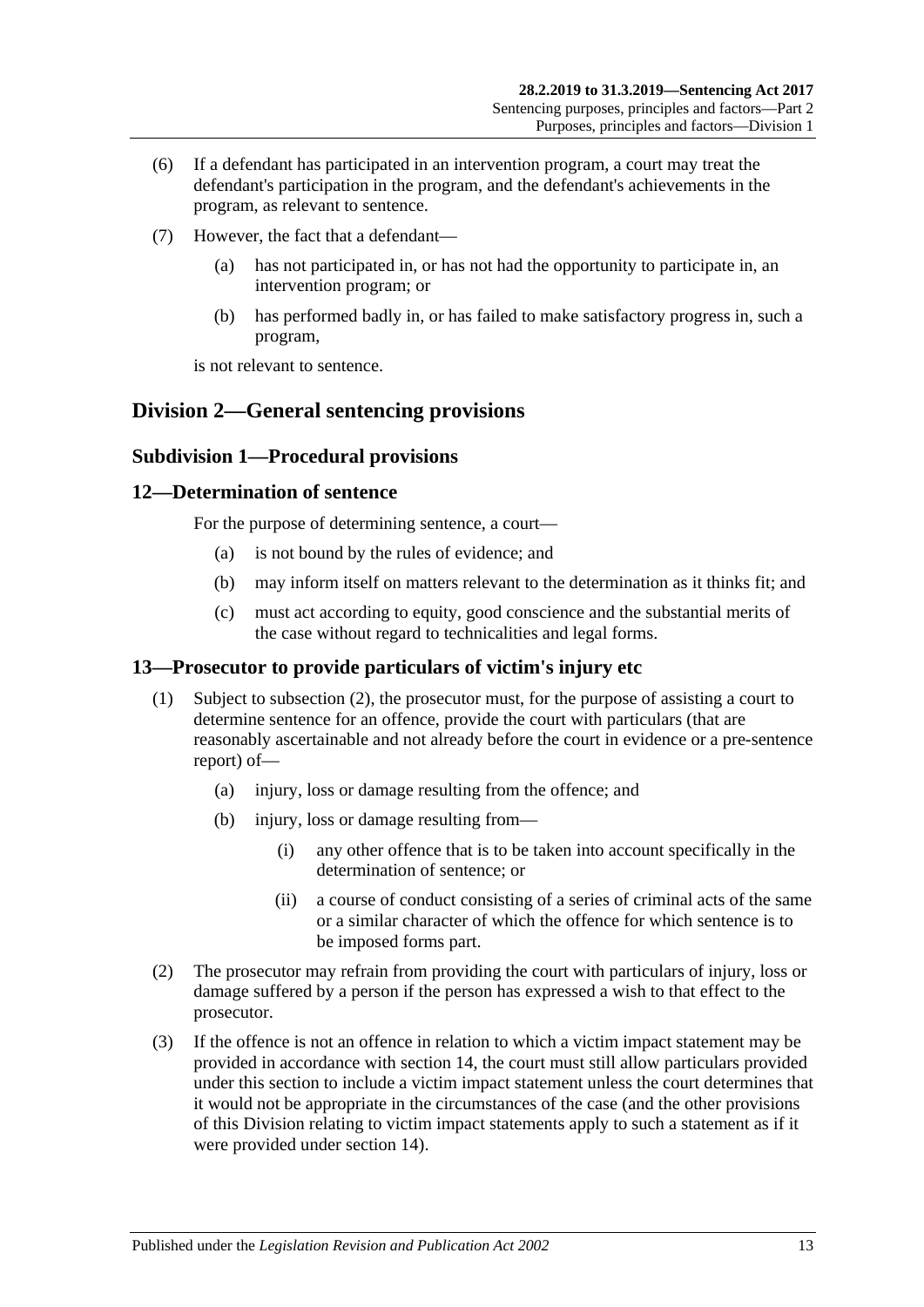(6) If a defendant has participated in an intervention program, a court may treat the defendant's participation in the program, and the defendant's achievements in the program, as relevant to sentence.

(7) However, the fact that a defendant—

(a) has not participated in, or has not had the opportunity to participate in, an intervention program; or

(b) has performed badly in, or has failed to make satisfactory progress in, such a program,

is not relevant to sentence.

## Division 2—General sentencing provisions

### Subdivision 1—Procedural provisions

### 12—Determination of sentence

For the purpose of determining sentence, a court—

(a) is not bound by the rules of evidence; and

(b) may inform itself on matters relevant to the determination as it thinks fit; and

(c) must act according to equity, good conscience and the substantial merits of the case without regard to technicalities and legal forms.

### 13—Prosecutor to provide particulars of victim's injury etc

(1) Subject to subsection (2), the prosecutor must, for the purpose of assisting a court to determine sentence for an offence, provide the court with particulars (that are reasonably ascertainable and not already before the court in evidence or a pre-sentence report) of—

(a) injury, loss or damage resulting from the offence; and

(b) injury, loss or damage resulting from—

(i) any other offence that is to be taken into account specifically in the determination of sentence; or

(ii) a course of conduct consisting of a series of criminal acts of the same or a similar character of which the offence for which sentence is to be imposed forms part.

(2) The prosecutor may refrain from providing the court with particulars of injury, loss or damage suffered by a person if the person has expressed a wish to that effect to the prosecutor.

(3) If the offence is not an offence in relation to which a victim impact statement may be provided in accordance with section 14, the court must still allow particulars provided under this section to include a victim impact statement unless the court determines that it would not be appropriate in the circumstances of the case (and the other provisions of this Division relating to victim impact statements apply to such a statement as if it were provided under section 14).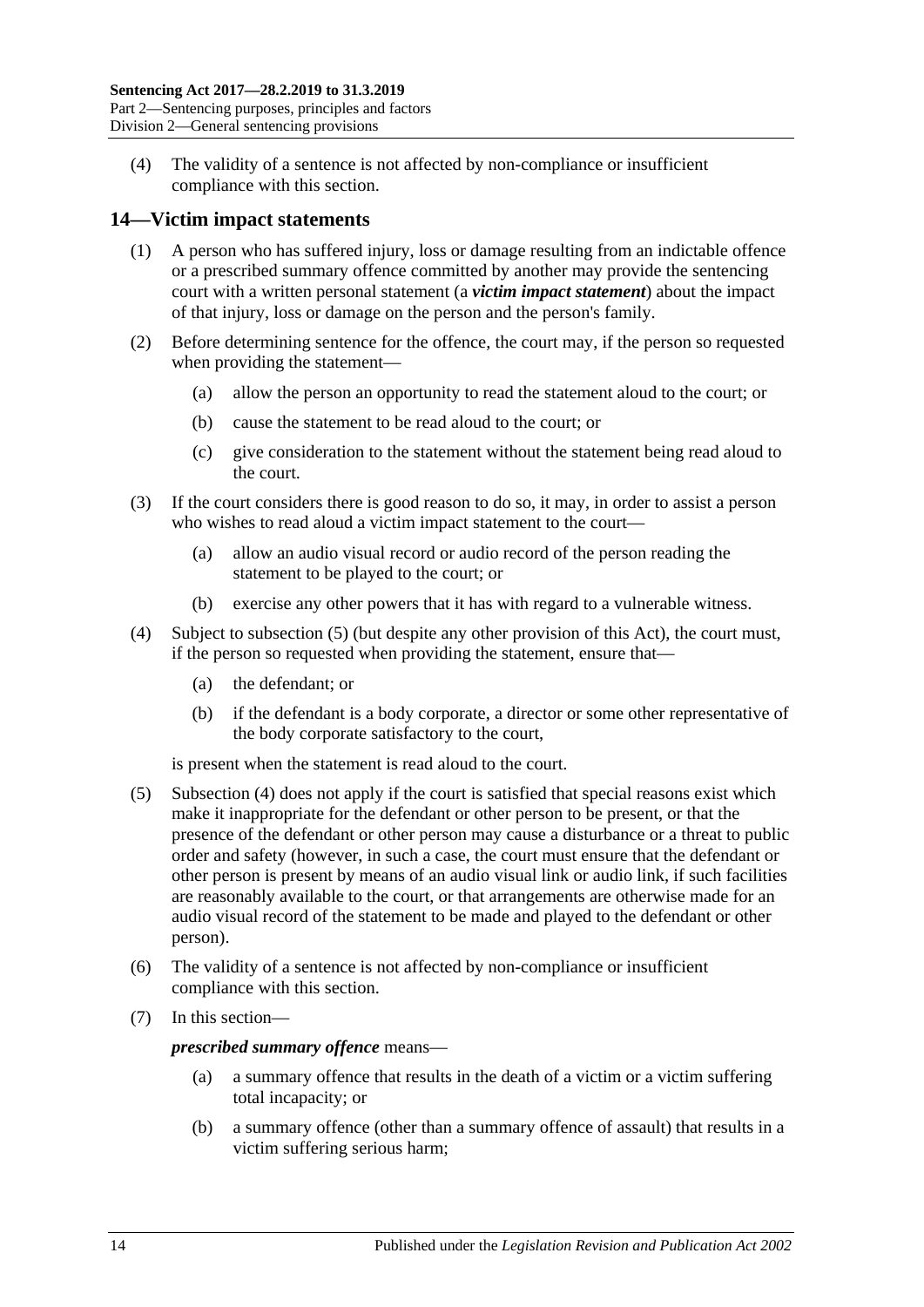(4) The validity of a sentence is not affected by non-compliance or insufficient compliance with this section.

## 14—Victim impact statements

(1) A person who has suffered injury, loss or damage resulting from an indictable offence or a prescribed summary offence committed by another may provide the sentencing court with a written personal statement (a ***victim impact statement***) about the impact of that injury, loss or damage on the person and the person's family.

(2) Before determining sentence for the offence, the court may, if the person so requested when providing the statement—

- (a) allow the person an opportunity to read the statement aloud to the court; or
- (b) cause the statement to be read aloud to the court; or
- (c) give consideration to the statement without the statement being read aloud to the court.

(3) If the court considers there is good reason to do so, it may, in order to assist a person who wishes to read aloud a victim impact statement to the court—

- (a) allow an audio visual record or audio record of the person reading the statement to be played to the court; or
- (b) exercise any other powers that it has with regard to a vulnerable witness.

(4) Subject to subsection (5) (but despite any other provision of this Act), the court must, if the person so requested when providing the statement, ensure that—

- (a) the defendant; or
- (b) if the defendant is a body corporate, a director or some other representative of the body corporate satisfactory to the court,

is present when the statement is read aloud to the court.

(5) Subsection (4) does not apply if the court is satisfied that special reasons exist which make it inappropriate for the defendant or other person to be present, or that the presence of the defendant or other person may cause a disturbance or a threat to public order and safety (however, in such a case, the court must ensure that the defendant or other person is present by means of an audio visual link or audio link, if such facilities are reasonably available to the court, or that arrangements are otherwise made for an audio visual record of the statement to be made and played to the defendant or other person).

(6) The validity of a sentence is not affected by non-compliance or insufficient compliance with this section.

(7) In this section—

***prescribed summary offence*** means—

- (a) a summary offence that results in the death of a victim or a victim suffering total incapacity; or
- (b) a summary offence (other than a summary offence of assault) that results in a victim suffering serious harm;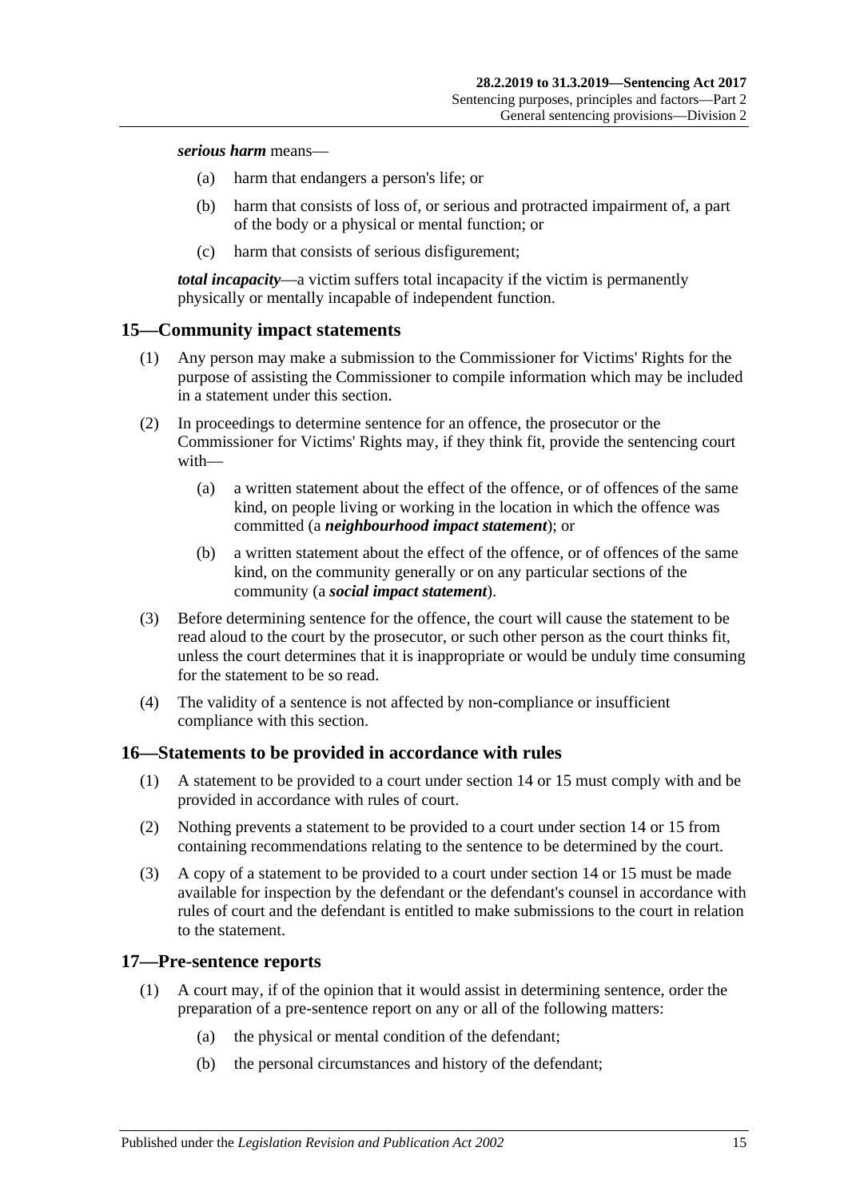***serious harm*** means—

- (a) harm that endangers a person's life; or
- (b) harm that consists of loss of, or serious and protracted impairment of, a part of the body or a physical or mental function; or
- (c) harm that consists of serious disfigurement;

***total incapacity***—a victim suffers total incapacity if the victim is permanently physically or mentally incapable of independent function.

## 15—Community impact statements

(1) Any person may make a submission to the Commissioner for Victims' Rights for the purpose of assisting the Commissioner to compile information which may be included in a statement under this section.

(2) In proceedings to determine sentence for an offence, the prosecutor or the Commissioner for Victims' Rights may, if they think fit, provide the sentencing court with—

- (a) a written statement about the effect of the offence, or of offences of the same kind, on people living or working in the location in which the offence was committed (a ***neighbourhood impact statement***); or
- (b) a written statement about the effect of the offence, or of offences of the same kind, on the community generally or on any particular sections of the community (a ***social impact statement***).

(3) Before determining sentence for the offence, the court will cause the statement to be read aloud to the court by the prosecutor, or such other person as the court thinks fit, unless the court determines that it is inappropriate or would be unduly time consuming for the statement to be so read.

(4) The validity of a sentence is not affected by non-compliance or insufficient compliance with this section.

## 16—Statements to be provided in accordance with rules

(1) A statement to be provided to a court under section 14 or 15 must comply with and be provided in accordance with rules of court.

(2) Nothing prevents a statement to be provided to a court under section 14 or 15 from containing recommendations relating to the sentence to be determined by the court.

(3) A copy of a statement to be provided to a court under section 14 or 15 must be made available for inspection by the defendant or the defendant's counsel in accordance with rules of court and the defendant is entitled to make submissions to the court in relation to the statement.

## 17—Pre-sentence reports

(1) A court may, if of the opinion that it would assist in determining sentence, order the preparation of a pre-sentence report on any or all of the following matters:

- (a) the physical or mental condition of the defendant;
- (b) the personal circumstances and history of the defendant;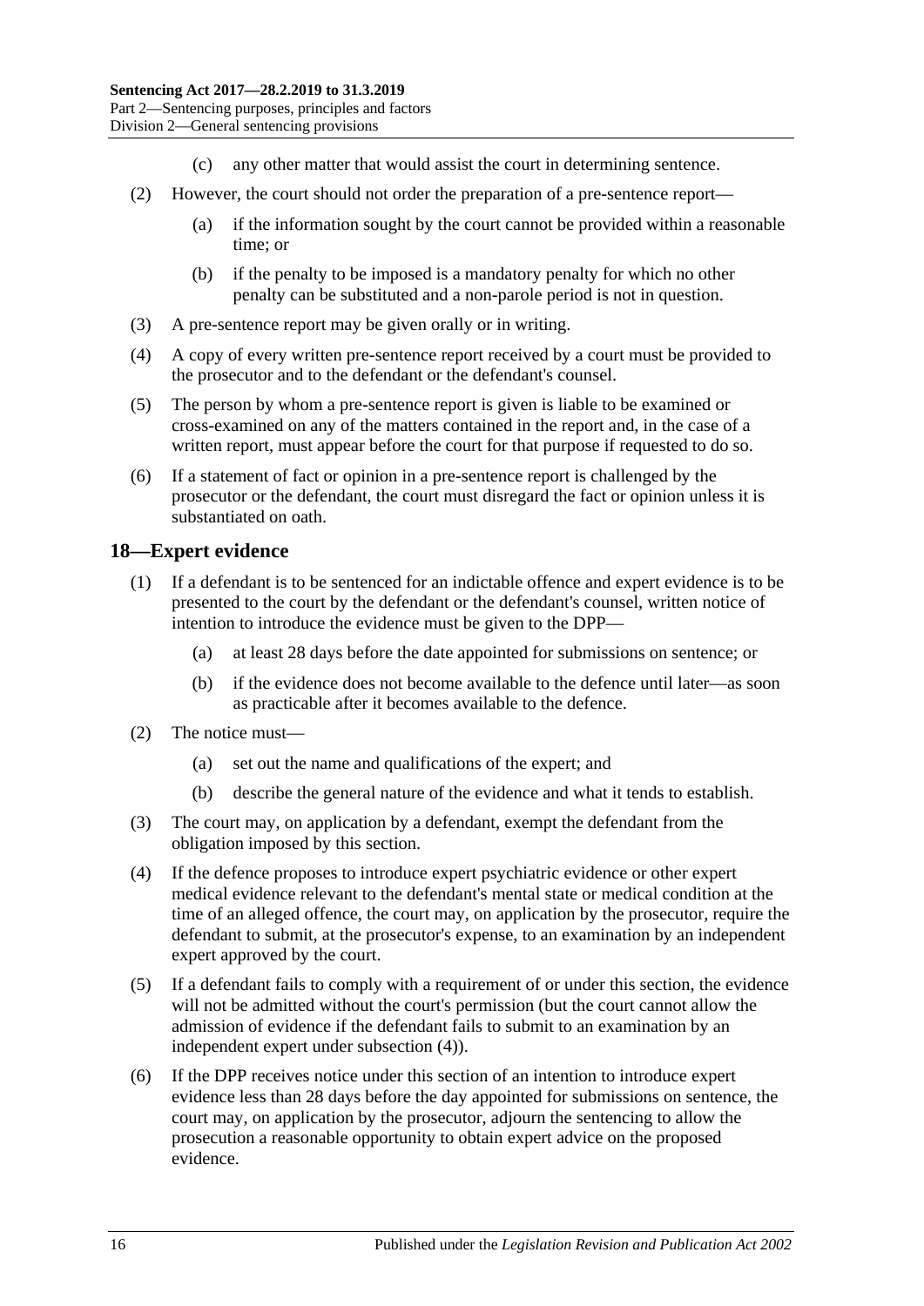(c) any other matter that would assist the court in determining sentence.

(2) However, the court should not order the preparation of a pre-sentence report—

(a) if the information sought by the court cannot be provided within a reasonable time; or

(b) if the penalty to be imposed is a mandatory penalty for which no other penalty can be substituted and a non-parole period is not in question.

(3) A pre-sentence report may be given orally or in writing.

(4) A copy of every written pre-sentence report received by a court must be provided to the prosecutor and to the defendant or the defendant's counsel.

(5) The person by whom a pre-sentence report is given is liable to be examined or cross-examined on any of the matters contained in the report and, in the case of a written report, must appear before the court for that purpose if requested to do so.

(6) If a statement of fact or opinion in a pre-sentence report is challenged by the prosecutor or the defendant, the court must disregard the fact or opinion unless it is substantiated on oath.

## 18—Expert evidence

(1) If a defendant is to be sentenced for an indictable offence and expert evidence is to be presented to the court by the defendant or the defendant's counsel, written notice of intention to introduce the evidence must be given to the DPP—

(a) at least 28 days before the date appointed for submissions on sentence; or

(b) if the evidence does not become available to the defence until later—as soon as practicable after it becomes available to the defence.

(2) The notice must—

(a) set out the name and qualifications of the expert; and

(b) describe the general nature of the evidence and what it tends to establish.

(3) The court may, on application by a defendant, exempt the defendant from the obligation imposed by this section.

(4) If the defence proposes to introduce expert psychiatric evidence or other expert medical evidence relevant to the defendant's mental state or medical condition at the time of an alleged offence, the court may, on application by the prosecutor, require the defendant to submit, at the prosecutor's expense, to an examination by an independent expert approved by the court.

(5) If a defendant fails to comply with a requirement of or under this section, the evidence will not be admitted without the court's permission (but the court cannot allow the admission of evidence if the defendant fails to submit to an examination by an independent expert under subsection (4)).

(6) If the DPP receives notice under this section of an intention to introduce expert evidence less than 28 days before the day appointed for submissions on sentence, the court may, on application by the prosecutor, adjourn the sentencing to allow the prosecution a reasonable opportunity to obtain expert advice on the proposed evidence.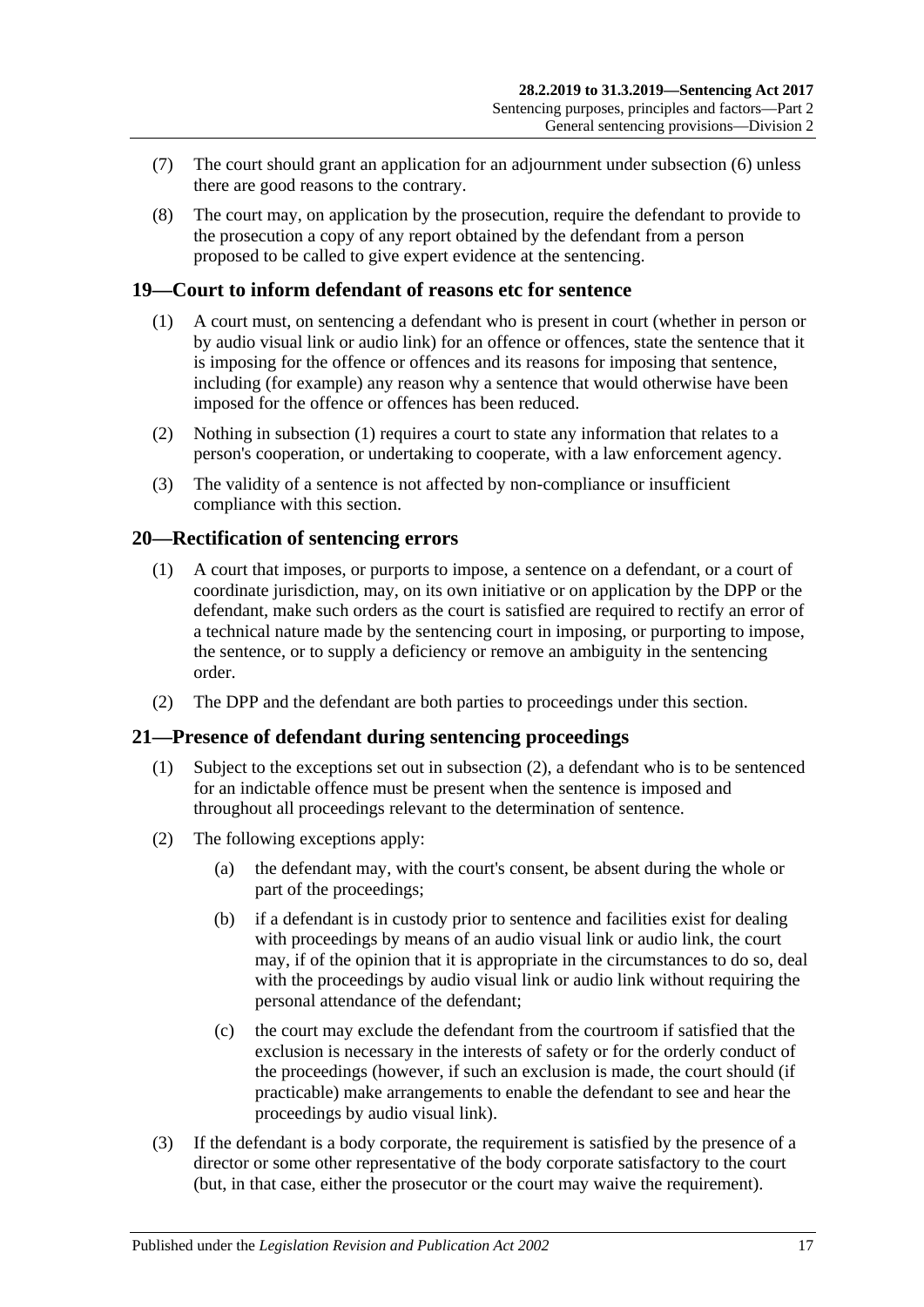(7) The court should grant an application for an adjournment under subsection (6) unless there are good reasons to the contrary.

(8) The court may, on application by the prosecution, require the defendant to provide to the prosecution a copy of any report obtained by the defendant from a person proposed to be called to give expert evidence at the sentencing.

## 19—Court to inform defendant of reasons etc for sentence

(1) A court must, on sentencing a defendant who is present in court (whether in person or by audio visual link or audio link) for an offence or offences, state the sentence that it is imposing for the offence or offences and its reasons for imposing that sentence, including (for example) any reason why a sentence that would otherwise have been imposed for the offence or offences has been reduced.

(2) Nothing in subsection (1) requires a court to state any information that relates to a person's cooperation, or undertaking to cooperate, with a law enforcement agency.

(3) The validity of a sentence is not affected by non-compliance or insufficient compliance with this section.

## 20—Rectification of sentencing errors

(1) A court that imposes, or purports to impose, a sentence on a defendant, or a court of coordinate jurisdiction, may, on its own initiative or on application by the DPP or the defendant, make such orders as the court is satisfied are required to rectify an error of a technical nature made by the sentencing court in imposing, or purporting to impose, the sentence, or to supply a deficiency or remove an ambiguity in the sentencing order.

(2) The DPP and the defendant are both parties to proceedings under this section.

## 21—Presence of defendant during sentencing proceedings

(1) Subject to the exceptions set out in subsection (2), a defendant who is to be sentenced for an indictable offence must be present when the sentence is imposed and throughout all proceedings relevant to the determination of sentence.

(2) The following exceptions apply:

- (a) the defendant may, with the court's consent, be absent during the whole or part of the proceedings;
- (b) if a defendant is in custody prior to sentence and facilities exist for dealing with proceedings by means of an audio visual link or audio link, the court may, if of the opinion that it is appropriate in the circumstances to do so, deal with the proceedings by audio visual link or audio link without requiring the personal attendance of the defendant;
- (c) the court may exclude the defendant from the courtroom if satisfied that the exclusion is necessary in the interests of safety or for the orderly conduct of the proceedings (however, if such an exclusion is made, the court should (if practicable) make arrangements to enable the defendant to see and hear the proceedings by audio visual link).

(3) If the defendant is a body corporate, the requirement is satisfied by the presence of a director or some other representative of the body corporate satisfactory to the court (but, in that case, either the prosecutor or the court may waive the requirement).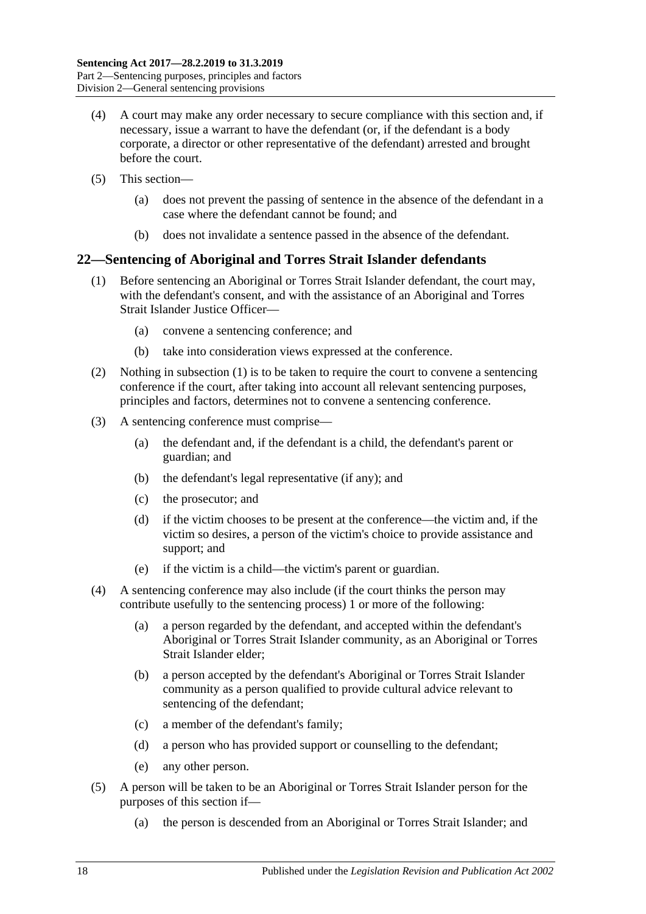(4) A court may make any order necessary to secure compliance with this section and, if necessary, issue a warrant to have the defendant (or, if the defendant is a body corporate, a director or other representative of the defendant) arrested and brought before the court.

(5) This section—

   (a) does not prevent the passing of sentence in the absence of the defendant in a case where the defendant cannot be found; and

   (b) does not invalidate a sentence passed in the absence of the defendant.

## 22—Sentencing of Aboriginal and Torres Strait Islander defendants

(1) Before sentencing an Aboriginal or Torres Strait Islander defendant, the court may, with the defendant's consent, and with the assistance of an Aboriginal and Torres Strait Islander Justice Officer—

   (a) convene a sentencing conference; and

   (b) take into consideration views expressed at the conference.

(2) Nothing in subsection (1) is to be taken to require the court to convene a sentencing conference if the court, after taking into account all relevant sentencing purposes, principles and factors, determines not to convene a sentencing conference.

(3) A sentencing conference must comprise—

   (a) the defendant and, if the defendant is a child, the defendant's parent or guardian; and

   (b) the defendant's legal representative (if any); and

   (c) the prosecutor; and

   (d) if the victim chooses to be present at the conference—the victim and, if the victim so desires, a person of the victim's choice to provide assistance and support; and

   (e) if the victim is a child—the victim's parent or guardian.

(4) A sentencing conference may also include (if the court thinks the person may contribute usefully to the sentencing process) 1 or more of the following:

   (a) a person regarded by the defendant, and accepted within the defendant's Aboriginal or Torres Strait Islander community, as an Aboriginal or Torres Strait Islander elder;

   (b) a person accepted by the defendant's Aboriginal or Torres Strait Islander community as a person qualified to provide cultural advice relevant to sentencing of the defendant;

   (c) a member of the defendant's family;

   (d) a person who has provided support or counselling to the defendant;

   (e) any other person.

(5) A person will be taken to be an Aboriginal or Torres Strait Islander person for the purposes of this section if—

   (a) the person is descended from an Aboriginal or Torres Strait Islander; and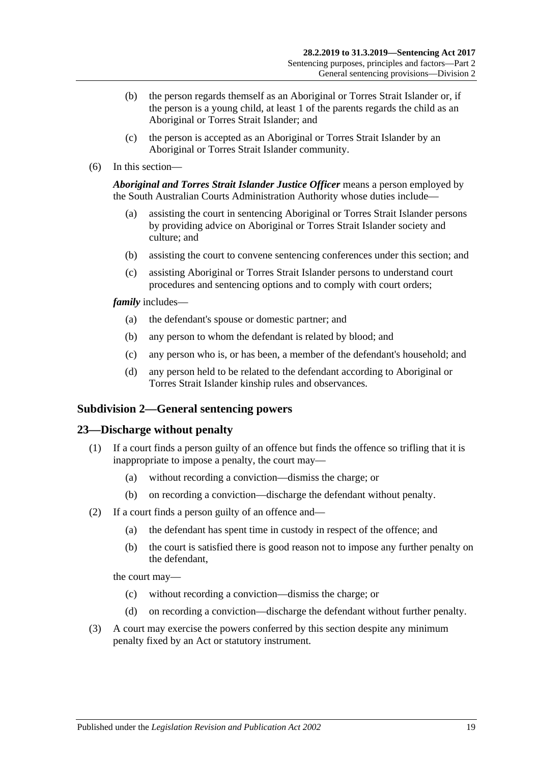(b) the person regards themself as an Aboriginal or Torres Strait Islander or, if the person is a young child, at least 1 of the parents regards the child as an Aboriginal or Torres Strait Islander; and

(c) the person is accepted as an Aboriginal or Torres Strait Islander by an Aboriginal or Torres Strait Islander community.

(6) In this section—

***Aboriginal and Torres Strait Islander Justice Officer*** means a person employed by the South Australian Courts Administration Authority whose duties include—

(a) assisting the court in sentencing Aboriginal or Torres Strait Islander persons by providing advice on Aboriginal or Torres Strait Islander society and culture; and

(b) assisting the court to convene sentencing conferences under this section; and

(c) assisting Aboriginal or Torres Strait Islander persons to understand court procedures and sentencing options and to comply with court orders;

***family*** includes—

(a) the defendant's spouse or domestic partner; and

(b) any person to whom the defendant is related by blood; and

(c) any person who is, or has been, a member of the defendant's household; and

(d) any person held to be related to the defendant according to Aboriginal or Torres Strait Islander kinship rules and observances.

## Subdivision 2—General sentencing powers

## 23—Discharge without penalty

(1) If a court finds a person guilty of an offence but finds the offence so trifling that it is inappropriate to impose a penalty, the court may—

(a) without recording a conviction—dismiss the charge; or

(b) on recording a conviction—discharge the defendant without penalty.

(2) If a court finds a person guilty of an offence and—

(a) the defendant has spent time in custody in respect of the offence; and

(b) the court is satisfied there is good reason not to impose any further penalty on the defendant,

the court may—

(c) without recording a conviction—dismiss the charge; or

(d) on recording a conviction—discharge the defendant without further penalty.

(3) A court may exercise the powers conferred by this section despite any minimum penalty fixed by an Act or statutory instrument.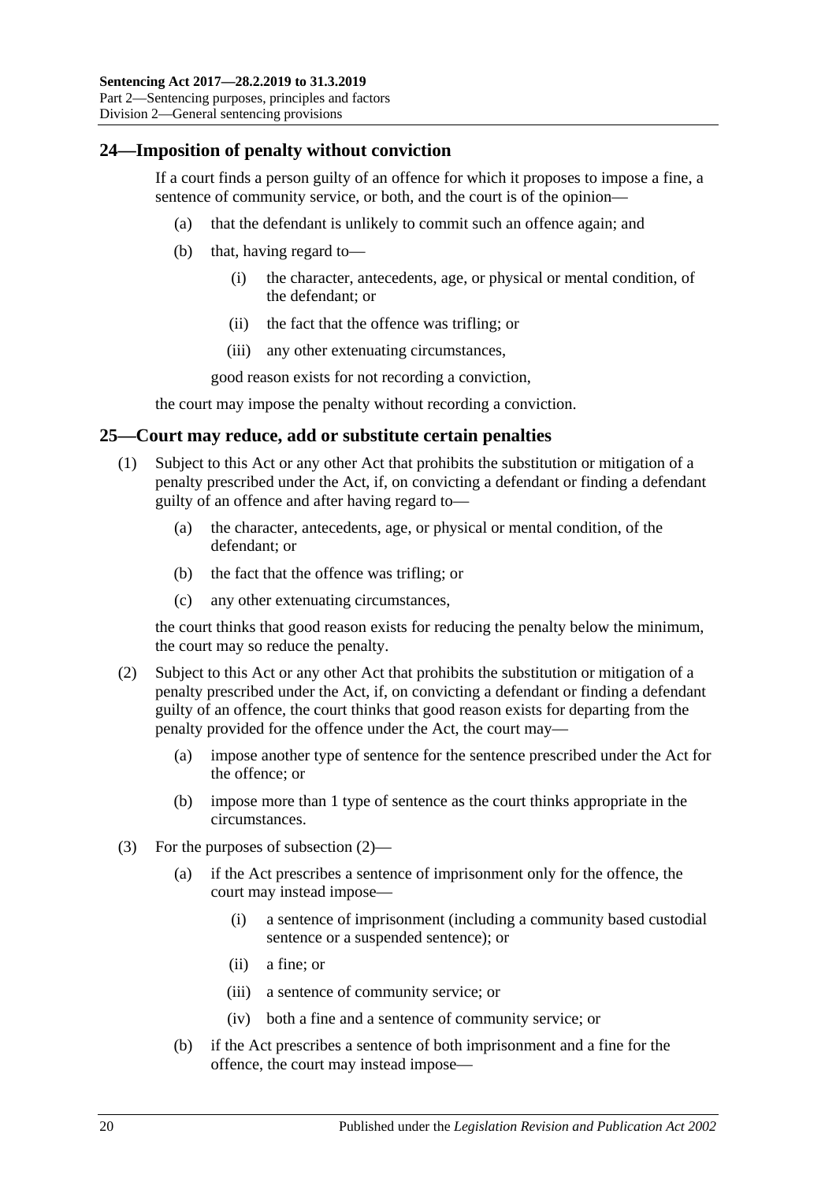## 24—Imposition of penalty without conviction

If a court finds a person guilty of an offence for which it proposes to impose a fine, a sentence of community service, or both, and the court is of the opinion—

- (a) that the defendant is unlikely to commit such an offence again; and
- (b) that, having regard to—
  - (i) the character, antecedents, age, or physical or mental condition, of the defendant; or
  - (ii) the fact that the offence was trifling; or
  - (iii) any other extenuating circumstances,

  good reason exists for not recording a conviction,

the court may impose the penalty without recording a conviction.

## 25—Court may reduce, add or substitute certain penalties

(1) Subject to this Act or any other Act that prohibits the substitution or mitigation of a penalty prescribed under the Act, if, on convicting a defendant or finding a defendant guilty of an offence and after having regard to—

- (a) the character, antecedents, age, or physical or mental condition, of the defendant; or
- (b) the fact that the offence was trifling; or
- (c) any other extenuating circumstances,

the court thinks that good reason exists for reducing the penalty below the minimum, the court may so reduce the penalty.

(2) Subject to this Act or any other Act that prohibits the substitution or mitigation of a penalty prescribed under the Act, if, on convicting a defendant or finding a defendant guilty of an offence, the court thinks that good reason exists for departing from the penalty provided for the offence under the Act, the court may—

- (a) impose another type of sentence for the sentence prescribed under the Act for the offence; or
- (b) impose more than 1 type of sentence as the court thinks appropriate in the circumstances.

(3) For the purposes of subsection (2)—

- (a) if the Act prescribes a sentence of imprisonment only for the offence, the court may instead impose—
  - (i) a sentence of imprisonment (including a community based custodial sentence or a suspended sentence); or
  - (ii) a fine; or
  - (iii) a sentence of community service; or
  - (iv) both a fine and a sentence of community service; or
- (b) if the Act prescribes a sentence of both imprisonment and a fine for the offence, the court may instead impose—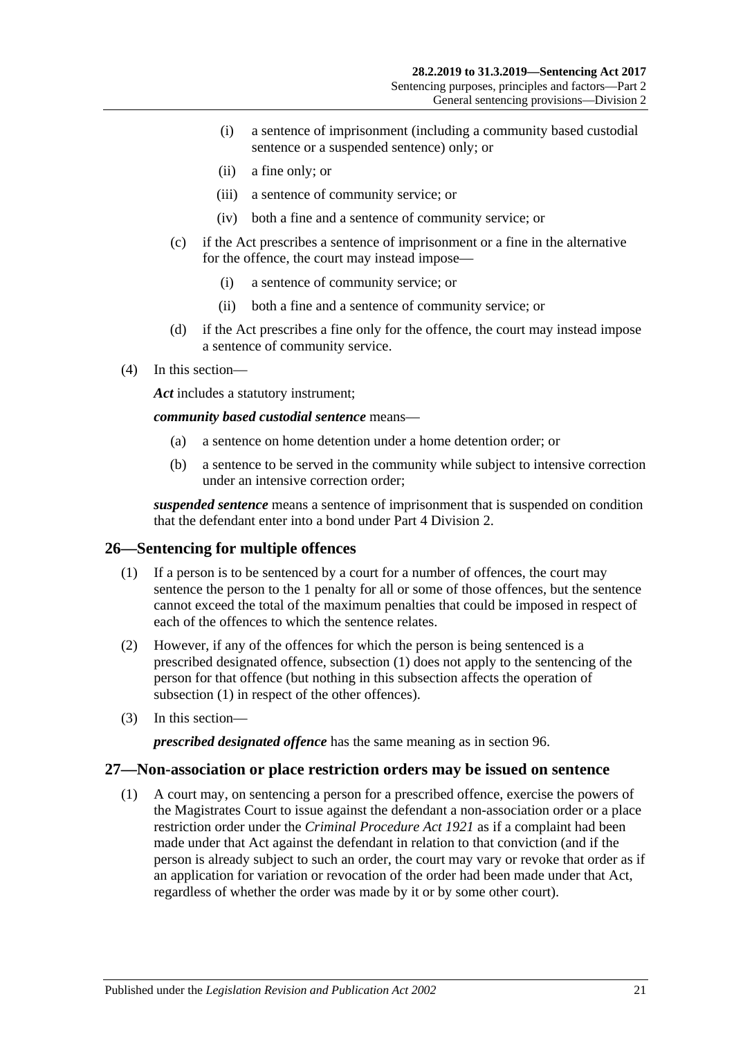(i) a sentence of imprisonment (including a community based custodial sentence or a suspended sentence) only; or

(ii) a fine only; or

(iii) a sentence of community service; or

(iv) both a fine and a sentence of community service; or

(c) if the Act prescribes a sentence of imprisonment or a fine in the alternative for the offence, the court may instead impose—

(i) a sentence of community service; or

(ii) both a fine and a sentence of community service; or

(d) if the Act prescribes a fine only for the offence, the court may instead impose a sentence of community service.

(4) In this section—

***Act*** includes a statutory instrument;

***community based custodial sentence*** means—

(a) a sentence on home detention under a home detention order; or

(b) a sentence to be served in the community while subject to intensive correction under an intensive correction order;

***suspended sentence*** means a sentence of imprisonment that is suspended on condition that the defendant enter into a bond under Part 4 Division 2.

## 26—Sentencing for multiple offences

(1) If a person is to be sentenced by a court for a number of offences, the court may sentence the person to the 1 penalty for all or some of those offences, but the sentence cannot exceed the total of the maximum penalties that could be imposed in respect of each of the offences to which the sentence relates.

(2) However, if any of the offences for which the person is being sentenced is a prescribed designated offence, subsection (1) does not apply to the sentencing of the person for that offence (but nothing in this subsection affects the operation of subsection (1) in respect of the other offences).

(3) In this section—

***prescribed designated offence*** has the same meaning as in section 96.

## 27—Non-association or place restriction orders may be issued on sentence

(1) A court may, on sentencing a person for a prescribed offence, exercise the powers of the Magistrates Court to issue against the defendant a non-association order or a place restriction order under the *Criminal Procedure Act 1921* as if a complaint had been made under that Act against the defendant in relation to that conviction (and if the person is already subject to such an order, the court may vary or revoke that order as if an application for variation or revocation of the order had been made under that Act, regardless of whether the order was made by it or by some other court).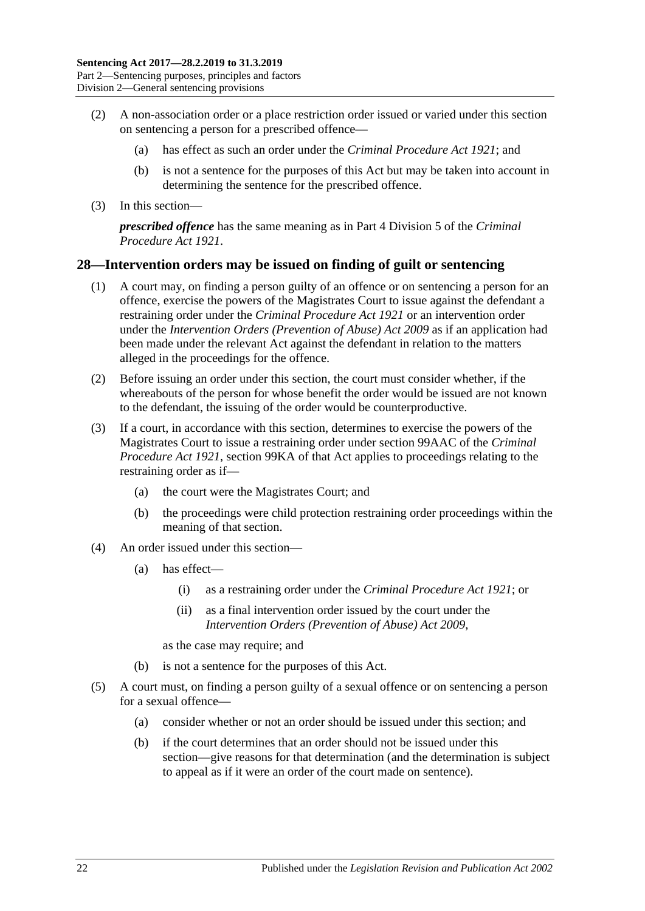(2) A non-association order or a place restriction order issued or varied under this section on sentencing a person for a prescribed offence—

  (a) has effect as such an order under the *Criminal Procedure Act 1921*; and

  (b) is not a sentence for the purposes of this Act but may be taken into account in determining the sentence for the prescribed offence.

(3) In this section—

***prescribed offence*** has the same meaning as in Part 4 Division 5 of the *Criminal Procedure Act 1921*.

## 28—Intervention orders may be issued on finding of guilt or sentencing

(1) A court may, on finding a person guilty of an offence or on sentencing a person for an offence, exercise the powers of the Magistrates Court to issue against the defendant a restraining order under the *Criminal Procedure Act 1921* or an intervention order under the *Intervention Orders (Prevention of Abuse) Act 2009* as if an application had been made under the relevant Act against the defendant in relation to the matters alleged in the proceedings for the offence.

(2) Before issuing an order under this section, the court must consider whether, if the whereabouts of the person for whose benefit the order would be issued are not known to the defendant, the issuing of the order would be counterproductive.

(3) If a court, in accordance with this section, determines to exercise the powers of the Magistrates Court to issue a restraining order under section 99AAC of the *Criminal Procedure Act 1921*, section 99KA of that Act applies to proceedings relating to the restraining order as if—

  (a) the court were the Magistrates Court; and

  (b) the proceedings were child protection restraining order proceedings within the meaning of that section.

(4) An order issued under this section—

  (a) has effect—

    (i) as a restraining order under the *Criminal Procedure Act 1921*; or

    (ii) as a final intervention order issued by the court under the *Intervention Orders (Prevention of Abuse) Act 2009*,

  as the case may require; and

  (b) is not a sentence for the purposes of this Act.

(5) A court must, on finding a person guilty of a sexual offence or on sentencing a person for a sexual offence—

  (a) consider whether or not an order should be issued under this section; and

  (b) if the court determines that an order should not be issued under this section—give reasons for that determination (and the determination is subject to appeal as if it were an order of the court made on sentence).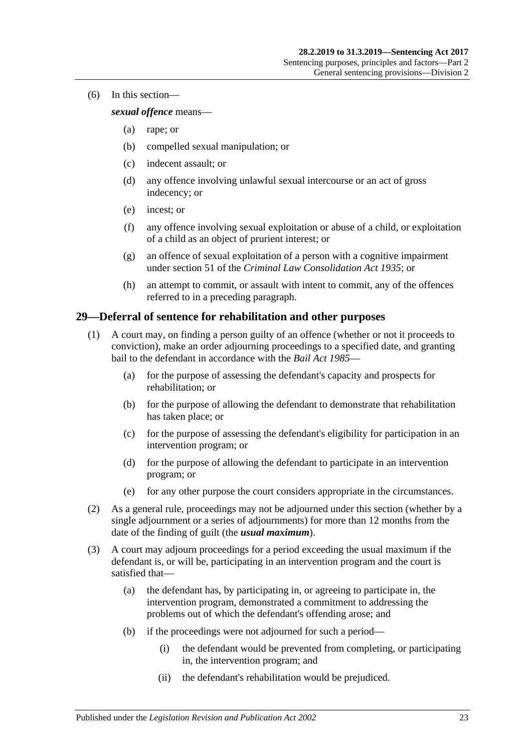(6) In this section—

***sexual offence*** means—

(a) rape; or

(b) compelled sexual manipulation; or

(c) indecent assault; or

(d) any offence involving unlawful sexual intercourse or an act of gross indecency; or

(e) incest; or

(f) any offence involving sexual exploitation or abuse of a child, or exploitation of a child as an object of prurient interest; or

(g) an offence of sexual exploitation of a person with a cognitive impairment under section 51 of the *Criminal Law Consolidation Act 1935*; or

(h) an attempt to commit, or assault with intent to commit, any of the offences referred to in a preceding paragraph.

## 29—Deferral of sentence for rehabilitation and other purposes

(1) A court may, on finding a person guilty of an offence (whether or not it proceeds to conviction), make an order adjourning proceedings to a specified date, and granting bail to the defendant in accordance with the *Bail Act 1985*—

(a) for the purpose of assessing the defendant's capacity and prospects for rehabilitation; or

(b) for the purpose of allowing the defendant to demonstrate that rehabilitation has taken place; or

(c) for the purpose of assessing the defendant's eligibility for participation in an intervention program; or

(d) for the purpose of allowing the defendant to participate in an intervention program; or

(e) for any other purpose the court considers appropriate in the circumstances.

(2) As a general rule, proceedings may not be adjourned under this section (whether by a single adjournment or a series of adjournments) for more than 12 months from the date of the finding of guilt (the ***usual maximum***).

(3) A court may adjourn proceedings for a period exceeding the usual maximum if the defendant is, or will be, participating in an intervention program and the court is satisfied that—

(a) the defendant has, by participating in, or agreeing to participate in, the intervention program, demonstrated a commitment to addressing the problems out of which the defendant's offending arose; and

(b) if the proceedings were not adjourned for such a period—

(i) the defendant would be prevented from completing, or participating in, the intervention program; and

(ii) the defendant's rehabilitation would be prejudiced.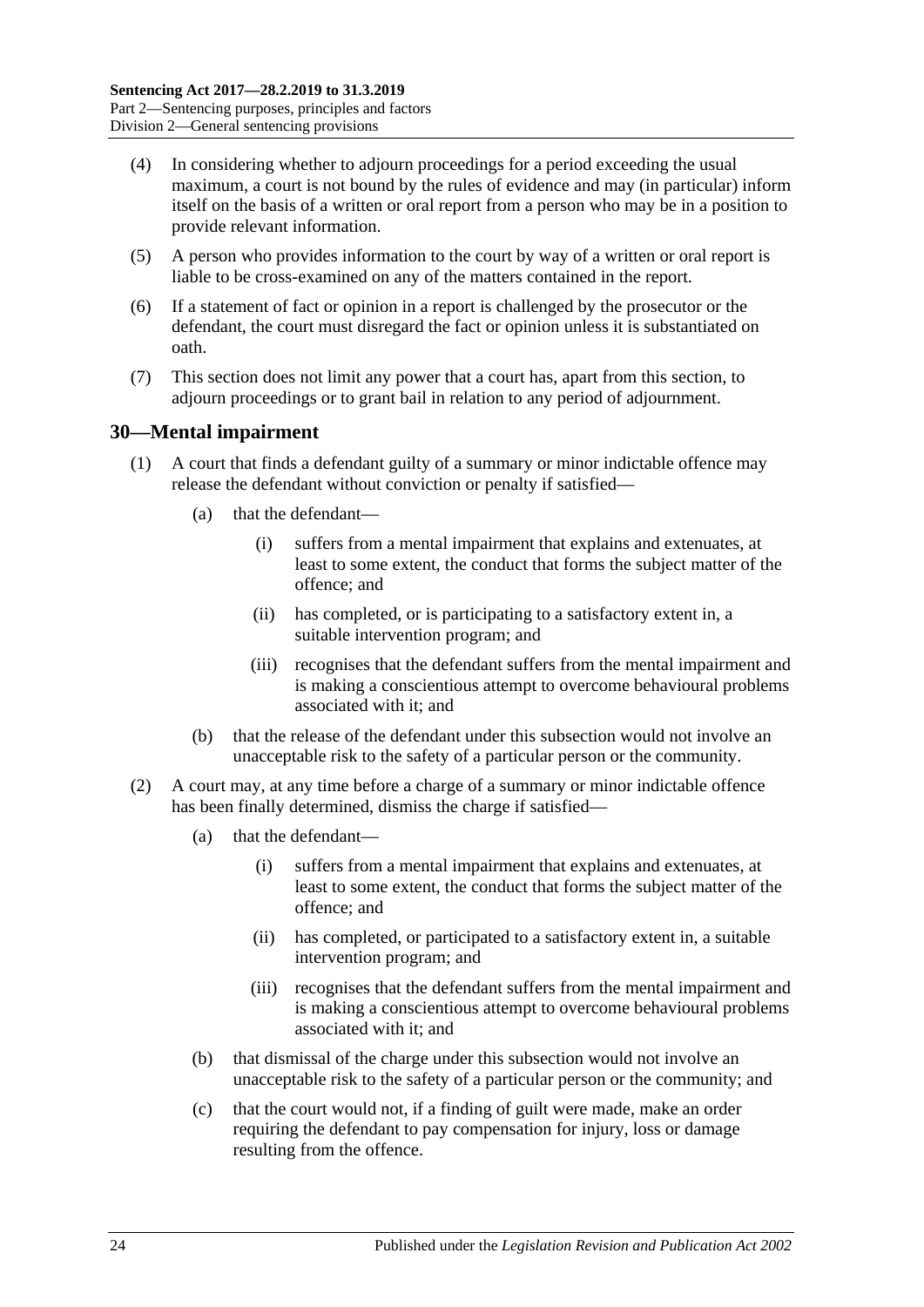(4) In considering whether to adjourn proceedings for a period exceeding the usual maximum, a court is not bound by the rules of evidence and may (in particular) inform itself on the basis of a written or oral report from a person who may be in a position to provide relevant information.

(5) A person who provides information to the court by way of a written or oral report is liable to be cross-examined on any of the matters contained in the report.

(6) If a statement of fact or opinion in a report is challenged by the prosecutor or the defendant, the court must disregard the fact or opinion unless it is substantiated on oath.

(7) This section does not limit any power that a court has, apart from this section, to adjourn proceedings or to grant bail in relation to any period of adjournment.

## 30—Mental impairment

(1) A court that finds a defendant guilty of a summary or minor indictable offence may release the defendant without conviction or penalty if satisfied—

- (a) that the defendant—
  - (i) suffers from a mental impairment that explains and extenuates, at least to some extent, the conduct that forms the subject matter of the offence; and
  - (ii) has completed, or is participating to a satisfactory extent in, a suitable intervention program; and
  - (iii) recognises that the defendant suffers from the mental impairment and is making a conscientious attempt to overcome behavioural problems associated with it; and
- (b) that the release of the defendant under this subsection would not involve an unacceptable risk to the safety of a particular person or the community.

(2) A court may, at any time before a charge of a summary or minor indictable offence has been finally determined, dismiss the charge if satisfied—

- (a) that the defendant—
  - (i) suffers from a mental impairment that explains and extenuates, at least to some extent, the conduct that forms the subject matter of the offence; and
  - (ii) has completed, or participated to a satisfactory extent in, a suitable intervention program; and
  - (iii) recognises that the defendant suffers from the mental impairment and is making a conscientious attempt to overcome behavioural problems associated with it; and
- (b) that dismissal of the charge under this subsection would not involve an unacceptable risk to the safety of a particular person or the community; and
- (c) that the court would not, if a finding of guilt were made, make an order requiring the defendant to pay compensation for injury, loss or damage resulting from the offence.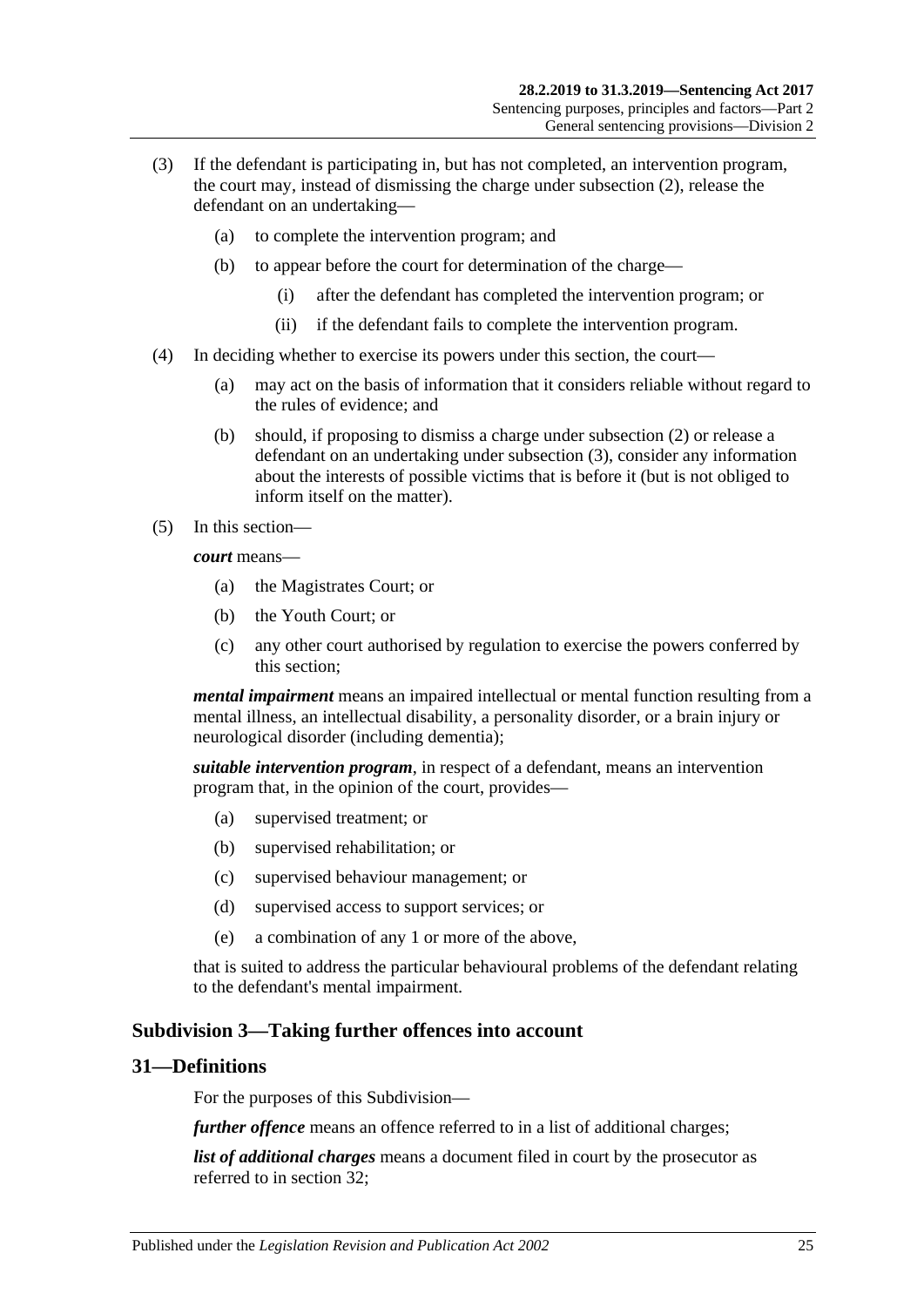(3) If the defendant is participating in, but has not completed, an intervention program, the court may, instead of dismissing the charge under subsection (2), release the defendant on an undertaking—

   (a) to complete the intervention program; and

   (b) to appear before the court for determination of the charge—

      (i) after the defendant has completed the intervention program; or

      (ii) if the defendant fails to complete the intervention program.

(4) In deciding whether to exercise its powers under this section, the court—

   (a) may act on the basis of information that it considers reliable without regard to the rules of evidence; and

   (b) should, if proposing to dismiss a charge under subsection (2) or release a defendant on an undertaking under subsection (3), consider any information about the interests of possible victims that is before it (but is not obliged to inform itself on the matter).

(5) In this section—

***court*** means—

   (a) the Magistrates Court; or

   (b) the Youth Court; or

   (c) any other court authorised by regulation to exercise the powers conferred by this section;

***mental impairment*** means an impaired intellectual or mental function resulting from a mental illness, an intellectual disability, a personality disorder, or a brain injury or neurological disorder (including dementia);

***suitable intervention program***, in respect of a defendant, means an intervention program that, in the opinion of the court, provides—

   (a) supervised treatment; or

   (b) supervised rehabilitation; or

   (c) supervised behaviour management; or

   (d) supervised access to support services; or

   (e) a combination of any 1 or more of the above,

that is suited to address the particular behavioural problems of the defendant relating to the defendant's mental impairment.

## Subdivision 3—Taking further offences into account

### 31—Definitions

For the purposes of this Subdivision—

***further offence*** means an offence referred to in a list of additional charges;

***list of additional charges*** means a document filed in court by the prosecutor as referred to in section 32;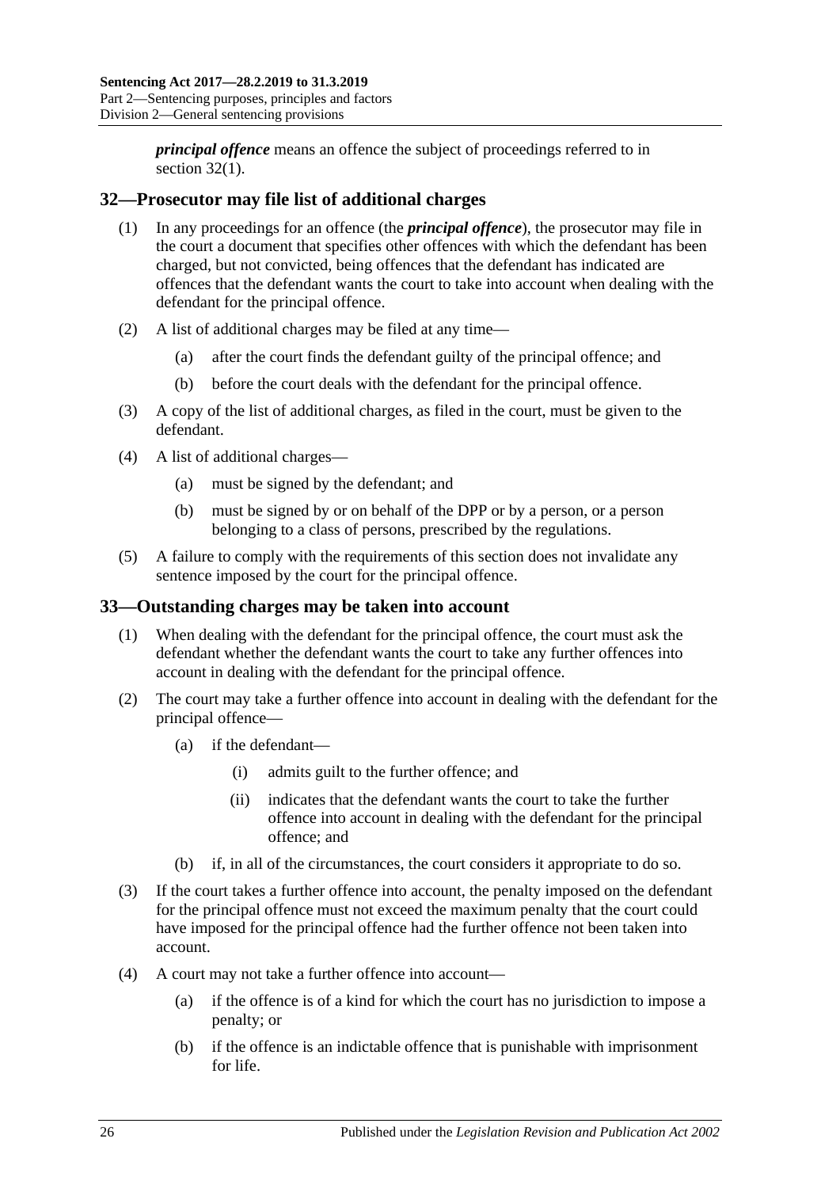***principal offence*** means an offence the subject of proceedings referred to in section 32(1).

## 32—Prosecutor may file list of additional charges

(1) In any proceedings for an offence (the ***principal offence***), the prosecutor may file in the court a document that specifies other offences with which the defendant has been charged, but not convicted, being offences that the defendant has indicated are offences that the defendant wants the court to take into account when dealing with the defendant for the principal offence.

(2) A list of additional charges may be filed at any time—

- (a) after the court finds the defendant guilty of the principal offence; and
- (b) before the court deals with the defendant for the principal offence.

(3) A copy of the list of additional charges, as filed in the court, must be given to the defendant.

(4) A list of additional charges—

- (a) must be signed by the defendant; and
- (b) must be signed by or on behalf of the DPP or by a person, or a person belonging to a class of persons, prescribed by the regulations.

(5) A failure to comply with the requirements of this section does not invalidate any sentence imposed by the court for the principal offence.

## 33—Outstanding charges may be taken into account

(1) When dealing with the defendant for the principal offence, the court must ask the defendant whether the defendant wants the court to take any further offences into account in dealing with the defendant for the principal offence.

(2) The court may take a further offence into account in dealing with the defendant for the principal offence—

- (a) if the defendant—
  - (i) admits guilt to the further offence; and
  - (ii) indicates that the defendant wants the court to take the further offence into account in dealing with the defendant for the principal offence; and
- (b) if, in all of the circumstances, the court considers it appropriate to do so.

(3) If the court takes a further offence into account, the penalty imposed on the defendant for the principal offence must not exceed the maximum penalty that the court could have imposed for the principal offence had the further offence not been taken into account.

(4) A court may not take a further offence into account—

- (a) if the offence is of a kind for which the court has no jurisdiction to impose a penalty; or
- (b) if the offence is an indictable offence that is punishable with imprisonment for life.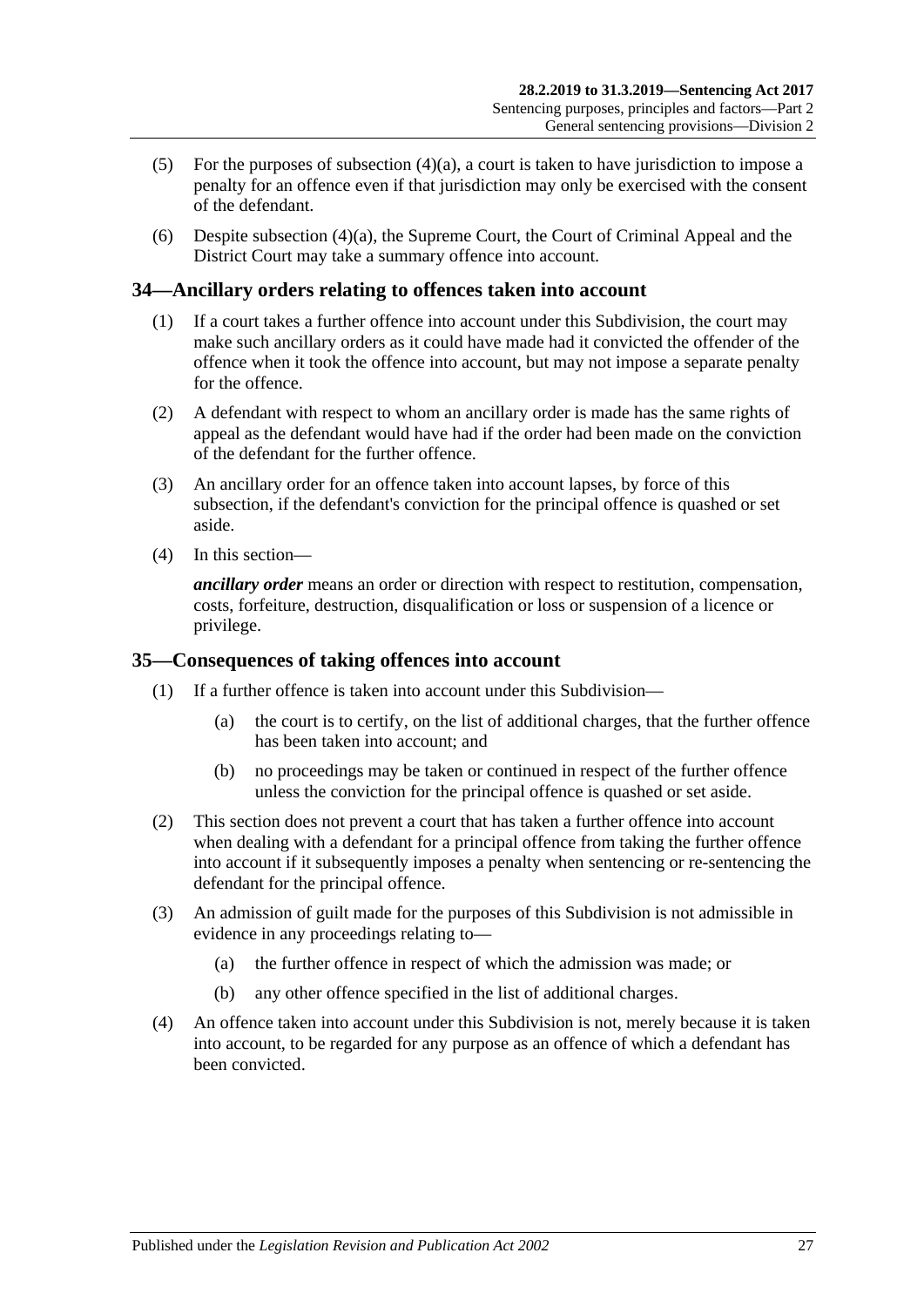(5) For the purposes of subsection (4)(a), a court is taken to have jurisdiction to impose a penalty for an offence even if that jurisdiction may only be exercised with the consent of the defendant.

(6) Despite subsection (4)(a), the Supreme Court, the Court of Criminal Appeal and the District Court may take a summary offence into account.

## 34—Ancillary orders relating to offences taken into account

(1) If a court takes a further offence into account under this Subdivision, the court may make such ancillary orders as it could have made had it convicted the offender of the offence when it took the offence into account, but may not impose a separate penalty for the offence.

(2) A defendant with respect to whom an ancillary order is made has the same rights of appeal as the defendant would have had if the order had been made on the conviction of the defendant for the further offence.

(3) An ancillary order for an offence taken into account lapses, by force of this subsection, if the defendant's conviction for the principal offence is quashed or set aside.

(4) In this section—

***ancillary order*** means an order or direction with respect to restitution, compensation, costs, forfeiture, destruction, disqualification or loss or suspension of a licence or privilege.

## 35—Consequences of taking offences into account

(1) If a further offence is taken into account under this Subdivision—

- (a) the court is to certify, on the list of additional charges, that the further offence has been taken into account; and
- (b) no proceedings may be taken or continued in respect of the further offence unless the conviction for the principal offence is quashed or set aside.

(2) This section does not prevent a court that has taken a further offence into account when dealing with a defendant for a principal offence from taking the further offence into account if it subsequently imposes a penalty when sentencing or re-sentencing the defendant for the principal offence.

(3) An admission of guilt made for the purposes of this Subdivision is not admissible in evidence in any proceedings relating to—

- (a) the further offence in respect of which the admission was made; or
- (b) any other offence specified in the list of additional charges.

(4) An offence taken into account under this Subdivision is not, merely because it is taken into account, to be regarded for any purpose as an offence of which a defendant has been convicted.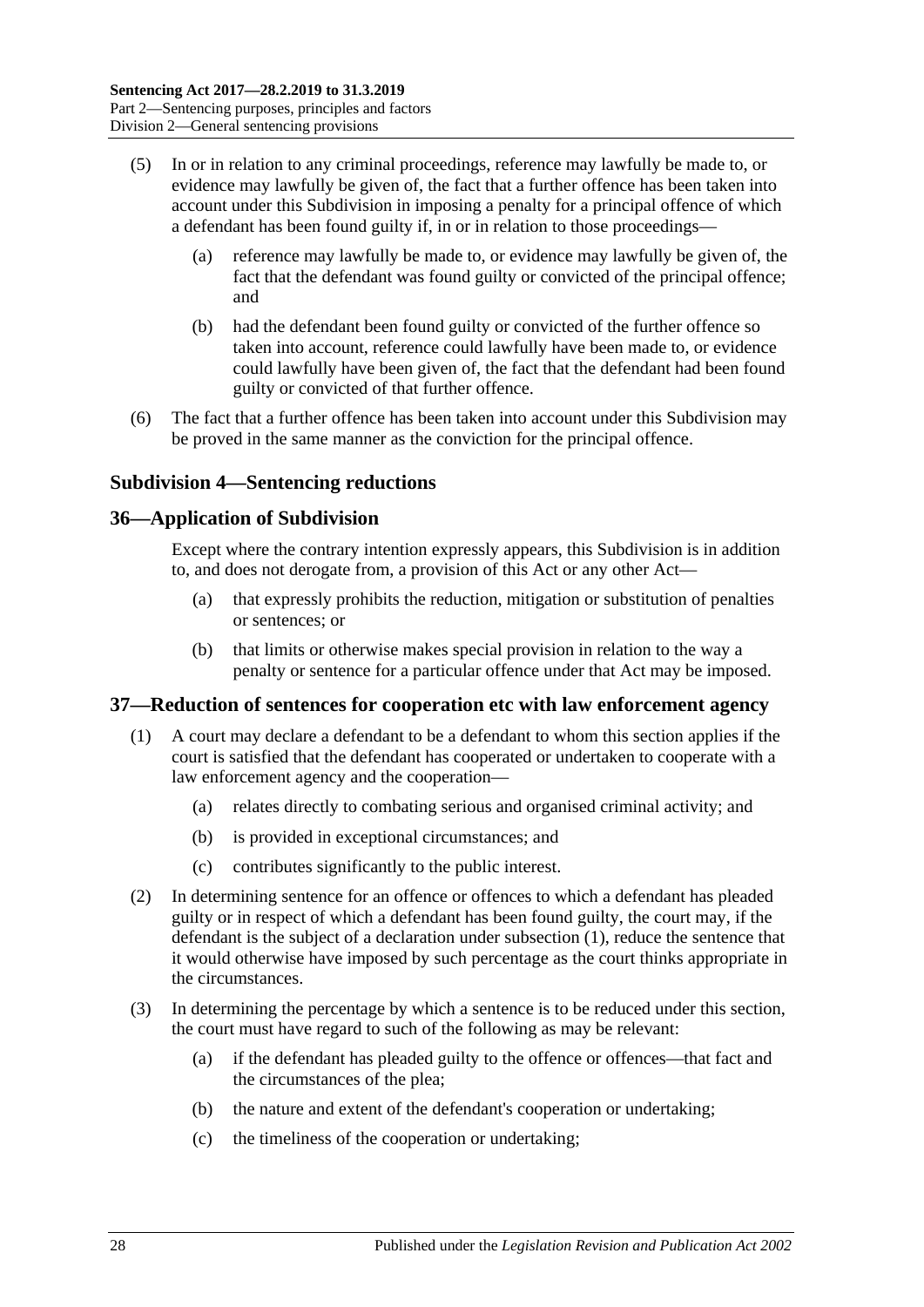(5) In or in relation to any criminal proceedings, reference may lawfully be made to, or evidence may lawfully be given of, the fact that a further offence has been taken into account under this Subdivision in imposing a penalty for a principal offence of which a defendant has been found guilty if, in or in relation to those proceedings—

(a) reference may lawfully be made to, or evidence may lawfully be given of, the fact that the defendant was found guilty or convicted of the principal offence; and

(b) had the defendant been found guilty or convicted of the further offence so taken into account, reference could lawfully have been made to, or evidence could lawfully have been given of, the fact that the defendant had been found guilty or convicted of that further offence.

(6) The fact that a further offence has been taken into account under this Subdivision may be proved in the same manner as the conviction for the principal offence.

### Subdivision 4—Sentencing reductions

### 36—Application of Subdivision

Except where the contrary intention expressly appears, this Subdivision is in addition to, and does not derogate from, a provision of this Act or any other Act—

(a) that expressly prohibits the reduction, mitigation or substitution of penalties or sentences; or

(b) that limits or otherwise makes special provision in relation to the way a penalty or sentence for a particular offence under that Act may be imposed.

### 37—Reduction of sentences for cooperation etc with law enforcement agency

(1) A court may declare a defendant to be a defendant to whom this section applies if the court is satisfied that the defendant has cooperated or undertaken to cooperate with a law enforcement agency and the cooperation—

(a) relates directly to combating serious and organised criminal activity; and

(b) is provided in exceptional circumstances; and

(c) contributes significantly to the public interest.

(2) In determining sentence for an offence or offences to which a defendant has pleaded guilty or in respect of which a defendant has been found guilty, the court may, if the defendant is the subject of a declaration under subsection (1), reduce the sentence that it would otherwise have imposed by such percentage as the court thinks appropriate in the circumstances.

(3) In determining the percentage by which a sentence is to be reduced under this section, the court must have regard to such of the following as may be relevant:

(a) if the defendant has pleaded guilty to the offence or offences—that fact and the circumstances of the plea;

(b) the nature and extent of the defendant's cooperation or undertaking;

(c) the timeliness of the cooperation or undertaking;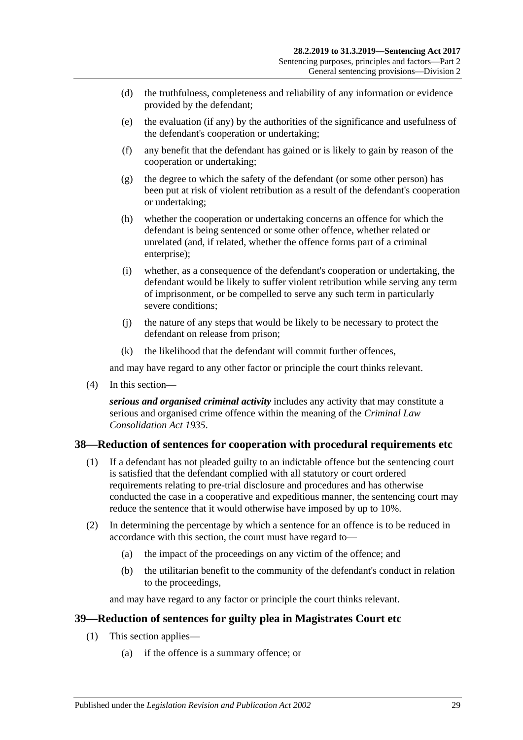(d) the truthfulness, completeness and reliability of any information or evidence provided by the defendant;

(e) the evaluation (if any) by the authorities of the significance and usefulness of the defendant's cooperation or undertaking;

(f) any benefit that the defendant has gained or is likely to gain by reason of the cooperation or undertaking;

(g) the degree to which the safety of the defendant (or some other person) has been put at risk of violent retribution as a result of the defendant's cooperation or undertaking;

(h) whether the cooperation or undertaking concerns an offence for which the defendant is being sentenced or some other offence, whether related or unrelated (and, if related, whether the offence forms part of a criminal enterprise);

(i) whether, as a consequence of the defendant's cooperation or undertaking, the defendant would be likely to suffer violent retribution while serving any term of imprisonment, or be compelled to serve any such term in particularly severe conditions;

(j) the nature of any steps that would be likely to be necessary to protect the defendant on release from prison;

(k) the likelihood that the defendant will commit further offences,

and may have regard to any other factor or principle the court thinks relevant.

(4) In this section—

***serious and organised criminal activity*** includes any activity that may constitute a serious and organised crime offence within the meaning of the *Criminal Law Consolidation Act 1935*.

## 38—Reduction of sentences for cooperation with procedural requirements etc

(1) If a defendant has not pleaded guilty to an indictable offence but the sentencing court is satisfied that the defendant complied with all statutory or court ordered requirements relating to pre-trial disclosure and procedures and has otherwise conducted the case in a cooperative and expeditious manner, the sentencing court may reduce the sentence that it would otherwise have imposed by up to 10%.

(2) In determining the percentage by which a sentence for an offence is to be reduced in accordance with this section, the court must have regard to—

(a) the impact of the proceedings on any victim of the offence; and

(b) the utilitarian benefit to the community of the defendant's conduct in relation to the proceedings,

and may have regard to any factor or principle the court thinks relevant.

## 39—Reduction of sentences for guilty plea in Magistrates Court etc

(1) This section applies—

(a) if the offence is a summary offence; or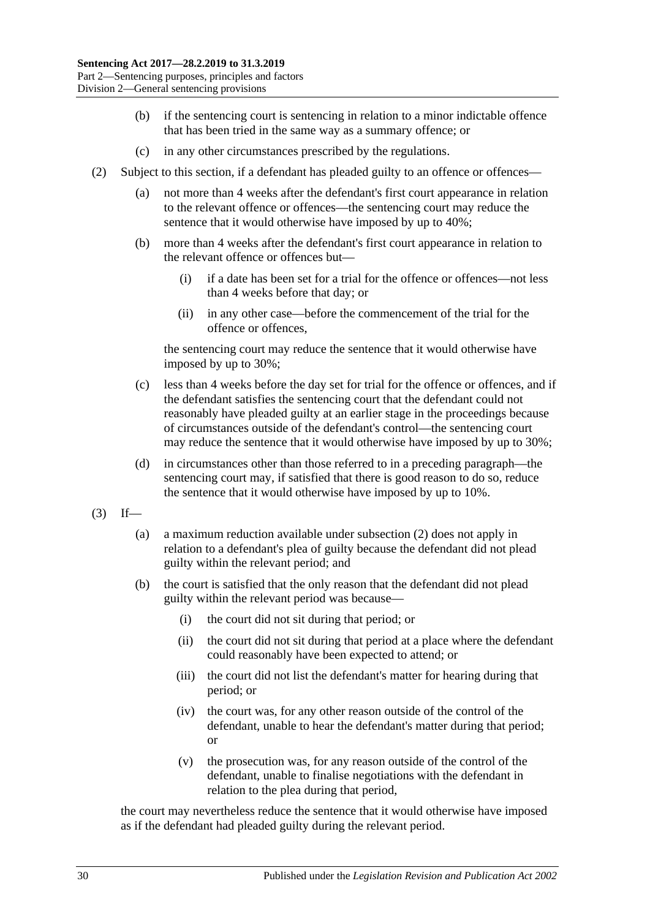- (b) if the sentencing court is sentencing in relation to a minor indictable offence that has been tried in the same way as a summary offence; or
- (c) in any other circumstances prescribed by the regulations.

(2) Subject to this section, if a defendant has pleaded guilty to an offence or offences—

- (a) not more than 4 weeks after the defendant's first court appearance in relation to the relevant offence or offences—the sentencing court may reduce the sentence that it would otherwise have imposed by up to 40%;
- (b) more than 4 weeks after the defendant's first court appearance in relation to the relevant offence or offences but—
  - (i) if a date has been set for a trial for the offence or offences—not less than 4 weeks before that day; or
  - (ii) in any other case—before the commencement of the trial for the offence or offences,

  the sentencing court may reduce the sentence that it would otherwise have imposed by up to 30%;
- (c) less than 4 weeks before the day set for trial for the offence or offences, and if the defendant satisfies the sentencing court that the defendant could not reasonably have pleaded guilty at an earlier stage in the proceedings because of circumstances outside of the defendant's control—the sentencing court may reduce the sentence that it would otherwise have imposed by up to 30%;
- (d) in circumstances other than those referred to in a preceding paragraph—the sentencing court may, if satisfied that there is good reason to do so, reduce the sentence that it would otherwise have imposed by up to 10%.

(3) If—

- (a) a maximum reduction available under subsection (2) does not apply in relation to a defendant's plea of guilty because the defendant did not plead guilty within the relevant period; and
- (b) the court is satisfied that the only reason that the defendant did not plead guilty within the relevant period was because—
  - (i) the court did not sit during that period; or
  - (ii) the court did not sit during that period at a place where the defendant could reasonably have been expected to attend; or
  - (iii) the court did not list the defendant's matter for hearing during that period; or
  - (iv) the court was, for any other reason outside of the control of the defendant, unable to hear the defendant's matter during that period; or
  - (v) the prosecution was, for any reason outside of the control of the defendant, unable to finalise negotiations with the defendant in relation to the plea during that period,

the court may nevertheless reduce the sentence that it would otherwise have imposed as if the defendant had pleaded guilty during the relevant period.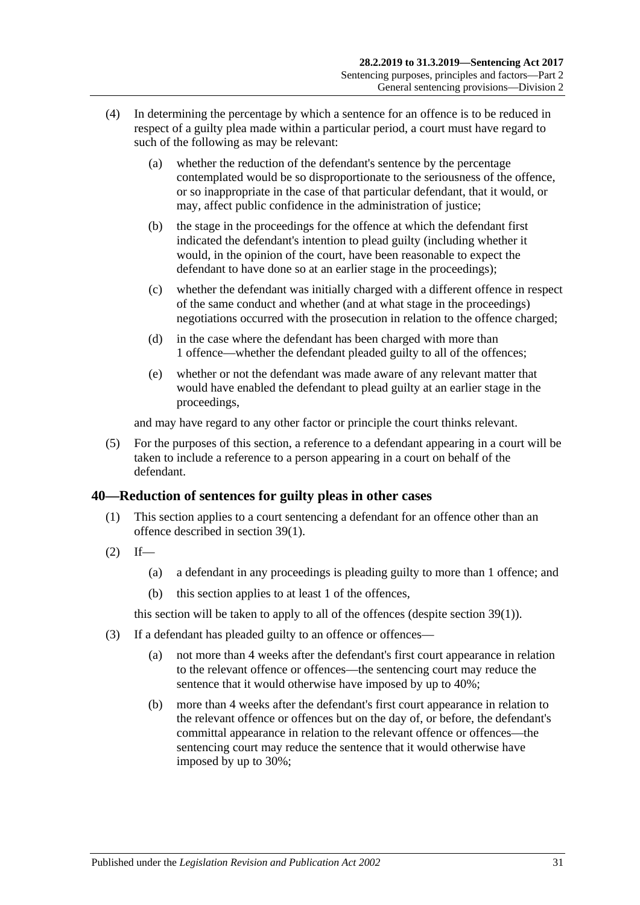(4) In determining the percentage by which a sentence for an offence is to be reduced in respect of a guilty plea made within a particular period, a court must have regard to such of the following as may be relevant:

  (a) whether the reduction of the defendant's sentence by the percentage contemplated would be so disproportionate to the seriousness of the offence, or so inappropriate in the case of that particular defendant, that it would, or may, affect public confidence in the administration of justice;

  (b) the stage in the proceedings for the offence at which the defendant first indicated the defendant's intention to plead guilty (including whether it would, in the opinion of the court, have been reasonable to expect the defendant to have done so at an earlier stage in the proceedings);

  (c) whether the defendant was initially charged with a different offence in respect of the same conduct and whether (and at what stage in the proceedings) negotiations occurred with the prosecution in relation to the offence charged;

  (d) in the case where the defendant has been charged with more than 1 offence—whether the defendant pleaded guilty to all of the offences;

  (e) whether or not the defendant was made aware of any relevant matter that would have enabled the defendant to plead guilty at an earlier stage in the proceedings,

and may have regard to any other factor or principle the court thinks relevant.

(5) For the purposes of this section, a reference to a defendant appearing in a court will be taken to include a reference to a person appearing in a court on behalf of the defendant.

## 40—Reduction of sentences for guilty pleas in other cases

(1) This section applies to a court sentencing a defendant for an offence other than an offence described in section 39(1).

(2) If—

  (a) a defendant in any proceedings is pleading guilty to more than 1 offence; and

  (b) this section applies to at least 1 of the offences,

this section will be taken to apply to all of the offences (despite section 39(1)).

(3) If a defendant has pleaded guilty to an offence or offences—

  (a) not more than 4 weeks after the defendant's first court appearance in relation to the relevant offence or offences—the sentencing court may reduce the sentence that it would otherwise have imposed by up to 40%;

  (b) more than 4 weeks after the defendant's first court appearance in relation to the relevant offence or offences but on the day of, or before, the defendant's committal appearance in relation to the relevant offence or offences—the sentencing court may reduce the sentence that it would otherwise have imposed by up to 30%;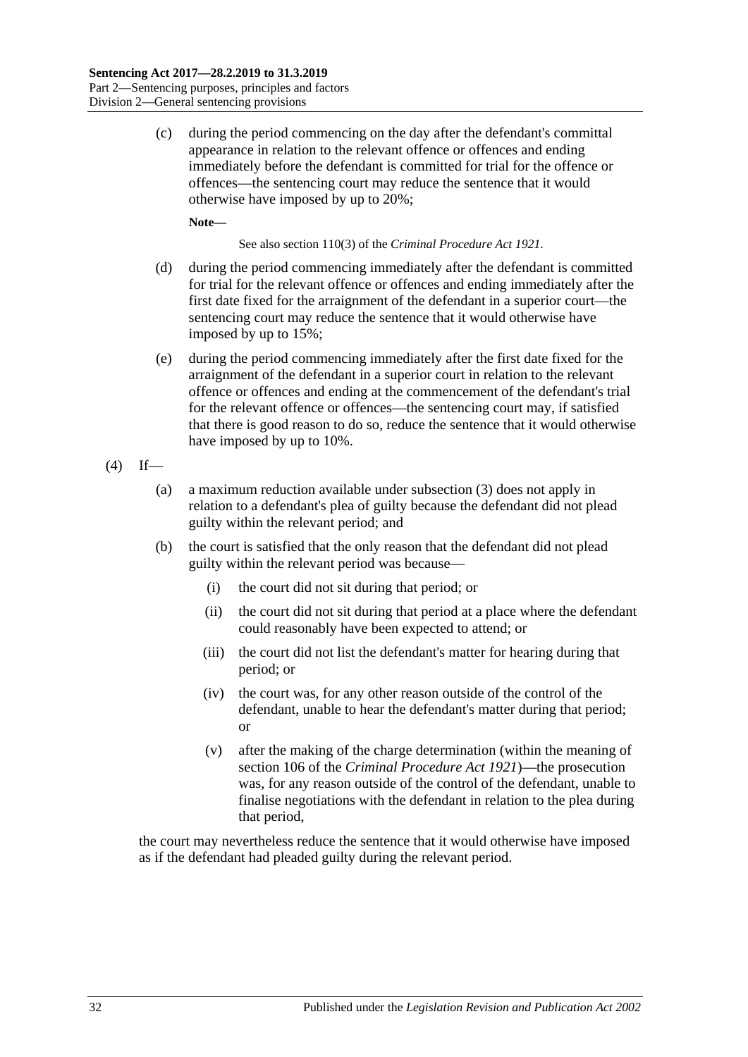(c) during the period commencing on the day after the defendant's committal appearance in relation to the relevant offence or offences and ending immediately before the defendant is committed for trial for the offence or offences—the sentencing court may reduce the sentence that it would otherwise have imposed by up to 20%;

**Note—**

See also section 110(3) of the *Criminal Procedure Act 1921*.

(d) during the period commencing immediately after the defendant is committed for trial for the relevant offence or offences and ending immediately after the first date fixed for the arraignment of the defendant in a superior court—the sentencing court may reduce the sentence that it would otherwise have imposed by up to 15%;

(e) during the period commencing immediately after the first date fixed for the arraignment of the defendant in a superior court in relation to the relevant offence or offences and ending at the commencement of the defendant's trial for the relevant offence or offences—the sentencing court may, if satisfied that there is good reason to do so, reduce the sentence that it would otherwise have imposed by up to 10%.

(4) If—

(a) a maximum reduction available under subsection (3) does not apply in relation to a defendant's plea of guilty because the defendant did not plead guilty within the relevant period; and

(b) the court is satisfied that the only reason that the defendant did not plead guilty within the relevant period was because—

(i) the court did not sit during that period; or

(ii) the court did not sit during that period at a place where the defendant could reasonably have been expected to attend; or

(iii) the court did not list the defendant's matter for hearing during that period; or

(iv) the court was, for any other reason outside of the control of the defendant, unable to hear the defendant's matter during that period; or

(v) after the making of the charge determination (within the meaning of section 106 of the *Criminal Procedure Act 1921*)—the prosecution was, for any reason outside of the control of the defendant, unable to finalise negotiations with the defendant in relation to the plea during that period,

the court may nevertheless reduce the sentence that it would otherwise have imposed as if the defendant had pleaded guilty during the relevant period.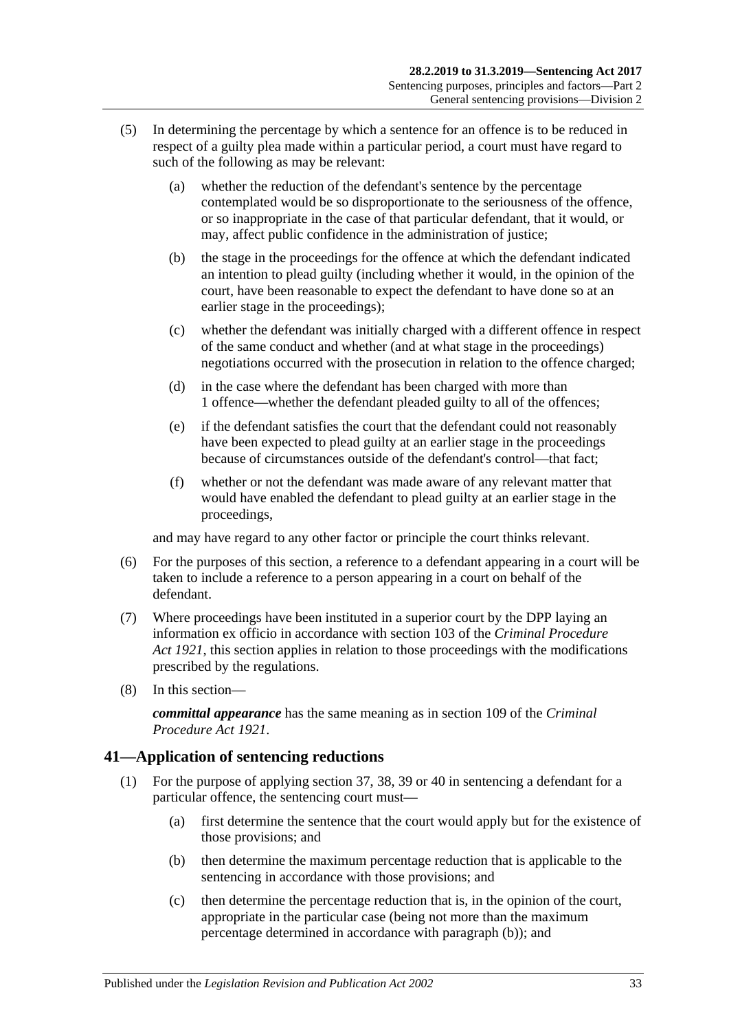(5) In determining the percentage by which a sentence for an offence is to be reduced in respect of a guilty plea made within a particular period, a court must have regard to such of the following as may be relevant:

(a) whether the reduction of the defendant's sentence by the percentage contemplated would be so disproportionate to the seriousness of the offence, or so inappropriate in the case of that particular defendant, that it would, or may, affect public confidence in the administration of justice;

(b) the stage in the proceedings for the offence at which the defendant indicated an intention to plead guilty (including whether it would, in the opinion of the court, have been reasonable to expect the defendant to have done so at an earlier stage in the proceedings);

(c) whether the defendant was initially charged with a different offence in respect of the same conduct and whether (and at what stage in the proceedings) negotiations occurred with the prosecution in relation to the offence charged;

(d) in the case where the defendant has been charged with more than 1 offence—whether the defendant pleaded guilty to all of the offences;

(e) if the defendant satisfies the court that the defendant could not reasonably have been expected to plead guilty at an earlier stage in the proceedings because of circumstances outside of the defendant's control—that fact;

(f) whether or not the defendant was made aware of any relevant matter that would have enabled the defendant to plead guilty at an earlier stage in the proceedings,

and may have regard to any other factor or principle the court thinks relevant.

(6) For the purposes of this section, a reference to a defendant appearing in a court will be taken to include a reference to a person appearing in a court on behalf of the defendant.

(7) Where proceedings have been instituted in a superior court by the DPP laying an information ex officio in accordance with section 103 of the *Criminal Procedure Act 1921*, this section applies in relation to those proceedings with the modifications prescribed by the regulations.

(8) In this section—

***committal appearance*** has the same meaning as in section 109 of the *Criminal Procedure Act 1921*.

## 41—Application of sentencing reductions

(1) For the purpose of applying section 37, 38, 39 or 40 in sentencing a defendant for a particular offence, the sentencing court must—

(a) first determine the sentence that the court would apply but for the existence of those provisions; and

(b) then determine the maximum percentage reduction that is applicable to the sentencing in accordance with those provisions; and

(c) then determine the percentage reduction that is, in the opinion of the court, appropriate in the particular case (being not more than the maximum percentage determined in accordance with paragraph (b)); and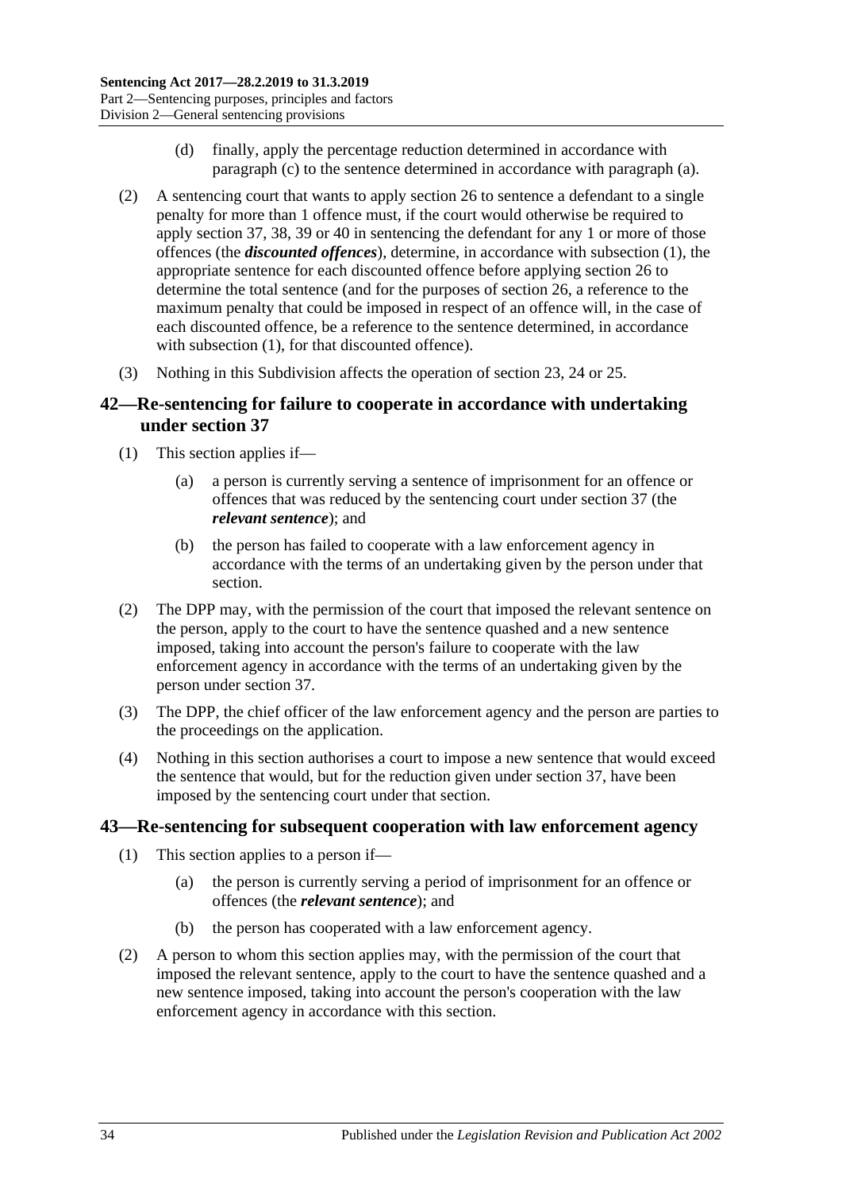(d) finally, apply the percentage reduction determined in accordance with paragraph (c) to the sentence determined in accordance with paragraph (a).

(2) A sentencing court that wants to apply section 26 to sentence a defendant to a single penalty for more than 1 offence must, if the court would otherwise be required to apply section 37, 38, 39 or 40 in sentencing the defendant for any 1 or more of those offences (the ***discounted offences***), determine, in accordance with subsection (1), the appropriate sentence for each discounted offence before applying section 26 to determine the total sentence (and for the purposes of section 26, a reference to the maximum penalty that could be imposed in respect of an offence will, in the case of each discounted offence, be a reference to the sentence determined, in accordance with subsection (1), for that discounted offence).

(3) Nothing in this Subdivision affects the operation of section 23, 24 or 25.

## 42—Re-sentencing for failure to cooperate in accordance with undertaking under section 37

(1) This section applies if—

(a) a person is currently serving a sentence of imprisonment for an offence or offences that was reduced by the sentencing court under section 37 (the ***relevant sentence***); and

(b) the person has failed to cooperate with a law enforcement agency in accordance with the terms of an undertaking given by the person under that section.

(2) The DPP may, with the permission of the court that imposed the relevant sentence on the person, apply to the court to have the sentence quashed and a new sentence imposed, taking into account the person's failure to cooperate with the law enforcement agency in accordance with the terms of an undertaking given by the person under section 37.

(3) The DPP, the chief officer of the law enforcement agency and the person are parties to the proceedings on the application.

(4) Nothing in this section authorises a court to impose a new sentence that would exceed the sentence that would, but for the reduction given under section 37, have been imposed by the sentencing court under that section.

## 43—Re-sentencing for subsequent cooperation with law enforcement agency

(1) This section applies to a person if—

(a) the person is currently serving a period of imprisonment for an offence or offences (the ***relevant sentence***); and

(b) the person has cooperated with a law enforcement agency.

(2) A person to whom this section applies may, with the permission of the court that imposed the relevant sentence, apply to the court to have the sentence quashed and a new sentence imposed, taking into account the person's cooperation with the law enforcement agency in accordance with this section.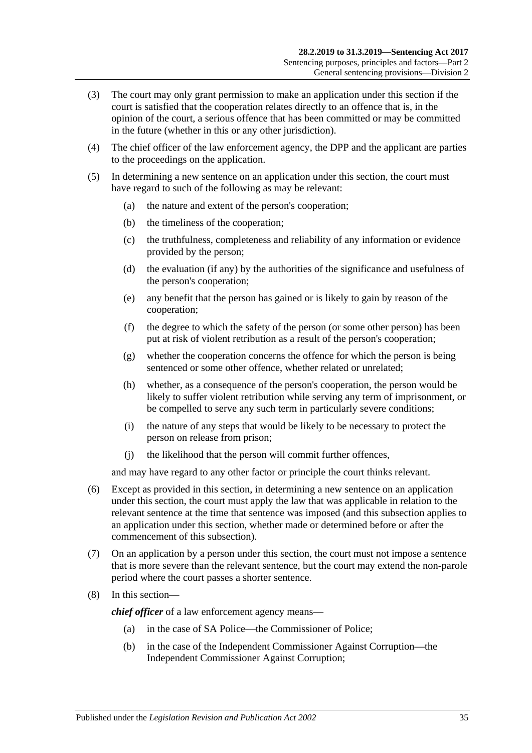(3) The court may only grant permission to make an application under this section if the court is satisfied that the cooperation relates directly to an offence that is, in the opinion of the court, a serious offence that has been committed or may be committed in the future (whether in this or any other jurisdiction).

(4) The chief officer of the law enforcement agency, the DPP and the applicant are parties to the proceedings on the application.

(5) In determining a new sentence on an application under this section, the court must have regard to such of the following as may be relevant:

- (a) the nature and extent of the person's cooperation;
- (b) the timeliness of the cooperation;
- (c) the truthfulness, completeness and reliability of any information or evidence provided by the person;
- (d) the evaluation (if any) by the authorities of the significance and usefulness of the person's cooperation;
- (e) any benefit that the person has gained or is likely to gain by reason of the cooperation;
- (f) the degree to which the safety of the person (or some other person) has been put at risk of violent retribution as a result of the person's cooperation;
- (g) whether the cooperation concerns the offence for which the person is being sentenced or some other offence, whether related or unrelated;
- (h) whether, as a consequence of the person's cooperation, the person would be likely to suffer violent retribution while serving any term of imprisonment, or be compelled to serve any such term in particularly severe conditions;
- (i) the nature of any steps that would be likely to be necessary to protect the person on release from prison;
- (j) the likelihood that the person will commit further offences,

and may have regard to any other factor or principle the court thinks relevant.

(6) Except as provided in this section, in determining a new sentence on an application under this section, the court must apply the law that was applicable in relation to the relevant sentence at the time that sentence was imposed (and this subsection applies to an application under this section, whether made or determined before or after the commencement of this subsection).

(7) On an application by a person under this section, the court must not impose a sentence that is more severe than the relevant sentence, but the court may extend the non-parole period where the court passes a shorter sentence.

(8) In this section—

***chief officer*** of a law enforcement agency means—

- (a) in the case of SA Police—the Commissioner of Police;
- (b) in the case of the Independent Commissioner Against Corruption—the Independent Commissioner Against Corruption;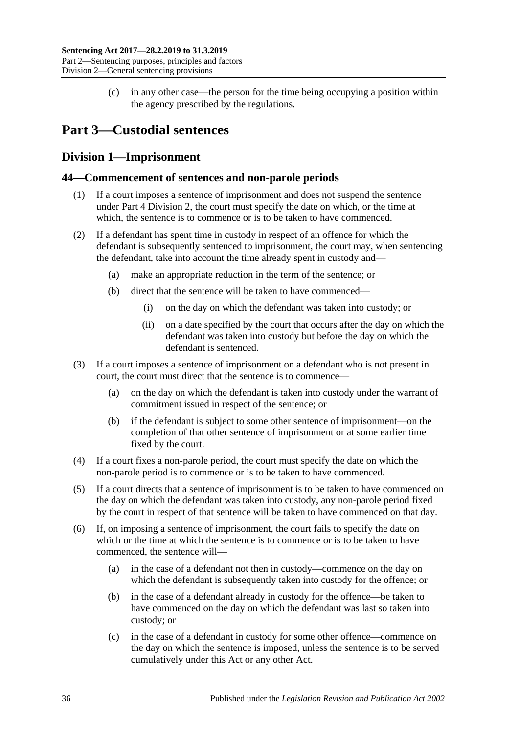(c) in any other case—the person for the time being occupying a position within the agency prescribed by the regulations.

# Part 3—Custodial sentences

## Division 1—Imprisonment

### 44—Commencement of sentences and non-parole periods

(1) If a court imposes a sentence of imprisonment and does not suspend the sentence under Part 4 Division 2, the court must specify the date on which, or the time at which, the sentence is to commence or is to be taken to have commenced.

(2) If a defendant has spent time in custody in respect of an offence for which the defendant is subsequently sentenced to imprisonment, the court may, when sentencing the defendant, take into account the time already spent in custody and—

(a) make an appropriate reduction in the term of the sentence; or

(b) direct that the sentence will be taken to have commenced—

(i) on the day on which the defendant was taken into custody; or

(ii) on a date specified by the court that occurs after the day on which the defendant was taken into custody but before the day on which the defendant is sentenced.

(3) If a court imposes a sentence of imprisonment on a defendant who is not present in court, the court must direct that the sentence is to commence—

(a) on the day on which the defendant is taken into custody under the warrant of commitment issued in respect of the sentence; or

(b) if the defendant is subject to some other sentence of imprisonment—on the completion of that other sentence of imprisonment or at some earlier time fixed by the court.

(4) If a court fixes a non-parole period, the court must specify the date on which the non-parole period is to commence or is to be taken to have commenced.

(5) If a court directs that a sentence of imprisonment is to be taken to have commenced on the day on which the defendant was taken into custody, any non-parole period fixed by the court in respect of that sentence will be taken to have commenced on that day.

(6) If, on imposing a sentence of imprisonment, the court fails to specify the date on which or the time at which the sentence is to commence or is to be taken to have commenced, the sentence will—

(a) in the case of a defendant not then in custody—commence on the day on which the defendant is subsequently taken into custody for the offence; or

(b) in the case of a defendant already in custody for the offence—be taken to have commenced on the day on which the defendant was last so taken into custody; or

(c) in the case of a defendant in custody for some other offence—commence on the day on which the sentence is imposed, unless the sentence is to be served cumulatively under this Act or any other Act.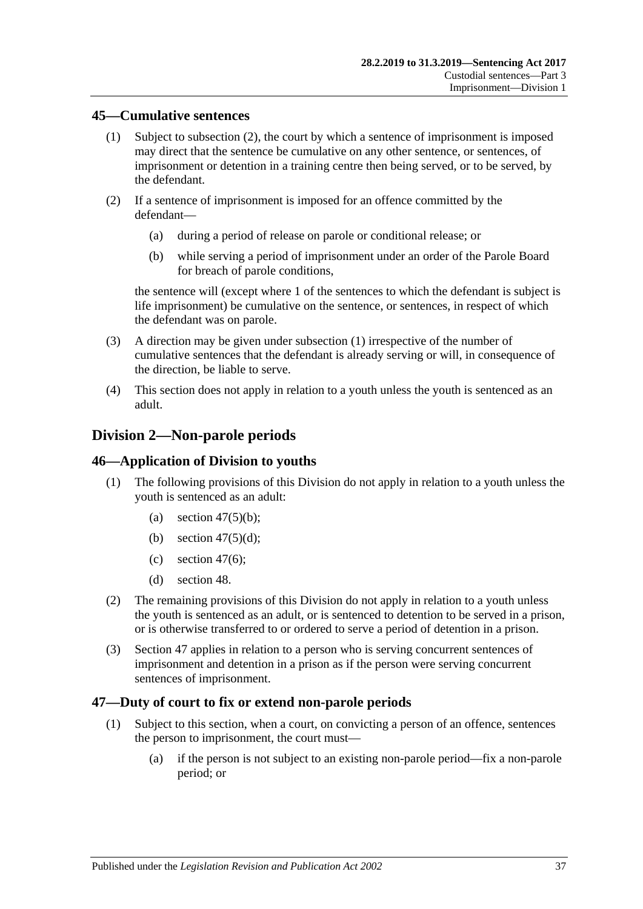### 45—Cumulative sentences

(1) Subject to subsection (2), the court by which a sentence of imprisonment is imposed may direct that the sentence be cumulative on any other sentence, or sentences, of imprisonment or detention in a training centre then being served, or to be served, by the defendant.

(2) If a sentence of imprisonment is imposed for an offence committed by the defendant—

(a) during a period of release on parole or conditional release; or

(b) while serving a period of imprisonment under an order of the Parole Board for breach of parole conditions,

the sentence will (except where 1 of the sentences to which the defendant is subject is life imprisonment) be cumulative on the sentence, or sentences, in respect of which the defendant was on parole.

(3) A direction may be given under subsection (1) irrespective of the number of cumulative sentences that the defendant is already serving or will, in consequence of the direction, be liable to serve.

(4) This section does not apply in relation to a youth unless the youth is sentenced as an adult.

## Division 2—Non-parole periods

### 46—Application of Division to youths

(1) The following provisions of this Division do not apply in relation to a youth unless the youth is sentenced as an adult:

(a) section 47(5)(b);

(b) section 47(5)(d);

(c) section 47(6);

(d) section 48.

(2) The remaining provisions of this Division do not apply in relation to a youth unless the youth is sentenced as an adult, or is sentenced to detention to be served in a prison, or is otherwise transferred to or ordered to serve a period of detention in a prison.

(3) Section 47 applies in relation to a person who is serving concurrent sentences of imprisonment and detention in a prison as if the person were serving concurrent sentences of imprisonment.

### 47—Duty of court to fix or extend non-parole periods

(1) Subject to this section, when a court, on convicting a person of an offence, sentences the person to imprisonment, the court must—

(a) if the person is not subject to an existing non-parole period—fix a non-parole period; or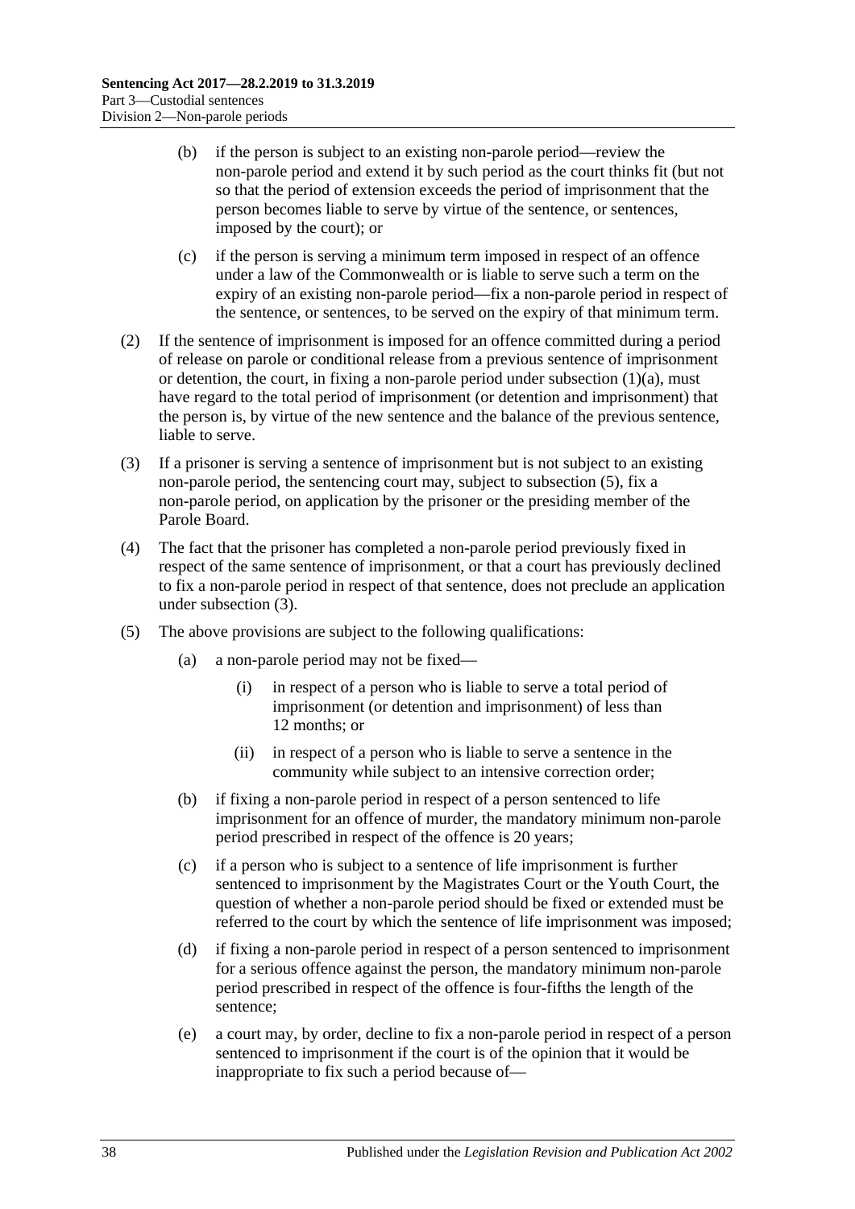(b) if the person is subject to an existing non-parole period—review the non-parole period and extend it by such period as the court thinks fit (but not so that the period of extension exceeds the period of imprisonment that the person becomes liable to serve by virtue of the sentence, or sentences, imposed by the court); or

(c) if the person is serving a minimum term imposed in respect of an offence under a law of the Commonwealth or is liable to serve such a term on the expiry of an existing non-parole period—fix a non-parole period in respect of the sentence, or sentences, to be served on the expiry of that minimum term.

(2) If the sentence of imprisonment is imposed for an offence committed during a period of release on parole or conditional release from a previous sentence of imprisonment or detention, the court, in fixing a non-parole period under subsection (1)(a), must have regard to the total period of imprisonment (or detention and imprisonment) that the person is, by virtue of the new sentence and the balance of the previous sentence, liable to serve.

(3) If a prisoner is serving a sentence of imprisonment but is not subject to an existing non-parole period, the sentencing court may, subject to subsection (5), fix a non-parole period, on application by the prisoner or the presiding member of the Parole Board.

(4) The fact that the prisoner has completed a non-parole period previously fixed in respect of the same sentence of imprisonment, or that a court has previously declined to fix a non-parole period in respect of that sentence, does not preclude an application under subsection (3).

(5) The above provisions are subject to the following qualifications:

(a) a non-parole period may not be fixed—

(i) in respect of a person who is liable to serve a total period of imprisonment (or detention and imprisonment) of less than 12 months; or

(ii) in respect of a person who is liable to serve a sentence in the community while subject to an intensive correction order;

(b) if fixing a non-parole period in respect of a person sentenced to life imprisonment for an offence of murder, the mandatory minimum non-parole period prescribed in respect of the offence is 20 years;

(c) if a person who is subject to a sentence of life imprisonment is further sentenced to imprisonment by the Magistrates Court or the Youth Court, the question of whether a non-parole period should be fixed or extended must be referred to the court by which the sentence of life imprisonment was imposed;

(d) if fixing a non-parole period in respect of a person sentenced to imprisonment for a serious offence against the person, the mandatory minimum non-parole period prescribed in respect of the offence is four-fifths the length of the sentence;

(e) a court may, by order, decline to fix a non-parole period in respect of a person sentenced to imprisonment if the court is of the opinion that it would be inappropriate to fix such a period because of—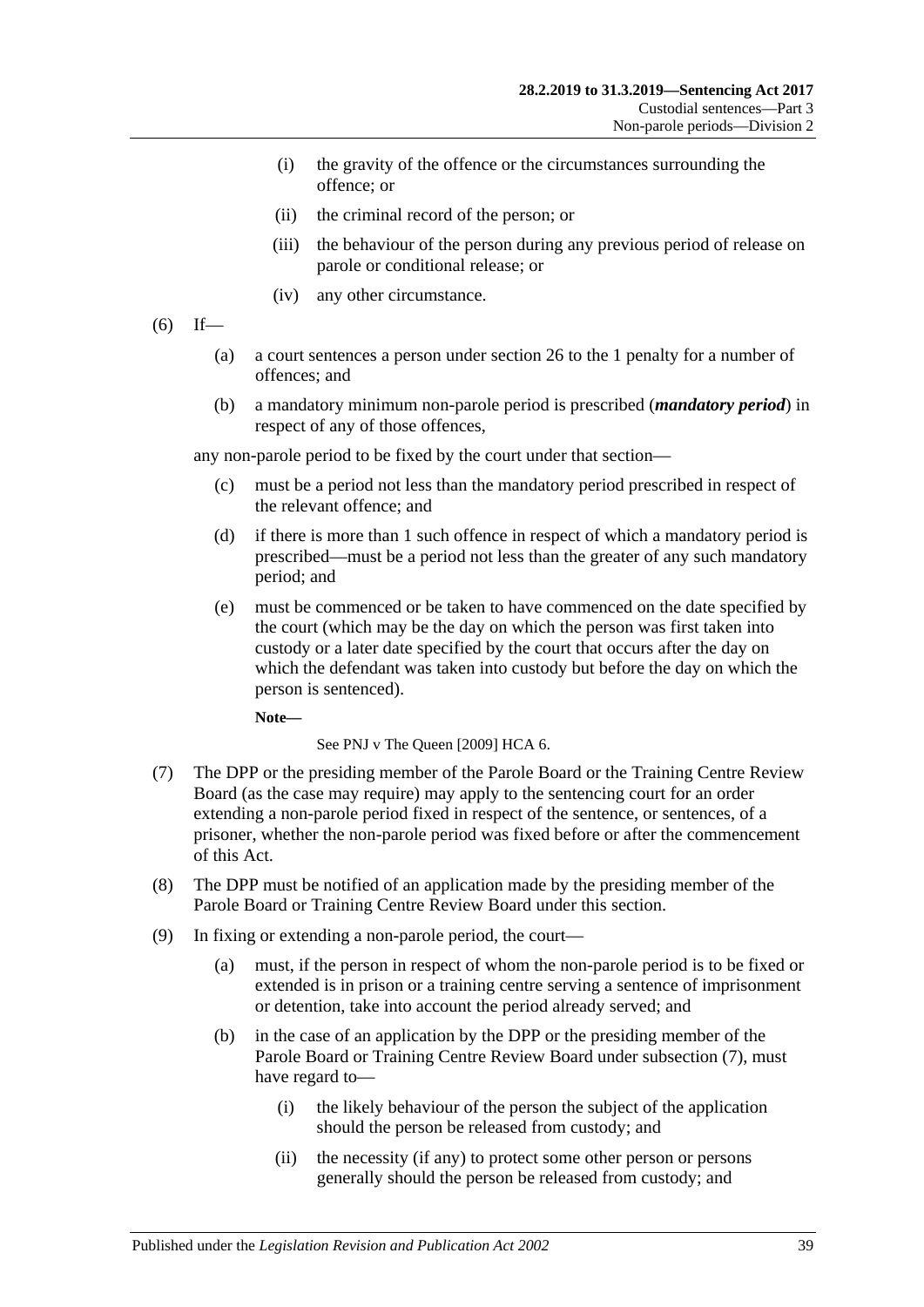(i) the gravity of the offence or the circumstances surrounding the offence; or

(ii) the criminal record of the person; or

(iii) the behaviour of the person during any previous period of release on parole or conditional release; or

(iv) any other circumstance.

(6) If—

(a) a court sentences a person under section 26 to the 1 penalty for a number of offences; and

(b) a mandatory minimum non-parole period is prescribed (***mandatory period***) in respect of any of those offences,

any non-parole period to be fixed by the court under that section—

(c) must be a period not less than the mandatory period prescribed in respect of the relevant offence; and

(d) if there is more than 1 such offence in respect of which a mandatory period is prescribed—must be a period not less than the greater of any such mandatory period; and

(e) must be commenced or be taken to have commenced on the date specified by the court (which may be the day on which the person was first taken into custody or a later date specified by the court that occurs after the day on which the defendant was taken into custody but before the day on which the person is sentenced).

**Note—**

See PNJ v The Queen [2009] HCA 6.

(7) The DPP or the presiding member of the Parole Board or the Training Centre Review Board (as the case may require) may apply to the sentencing court for an order extending a non-parole period fixed in respect of the sentence, or sentences, of a prisoner, whether the non-parole period was fixed before or after the commencement of this Act.

(8) The DPP must be notified of an application made by the presiding member of the Parole Board or Training Centre Review Board under this section.

(9) In fixing or extending a non-parole period, the court—

(a) must, if the person in respect of whom the non-parole period is to be fixed or extended is in prison or a training centre serving a sentence of imprisonment or detention, take into account the period already served; and

(b) in the case of an application by the DPP or the presiding member of the Parole Board or Training Centre Review Board under subsection (7), must have regard to—

(i) the likely behaviour of the person the subject of the application should the person be released from custody; and

(ii) the necessity (if any) to protect some other person or persons generally should the person be released from custody; and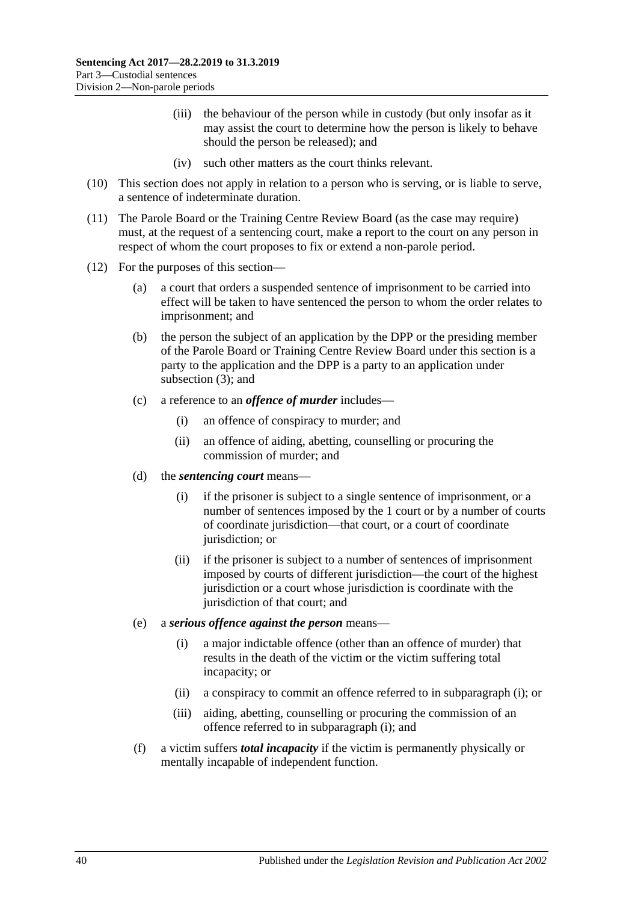- (iii) the behaviour of the person while in custody (but only insofar as it may assist the court to determine how the person is likely to behave should the person be released); and
- (iv) such other matters as the court thinks relevant.

(10) This section does not apply in relation to a person who is serving, or is liable to serve, a sentence of indeterminate duration.

(11) The Parole Board or the Training Centre Review Board (as the case may require) must, at the request of a sentencing court, make a report to the court on any person in respect of whom the court proposes to fix or extend a non-parole period.

(12) For the purposes of this section—

- (a) a court that orders a suspended sentence of imprisonment to be carried into effect will be taken to have sentenced the person to whom the order relates to imprisonment; and
- (b) the person the subject of an application by the DPP or the presiding member of the Parole Board or Training Centre Review Board under this section is a party to the application and the DPP is a party to an application under subsection (3); and
- (c) a reference to an ***offence of murder*** includes—
  - (i) an offence of conspiracy to murder; and
  - (ii) an offence of aiding, abetting, counselling or procuring the commission of murder; and
- (d) the ***sentencing court*** means—
  - (i) if the prisoner is subject to a single sentence of imprisonment, or a number of sentences imposed by the 1 court or by a number of courts of coordinate jurisdiction—that court, or a court of coordinate jurisdiction; or
  - (ii) if the prisoner is subject to a number of sentences of imprisonment imposed by courts of different jurisdiction—the court of the highest jurisdiction or a court whose jurisdiction is coordinate with the jurisdiction of that court; and
- (e) a ***serious offence against the person*** means—
  - (i) a major indictable offence (other than an offence of murder) that results in the death of the victim or the victim suffering total incapacity; or
  - (ii) a conspiracy to commit an offence referred to in subparagraph (i); or
  - (iii) aiding, abetting, counselling or procuring the commission of an offence referred to in subparagraph (i); and
- (f) a victim suffers ***total incapacity*** if the victim is permanently physically or mentally incapable of independent function.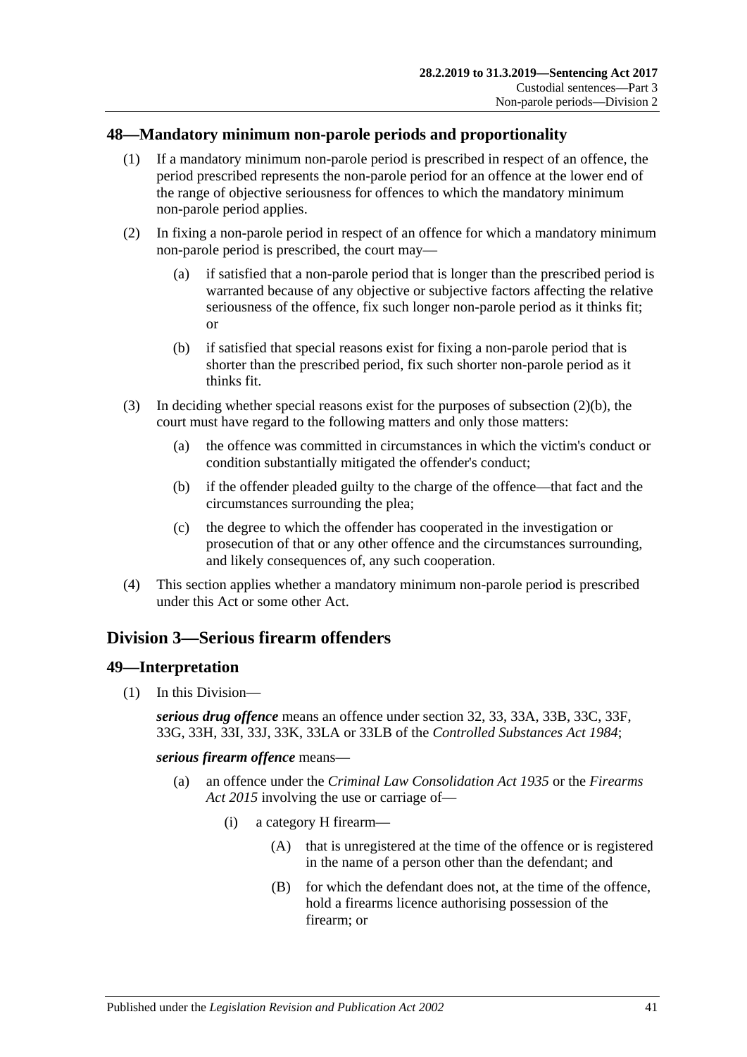## 48—Mandatory minimum non-parole periods and proportionality

(1) If a mandatory minimum non-parole period is prescribed in respect of an offence, the period prescribed represents the non-parole period for an offence at the lower end of the range of objective seriousness for offences to which the mandatory minimum non-parole period applies.

(2) In fixing a non-parole period in respect of an offence for which a mandatory minimum non-parole period is prescribed, the court may—

(a) if satisfied that a non-parole period that is longer than the prescribed period is warranted because of any objective or subjective factors affecting the relative seriousness of the offence, fix such longer non-parole period as it thinks fit; or

(b) if satisfied that special reasons exist for fixing a non-parole period that is shorter than the prescribed period, fix such shorter non-parole period as it thinks fit.

(3) In deciding whether special reasons exist for the purposes of subsection (2)(b), the court must have regard to the following matters and only those matters:

(a) the offence was committed in circumstances in which the victim's conduct or condition substantially mitigated the offender's conduct;

(b) if the offender pleaded guilty to the charge of the offence—that fact and the circumstances surrounding the plea;

(c) the degree to which the offender has cooperated in the investigation or prosecution of that or any other offence and the circumstances surrounding, and likely consequences of, any such cooperation.

(4) This section applies whether a mandatory minimum non-parole period is prescribed under this Act or some other Act.

# Division 3—Serious firearm offenders

## 49—Interpretation

(1) In this Division—

***serious drug offence*** means an offence under section 32, 33, 33A, 33B, 33C, 33F, 33G, 33H, 33I, 33J, 33K, 33LA or 33LB of the *Controlled Substances Act 1984*;

***serious firearm offence*** means—

(a) an offence under the *Criminal Law Consolidation Act 1935* or the *Firearms Act 2015* involving the use or carriage of—

(i) a category H firearm—

(A) that is unregistered at the time of the offence or is registered in the name of a person other than the defendant; and

(B) for which the defendant does not, at the time of the offence, hold a firearms licence authorising possession of the firearm; or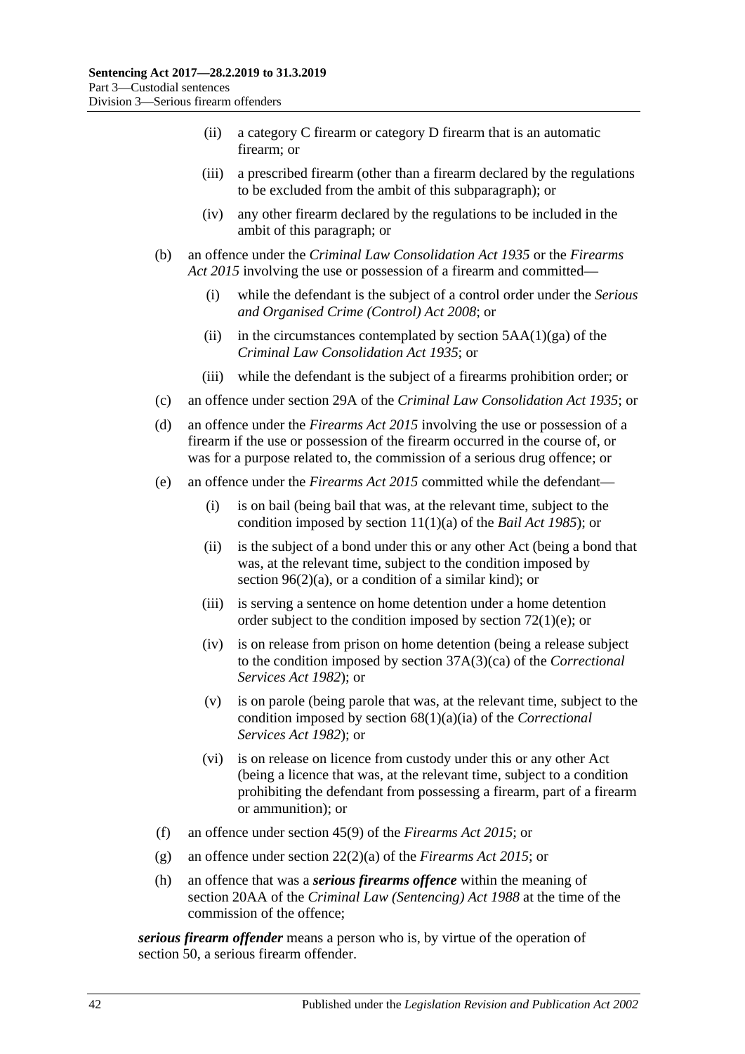- (ii) a category C firearm or category D firearm that is an automatic firearm; or
- (iii) a prescribed firearm (other than a firearm declared by the regulations to be excluded from the ambit of this subparagraph); or
- (iv) any other firearm declared by the regulations to be included in the ambit of this paragraph; or

- (b) an offence under the *Criminal Law Consolidation Act 1935* or the *Firearms Act 2015* involving the use or possession of a firearm and committed—
  - (i) while the defendant is the subject of a control order under the *Serious and Organised Crime (Control) Act 2008*; or
  - (ii) in the circumstances contemplated by section 5AA(1)(ga) of the *Criminal Law Consolidation Act 1935*; or
  - (iii) while the defendant is the subject of a firearms prohibition order; or
- (c) an offence under section 29A of the *Criminal Law Consolidation Act 1935*; or
- (d) an offence under the *Firearms Act 2015* involving the use or possession of a firearm if the use or possession of the firearm occurred in the course of, or was for a purpose related to, the commission of a serious drug offence; or
- (e) an offence under the *Firearms Act 2015* committed while the defendant—
  - (i) is on bail (being bail that was, at the relevant time, subject to the condition imposed by section 11(1)(a) of the *Bail Act 1985*); or
  - (ii) is the subject of a bond under this or any other Act (being a bond that was, at the relevant time, subject to the condition imposed by section 96(2)(a), or a condition of a similar kind); or
  - (iii) is serving a sentence on home detention under a home detention order subject to the condition imposed by section 72(1)(e); or
  - (iv) is on release from prison on home detention (being a release subject to the condition imposed by section 37A(3)(ca) of the *Correctional Services Act 1982*); or
  - (v) is on parole (being parole that was, at the relevant time, subject to the condition imposed by section 68(1)(a)(ia) of the *Correctional Services Act 1982*); or
  - (vi) is on release on licence from custody under this or any other Act (being a licence that was, at the relevant time, subject to a condition prohibiting the defendant from possessing a firearm, part of a firearm or ammunition); or
- (f) an offence under section 45(9) of the *Firearms Act 2015*; or
- (g) an offence under section 22(2)(a) of the *Firearms Act 2015*; or
- (h) an offence that was a ***serious firearms offence*** within the meaning of section 20AA of the *Criminal Law (Sentencing) Act 1988* at the time of the commission of the offence;

***serious firearm offender*** means a person who is, by virtue of the operation of section 50, a serious firearm offender.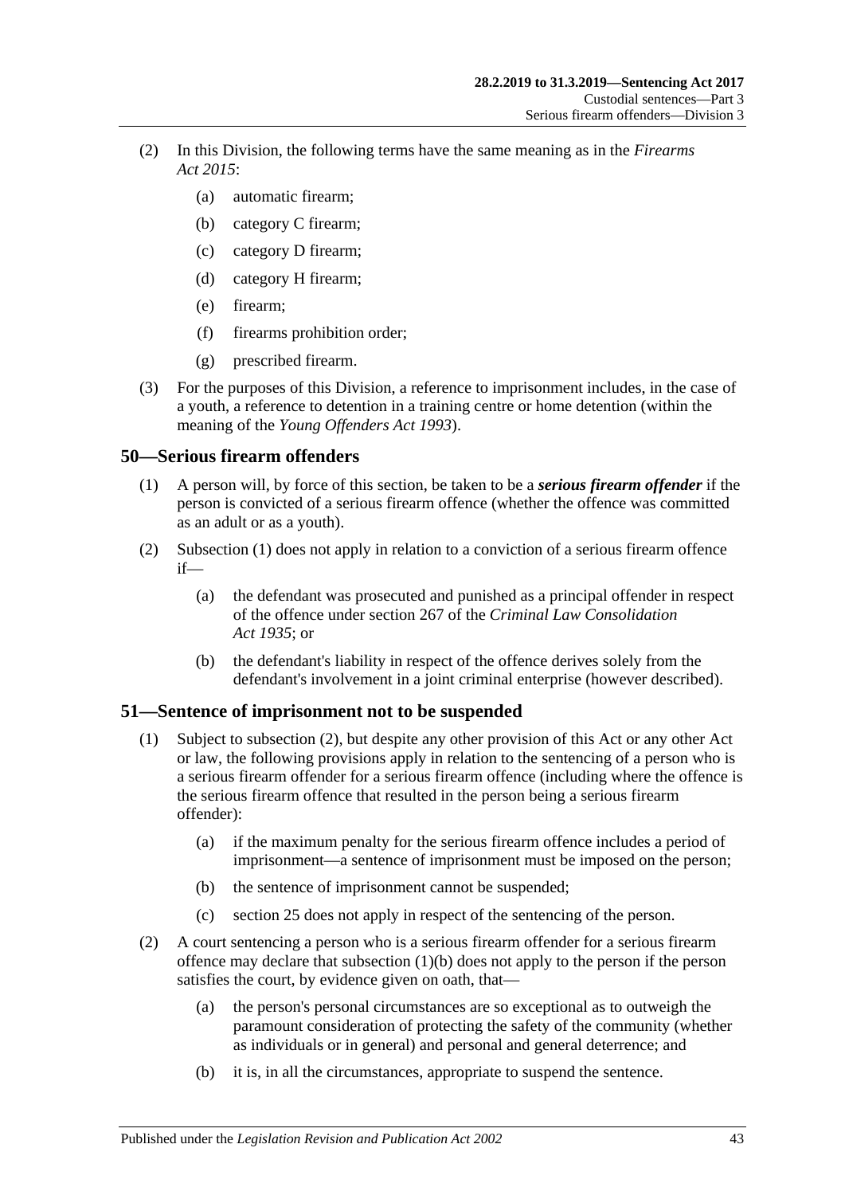(2) In this Division, the following terms have the same meaning as in the *Firearms Act 2015*:

- (a) automatic firearm;
- (b) category C firearm;
- (c) category D firearm;
- (d) category H firearm;
- (e) firearm;
- (f) firearms prohibition order;
- (g) prescribed firearm.

(3) For the purposes of this Division, a reference to imprisonment includes, in the case of a youth, a reference to detention in a training centre or home detention (within the meaning of the *Young Offenders Act 1993*).

## 50—Serious firearm offenders

(1) A person will, by force of this section, be taken to be a ***serious firearm offender*** if the person is convicted of a serious firearm offence (whether the offence was committed as an adult or as a youth).

(2) Subsection (1) does not apply in relation to a conviction of a serious firearm offence if—

- (a) the defendant was prosecuted and punished as a principal offender in respect of the offence under section 267 of the *Criminal Law Consolidation Act 1935*; or
- (b) the defendant's liability in respect of the offence derives solely from the defendant's involvement in a joint criminal enterprise (however described).

## 51—Sentence of imprisonment not to be suspended

(1) Subject to subsection (2), but despite any other provision of this Act or any other Act or law, the following provisions apply in relation to the sentencing of a person who is a serious firearm offender for a serious firearm offence (including where the offence is the serious firearm offence that resulted in the person being a serious firearm offender):

- (a) if the maximum penalty for the serious firearm offence includes a period of imprisonment—a sentence of imprisonment must be imposed on the person;
- (b) the sentence of imprisonment cannot be suspended;
- (c) section 25 does not apply in respect of the sentencing of the person.

(2) A court sentencing a person who is a serious firearm offender for a serious firearm offence may declare that subsection (1)(b) does not apply to the person if the person satisfies the court, by evidence given on oath, that—

- (a) the person's personal circumstances are so exceptional as to outweigh the paramount consideration of protecting the safety of the community (whether as individuals or in general) and personal and general deterrence; and
- (b) it is, in all the circumstances, appropriate to suspend the sentence.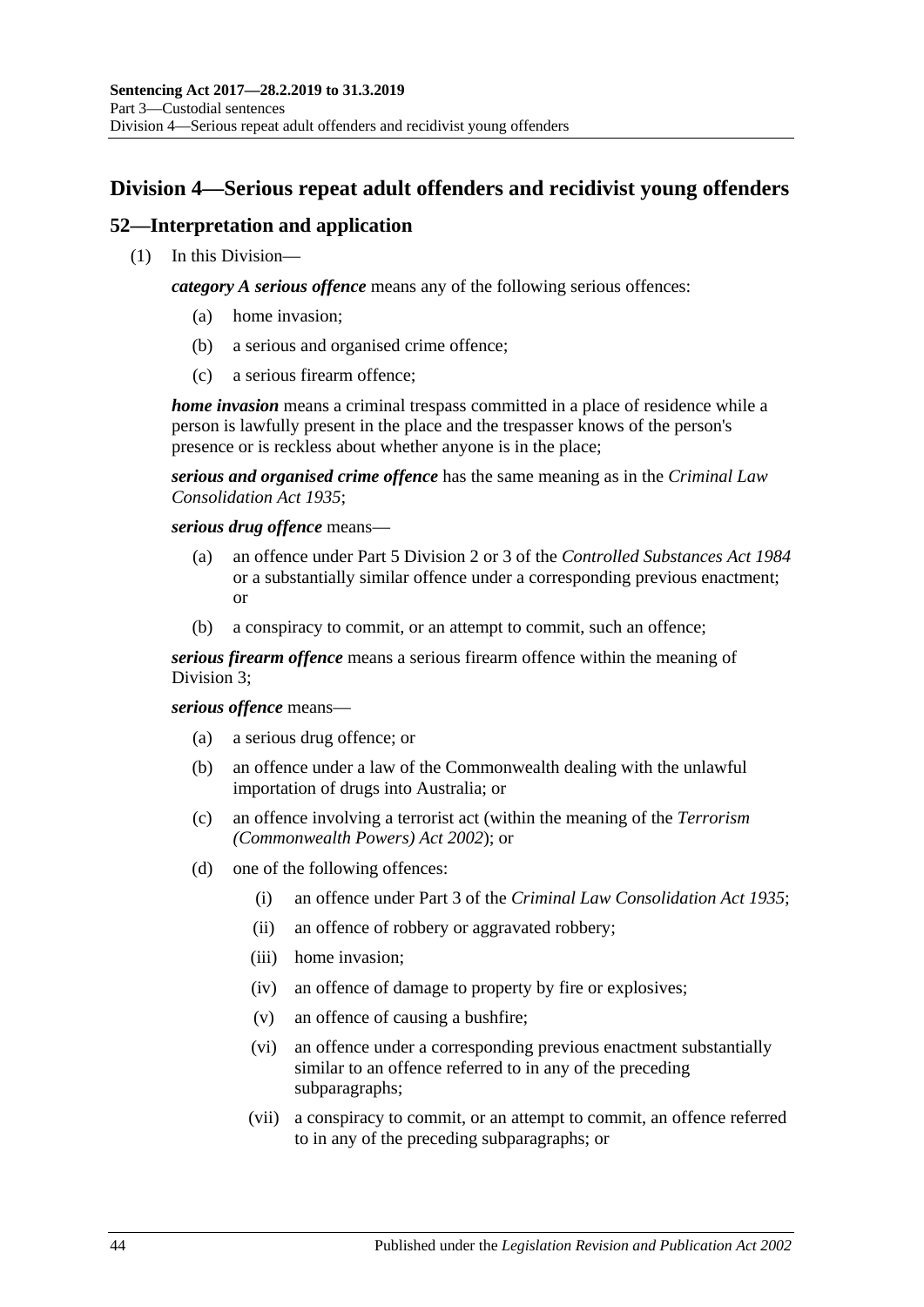## Division 4—Serious repeat adult offenders and recidivist young offenders

### 52—Interpretation and application

(1) In this Division—

***category A serious offence*** means any of the following serious offences:

- (a) home invasion;
- (b) a serious and organised crime offence;
- (c) a serious firearm offence;

***home invasion*** means a criminal trespass committed in a place of residence while a person is lawfully present in the place and the trespasser knows of the person's presence or is reckless about whether anyone is in the place;

***serious and organised crime offence*** has the same meaning as in the *Criminal Law Consolidation Act 1935*;

***serious drug offence*** means—

- (a) an offence under Part 5 Division 2 or 3 of the *Controlled Substances Act 1984* or a substantially similar offence under a corresponding previous enactment; or
- (b) a conspiracy to commit, or an attempt to commit, such an offence;

***serious firearm offence*** means a serious firearm offence within the meaning of Division 3;

***serious offence*** means—

- (a) a serious drug offence; or
- (b) an offence under a law of the Commonwealth dealing with the unlawful importation of drugs into Australia; or
- (c) an offence involving a terrorist act (within the meaning of the *Terrorism (Commonwealth Powers) Act 2002*); or
- (d) one of the following offences:
  - (i) an offence under Part 3 of the *Criminal Law Consolidation Act 1935*;
  - (ii) an offence of robbery or aggravated robbery;
  - (iii) home invasion;
  - (iv) an offence of damage to property by fire or explosives;
  - (v) an offence of causing a bushfire;
  - (vi) an offence under a corresponding previous enactment substantially similar to an offence referred to in any of the preceding subparagraphs;
  - (vii) a conspiracy to commit, or an attempt to commit, an offence referred to in any of the preceding subparagraphs; or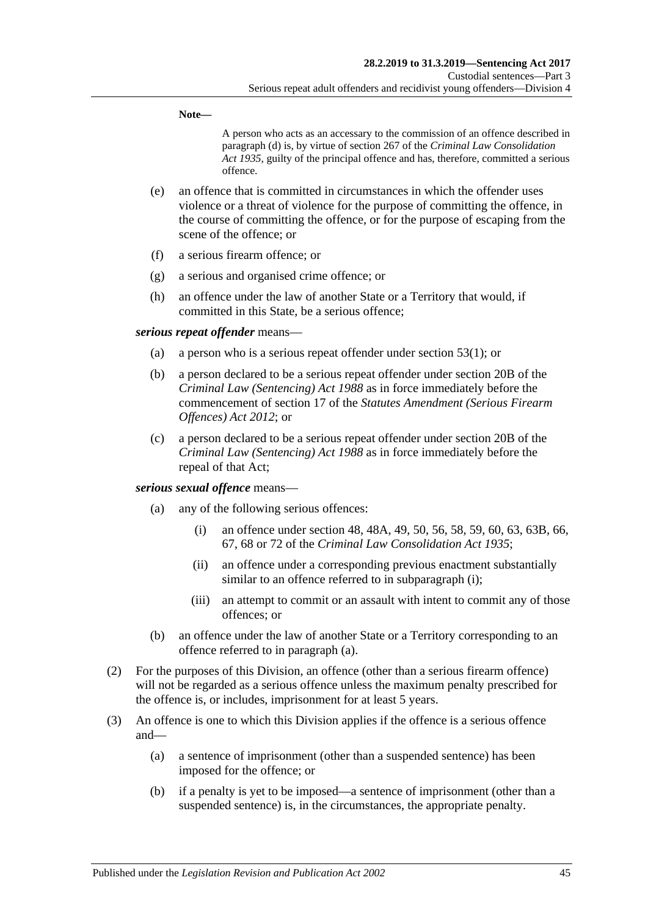**Note—**

A person who acts as an accessary to the commission of an offence described in paragraph (d) is, by virtue of section 267 of the *Criminal Law Consolidation Act 1935*, guilty of the principal offence and has, therefore, committed a serious offence.

(e) an offence that is committed in circumstances in which the offender uses violence or a threat of violence for the purpose of committing the offence, in the course of committing the offence, or for the purpose of escaping from the scene of the offence; or

(f) a serious firearm offence; or

(g) a serious and organised crime offence; or

(h) an offence under the law of another State or a Territory that would, if committed in this State, be a serious offence;

***serious repeat offender*** means—

(a) a person who is a serious repeat offender under section 53(1); or

(b) a person declared to be a serious repeat offender under section 20B of the *Criminal Law (Sentencing) Act 1988* as in force immediately before the commencement of section 17 of the *Statutes Amendment (Serious Firearm Offences) Act 2012*; or

(c) a person declared to be a serious repeat offender under section 20B of the *Criminal Law (Sentencing) Act 1988* as in force immediately before the repeal of that Act;

***serious sexual offence*** means—

(a) any of the following serious offences:

(i) an offence under section 48, 48A, 49, 50, 56, 58, 59, 60, 63, 63B, 66, 67, 68 or 72 of the *Criminal Law Consolidation Act 1935*;

(ii) an offence under a corresponding previous enactment substantially similar to an offence referred to in subparagraph (i);

(iii) an attempt to commit or an assault with intent to commit any of those offences; or

(b) an offence under the law of another State or a Territory corresponding to an offence referred to in paragraph (a).

(2) For the purposes of this Division, an offence (other than a serious firearm offence) will not be regarded as a serious offence unless the maximum penalty prescribed for the offence is, or includes, imprisonment for at least 5 years.

(3) An offence is one to which this Division applies if the offence is a serious offence and—

(a) a sentence of imprisonment (other than a suspended sentence) has been imposed for the offence; or

(b) if a penalty is yet to be imposed—a sentence of imprisonment (other than a suspended sentence) is, in the circumstances, the appropriate penalty.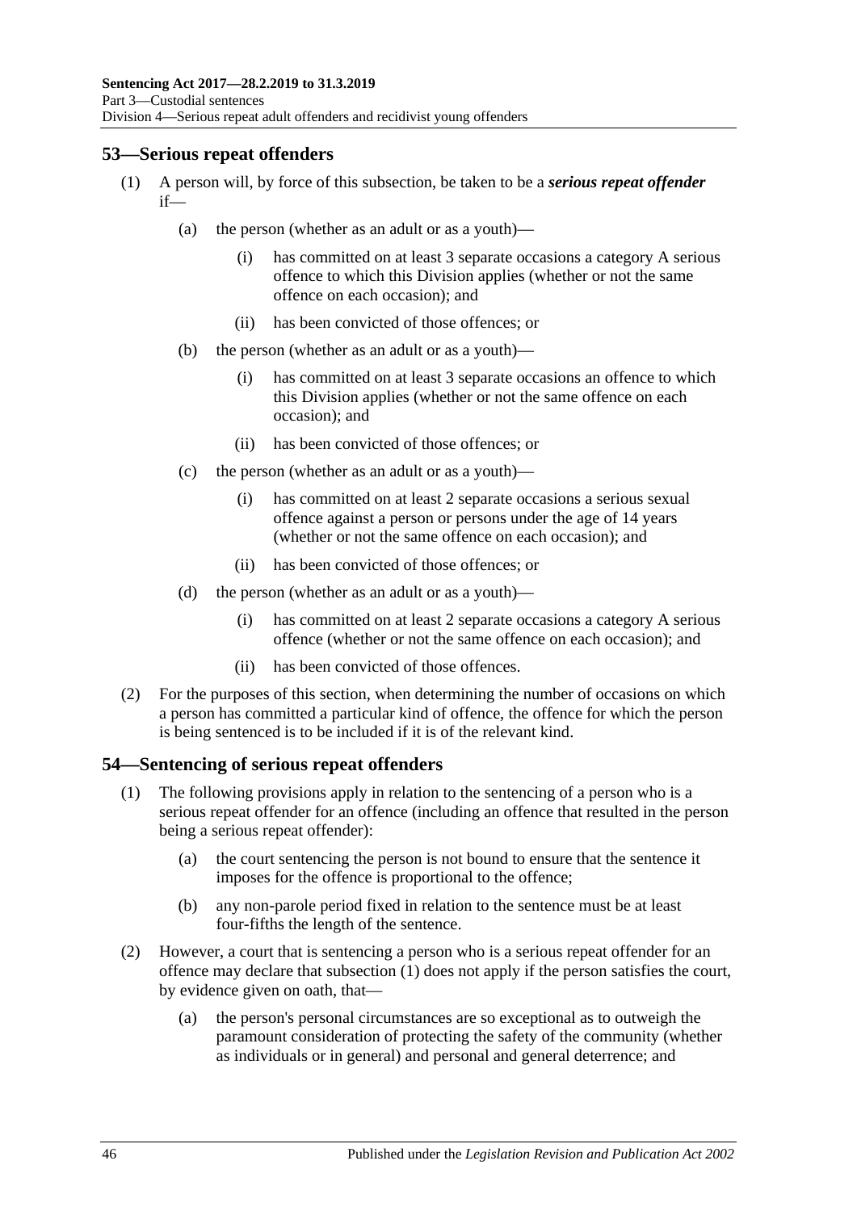## 53—Serious repeat offenders

(1) A person will, by force of this subsection, be taken to be a ***serious repeat offender*** if—

  (a) the person (whether as an adult or as a youth)—

    (i) has committed on at least 3 separate occasions a category A serious offence to which this Division applies (whether or not the same offence on each occasion); and

    (ii) has been convicted of those offences; or

  (b) the person (whether as an adult or as a youth)—

    (i) has committed on at least 3 separate occasions an offence to which this Division applies (whether or not the same offence on each occasion); and

    (ii) has been convicted of those offences; or

  (c) the person (whether as an adult or as a youth)—

    (i) has committed on at least 2 separate occasions a serious sexual offence against a person or persons under the age of 14 years (whether or not the same offence on each occasion); and

    (ii) has been convicted of those offences; or

  (d) the person (whether as an adult or as a youth)—

    (i) has committed on at least 2 separate occasions a category A serious offence (whether or not the same offence on each occasion); and

    (ii) has been convicted of those offences.

(2) For the purposes of this section, when determining the number of occasions on which a person has committed a particular kind of offence, the offence for which the person is being sentenced is to be included if it is of the relevant kind.

## 54—Sentencing of serious repeat offenders

(1) The following provisions apply in relation to the sentencing of a person who is a serious repeat offender for an offence (including an offence that resulted in the person being a serious repeat offender):

  (a) the court sentencing the person is not bound to ensure that the sentence it imposes for the offence is proportional to the offence;

  (b) any non-parole period fixed in relation to the sentence must be at least four-fifths the length of the sentence.

(2) However, a court that is sentencing a person who is a serious repeat offender for an offence may declare that subsection (1) does not apply if the person satisfies the court, by evidence given on oath, that—

  (a) the person's personal circumstances are so exceptional as to outweigh the paramount consideration of protecting the safety of the community (whether as individuals or in general) and personal and general deterrence; and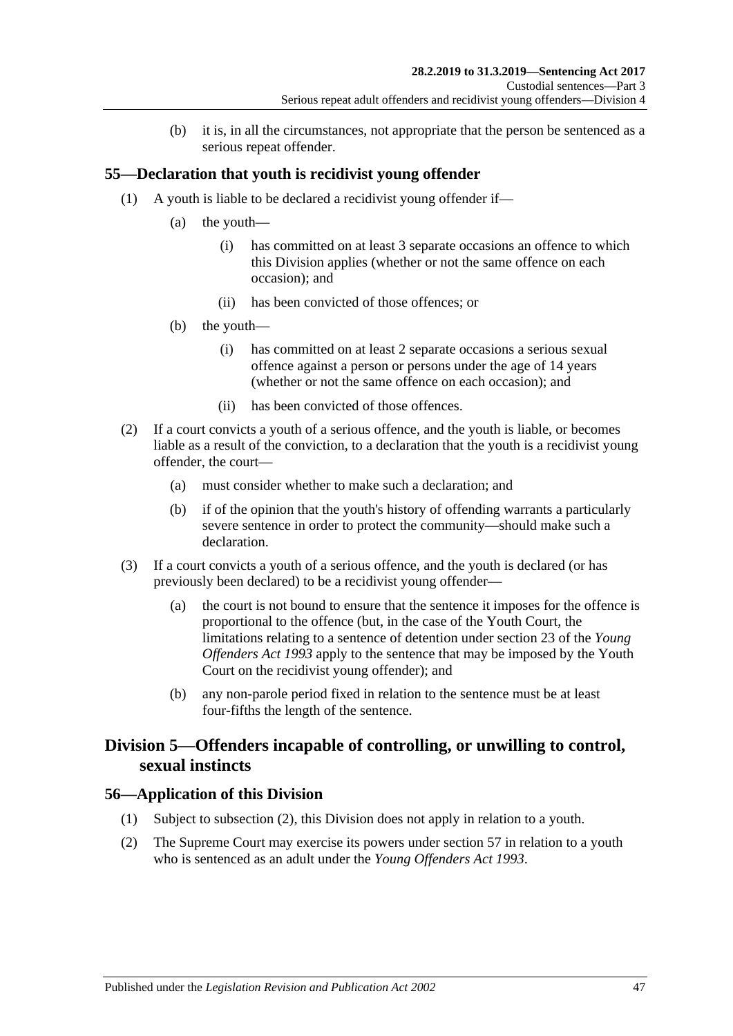(b) it is, in all the circumstances, not appropriate that the person be sentenced as a serious repeat offender.

## 55—Declaration that youth is recidivist young offender

(1) A youth is liable to be declared a recidivist young offender if—

(a) the youth—

(i) has committed on at least 3 separate occasions an offence to which this Division applies (whether or not the same offence on each occasion); and

(ii) has been convicted of those offences; or

(b) the youth—

(i) has committed on at least 2 separate occasions a serious sexual offence against a person or persons under the age of 14 years (whether or not the same offence on each occasion); and

(ii) has been convicted of those offences.

(2) If a court convicts a youth of a serious offence, and the youth is liable, or becomes liable as a result of the conviction, to a declaration that the youth is a recidivist young offender, the court—

(a) must consider whether to make such a declaration; and

(b) if of the opinion that the youth's history of offending warrants a particularly severe sentence in order to protect the community—should make such a declaration.

(3) If a court convicts a youth of a serious offence, and the youth is declared (or has previously been declared) to be a recidivist young offender—

(a) the court is not bound to ensure that the sentence it imposes for the offence is proportional to the offence (but, in the case of the Youth Court, the limitations relating to a sentence of detention under section 23 of the *Young Offenders Act 1993* apply to the sentence that may be imposed by the Youth Court on the recidivist young offender); and

(b) any non-parole period fixed in relation to the sentence must be at least four-fifths the length of the sentence.

# Division 5—Offenders incapable of controlling, or unwilling to control, sexual instincts

## 56—Application of this Division

(1) Subject to subsection (2), this Division does not apply in relation to a youth.

(2) The Supreme Court may exercise its powers under section 57 in relation to a youth who is sentenced as an adult under the *Young Offenders Act 1993*.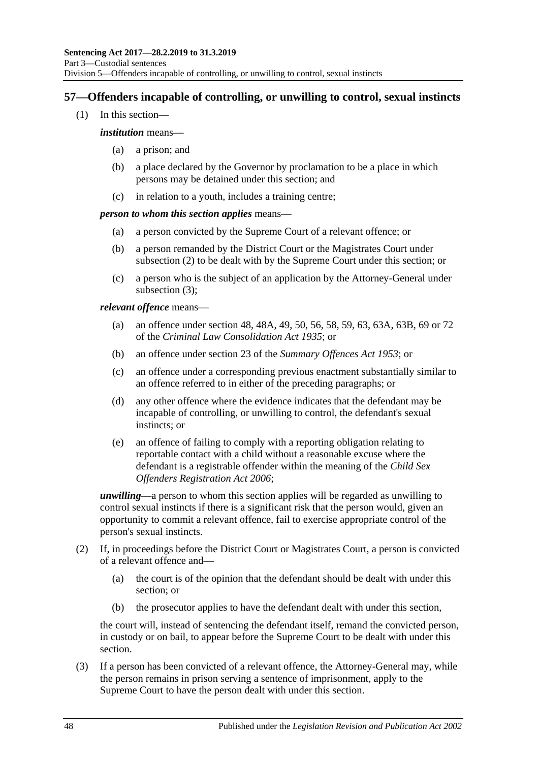## 57—Offenders incapable of controlling, or unwilling to control, sexual instincts

(1) In this section—

***institution*** means—

- (a) a prison; and
- (b) a place declared by the Governor by proclamation to be a place in which persons may be detained under this section; and
- (c) in relation to a youth, includes a training centre;

***person to whom this section applies*** means—

- (a) a person convicted by the Supreme Court of a relevant offence; or
- (b) a person remanded by the District Court or the Magistrates Court under subsection (2) to be dealt with by the Supreme Court under this section; or
- (c) a person who is the subject of an application by the Attorney-General under subsection (3);

***relevant offence*** means—

- (a) an offence under section 48, 48A, 49, 50, 56, 58, 59, 63, 63A, 63B, 69 or 72 of the *Criminal Law Consolidation Act 1935*; or
- (b) an offence under section 23 of the *Summary Offences Act 1953*; or
- (c) an offence under a corresponding previous enactment substantially similar to an offence referred to in either of the preceding paragraphs; or
- (d) any other offence where the evidence indicates that the defendant may be incapable of controlling, or unwilling to control, the defendant's sexual instincts; or
- (e) an offence of failing to comply with a reporting obligation relating to reportable contact with a child without a reasonable excuse where the defendant is a registrable offender within the meaning of the *Child Sex Offenders Registration Act 2006*;

***unwilling***—a person to whom this section applies will be regarded as unwilling to control sexual instincts if there is a significant risk that the person would, given an opportunity to commit a relevant offence, fail to exercise appropriate control of the person's sexual instincts.

(2) If, in proceedings before the District Court or Magistrates Court, a person is convicted of a relevant offence and—

- (a) the court is of the opinion that the defendant should be dealt with under this section; or
- (b) the prosecutor applies to have the defendant dealt with under this section,

the court will, instead of sentencing the defendant itself, remand the convicted person, in custody or on bail, to appear before the Supreme Court to be dealt with under this section.

(3) If a person has been convicted of a relevant offence, the Attorney-General may, while the person remains in prison serving a sentence of imprisonment, apply to the Supreme Court to have the person dealt with under this section.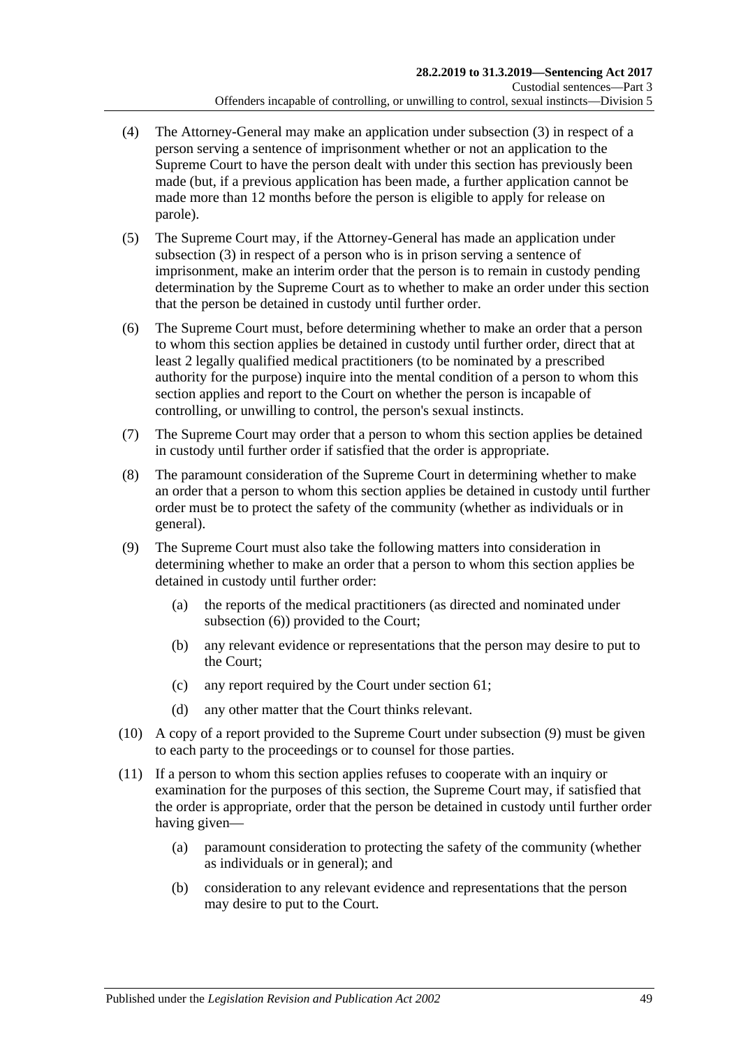(4) The Attorney-General may make an application under subsection (3) in respect of a person serving a sentence of imprisonment whether or not an application to the Supreme Court to have the person dealt with under this section has previously been made (but, if a previous application has been made, a further application cannot be made more than 12 months before the person is eligible to apply for release on parole).

(5) The Supreme Court may, if the Attorney-General has made an application under subsection (3) in respect of a person who is in prison serving a sentence of imprisonment, make an interim order that the person is to remain in custody pending determination by the Supreme Court as to whether to make an order under this section that the person be detained in custody until further order.

(6) The Supreme Court must, before determining whether to make an order that a person to whom this section applies be detained in custody until further order, direct that at least 2 legally qualified medical practitioners (to be nominated by a prescribed authority for the purpose) inquire into the mental condition of a person to whom this section applies and report to the Court on whether the person is incapable of controlling, or unwilling to control, the person's sexual instincts.

(7) The Supreme Court may order that a person to whom this section applies be detained in custody until further order if satisfied that the order is appropriate.

(8) The paramount consideration of the Supreme Court in determining whether to make an order that a person to whom this section applies be detained in custody until further order must be to protect the safety of the community (whether as individuals or in general).

(9) The Supreme Court must also take the following matters into consideration in determining whether to make an order that a person to whom this section applies be detained in custody until further order:

- (a) the reports of the medical practitioners (as directed and nominated under subsection (6)) provided to the Court;
- (b) any relevant evidence or representations that the person may desire to put to the Court;
- (c) any report required by the Court under section 61;
- (d) any other matter that the Court thinks relevant.

(10) A copy of a report provided to the Supreme Court under subsection (9) must be given to each party to the proceedings or to counsel for those parties.

(11) If a person to whom this section applies refuses to cooperate with an inquiry or examination for the purposes of this section, the Supreme Court may, if satisfied that the order is appropriate, order that the person be detained in custody until further order having given—

- (a) paramount consideration to protecting the safety of the community (whether as individuals or in general); and
- (b) consideration to any relevant evidence and representations that the person may desire to put to the Court.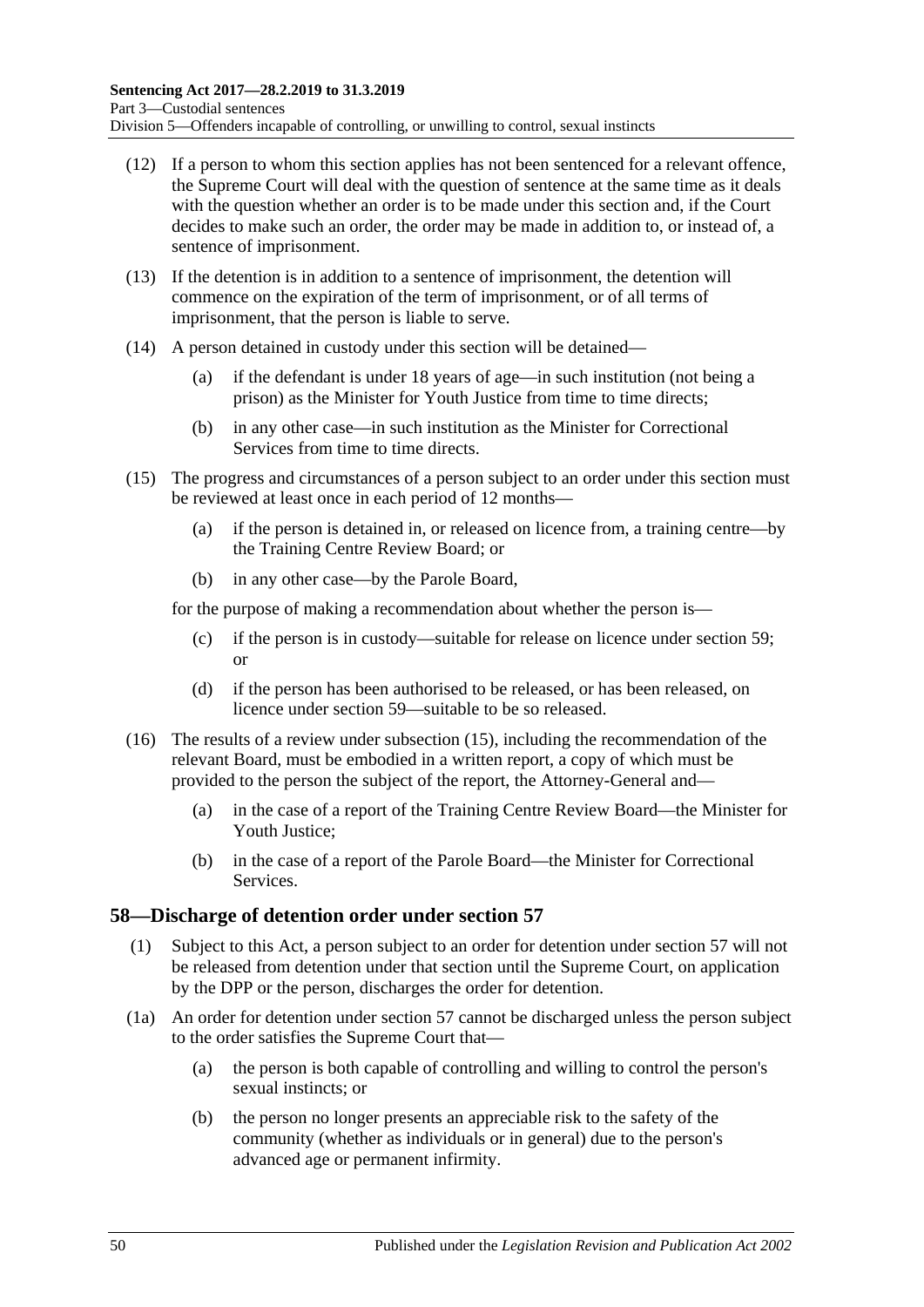(12) If a person to whom this section applies has not been sentenced for a relevant offence, the Supreme Court will deal with the question of sentence at the same time as it deals with the question whether an order is to be made under this section and, if the Court decides to make such an order, the order may be made in addition to, or instead of, a sentence of imprisonment.

(13) If the detention is in addition to a sentence of imprisonment, the detention will commence on the expiration of the term of imprisonment, or of all terms of imprisonment, that the person is liable to serve.

(14) A person detained in custody under this section will be detained—

- (a) if the defendant is under 18 years of age—in such institution (not being a prison) as the Minister for Youth Justice from time to time directs;
- (b) in any other case—in such institution as the Minister for Correctional Services from time to time directs.

(15) The progress and circumstances of a person subject to an order under this section must be reviewed at least once in each period of 12 months—

- (a) if the person is detained in, or released on licence from, a training centre—by the Training Centre Review Board; or
- (b) in any other case—by the Parole Board,

for the purpose of making a recommendation about whether the person is—

- (c) if the person is in custody—suitable for release on licence under section 59; or
- (d) if the person has been authorised to be released, or has been released, on licence under section 59—suitable to be so released.

(16) The results of a review under subsection (15), including the recommendation of the relevant Board, must be embodied in a written report, a copy of which must be provided to the person the subject of the report, the Attorney-General and—

- (a) in the case of a report of the Training Centre Review Board—the Minister for Youth Justice;
- (b) in the case of a report of the Parole Board—the Minister for Correctional Services.

## 58—Discharge of detention order under section 57

(1) Subject to this Act, a person subject to an order for detention under section 57 will not be released from detention under that section until the Supreme Court, on application by the DPP or the person, discharges the order for detention.

(1a) An order for detention under section 57 cannot be discharged unless the person subject to the order satisfies the Supreme Court that—

- (a) the person is both capable of controlling and willing to control the person's sexual instincts; or
- (b) the person no longer presents an appreciable risk to the safety of the community (whether as individuals or in general) due to the person's advanced age or permanent infirmity.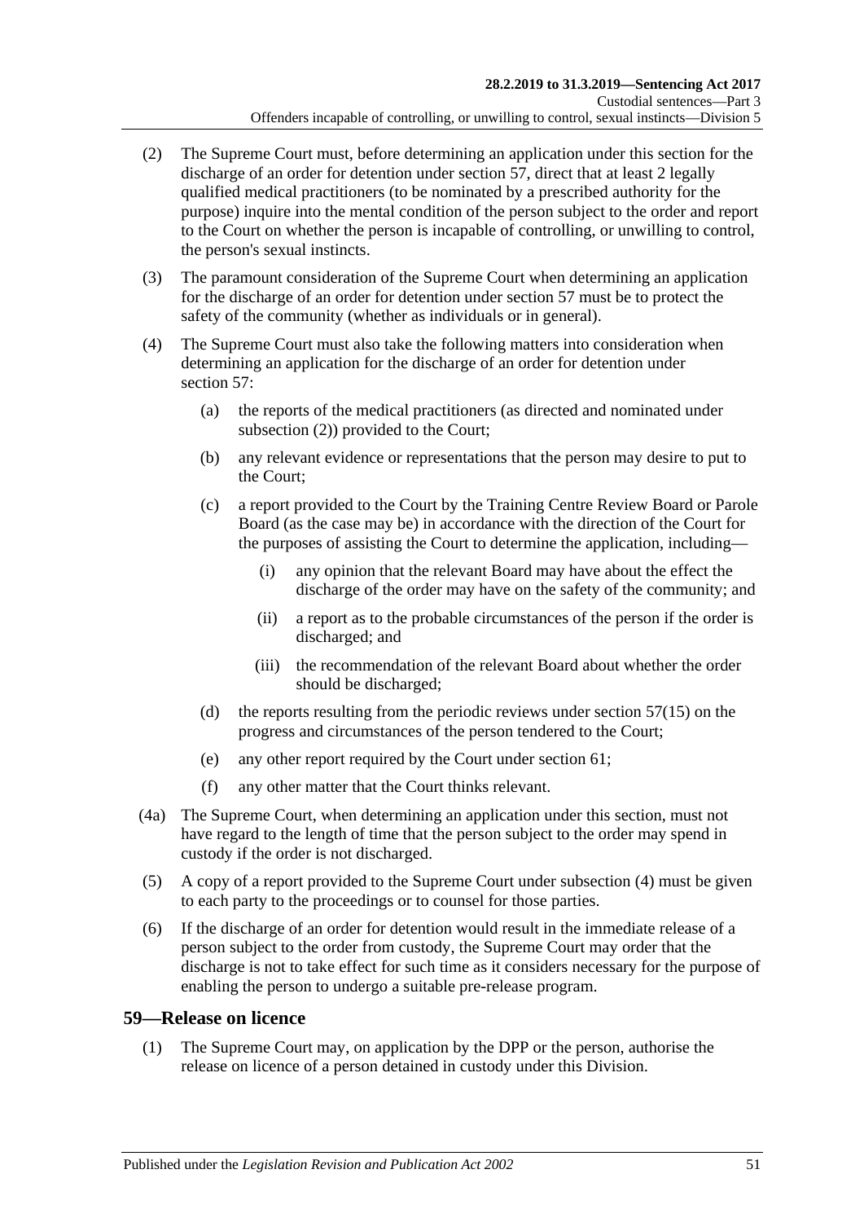(2) The Supreme Court must, before determining an application under this section for the discharge of an order for detention under section 57, direct that at least 2 legally qualified medical practitioners (to be nominated by a prescribed authority for the purpose) inquire into the mental condition of the person subject to the order and report to the Court on whether the person is incapable of controlling, or unwilling to control, the person's sexual instincts.

(3) The paramount consideration of the Supreme Court when determining an application for the discharge of an order for detention under section 57 must be to protect the safety of the community (whether as individuals or in general).

(4) The Supreme Court must also take the following matters into consideration when determining an application for the discharge of an order for detention under section 57:

- (a) the reports of the medical practitioners (as directed and nominated under subsection (2)) provided to the Court;
- (b) any relevant evidence or representations that the person may desire to put to the Court;
- (c) a report provided to the Court by the Training Centre Review Board or Parole Board (as the case may be) in accordance with the direction of the Court for the purposes of assisting the Court to determine the application, including—
  - (i) any opinion that the relevant Board may have about the effect the discharge of the order may have on the safety of the community; and
  - (ii) a report as to the probable circumstances of the person if the order is discharged; and
  - (iii) the recommendation of the relevant Board about whether the order should be discharged;
- (d) the reports resulting from the periodic reviews under section 57(15) on the progress and circumstances of the person tendered to the Court;
- (e) any other report required by the Court under section 61;
- (f) any other matter that the Court thinks relevant.

(4a) The Supreme Court, when determining an application under this section, must not have regard to the length of time that the person subject to the order may spend in custody if the order is not discharged.

(5) A copy of a report provided to the Supreme Court under subsection (4) must be given to each party to the proceedings or to counsel for those parties.

(6) If the discharge of an order for detention would result in the immediate release of a person subject to the order from custody, the Supreme Court may order that the discharge is not to take effect for such time as it considers necessary for the purpose of enabling the person to undergo a suitable pre-release program.

## 59—Release on licence

(1) The Supreme Court may, on application by the DPP or the person, authorise the release on licence of a person detained in custody under this Division.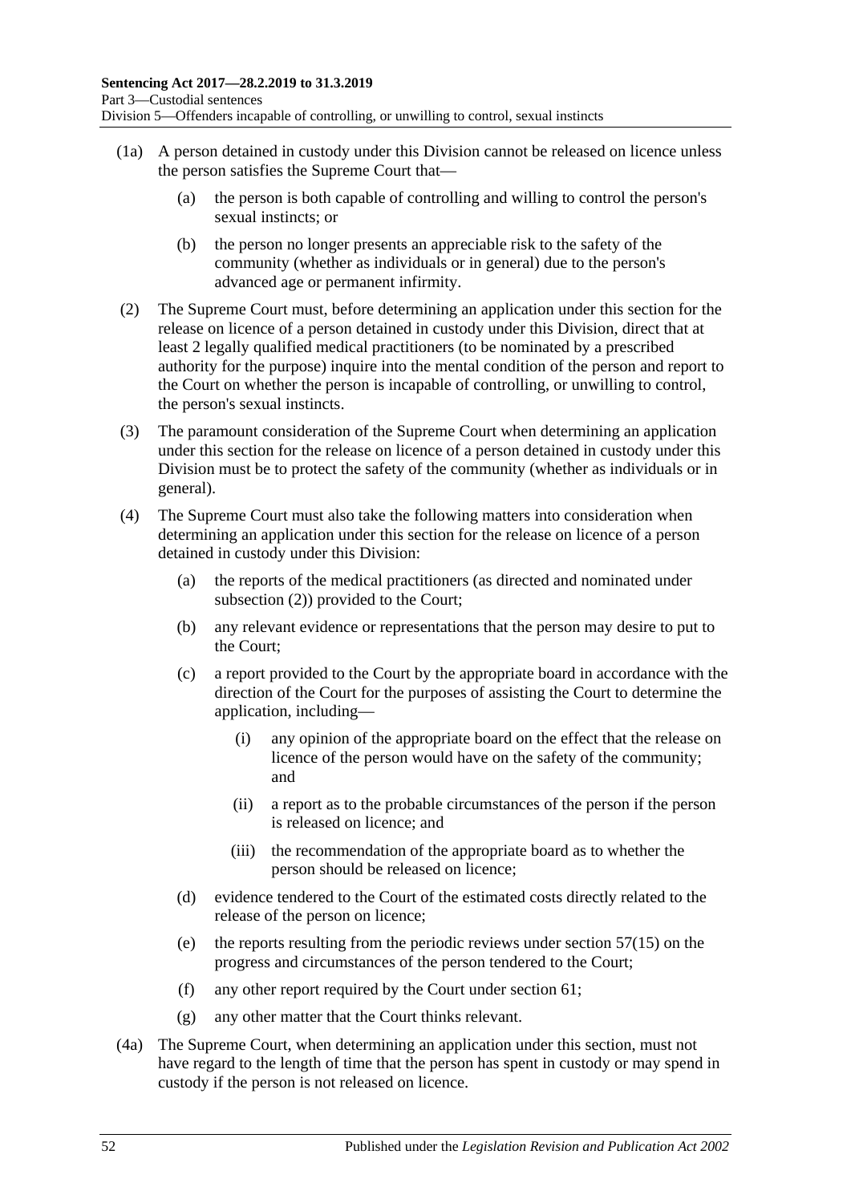(1a) A person detained in custody under this Division cannot be released on licence unless the person satisfies the Supreme Court that—

   (a) the person is both capable of controlling and willing to control the person's sexual instincts; or

   (b) the person no longer presents an appreciable risk to the safety of the community (whether as individuals or in general) due to the person's advanced age or permanent infirmity.

(2) The Supreme Court must, before determining an application under this section for the release on licence of a person detained in custody under this Division, direct that at least 2 legally qualified medical practitioners (to be nominated by a prescribed authority for the purpose) inquire into the mental condition of the person and report to the Court on whether the person is incapable of controlling, or unwilling to control, the person's sexual instincts.

(3) The paramount consideration of the Supreme Court when determining an application under this section for the release on licence of a person detained in custody under this Division must be to protect the safety of the community (whether as individuals or in general).

(4) The Supreme Court must also take the following matters into consideration when determining an application under this section for the release on licence of a person detained in custody under this Division:

   (a) the reports of the medical practitioners (as directed and nominated under subsection (2)) provided to the Court;

   (b) any relevant evidence or representations that the person may desire to put to the Court;

   (c) a report provided to the Court by the appropriate board in accordance with the direction of the Court for the purposes of assisting the Court to determine the application, including—

      (i) any opinion of the appropriate board on the effect that the release on licence of the person would have on the safety of the community; and

      (ii) a report as to the probable circumstances of the person if the person is released on licence; and

      (iii) the recommendation of the appropriate board as to whether the person should be released on licence;

   (d) evidence tendered to the Court of the estimated costs directly related to the release of the person on licence;

   (e) the reports resulting from the periodic reviews under section 57(15) on the progress and circumstances of the person tendered to the Court;

   (f) any other report required by the Court under section 61;

   (g) any other matter that the Court thinks relevant.

(4a) The Supreme Court, when determining an application under this section, must not have regard to the length of time that the person has spent in custody or may spend in custody if the person is not released on licence.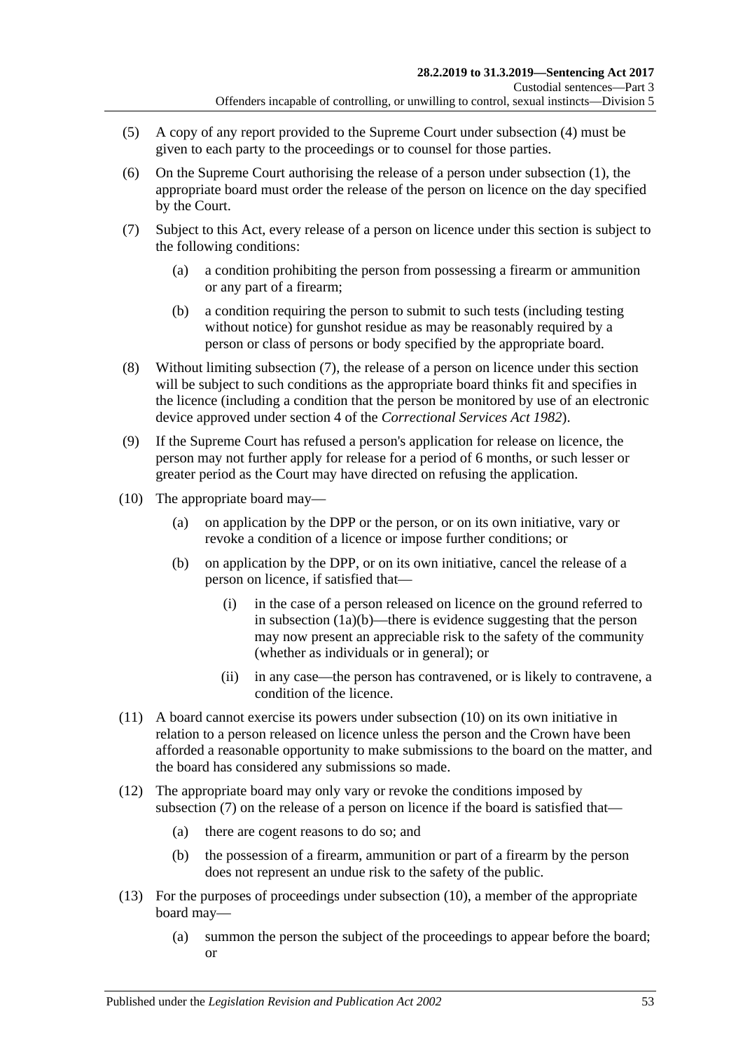(5) A copy of any report provided to the Supreme Court under subsection (4) must be given to each party to the proceedings or to counsel for those parties.

(6) On the Supreme Court authorising the release of a person under subsection (1), the appropriate board must order the release of the person on licence on the day specified by the Court.

(7) Subject to this Act, every release of a person on licence under this section is subject to the following conditions:

- (a) a condition prohibiting the person from possessing a firearm or ammunition or any part of a firearm;
- (b) a condition requiring the person to submit to such tests (including testing without notice) for gunshot residue as may be reasonably required by a person or class of persons or body specified by the appropriate board.

(8) Without limiting subsection (7), the release of a person on licence under this section will be subject to such conditions as the appropriate board thinks fit and specifies in the licence (including a condition that the person be monitored by use of an electronic device approved under section 4 of the *Correctional Services Act 1982*).

(9) If the Supreme Court has refused a person's application for release on licence, the person may not further apply for release for a period of 6 months, or such lesser or greater period as the Court may have directed on refusing the application.

(10) The appropriate board may—

- (a) on application by the DPP or the person, or on its own initiative, vary or revoke a condition of a licence or impose further conditions; or
- (b) on application by the DPP, or on its own initiative, cancel the release of a person on licence, if satisfied that—
  - (i) in the case of a person released on licence on the ground referred to in subsection (1a)(b)—there is evidence suggesting that the person may now present an appreciable risk to the safety of the community (whether as individuals or in general); or
  - (ii) in any case—the person has contravened, or is likely to contravene, a condition of the licence.

(11) A board cannot exercise its powers under subsection (10) on its own initiative in relation to a person released on licence unless the person and the Crown have been afforded a reasonable opportunity to make submissions to the board on the matter, and the board has considered any submissions so made.

(12) The appropriate board may only vary or revoke the conditions imposed by subsection (7) on the release of a person on licence if the board is satisfied that—

- (a) there are cogent reasons to do so; and
- (b) the possession of a firearm, ammunition or part of a firearm by the person does not represent an undue risk to the safety of the public.

(13) For the purposes of proceedings under subsection (10), a member of the appropriate board may—

- (a) summon the person the subject of the proceedings to appear before the board; or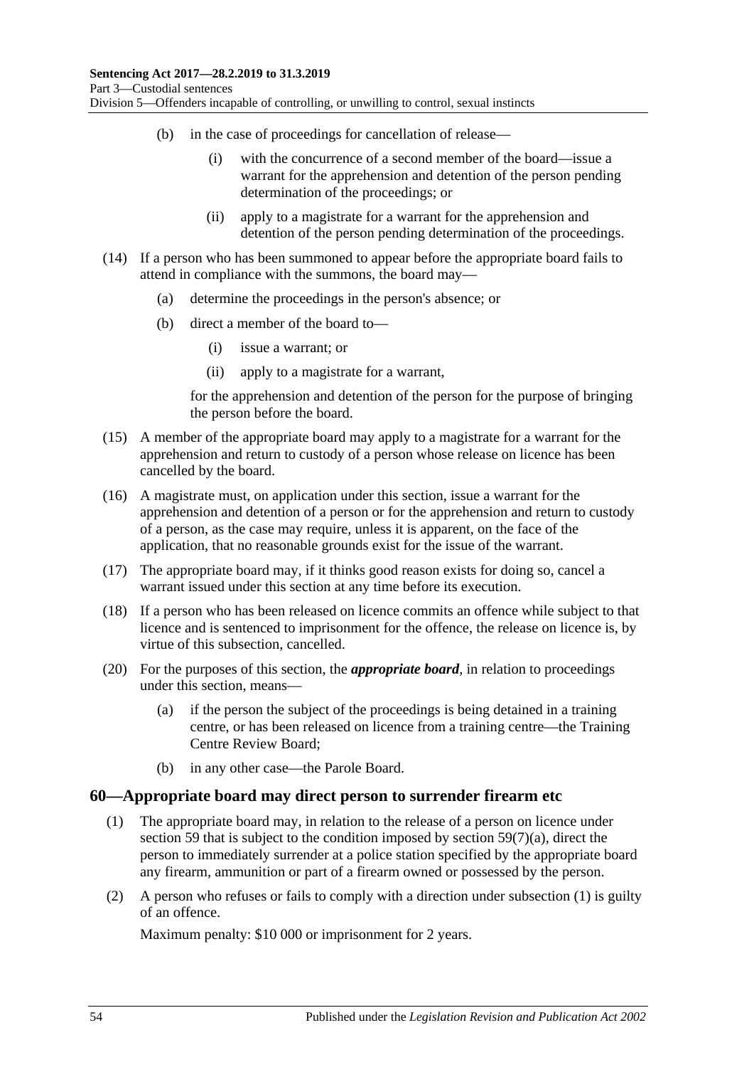(b) in the case of proceedings for cancellation of release—

(i) with the concurrence of a second member of the board—issue a warrant for the apprehension and detention of the person pending determination of the proceedings; or

(ii) apply to a magistrate for a warrant for the apprehension and detention of the person pending determination of the proceedings.

(14) If a person who has been summoned to appear before the appropriate board fails to attend in compliance with the summons, the board may—

(a) determine the proceedings in the person's absence; or

(b) direct a member of the board to—

(i) issue a warrant; or

(ii) apply to a magistrate for a warrant,

for the apprehension and detention of the person for the purpose of bringing the person before the board.

(15) A member of the appropriate board may apply to a magistrate for a warrant for the apprehension and return to custody of a person whose release on licence has been cancelled by the board.

(16) A magistrate must, on application under this section, issue a warrant for the apprehension and detention of a person or for the apprehension and return to custody of a person, as the case may require, unless it is apparent, on the face of the application, that no reasonable grounds exist for the issue of the warrant.

(17) The appropriate board may, if it thinks good reason exists for doing so, cancel a warrant issued under this section at any time before its execution.

(18) If a person who has been released on licence commits an offence while subject to that licence and is sentenced to imprisonment for the offence, the release on licence is, by virtue of this subsection, cancelled.

(20) For the purposes of this section, the ***appropriate board***, in relation to proceedings under this section, means—

(a) if the person the subject of the proceedings is being detained in a training centre, or has been released on licence from a training centre—the Training Centre Review Board;

(b) in any other case—the Parole Board.

## 60—Appropriate board may direct person to surrender firearm etc

(1) The appropriate board may, in relation to the release of a person on licence under section 59 that is subject to the condition imposed by section 59(7)(a), direct the person to immediately surrender at a police station specified by the appropriate board any firearm, ammunition or part of a firearm owned or possessed by the person.

(2) A person who refuses or fails to comply with a direction under subsection (1) is guilty of an offence.

Maximum penalty: $10 000 or imprisonment for 2 years.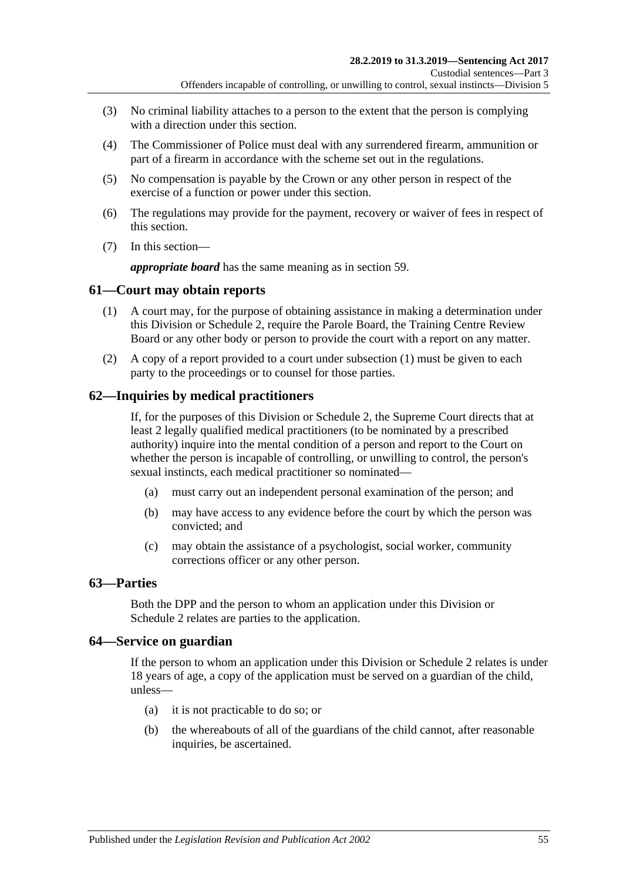(3) No criminal liability attaches to a person to the extent that the person is complying with a direction under this section.

(4) The Commissioner of Police must deal with any surrendered firearm, ammunition or part of a firearm in accordance with the scheme set out in the regulations.

(5) No compensation is payable by the Crown or any other person in respect of the exercise of a function or power under this section.

(6) The regulations may provide for the payment, recovery or waiver of fees in respect of this section.

(7) In this section—

***appropriate board*** has the same meaning as in section 59.

## 61—Court may obtain reports

(1) A court may, for the purpose of obtaining assistance in making a determination under this Division or Schedule 2, require the Parole Board, the Training Centre Review Board or any other body or person to provide the court with a report on any matter.

(2) A copy of a report provided to a court under subsection (1) must be given to each party to the proceedings or to counsel for those parties.

## 62—Inquiries by medical practitioners

If, for the purposes of this Division or Schedule 2, the Supreme Court directs that at least 2 legally qualified medical practitioners (to be nominated by a prescribed authority) inquire into the mental condition of a person and report to the Court on whether the person is incapable of controlling, or unwilling to control, the person's sexual instincts, each medical practitioner so nominated—

(a) must carry out an independent personal examination of the person; and

(b) may have access to any evidence before the court by which the person was convicted; and

(c) may obtain the assistance of a psychologist, social worker, community corrections officer or any other person.

## 63—Parties

Both the DPP and the person to whom an application under this Division or Schedule 2 relates are parties to the application.

## 64—Service on guardian

If the person to whom an application under this Division or Schedule 2 relates is under 18 years of age, a copy of the application must be served on a guardian of the child, unless—

(a) it is not practicable to do so; or

(b) the whereabouts of all of the guardians of the child cannot, after reasonable inquiries, be ascertained.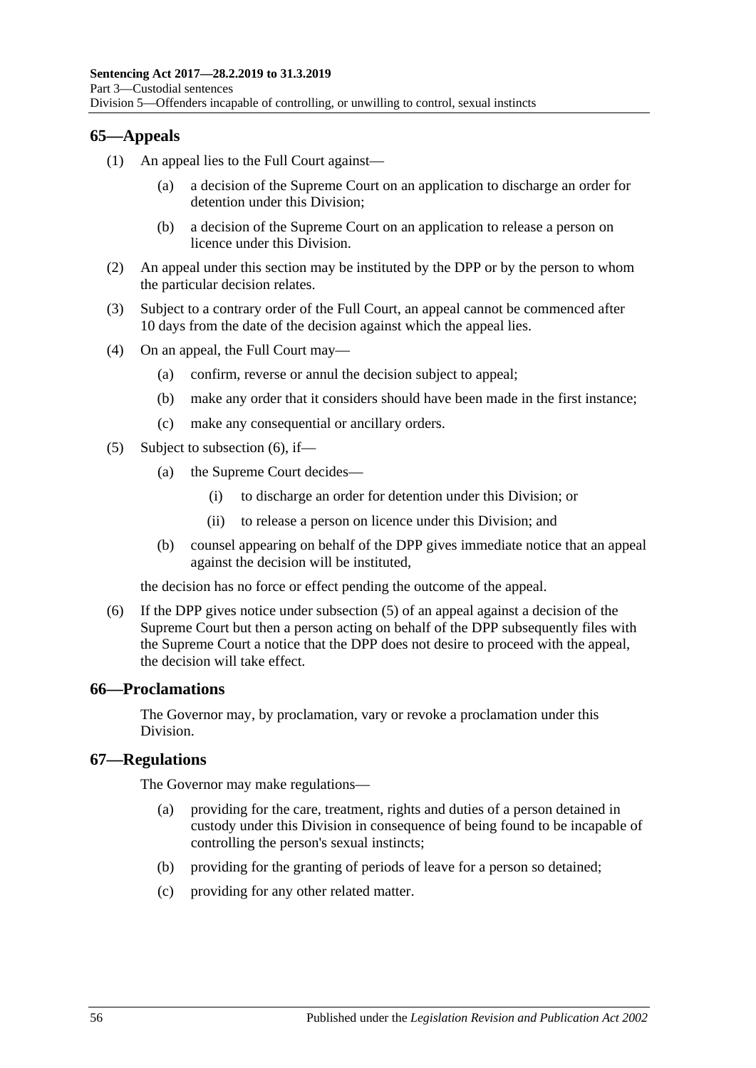## 65—Appeals

(1) An appeal lies to the Full Court against—

 (a) a decision of the Supreme Court on an application to discharge an order for detention under this Division;

 (b) a decision of the Supreme Court on an application to release a person on licence under this Division.

(2) An appeal under this section may be instituted by the DPP or by the person to whom the particular decision relates.

(3) Subject to a contrary order of the Full Court, an appeal cannot be commenced after 10 days from the date of the decision against which the appeal lies.

(4) On an appeal, the Full Court may—

 (a) confirm, reverse or annul the decision subject to appeal;

 (b) make any order that it considers should have been made in the first instance;

 (c) make any consequential or ancillary orders.

(5) Subject to subsection (6), if—

 (a) the Supreme Court decides—

  (i) to discharge an order for detention under this Division; or

  (ii) to release a person on licence under this Division; and

 (b) counsel appearing on behalf of the DPP gives immediate notice that an appeal against the decision will be instituted,

 the decision has no force or effect pending the outcome of the appeal.

(6) If the DPP gives notice under subsection (5) of an appeal against a decision of the Supreme Court but then a person acting on behalf of the DPP subsequently files with the Supreme Court a notice that the DPP does not desire to proceed with the appeal, the decision will take effect.

## 66—Proclamations

The Governor may, by proclamation, vary or revoke a proclamation under this Division.

## 67—Regulations

The Governor may make regulations—

 (a) providing for the care, treatment, rights and duties of a person detained in custody under this Division in consequence of being found to be incapable of controlling the person's sexual instincts;

 (b) providing for the granting of periods of leave for a person so detained;

 (c) providing for any other related matter.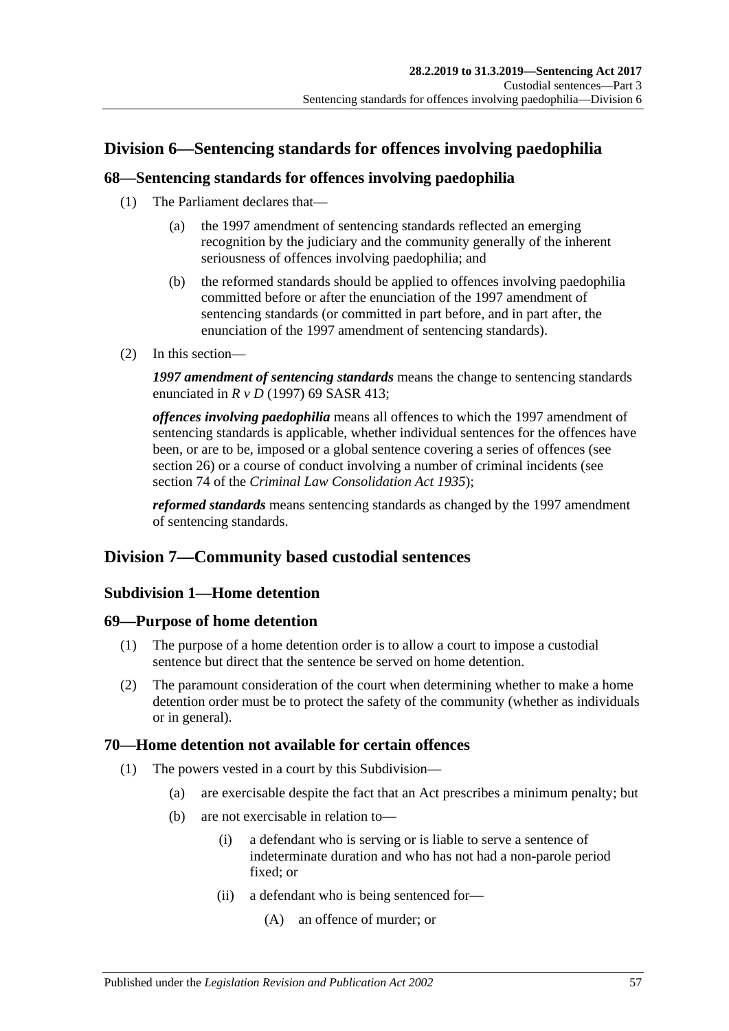## Division 6—Sentencing standards for offences involving paedophilia

### 68—Sentencing standards for offences involving paedophilia

(1) The Parliament declares that—

  (a) the 1997 amendment of sentencing standards reflected an emerging recognition by the judiciary and the community generally of the inherent seriousness of offences involving paedophilia; and

  (b) the reformed standards should be applied to offences involving paedophilia committed before or after the enunciation of the 1997 amendment of sentencing standards (or committed in part before, and in part after, the enunciation of the 1997 amendment of sentencing standards).

(2) In this section—

***1997 amendment of sentencing standards*** means the change to sentencing standards enunciated in *R v D* (1997) 69 SASR 413;

***offences involving paedophilia*** means all offences to which the 1997 amendment of sentencing standards is applicable, whether individual sentences for the offences have been, or are to be, imposed or a global sentence covering a series of offences (see section 26) or a course of conduct involving a number of criminal incidents (see section 74 of the *Criminal Law Consolidation Act 1935*);

***reformed standards*** means sentencing standards as changed by the 1997 amendment of sentencing standards.

## Division 7—Community based custodial sentences

### Subdivision 1—Home detention

### 69—Purpose of home detention

(1) The purpose of a home detention order is to allow a court to impose a custodial sentence but direct that the sentence be served on home detention.

(2) The paramount consideration of the court when determining whether to make a home detention order must be to protect the safety of the community (whether as individuals or in general).

### 70—Home detention not available for certain offences

(1) The powers vested in a court by this Subdivision—

  (a) are exercisable despite the fact that an Act prescribes a minimum penalty; but

  (b) are not exercisable in relation to—

    (i) a defendant who is serving or is liable to serve a sentence of indeterminate duration and who has not had a non-parole period fixed; or

    (ii) a defendant who is being sentenced for—

      (A) an offence of murder; or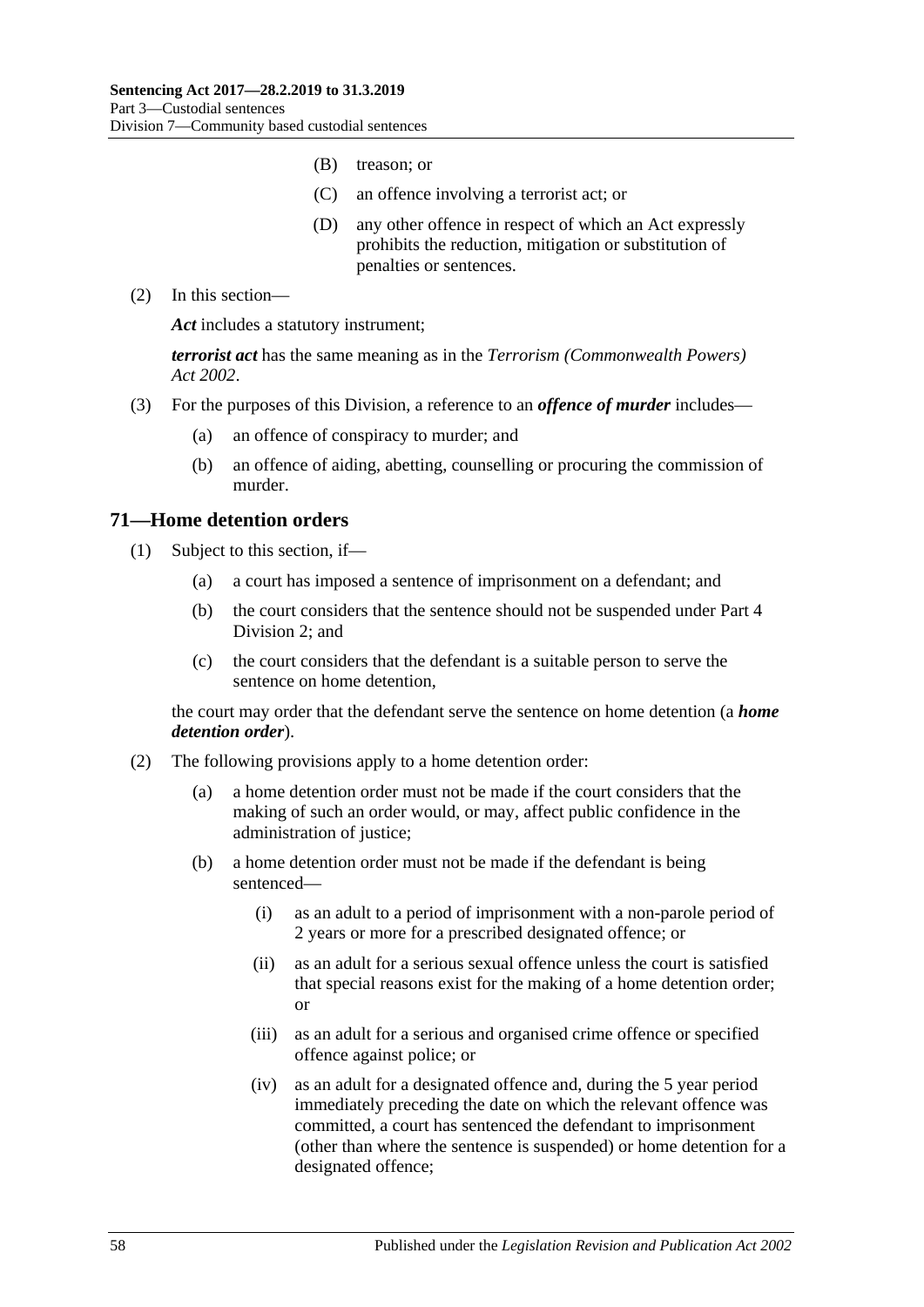(B) treason; or

(C) an offence involving a terrorist act; or

(D) any other offence in respect of which an Act expressly prohibits the reduction, mitigation or substitution of penalties or sentences.

(2) In this section—

***Act*** includes a statutory instrument;

***terrorist act*** has the same meaning as in the *Terrorism (Commonwealth Powers) Act 2002*.

(3) For the purposes of this Division, a reference to an ***offence of murder*** includes—

(a) an offence of conspiracy to murder; and

(b) an offence of aiding, abetting, counselling or procuring the commission of murder.

## 71—Home detention orders

(1) Subject to this section, if—

(a) a court has imposed a sentence of imprisonment on a defendant; and

(b) the court considers that the sentence should not be suspended under Part 4 Division 2; and

(c) the court considers that the defendant is a suitable person to serve the sentence on home detention,

the court may order that the defendant serve the sentence on home detention (a ***home detention order***).

(2) The following provisions apply to a home detention order:

(a) a home detention order must not be made if the court considers that the making of such an order would, or may, affect public confidence in the administration of justice;

(b) a home detention order must not be made if the defendant is being sentenced—

(i) as an adult to a period of imprisonment with a non-parole period of 2 years or more for a prescribed designated offence; or

(ii) as an adult for a serious sexual offence unless the court is satisfied that special reasons exist for the making of a home detention order; or

(iii) as an adult for a serious and organised crime offence or specified offence against police; or

(iv) as an adult for a designated offence and, during the 5 year period immediately preceding the date on which the relevant offence was committed, a court has sentenced the defendant to imprisonment (other than where the sentence is suspended) or home detention for a designated offence;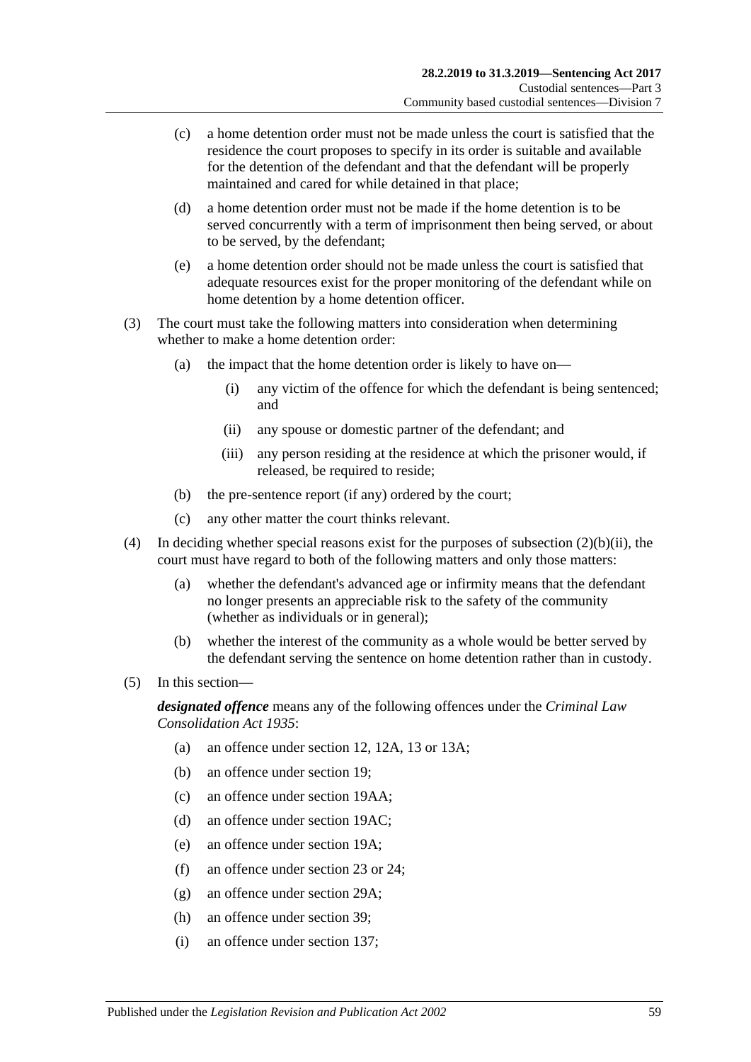(c) a home detention order must not be made unless the court is satisfied that the residence the court proposes to specify in its order is suitable and available for the detention of the defendant and that the defendant will be properly maintained and cared for while detained in that place;

(d) a home detention order must not be made if the home detention is to be served concurrently with a term of imprisonment then being served, or about to be served, by the defendant;

(e) a home detention order should not be made unless the court is satisfied that adequate resources exist for the proper monitoring of the defendant while on home detention by a home detention officer.

(3) The court must take the following matters into consideration when determining whether to make a home detention order:

(a) the impact that the home detention order is likely to have on—

(i) any victim of the offence for which the defendant is being sentenced; and

(ii) any spouse or domestic partner of the defendant; and

(iii) any person residing at the residence at which the prisoner would, if released, be required to reside;

(b) the pre-sentence report (if any) ordered by the court;

(c) any other matter the court thinks relevant.

(4) In deciding whether special reasons exist for the purposes of subsection (2)(b)(ii), the court must have regard to both of the following matters and only those matters:

(a) whether the defendant's advanced age or infirmity means that the defendant no longer presents an appreciable risk to the safety of the community (whether as individuals or in general);

(b) whether the interest of the community as a whole would be better served by the defendant serving the sentence on home detention rather than in custody.

(5) In this section—

***designated offence*** means any of the following offences under the *Criminal Law Consolidation Act 1935*:

(a) an offence under section 12, 12A, 13 or 13A;

(b) an offence under section 19;

(c) an offence under section 19AA;

(d) an offence under section 19AC;

(e) an offence under section 19A;

(f) an offence under section 23 or 24;

(g) an offence under section 29A;

(h) an offence under section 39;

(i) an offence under section 137;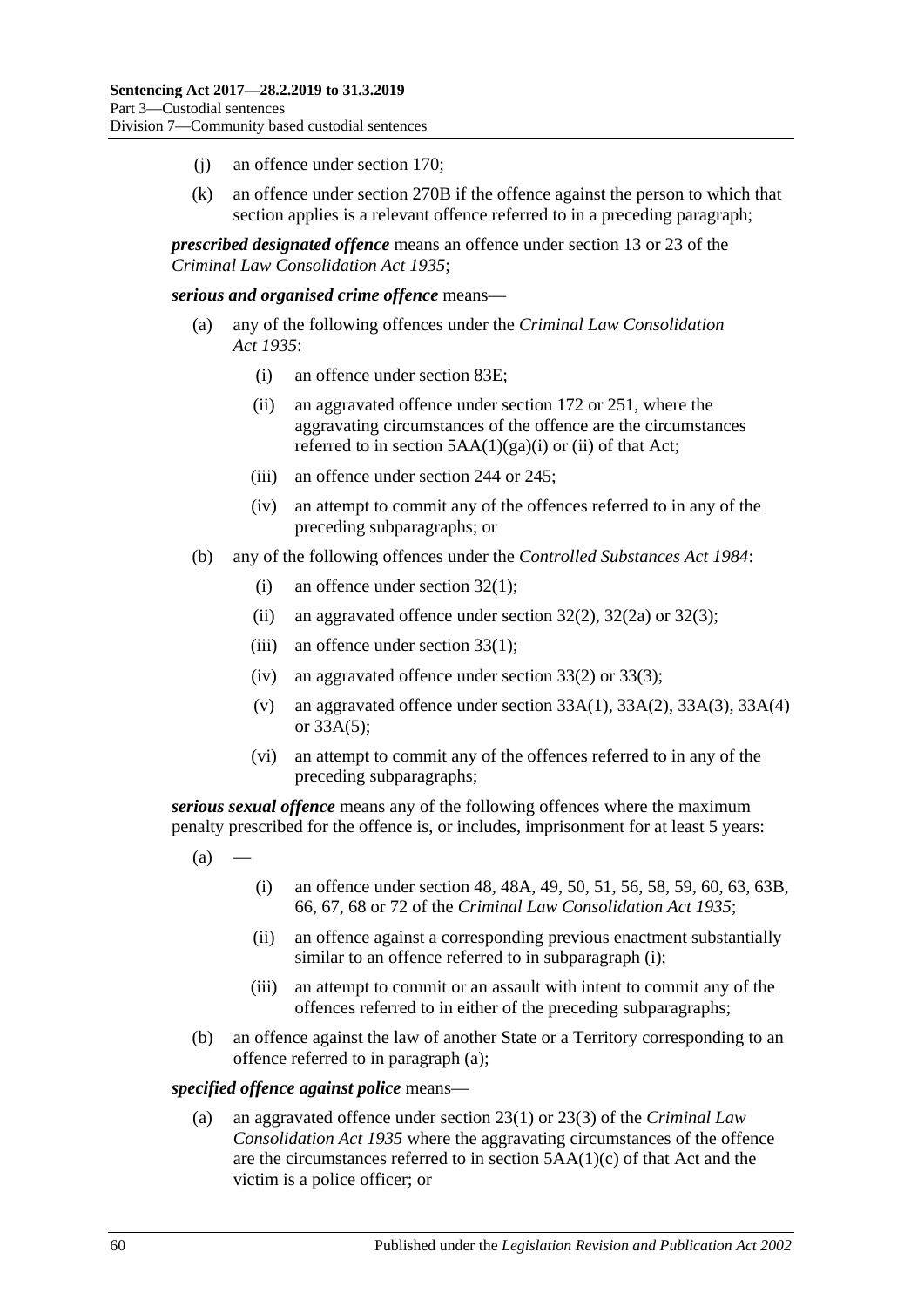(j) an offence under section 170;

(k) an offence under section 270B if the offence against the person to which that section applies is a relevant offence referred to in a preceding paragraph;

***prescribed designated offence*** means an offence under section 13 or 23 of the *Criminal Law Consolidation Act 1935*;

***serious and organised crime offence*** means—

(a) any of the following offences under the *Criminal Law Consolidation Act 1935*:

  (i) an offence under section 83E;

  (ii) an aggravated offence under section 172 or 251, where the aggravating circumstances of the offence are the circumstances referred to in section 5AA(1)(ga)(i) or (ii) of that Act;

  (iii) an offence under section 244 or 245;

  (iv) an attempt to commit any of the offences referred to in any of the preceding subparagraphs; or

(b) any of the following offences under the *Controlled Substances Act 1984*:

  (i) an offence under section 32(1);

  (ii) an aggravated offence under section 32(2), 32(2a) or 32(3);

  (iii) an offence under section 33(1);

  (iv) an aggravated offence under section 33(2) or 33(3);

  (v) an aggravated offence under section 33A(1), 33A(2), 33A(3), 33A(4) or 33A(5);

  (vi) an attempt to commit any of the offences referred to in any of the preceding subparagraphs;

***serious sexual offence*** means any of the following offences where the maximum penalty prescribed for the offence is, or includes, imprisonment for at least 5 years:

(a) —

  (i) an offence under section 48, 48A, 49, 50, 51, 56, 58, 59, 60, 63, 63B, 66, 67, 68 or 72 of the *Criminal Law Consolidation Act 1935*;

  (ii) an offence against a corresponding previous enactment substantially similar to an offence referred to in subparagraph (i);

  (iii) an attempt to commit or an assault with intent to commit any of the offences referred to in either of the preceding subparagraphs;

(b) an offence against the law of another State or a Territory corresponding to an offence referred to in paragraph (a);

***specified offence against police*** means—

(a) an aggravated offence under section 23(1) or 23(3) of the *Criminal Law Consolidation Act 1935* where the aggravating circumstances of the offence are the circumstances referred to in section 5AA(1)(c) of that Act and the victim is a police officer; or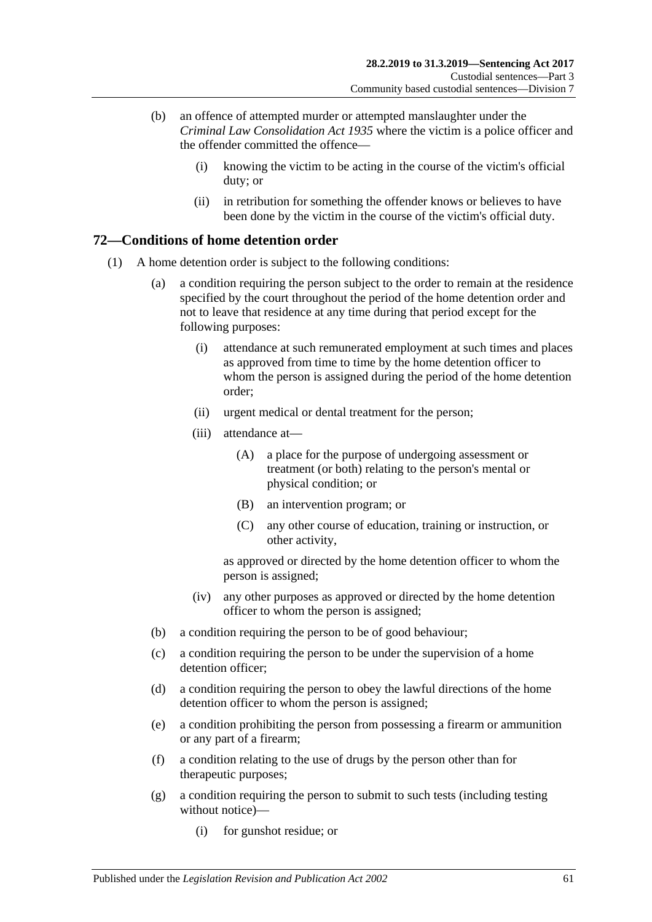(b) an offence of attempted murder or attempted manslaughter under the *Criminal Law Consolidation Act 1935* where the victim is a police officer and the offender committed the offence—

  (i) knowing the victim to be acting in the course of the victim's official duty; or

  (ii) in retribution for something the offender knows or believes to have been done by the victim in the course of the victim's official duty.

## 72—Conditions of home detention order

(1) A home detention order is subject to the following conditions:

  (a) a condition requiring the person subject to the order to remain at the residence specified by the court throughout the period of the home detention order and not to leave that residence at any time during that period except for the following purposes:

    (i) attendance at such remunerated employment at such times and places as approved from time to time by the home detention officer to whom the person is assigned during the period of the home detention order;

    (ii) urgent medical or dental treatment for the person;

    (iii) attendance at—

      (A) a place for the purpose of undergoing assessment or treatment (or both) relating to the person's mental or physical condition; or

      (B) an intervention program; or

      (C) any other course of education, training or instruction, or other activity,

    as approved or directed by the home detention officer to whom the person is assigned;

    (iv) any other purposes as approved or directed by the home detention officer to whom the person is assigned;

  (b) a condition requiring the person to be of good behaviour;

  (c) a condition requiring the person to be under the supervision of a home detention officer;

  (d) a condition requiring the person to obey the lawful directions of the home detention officer to whom the person is assigned;

  (e) a condition prohibiting the person from possessing a firearm or ammunition or any part of a firearm;

  (f) a condition relating to the use of drugs by the person other than for therapeutic purposes;

  (g) a condition requiring the person to submit to such tests (including testing without notice)—

    (i) for gunshot residue; or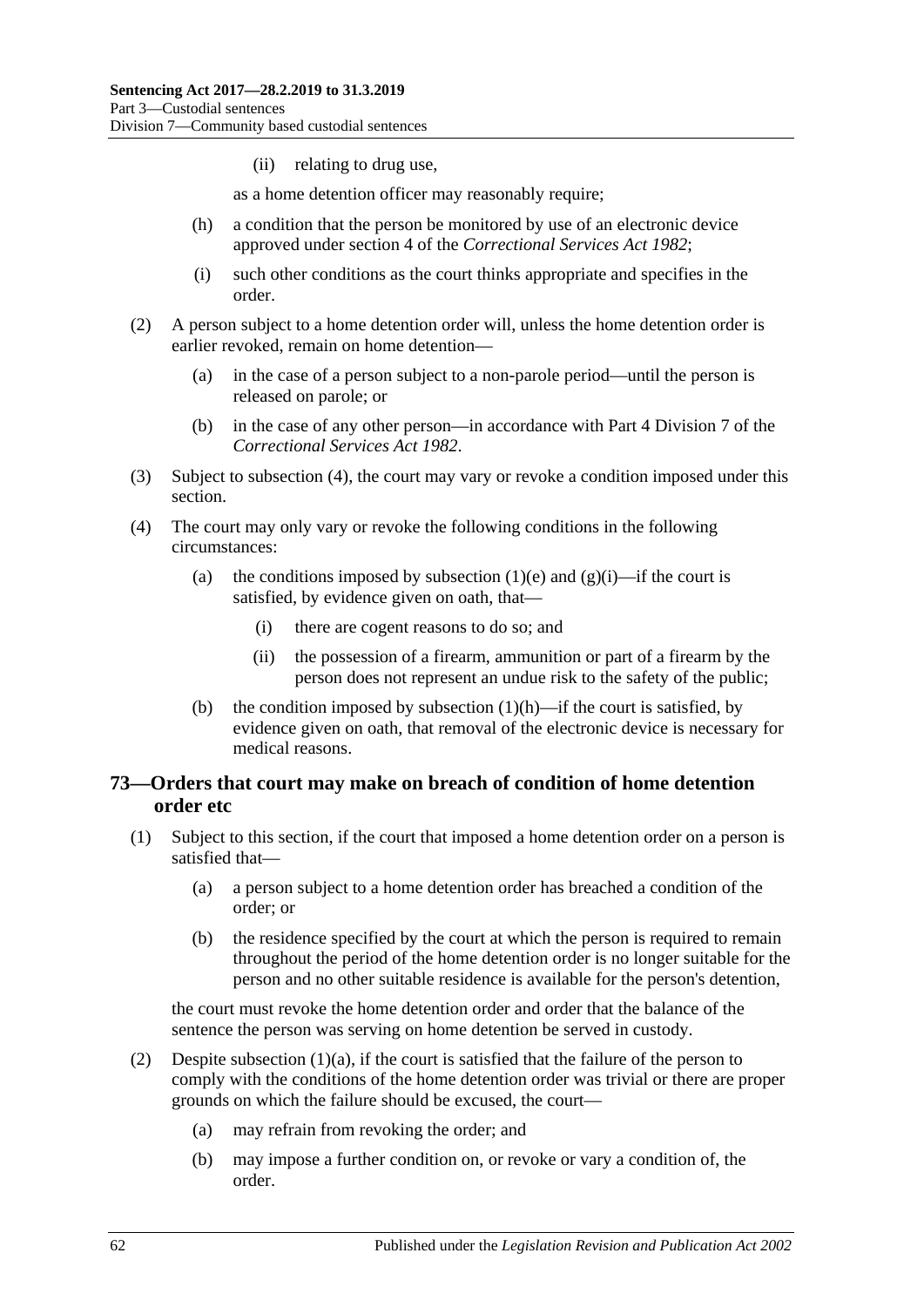(ii) relating to drug use,

as a home detention officer may reasonably require;

(h) a condition that the person be monitored by use of an electronic device approved under section 4 of the *Correctional Services Act 1982*;

(i) such other conditions as the court thinks appropriate and specifies in the order.

(2) A person subject to a home detention order will, unless the home detention order is earlier revoked, remain on home detention—

(a) in the case of a person subject to a non-parole period—until the person is released on parole; or

(b) in the case of any other person—in accordance with Part 4 Division 7 of the *Correctional Services Act 1982*.

(3) Subject to subsection (4), the court may vary or revoke a condition imposed under this section.

(4) The court may only vary or revoke the following conditions in the following circumstances:

(a) the conditions imposed by subsection (1)(e) and (g)(i)—if the court is satisfied, by evidence given on oath, that—

(i) there are cogent reasons to do so; and

(ii) the possession of a firearm, ammunition or part of a firearm by the person does not represent an undue risk to the safety of the public;

(b) the condition imposed by subsection (1)(h)—if the court is satisfied, by evidence given on oath, that removal of the electronic device is necessary for medical reasons.

## 73—Orders that court may make on breach of condition of home detention order etc

(1) Subject to this section, if the court that imposed a home detention order on a person is satisfied that—

(a) a person subject to a home detention order has breached a condition of the order; or

(b) the residence specified by the court at which the person is required to remain throughout the period of the home detention order is no longer suitable for the person and no other suitable residence is available for the person's detention,

the court must revoke the home detention order and order that the balance of the sentence the person was serving on home detention be served in custody.

(2) Despite subsection (1)(a), if the court is satisfied that the failure of the person to comply with the conditions of the home detention order was trivial or there are proper grounds on which the failure should be excused, the court—

(a) may refrain from revoking the order; and

(b) may impose a further condition on, or revoke or vary a condition of, the order.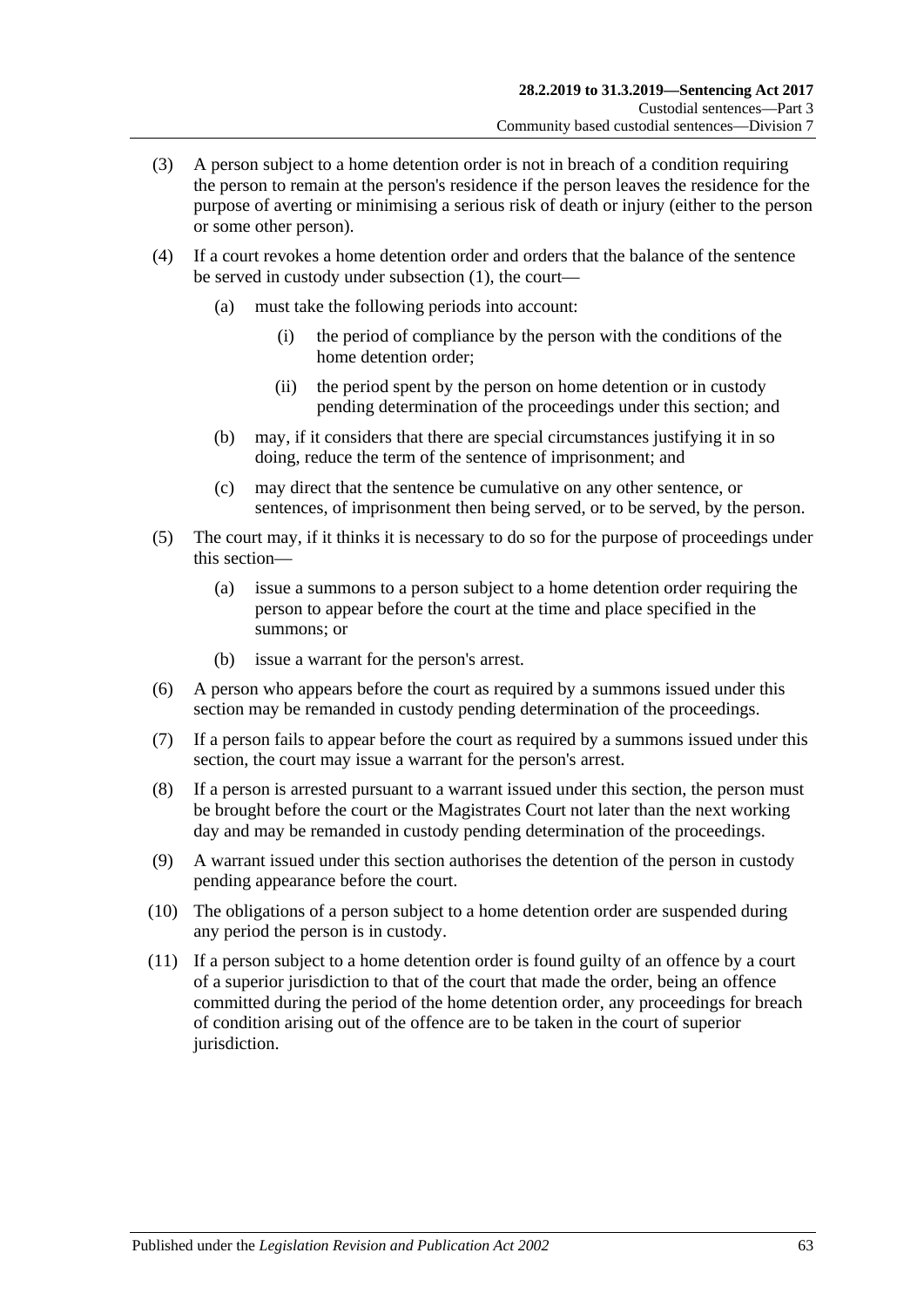(3) A person subject to a home detention order is not in breach of a condition requiring the person to remain at the person's residence if the person leaves the residence for the purpose of averting or minimising a serious risk of death or injury (either to the person or some other person).

(4) If a court revokes a home detention order and orders that the balance of the sentence be served in custody under subsection (1), the court—

- (a) must take the following periods into account:
  - (i) the period of compliance by the person with the conditions of the home detention order;
  - (ii) the period spent by the person on home detention or in custody pending determination of the proceedings under this section; and
- (b) may, if it considers that there are special circumstances justifying it in so doing, reduce the term of the sentence of imprisonment; and
- (c) may direct that the sentence be cumulative on any other sentence, or sentences, of imprisonment then being served, or to be served, by the person.

(5) The court may, if it thinks it is necessary to do so for the purpose of proceedings under this section—

- (a) issue a summons to a person subject to a home detention order requiring the person to appear before the court at the time and place specified in the summons; or
- (b) issue a warrant for the person's arrest.

(6) A person who appears before the court as required by a summons issued under this section may be remanded in custody pending determination of the proceedings.

(7) If a person fails to appear before the court as required by a summons issued under this section, the court may issue a warrant for the person's arrest.

(8) If a person is arrested pursuant to a warrant issued under this section, the person must be brought before the court or the Magistrates Court not later than the next working day and may be remanded in custody pending determination of the proceedings.

(9) A warrant issued under this section authorises the detention of the person in custody pending appearance before the court.

(10) The obligations of a person subject to a home detention order are suspended during any period the person is in custody.

(11) If a person subject to a home detention order is found guilty of an offence by a court of a superior jurisdiction to that of the court that made the order, being an offence committed during the period of the home detention order, any proceedings for breach of condition arising out of the offence are to be taken in the court of superior jurisdiction.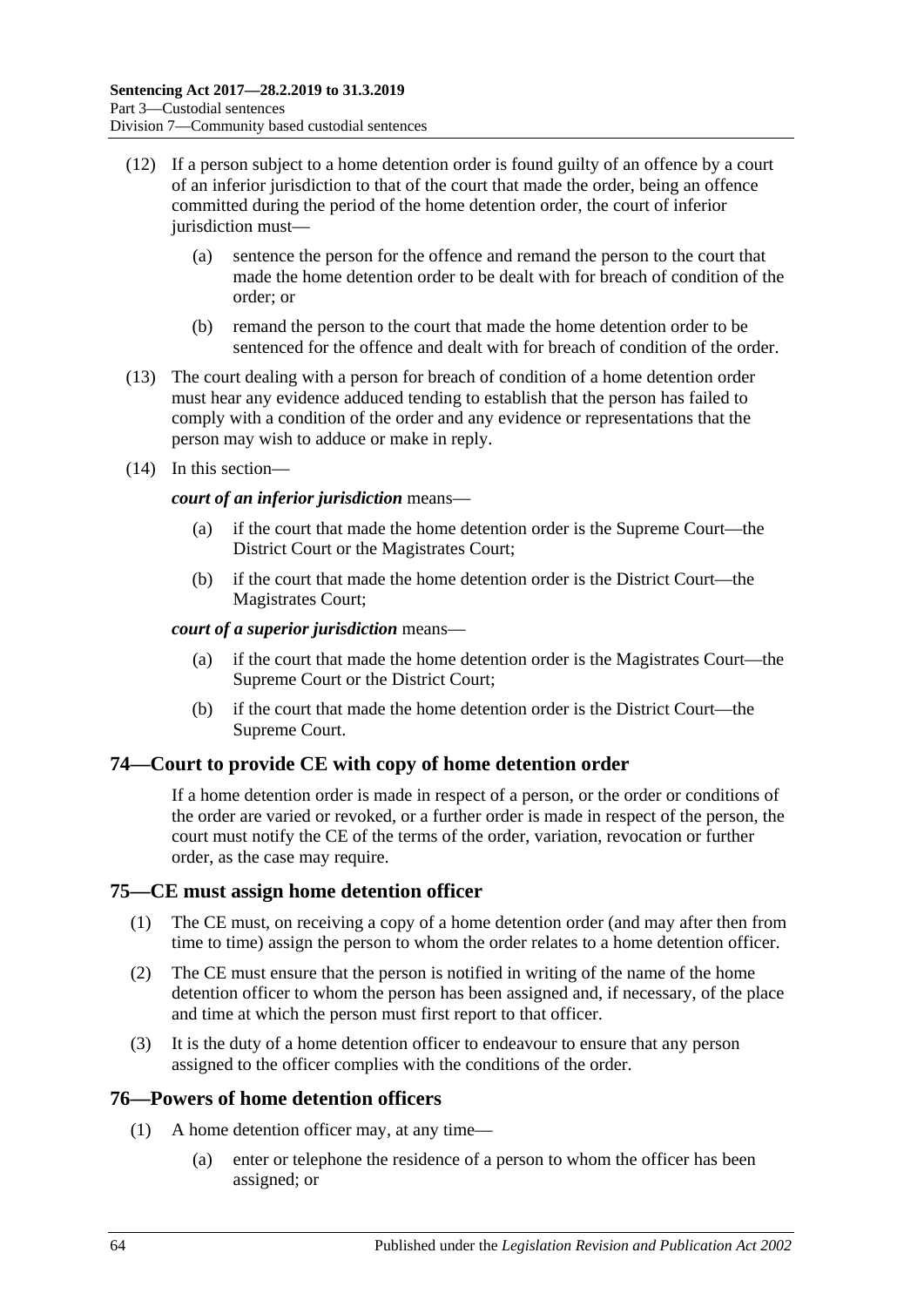(12) If a person subject to a home detention order is found guilty of an offence by a court of an inferior jurisdiction to that of the court that made the order, being an offence committed during the period of the home detention order, the court of inferior jurisdiction must—

(a) sentence the person for the offence and remand the person to the court that made the home detention order to be dealt with for breach of condition of the order; or

(b) remand the person to the court that made the home detention order to be sentenced for the offence and dealt with for breach of condition of the order.

(13) The court dealing with a person for breach of condition of a home detention order must hear any evidence adduced tending to establish that the person has failed to comply with a condition of the order and any evidence or representations that the person may wish to adduce or make in reply.

(14) In this section—

***court of an inferior jurisdiction*** means—

(a) if the court that made the home detention order is the Supreme Court—the District Court or the Magistrates Court;

(b) if the court that made the home detention order is the District Court—the Magistrates Court;

***court of a superior jurisdiction*** means—

(a) if the court that made the home detention order is the Magistrates Court—the Supreme Court or the District Court;

(b) if the court that made the home detention order is the District Court—the Supreme Court.

## 74—Court to provide CE with copy of home detention order

If a home detention order is made in respect of a person, or the order or conditions of the order are varied or revoked, or a further order is made in respect of the person, the court must notify the CE of the terms of the order, variation, revocation or further order, as the case may require.

## 75—CE must assign home detention officer

(1) The CE must, on receiving a copy of a home detention order (and may after then from time to time) assign the person to whom the order relates to a home detention officer.

(2) The CE must ensure that the person is notified in writing of the name of the home detention officer to whom the person has been assigned and, if necessary, of the place and time at which the person must first report to that officer.

(3) It is the duty of a home detention officer to endeavour to ensure that any person assigned to the officer complies with the conditions of the order.

## 76—Powers of home detention officers

(1) A home detention officer may, at any time—

(a) enter or telephone the residence of a person to whom the officer has been assigned; or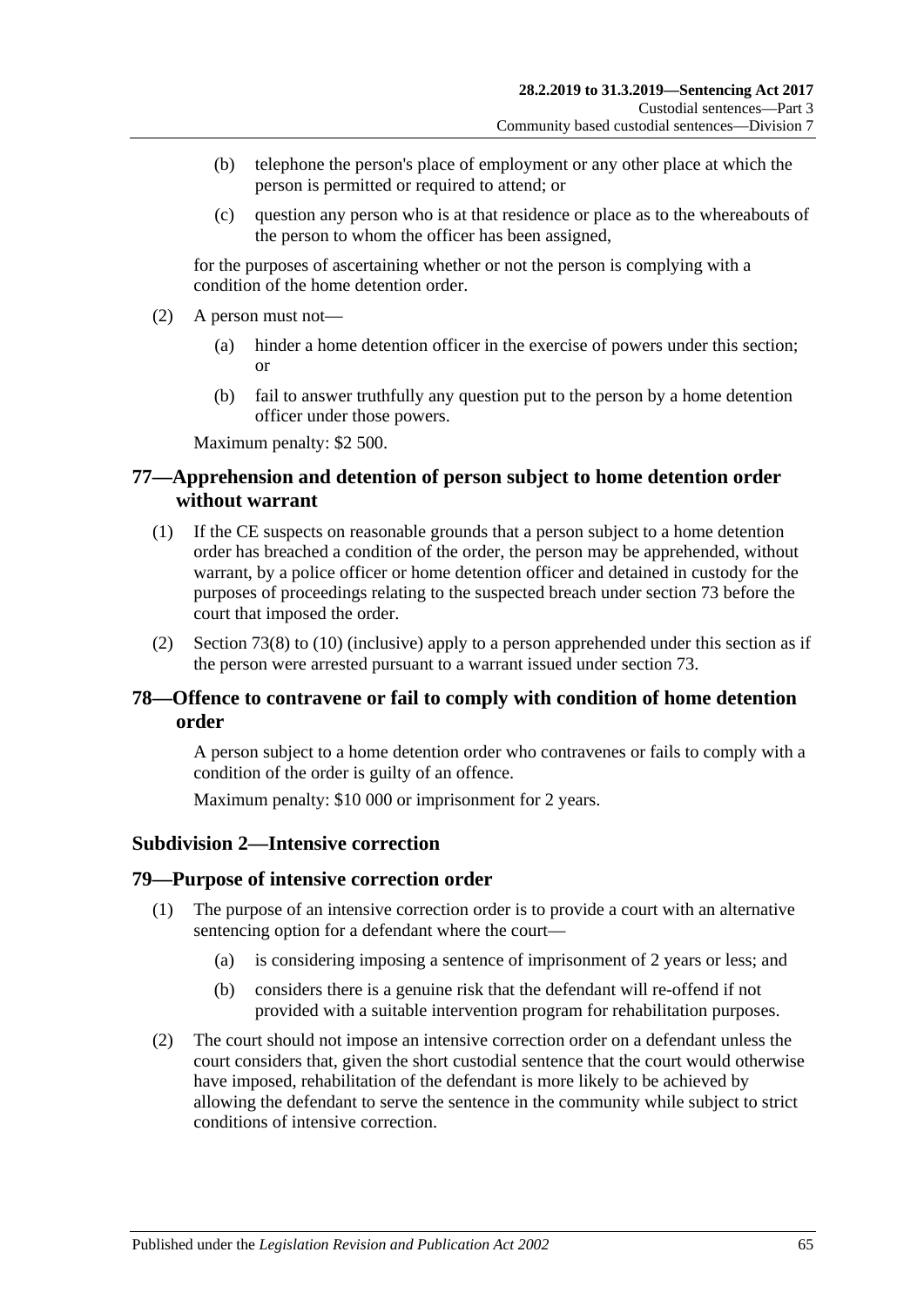(b) telephone the person's place of employment or any other place at which the person is permitted or required to attend; or

(c) question any person who is at that residence or place as to the whereabouts of the person to whom the officer has been assigned,

for the purposes of ascertaining whether or not the person is complying with a condition of the home detention order.

(2) A person must not—

(a) hinder a home detention officer in the exercise of powers under this section; or

(b) fail to answer truthfully any question put to the person by a home detention officer under those powers.

Maximum penalty: $2 500.

## 77—Apprehension and detention of person subject to home detention order without warrant

(1) If the CE suspects on reasonable grounds that a person subject to a home detention order has breached a condition of the order, the person may be apprehended, without warrant, by a police officer or home detention officer and detained in custody for the purposes of proceedings relating to the suspected breach under section 73 before the court that imposed the order.

(2) Section 73(8) to (10) (inclusive) apply to a person apprehended under this section as if the person were arrested pursuant to a warrant issued under section 73.

## 78—Offence to contravene or fail to comply with condition of home detention order

A person subject to a home detention order who contravenes or fails to comply with a condition of the order is guilty of an offence.

Maximum penalty: $10 000 or imprisonment for 2 years.

### Subdivision 2—Intensive correction

## 79—Purpose of intensive correction order

(1) The purpose of an intensive correction order is to provide a court with an alternative sentencing option for a defendant where the court—

(a) is considering imposing a sentence of imprisonment of 2 years or less; and

(b) considers there is a genuine risk that the defendant will re-offend if not provided with a suitable intervention program for rehabilitation purposes.

(2) The court should not impose an intensive correction order on a defendant unless the court considers that, given the short custodial sentence that the court would otherwise have imposed, rehabilitation of the defendant is more likely to be achieved by allowing the defendant to serve the sentence in the community while subject to strict conditions of intensive correction.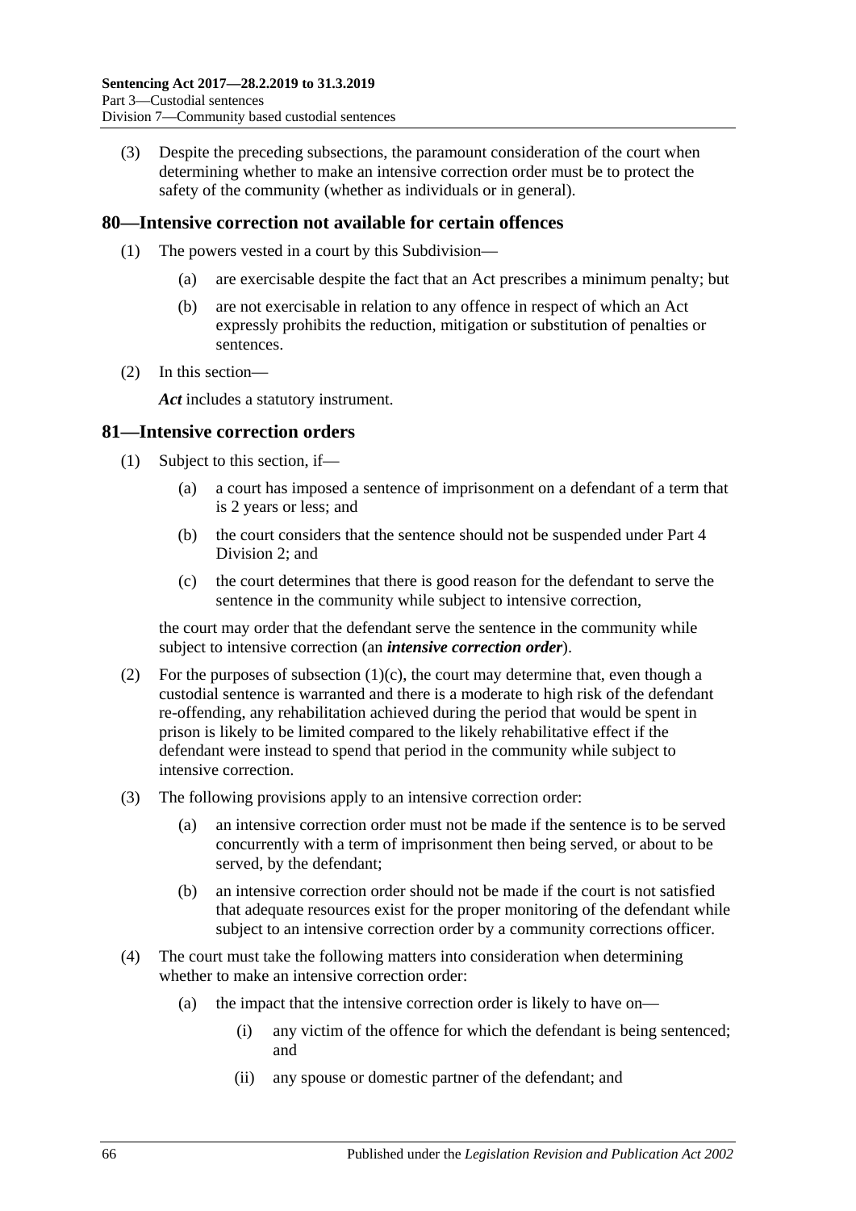(3) Despite the preceding subsections, the paramount consideration of the court when determining whether to make an intensive correction order must be to protect the safety of the community (whether as individuals or in general).

## 80—Intensive correction not available for certain offences

(1) The powers vested in a court by this Subdivision—

(a) are exercisable despite the fact that an Act prescribes a minimum penalty; but

(b) are not exercisable in relation to any offence in respect of which an Act expressly prohibits the reduction, mitigation or substitution of penalties or sentences.

(2) In this section—

***Act*** includes a statutory instrument.

## 81—Intensive correction orders

(1) Subject to this section, if—

(a) a court has imposed a sentence of imprisonment on a defendant of a term that is 2 years or less; and

(b) the court considers that the sentence should not be suspended under Part 4 Division 2; and

(c) the court determines that there is good reason for the defendant to serve the sentence in the community while subject to intensive correction,

the court may order that the defendant serve the sentence in the community while subject to intensive correction (an ***intensive correction order***).

(2) For the purposes of subsection (1)(c), the court may determine that, even though a custodial sentence is warranted and there is a moderate to high risk of the defendant re-offending, any rehabilitation achieved during the period that would be spent in prison is likely to be limited compared to the likely rehabilitative effect if the defendant were instead to spend that period in the community while subject to intensive correction.

(3) The following provisions apply to an intensive correction order:

(a) an intensive correction order must not be made if the sentence is to be served concurrently with a term of imprisonment then being served, or about to be served, by the defendant;

(b) an intensive correction order should not be made if the court is not satisfied that adequate resources exist for the proper monitoring of the defendant while subject to an intensive correction order by a community corrections officer.

(4) The court must take the following matters into consideration when determining whether to make an intensive correction order:

(a) the impact that the intensive correction order is likely to have on—

(i) any victim of the offence for which the defendant is being sentenced; and

(ii) any spouse or domestic partner of the defendant; and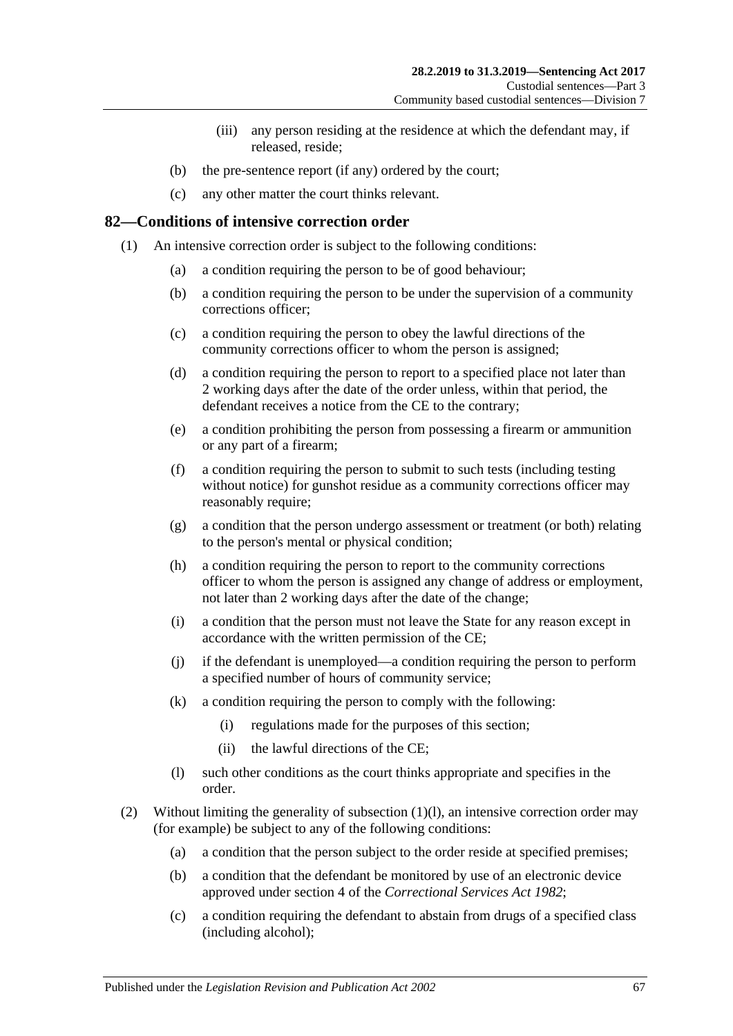(iii) any person residing at the residence at which the defendant may, if released, reside;

(b) the pre-sentence report (if any) ordered by the court;

(c) any other matter the court thinks relevant.

## 82—Conditions of intensive correction order

(1) An intensive correction order is subject to the following conditions:

(a) a condition requiring the person to be of good behaviour;

(b) a condition requiring the person to be under the supervision of a community corrections officer;

(c) a condition requiring the person to obey the lawful directions of the community corrections officer to whom the person is assigned;

(d) a condition requiring the person to report to a specified place not later than 2 working days after the date of the order unless, within that period, the defendant receives a notice from the CE to the contrary;

(e) a condition prohibiting the person from possessing a firearm or ammunition or any part of a firearm;

(f) a condition requiring the person to submit to such tests (including testing without notice) for gunshot residue as a community corrections officer may reasonably require;

(g) a condition that the person undergo assessment or treatment (or both) relating to the person's mental or physical condition;

(h) a condition requiring the person to report to the community corrections officer to whom the person is assigned any change of address or employment, not later than 2 working days after the date of the change;

(i) a condition that the person must not leave the State for any reason except in accordance with the written permission of the CE;

(j) if the defendant is unemployed—a condition requiring the person to perform a specified number of hours of community service;

(k) a condition requiring the person to comply with the following:

(i) regulations made for the purposes of this section;

(ii) the lawful directions of the CE;

(l) such other conditions as the court thinks appropriate and specifies in the order.

(2) Without limiting the generality of subsection (1)(l), an intensive correction order may (for example) be subject to any of the following conditions:

(a) a condition that the person subject to the order reside at specified premises;

(b) a condition that the defendant be monitored by use of an electronic device approved under section 4 of the *Correctional Services Act 1982*;

(c) a condition requiring the defendant to abstain from drugs of a specified class (including alcohol);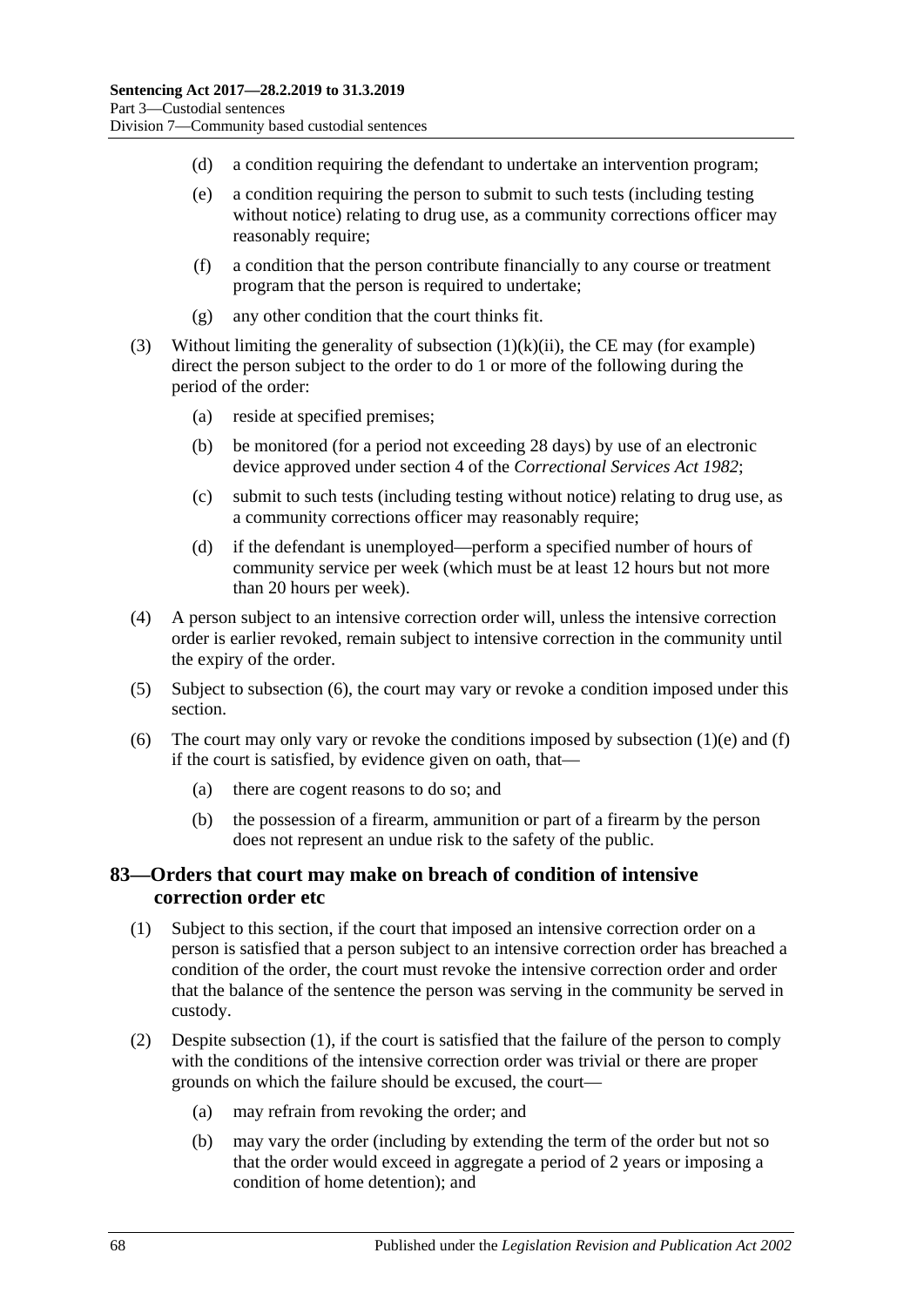(d) a condition requiring the defendant to undertake an intervention program;

(e) a condition requiring the person to submit to such tests (including testing without notice) relating to drug use, as a community corrections officer may reasonably require;

(f) a condition that the person contribute financially to any course or treatment program that the person is required to undertake;

(g) any other condition that the court thinks fit.

(3) Without limiting the generality of subsection (1)(k)(ii), the CE may (for example) direct the person subject to the order to do 1 or more of the following during the period of the order:

(a) reside at specified premises;

(b) be monitored (for a period not exceeding 28 days) by use of an electronic device approved under section 4 of the *Correctional Services Act 1982*;

(c) submit to such tests (including testing without notice) relating to drug use, as a community corrections officer may reasonably require;

(d) if the defendant is unemployed—perform a specified number of hours of community service per week (which must be at least 12 hours but not more than 20 hours per week).

(4) A person subject to an intensive correction order will, unless the intensive correction order is earlier revoked, remain subject to intensive correction in the community until the expiry of the order.

(5) Subject to subsection (6), the court may vary or revoke a condition imposed under this section.

(6) The court may only vary or revoke the conditions imposed by subsection (1)(e) and (f) if the court is satisfied, by evidence given on oath, that—

(a) there are cogent reasons to do so; and

(b) the possession of a firearm, ammunition or part of a firearm by the person does not represent an undue risk to the safety of the public.

## 83—Orders that court may make on breach of condition of intensive correction order etc

(1) Subject to this section, if the court that imposed an intensive correction order on a person is satisfied that a person subject to an intensive correction order has breached a condition of the order, the court must revoke the intensive correction order and order that the balance of the sentence the person was serving in the community be served in custody.

(2) Despite subsection (1), if the court is satisfied that the failure of the person to comply with the conditions of the intensive correction order was trivial or there are proper grounds on which the failure should be excused, the court—

(a) may refrain from revoking the order; and

(b) may vary the order (including by extending the term of the order but not so that the order would exceed in aggregate a period of 2 years or imposing a condition of home detention); and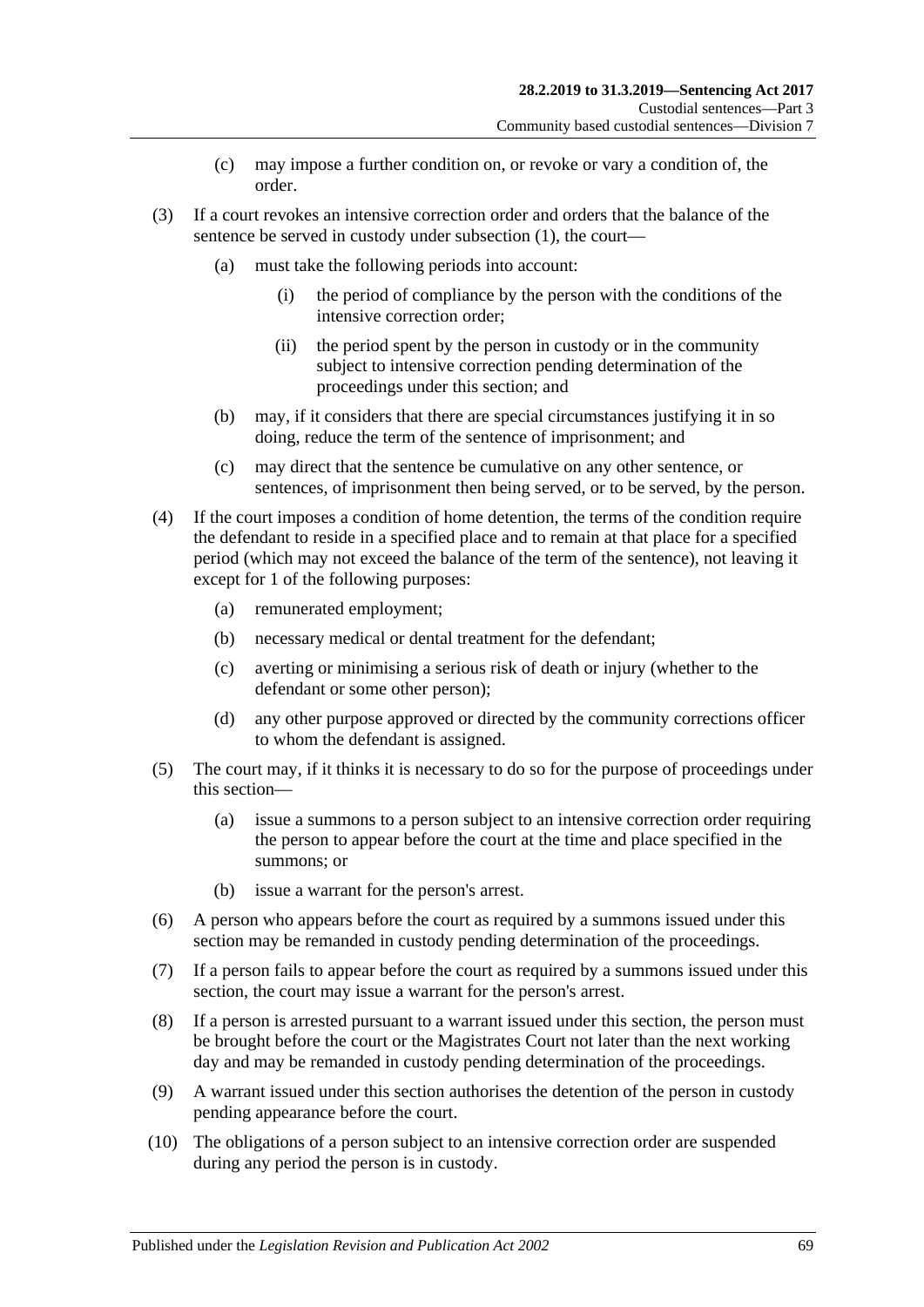(c) may impose a further condition on, or revoke or vary a condition of, the order.

(3) If a court revokes an intensive correction order and orders that the balance of the sentence be served in custody under subsection (1), the court—

(a) must take the following periods into account:

(i) the period of compliance by the person with the conditions of the intensive correction order;

(ii) the period spent by the person in custody or in the community subject to intensive correction pending determination of the proceedings under this section; and

(b) may, if it considers that there are special circumstances justifying it in so doing, reduce the term of the sentence of imprisonment; and

(c) may direct that the sentence be cumulative on any other sentence, or sentences, of imprisonment then being served, or to be served, by the person.

(4) If the court imposes a condition of home detention, the terms of the condition require the defendant to reside in a specified place and to remain at that place for a specified period (which may not exceed the balance of the term of the sentence), not leaving it except for 1 of the following purposes:

(a) remunerated employment;

(b) necessary medical or dental treatment for the defendant;

(c) averting or minimising a serious risk of death or injury (whether to the defendant or some other person);

(d) any other purpose approved or directed by the community corrections officer to whom the defendant is assigned.

(5) The court may, if it thinks it is necessary to do so for the purpose of proceedings under this section—

(a) issue a summons to a person subject to an intensive correction order requiring the person to appear before the court at the time and place specified in the summons; or

(b) issue a warrant for the person's arrest.

(6) A person who appears before the court as required by a summons issued under this section may be remanded in custody pending determination of the proceedings.

(7) If a person fails to appear before the court as required by a summons issued under this section, the court may issue a warrant for the person's arrest.

(8) If a person is arrested pursuant to a warrant issued under this section, the person must be brought before the court or the Magistrates Court not later than the next working day and may be remanded in custody pending determination of the proceedings.

(9) A warrant issued under this section authorises the detention of the person in custody pending appearance before the court.

(10) The obligations of a person subject to an intensive correction order are suspended during any period the person is in custody.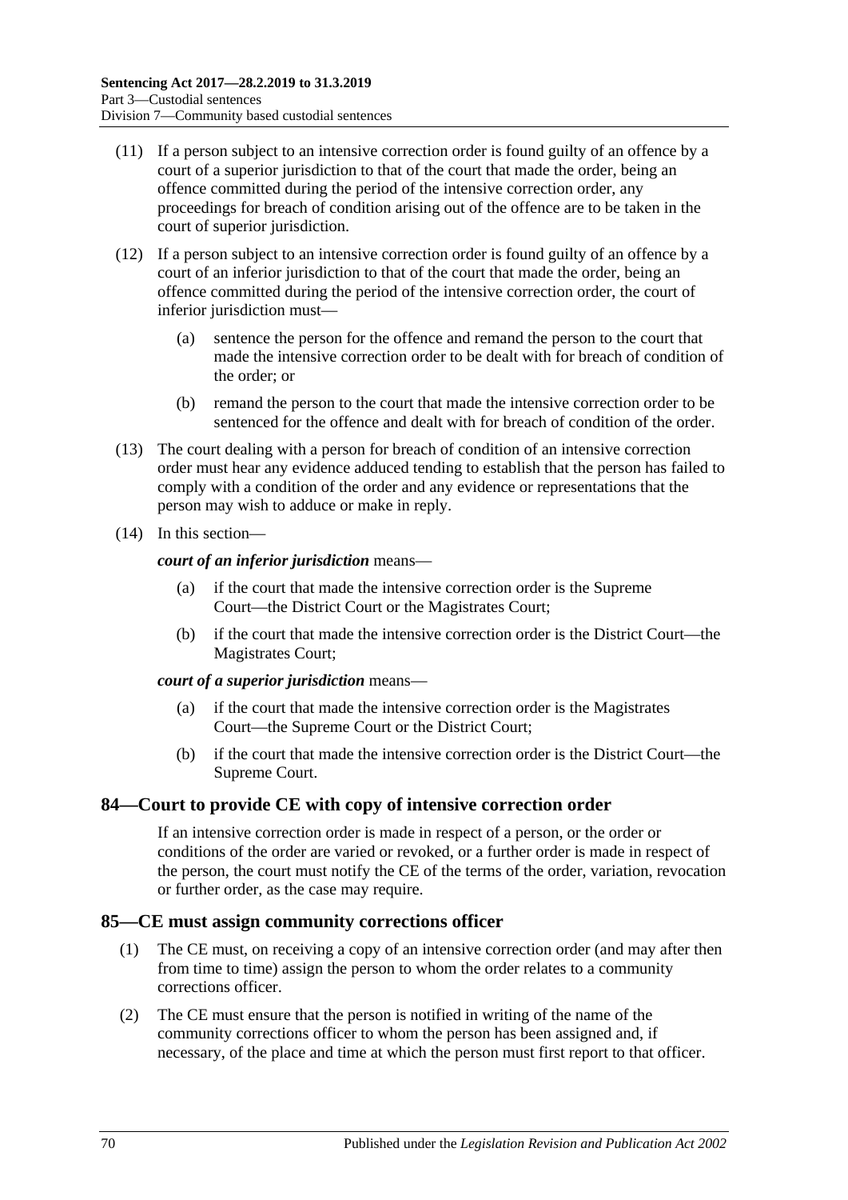(11) If a person subject to an intensive correction order is found guilty of an offence by a court of a superior jurisdiction to that of the court that made the order, being an offence committed during the period of the intensive correction order, any proceedings for breach of condition arising out of the offence are to be taken in the court of superior jurisdiction.

(12) If a person subject to an intensive correction order is found guilty of an offence by a court of an inferior jurisdiction to that of the court that made the order, being an offence committed during the period of the intensive correction order, the court of inferior jurisdiction must—

  (a) sentence the person for the offence and remand the person to the court that made the intensive correction order to be dealt with for breach of condition of the order; or

  (b) remand the person to the court that made the intensive correction order to be sentenced for the offence and dealt with for breach of condition of the order.

(13) The court dealing with a person for breach of condition of an intensive correction order must hear any evidence adduced tending to establish that the person has failed to comply with a condition of the order and any evidence or representations that the person may wish to adduce or make in reply.

(14) In this section—

***court of an inferior jurisdiction*** means—

  (a) if the court that made the intensive correction order is the Supreme Court—the District Court or the Magistrates Court;

  (b) if the court that made the intensive correction order is the District Court—the Magistrates Court;

***court of a superior jurisdiction*** means—

  (a) if the court that made the intensive correction order is the Magistrates Court—the Supreme Court or the District Court;

  (b) if the court that made the intensive correction order is the District Court—the Supreme Court.

## 84—Court to provide CE with copy of intensive correction order

If an intensive correction order is made in respect of a person, or the order or conditions of the order are varied or revoked, or a further order is made in respect of the person, the court must notify the CE of the terms of the order, variation, revocation or further order, as the case may require.

## 85—CE must assign community corrections officer

(1) The CE must, on receiving a copy of an intensive correction order (and may after then from time to time) assign the person to whom the order relates to a community corrections officer.

(2) The CE must ensure that the person is notified in writing of the name of the community corrections officer to whom the person has been assigned and, if necessary, of the place and time at which the person must first report to that officer.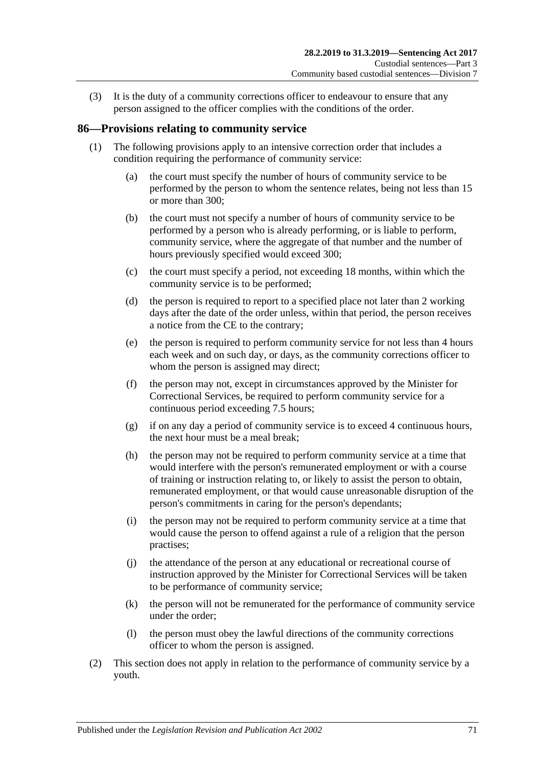(3) It is the duty of a community corrections officer to endeavour to ensure that any person assigned to the officer complies with the conditions of the order.

## 86—Provisions relating to community service

(1) The following provisions apply to an intensive correction order that includes a condition requiring the performance of community service:

  (a) the court must specify the number of hours of community service to be performed by the person to whom the sentence relates, being not less than 15 or more than 300;

  (b) the court must not specify a number of hours of community service to be performed by a person who is already performing, or is liable to perform, community service, where the aggregate of that number and the number of hours previously specified would exceed 300;

  (c) the court must specify a period, not exceeding 18 months, within which the community service is to be performed;

  (d) the person is required to report to a specified place not later than 2 working days after the date of the order unless, within that period, the person receives a notice from the CE to the contrary;

  (e) the person is required to perform community service for not less than 4 hours each week and on such day, or days, as the community corrections officer to whom the person is assigned may direct;

  (f) the person may not, except in circumstances approved by the Minister for Correctional Services, be required to perform community service for a continuous period exceeding 7.5 hours;

  (g) if on any day a period of community service is to exceed 4 continuous hours, the next hour must be a meal break;

  (h) the person may not be required to perform community service at a time that would interfere with the person's remunerated employment or with a course of training or instruction relating to, or likely to assist the person to obtain, remunerated employment, or that would cause unreasonable disruption of the person's commitments in caring for the person's dependants;

  (i) the person may not be required to perform community service at a time that would cause the person to offend against a rule of a religion that the person practises;

  (j) the attendance of the person at any educational or recreational course of instruction approved by the Minister for Correctional Services will be taken to be performance of community service;

  (k) the person will not be remunerated for the performance of community service under the order;

  (l) the person must obey the lawful directions of the community corrections officer to whom the person is assigned.

(2) This section does not apply in relation to the performance of community service by a youth.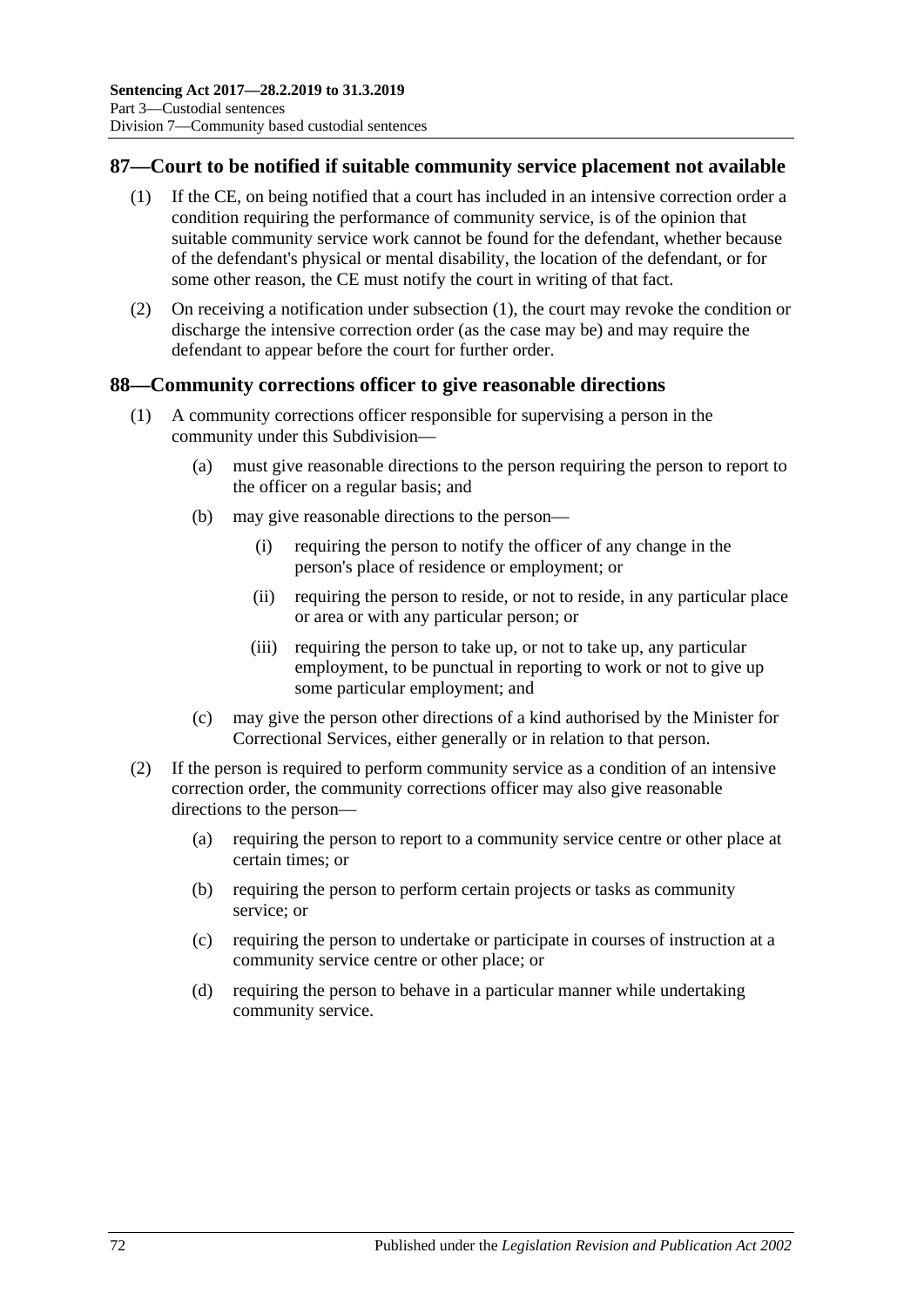## 87—Court to be notified if suitable community service placement not available

(1) If the CE, on being notified that a court has included in an intensive correction order a condition requiring the performance of community service, is of the opinion that suitable community service work cannot be found for the defendant, whether because of the defendant's physical or mental disability, the location of the defendant, or for some other reason, the CE must notify the court in writing of that fact.

(2) On receiving a notification under subsection (1), the court may revoke the condition or discharge the intensive correction order (as the case may be) and may require the defendant to appear before the court for further order.

## 88—Community corrections officer to give reasonable directions

(1) A community corrections officer responsible for supervising a person in the community under this Subdivision—

(a) must give reasonable directions to the person requiring the person to report to the officer on a regular basis; and

(b) may give reasonable directions to the person—

(i) requiring the person to notify the officer of any change in the person's place of residence or employment; or

(ii) requiring the person to reside, or not to reside, in any particular place or area or with any particular person; or

(iii) requiring the person to take up, or not to take up, any particular employment, to be punctual in reporting to work or not to give up some particular employment; and

(c) may give the person other directions of a kind authorised by the Minister for Correctional Services, either generally or in relation to that person.

(2) If the person is required to perform community service as a condition of an intensive correction order, the community corrections officer may also give reasonable directions to the person—

(a) requiring the person to report to a community service centre or other place at certain times; or

(b) requiring the person to perform certain projects or tasks as community service; or

(c) requiring the person to undertake or participate in courses of instruction at a community service centre or other place; or

(d) requiring the person to behave in a particular manner while undertaking community service.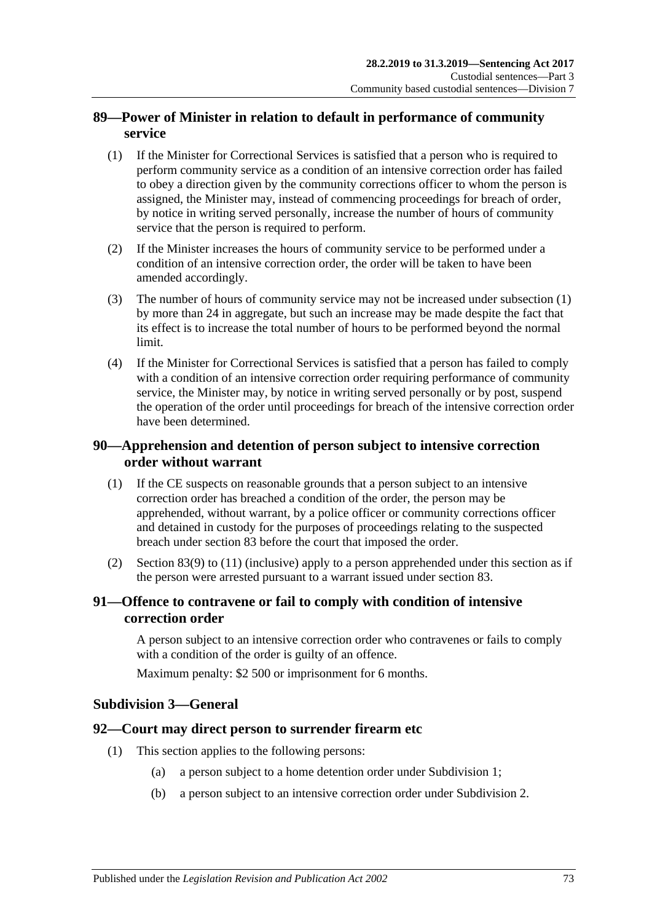## 89—Power of Minister in relation to default in performance of community service

(1) If the Minister for Correctional Services is satisfied that a person who is required to perform community service as a condition of an intensive correction order has failed to obey a direction given by the community corrections officer to whom the person is assigned, the Minister may, instead of commencing proceedings for breach of order, by notice in writing served personally, increase the number of hours of community service that the person is required to perform.

(2) If the Minister increases the hours of community service to be performed under a condition of an intensive correction order, the order will be taken to have been amended accordingly.

(3) The number of hours of community service may not be increased under subsection (1) by more than 24 in aggregate, but such an increase may be made despite the fact that its effect is to increase the total number of hours to be performed beyond the normal limit.

(4) If the Minister for Correctional Services is satisfied that a person has failed to comply with a condition of an intensive correction order requiring performance of community service, the Minister may, by notice in writing served personally or by post, suspend the operation of the order until proceedings for breach of the intensive correction order have been determined.

## 90—Apprehension and detention of person subject to intensive correction order without warrant

(1) If the CE suspects on reasonable grounds that a person subject to an intensive correction order has breached a condition of the order, the person may be apprehended, without warrant, by a police officer or community corrections officer and detained in custody for the purposes of proceedings relating to the suspected breach under section 83 before the court that imposed the order.

(2) Section 83(9) to (11) (inclusive) apply to a person apprehended under this section as if the person were arrested pursuant to a warrant issued under section 83.

## 91—Offence to contravene or fail to comply with condition of intensive correction order

A person subject to an intensive correction order who contravenes or fails to comply with a condition of the order is guilty of an offence.

Maximum penalty: $2 500 or imprisonment for 6 months.

### Subdivision 3—General

## 92—Court may direct person to surrender firearm etc

(1) This section applies to the following persons:

(a) a person subject to a home detention order under Subdivision 1;

(b) a person subject to an intensive correction order under Subdivision 2.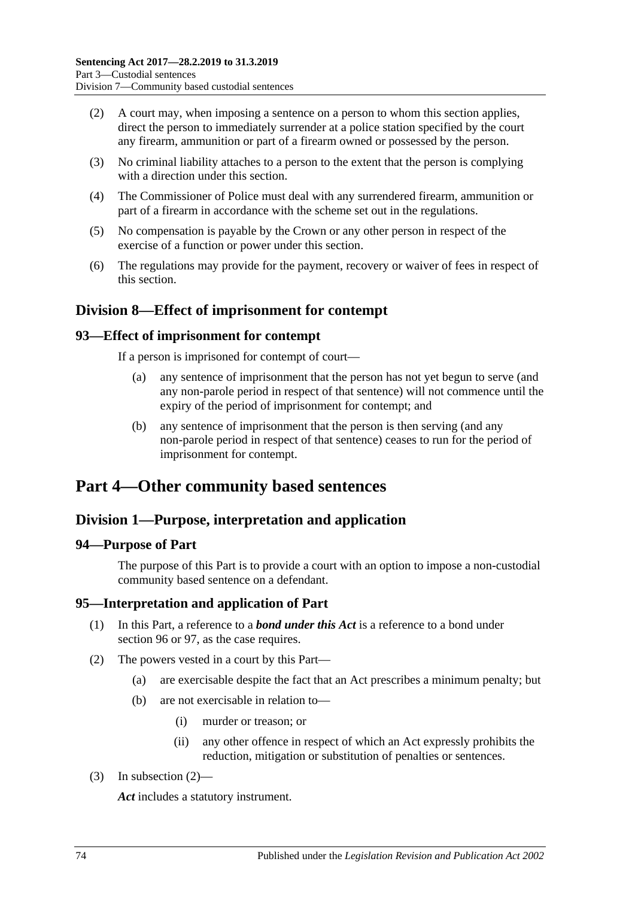(2) A court may, when imposing a sentence on a person to whom this section applies, direct the person to immediately surrender at a police station specified by the court any firearm, ammunition or part of a firearm owned or possessed by the person.

(3) No criminal liability attaches to a person to the extent that the person is complying with a direction under this section.

(4) The Commissioner of Police must deal with any surrendered firearm, ammunition or part of a firearm in accordance with the scheme set out in the regulations.

(5) No compensation is payable by the Crown or any other person in respect of the exercise of a function or power under this section.

(6) The regulations may provide for the payment, recovery or waiver of fees in respect of this section.

## Division 8—Effect of imprisonment for contempt

### 93—Effect of imprisonment for contempt

If a person is imprisoned for contempt of court—

(a) any sentence of imprisonment that the person has not yet begun to serve (and any non-parole period in respect of that sentence) will not commence until the expiry of the period of imprisonment for contempt; and

(b) any sentence of imprisonment that the person is then serving (and any non-parole period in respect of that sentence) ceases to run for the period of imprisonment for contempt.

# Part 4—Other community based sentences

## Division 1—Purpose, interpretation and application

### 94—Purpose of Part

The purpose of this Part is to provide a court with an option to impose a non-custodial community based sentence on a defendant.

### 95—Interpretation and application of Part

(1) In this Part, a reference to a ***bond under this Act*** is a reference to a bond under section 96 or 97, as the case requires.

(2) The powers vested in a court by this Part—

(a) are exercisable despite the fact that an Act prescribes a minimum penalty; but

(b) are not exercisable in relation to—

(i) murder or treason; or

(ii) any other offence in respect of which an Act expressly prohibits the reduction, mitigation or substitution of penalties or sentences.

(3) In subsection (2)—

***Act*** includes a statutory instrument.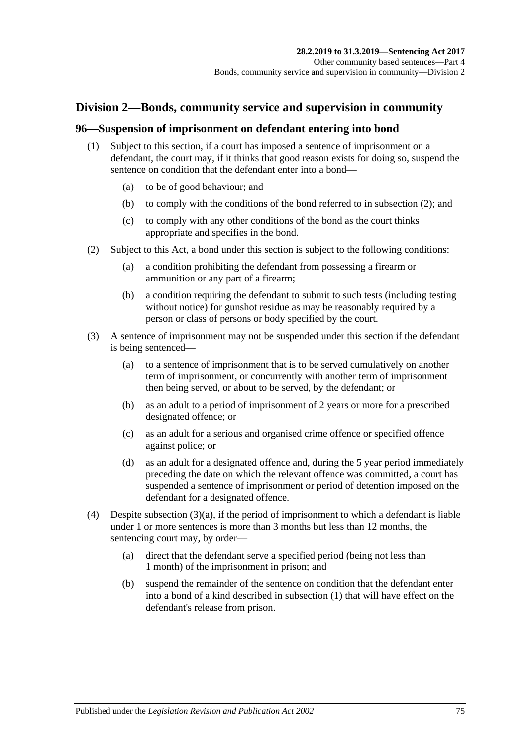## Division 2—Bonds, community service and supervision in community

### 96—Suspension of imprisonment on defendant entering into bond

(1) Subject to this section, if a court has imposed a sentence of imprisonment on a defendant, the court may, if it thinks that good reason exists for doing so, suspend the sentence on condition that the defendant enter into a bond—

(a) to be of good behaviour; and

(b) to comply with the conditions of the bond referred to in subsection (2); and

(c) to comply with any other conditions of the bond as the court thinks appropriate and specifies in the bond.

(2) Subject to this Act, a bond under this section is subject to the following conditions:

(a) a condition prohibiting the defendant from possessing a firearm or ammunition or any part of a firearm;

(b) a condition requiring the defendant to submit to such tests (including testing without notice) for gunshot residue as may be reasonably required by a person or class of persons or body specified by the court.

(3) A sentence of imprisonment may not be suspended under this section if the defendant is being sentenced—

(a) to a sentence of imprisonment that is to be served cumulatively on another term of imprisonment, or concurrently with another term of imprisonment then being served, or about to be served, by the defendant; or

(b) as an adult to a period of imprisonment of 2 years or more for a prescribed designated offence; or

(c) as an adult for a serious and organised crime offence or specified offence against police; or

(d) as an adult for a designated offence and, during the 5 year period immediately preceding the date on which the relevant offence was committed, a court has suspended a sentence of imprisonment or period of detention imposed on the defendant for a designated offence.

(4) Despite subsection (3)(a), if the period of imprisonment to which a defendant is liable under 1 or more sentences is more than 3 months but less than 12 months, the sentencing court may, by order—

(a) direct that the defendant serve a specified period (being not less than 1 month) of the imprisonment in prison; and

(b) suspend the remainder of the sentence on condition that the defendant enter into a bond of a kind described in subsection (1) that will have effect on the defendant's release from prison.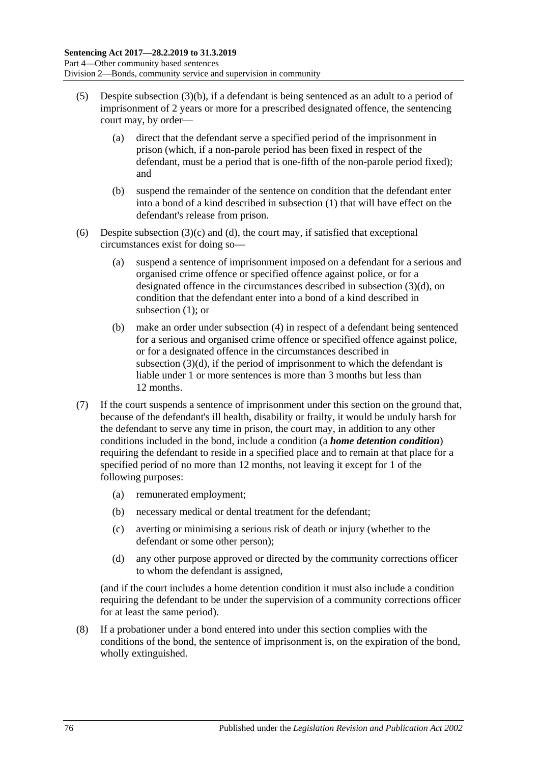(5) Despite subsection (3)(b), if a defendant is being sentenced as an adult to a period of imprisonment of 2 years or more for a prescribed designated offence, the sentencing court may, by order—

 (a) direct that the defendant serve a specified period of the imprisonment in prison (which, if a non-parole period has been fixed in respect of the defendant, must be a period that is one-fifth of the non-parole period fixed); and

 (b) suspend the remainder of the sentence on condition that the defendant enter into a bond of a kind described in subsection (1) that will have effect on the defendant's release from prison.

(6) Despite subsection (3)(c) and (d), the court may, if satisfied that exceptional circumstances exist for doing so—

 (a) suspend a sentence of imprisonment imposed on a defendant for a serious and organised crime offence or specified offence against police, or for a designated offence in the circumstances described in subsection (3)(d), on condition that the defendant enter into a bond of a kind described in subsection (1); or

 (b) make an order under subsection (4) in respect of a defendant being sentenced for a serious and organised crime offence or specified offence against police, or for a designated offence in the circumstances described in subsection (3)(d), if the period of imprisonment to which the defendant is liable under 1 or more sentences is more than 3 months but less than 12 months.

(7) If the court suspends a sentence of imprisonment under this section on the ground that, because of the defendant's ill health, disability or frailty, it would be unduly harsh for the defendant to serve any time in prison, the court may, in addition to any other conditions included in the bond, include a condition (a ***home detention condition***) requiring the defendant to reside in a specified place and to remain at that place for a specified period of no more than 12 months, not leaving it except for 1 of the following purposes:

 (a) remunerated employment;

 (b) necessary medical or dental treatment for the defendant;

 (c) averting or minimising a serious risk of death or injury (whether to the defendant or some other person);

 (d) any other purpose approved or directed by the community corrections officer to whom the defendant is assigned,

(and if the court includes a home detention condition it must also include a condition requiring the defendant to be under the supervision of a community corrections officer for at least the same period).

(8) If a probationer under a bond entered into under this section complies with the conditions of the bond, the sentence of imprisonment is, on the expiration of the bond, wholly extinguished.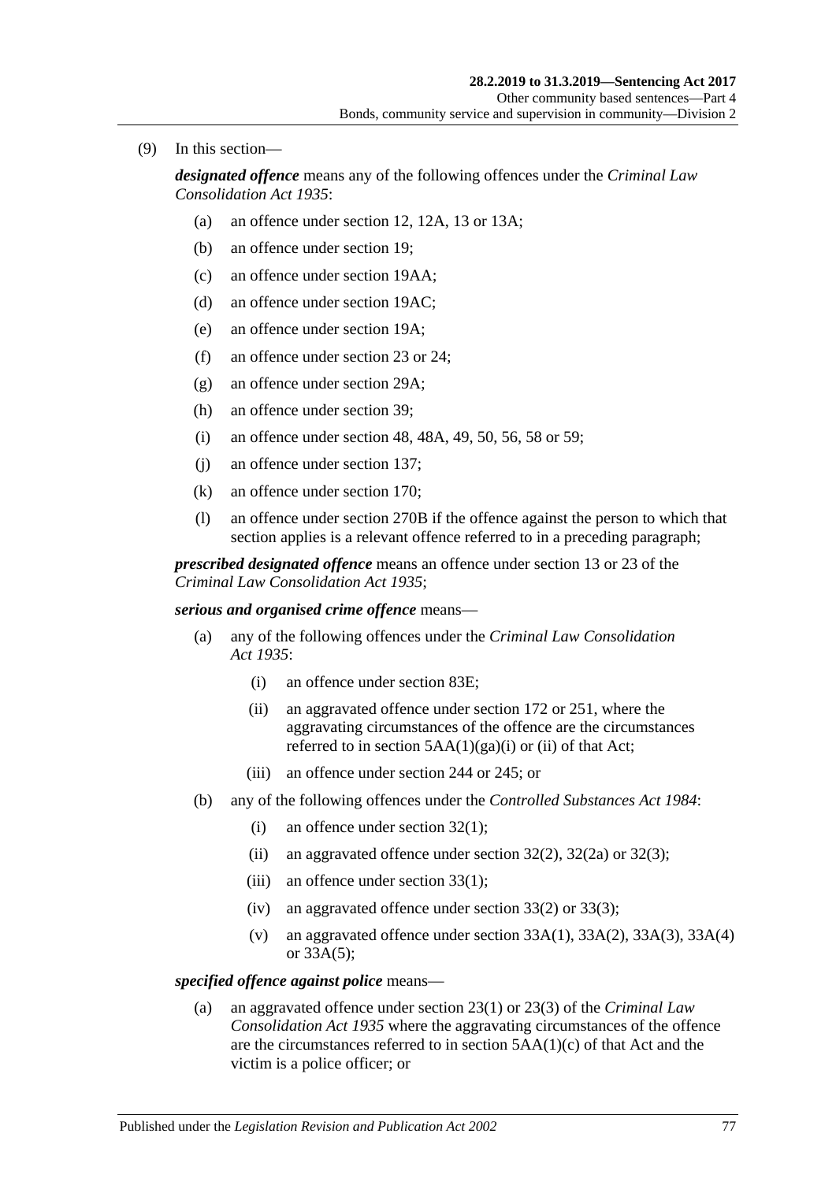(9) In this section—

***designated offence*** means any of the following offences under the *Criminal Law Consolidation Act 1935*:

- (a) an offence under section 12, 12A, 13 or 13A;
- (b) an offence under section 19;
- (c) an offence under section 19AA;
- (d) an offence under section 19AC;
- (e) an offence under section 19A;
- (f) an offence under section 23 or 24;
- (g) an offence under section 29A;
- (h) an offence under section 39;
- (i) an offence under section 48, 48A, 49, 50, 56, 58 or 59;
- (j) an offence under section 137;
- (k) an offence under section 170;
- (l) an offence under section 270B if the offence against the person to which that section applies is a relevant offence referred to in a preceding paragraph;

***prescribed designated offence*** means an offence under section 13 or 23 of the *Criminal Law Consolidation Act 1935*;

***serious and organised crime offence*** means—

- (a) any of the following offences under the *Criminal Law Consolidation Act 1935*:
  - (i) an offence under section 83E;
  - (ii) an aggravated offence under section 172 or 251, where the aggravating circumstances of the offence are the circumstances referred to in section 5AA(1)(ga)(i) or (ii) of that Act;
  - (iii) an offence under section 244 or 245; or
- (b) any of the following offences under the *Controlled Substances Act 1984*:
  - (i) an offence under section 32(1);
  - (ii) an aggravated offence under section 32(2), 32(2a) or 32(3);
  - (iii) an offence under section 33(1);
  - (iv) an aggravated offence under section 33(2) or 33(3);
  - (v) an aggravated offence under section 33A(1), 33A(2), 33A(3), 33A(4) or 33A(5);

***specified offence against police*** means—

- (a) an aggravated offence under section 23(1) or 23(3) of the *Criminal Law Consolidation Act 1935* where the aggravating circumstances of the offence are the circumstances referred to in section 5AA(1)(c) of that Act and the victim is a police officer; or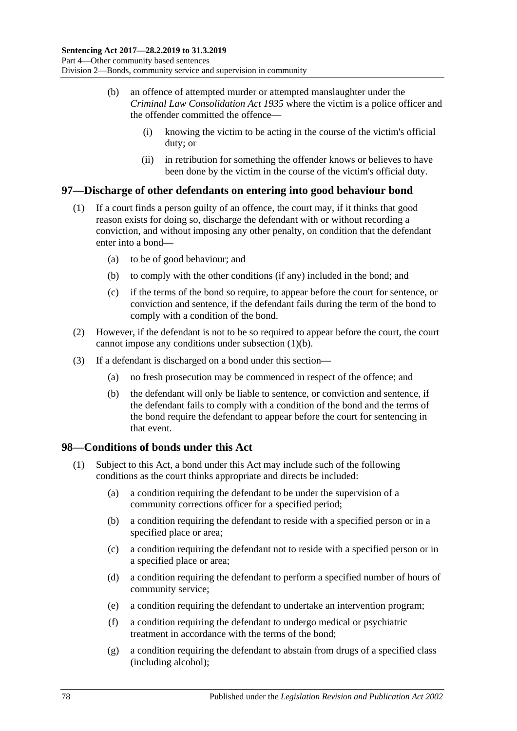(b) an offence of attempted murder or attempted manslaughter under the *Criminal Law Consolidation Act 1935* where the victim is a police officer and the offender committed the offence—

(i) knowing the victim to be acting in the course of the victim's official duty; or

(ii) in retribution for something the offender knows or believes to have been done by the victim in the course of the victim's official duty.

## 97—Discharge of other defendants on entering into good behaviour bond

(1) If a court finds a person guilty of an offence, the court may, if it thinks that good reason exists for doing so, discharge the defendant with or without recording a conviction, and without imposing any other penalty, on condition that the defendant enter into a bond—

(a) to be of good behaviour; and

(b) to comply with the other conditions (if any) included in the bond; and

(c) if the terms of the bond so require, to appear before the court for sentence, or conviction and sentence, if the defendant fails during the term of the bond to comply with a condition of the bond.

(2) However, if the defendant is not to be so required to appear before the court, the court cannot impose any conditions under subsection (1)(b).

(3) If a defendant is discharged on a bond under this section—

(a) no fresh prosecution may be commenced in respect of the offence; and

(b) the defendant will only be liable to sentence, or conviction and sentence, if the defendant fails to comply with a condition of the bond and the terms of the bond require the defendant to appear before the court for sentencing in that event.

## 98—Conditions of bonds under this Act

(1) Subject to this Act, a bond under this Act may include such of the following conditions as the court thinks appropriate and directs be included:

(a) a condition requiring the defendant to be under the supervision of a community corrections officer for a specified period;

(b) a condition requiring the defendant to reside with a specified person or in a specified place or area;

(c) a condition requiring the defendant not to reside with a specified person or in a specified place or area;

(d) a condition requiring the defendant to perform a specified number of hours of community service;

(e) a condition requiring the defendant to undertake an intervention program;

(f) a condition requiring the defendant to undergo medical or psychiatric treatment in accordance with the terms of the bond;

(g) a condition requiring the defendant to abstain from drugs of a specified class (including alcohol);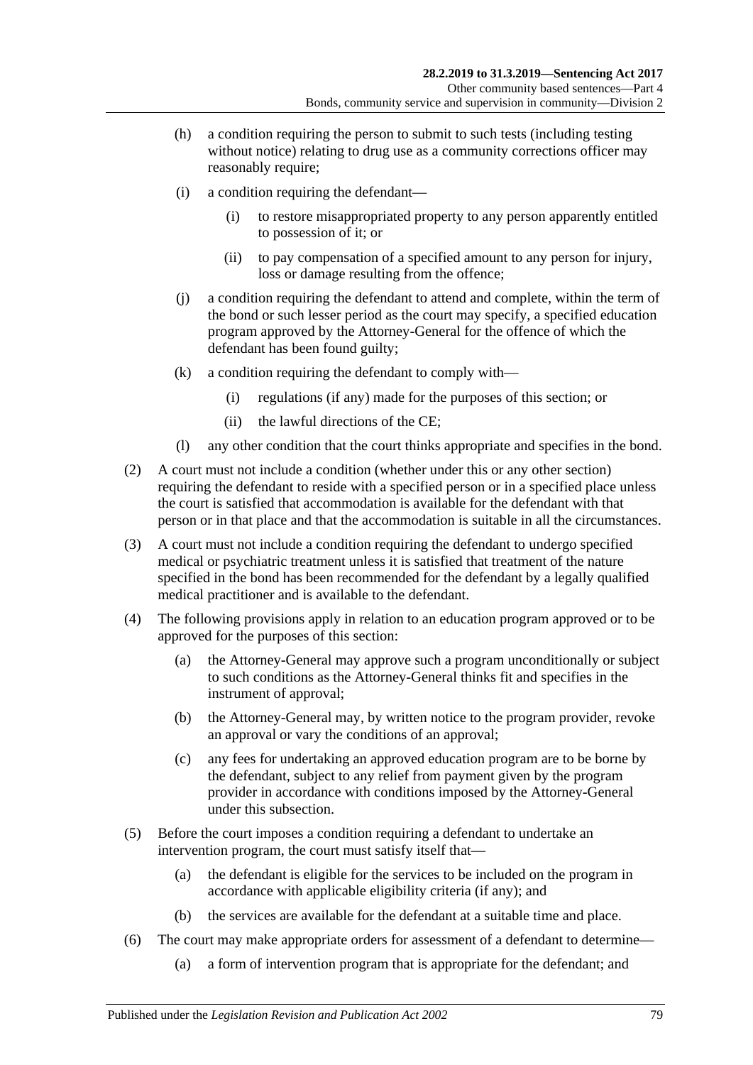(h) a condition requiring the person to submit to such tests (including testing without notice) relating to drug use as a community corrections officer may reasonably require;

(i) a condition requiring the defendant—

(i) to restore misappropriated property to any person apparently entitled to possession of it; or

(ii) to pay compensation of a specified amount to any person for injury, loss or damage resulting from the offence;

(j) a condition requiring the defendant to attend and complete, within the term of the bond or such lesser period as the court may specify, a specified education program approved by the Attorney-General for the offence of which the defendant has been found guilty;

(k) a condition requiring the defendant to comply with—

(i) regulations (if any) made for the purposes of this section; or

(ii) the lawful directions of the CE;

(l) any other condition that the court thinks appropriate and specifies in the bond.

(2) A court must not include a condition (whether under this or any other section) requiring the defendant to reside with a specified person or in a specified place unless the court is satisfied that accommodation is available for the defendant with that person or in that place and that the accommodation is suitable in all the circumstances.

(3) A court must not include a condition requiring the defendant to undergo specified medical or psychiatric treatment unless it is satisfied that treatment of the nature specified in the bond has been recommended for the defendant by a legally qualified medical practitioner and is available to the defendant.

(4) The following provisions apply in relation to an education program approved or to be approved for the purposes of this section:

(a) the Attorney-General may approve such a program unconditionally or subject to such conditions as the Attorney-General thinks fit and specifies in the instrument of approval;

(b) the Attorney-General may, by written notice to the program provider, revoke an approval or vary the conditions of an approval;

(c) any fees for undertaking an approved education program are to be borne by the defendant, subject to any relief from payment given by the program provider in accordance with conditions imposed by the Attorney-General under this subsection.

(5) Before the court imposes a condition requiring a defendant to undertake an intervention program, the court must satisfy itself that—

(a) the defendant is eligible for the services to be included on the program in accordance with applicable eligibility criteria (if any); and

(b) the services are available for the defendant at a suitable time and place.

(6) The court may make appropriate orders for assessment of a defendant to determine—

(a) a form of intervention program that is appropriate for the defendant; and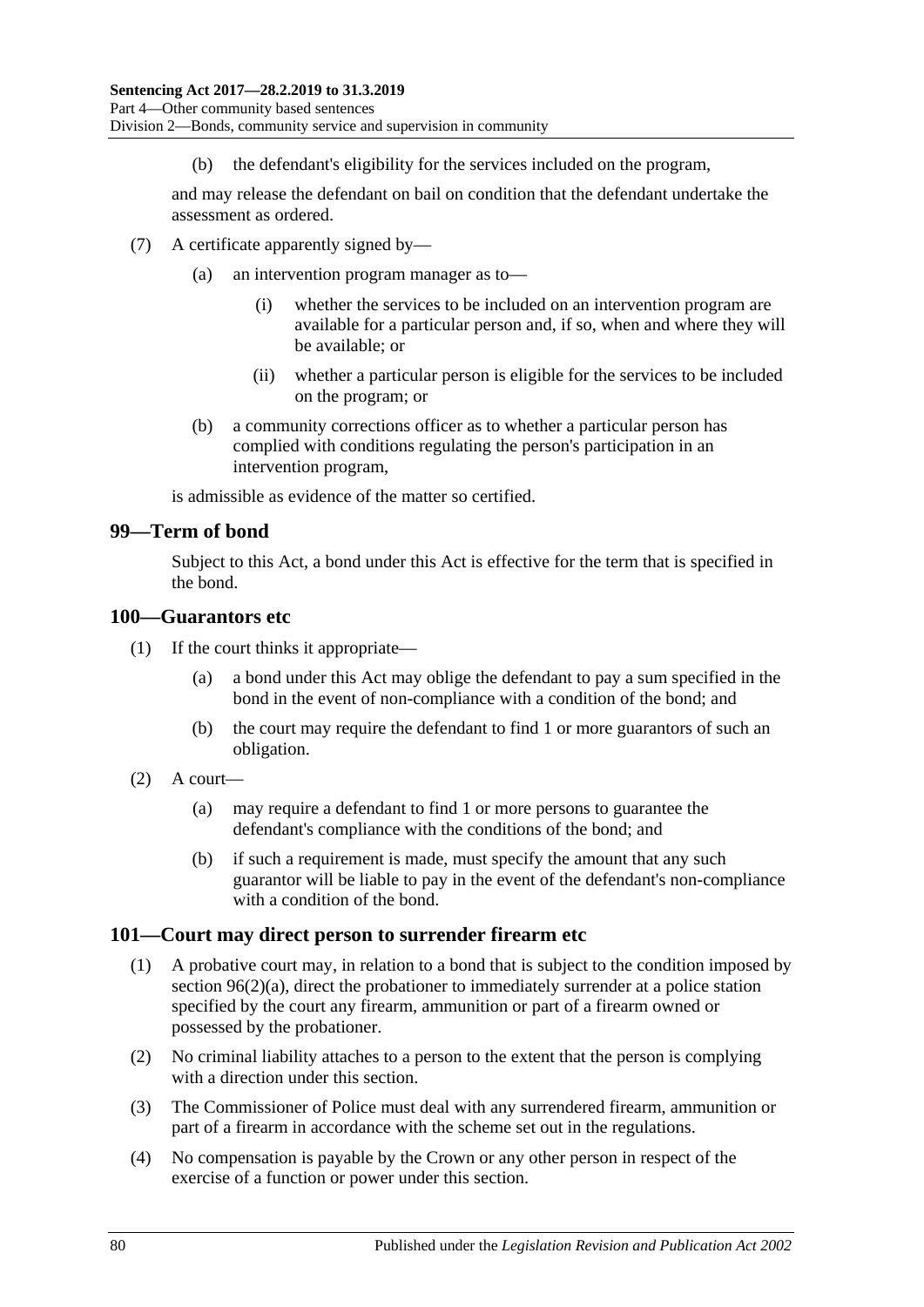(b) the defendant's eligibility for the services included on the program,

and may release the defendant on bail on condition that the defendant undertake the assessment as ordered.

(7) A certificate apparently signed by—

(a) an intervention program manager as to—

(i) whether the services to be included on an intervention program are available for a particular person and, if so, when and where they will be available; or

(ii) whether a particular person is eligible for the services to be included on the program; or

(b) a community corrections officer as to whether a particular person has complied with conditions regulating the person's participation in an intervention program,

is admissible as evidence of the matter so certified.

## 99—Term of bond

Subject to this Act, a bond under this Act is effective for the term that is specified in the bond.

## 100—Guarantors etc

(1) If the court thinks it appropriate—

(a) a bond under this Act may oblige the defendant to pay a sum specified in the bond in the event of non-compliance with a condition of the bond; and

(b) the court may require the defendant to find 1 or more guarantors of such an obligation.

(2) A court—

(a) may require a defendant to find 1 or more persons to guarantee the defendant's compliance with the conditions of the bond; and

(b) if such a requirement is made, must specify the amount that any such guarantor will be liable to pay in the event of the defendant's non-compliance with a condition of the bond.

## 101—Court may direct person to surrender firearm etc

(1) A probative court may, in relation to a bond that is subject to the condition imposed by section 96(2)(a), direct the probationer to immediately surrender at a police station specified by the court any firearm, ammunition or part of a firearm owned or possessed by the probationer.

(2) No criminal liability attaches to a person to the extent that the person is complying with a direction under this section.

(3) The Commissioner of Police must deal with any surrendered firearm, ammunition or part of a firearm in accordance with the scheme set out in the regulations.

(4) No compensation is payable by the Crown or any other person in respect of the exercise of a function or power under this section.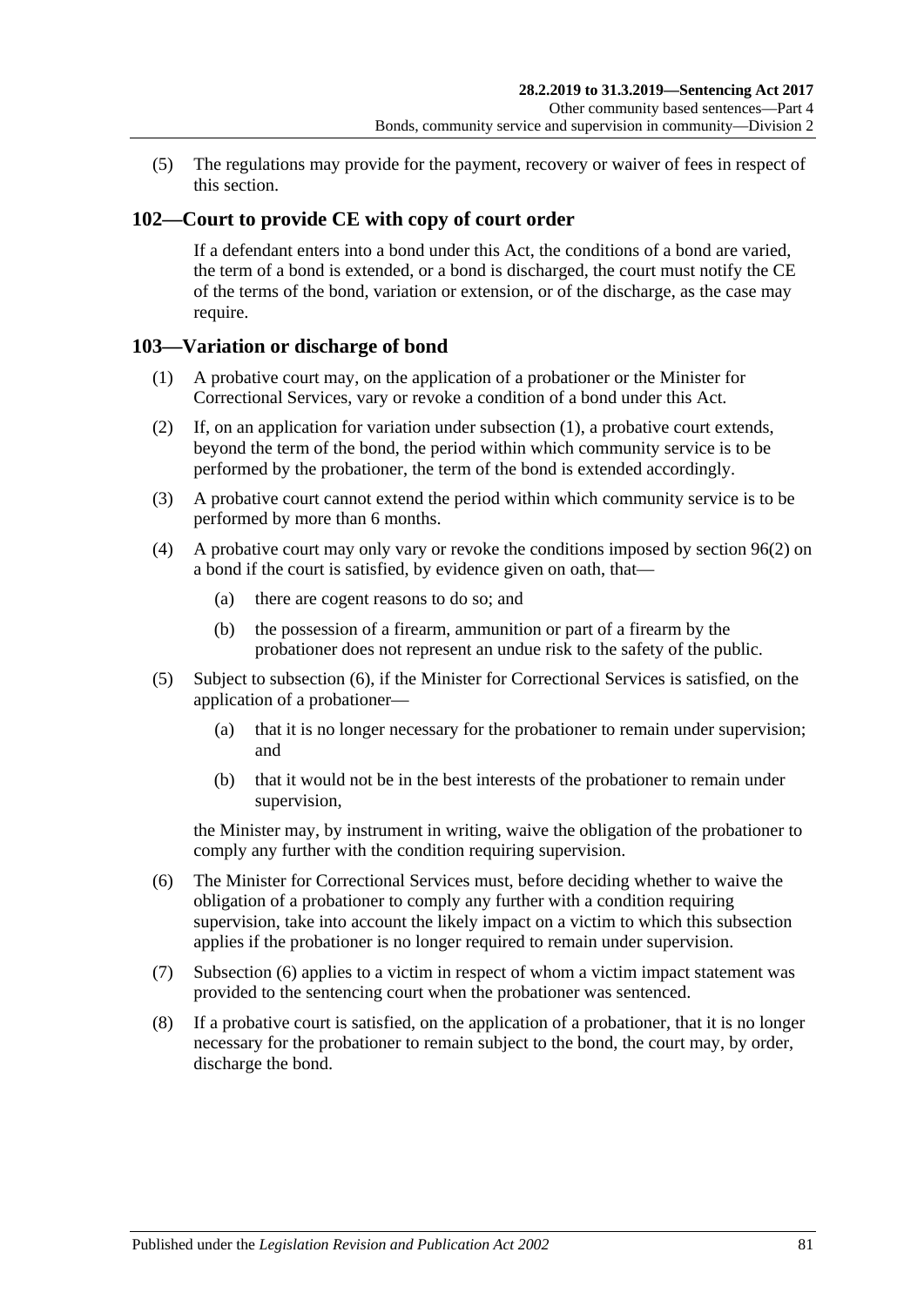(5) The regulations may provide for the payment, recovery or waiver of fees in respect of this section.

## 102—Court to provide CE with copy of court order

If a defendant enters into a bond under this Act, the conditions of a bond are varied, the term of a bond is extended, or a bond is discharged, the court must notify the CE of the terms of the bond, variation or extension, or of the discharge, as the case may require.

## 103—Variation or discharge of bond

(1) A probative court may, on the application of a probationer or the Minister for Correctional Services, vary or revoke a condition of a bond under this Act.

(2) If, on an application for variation under subsection (1), a probative court extends, beyond the term of the bond, the period within which community service is to be performed by the probationer, the term of the bond is extended accordingly.

(3) A probative court cannot extend the period within which community service is to be performed by more than 6 months.

(4) A probative court may only vary or revoke the conditions imposed by section 96(2) on a bond if the court is satisfied, by evidence given on oath, that—

(a) there are cogent reasons to do so; and

(b) the possession of a firearm, ammunition or part of a firearm by the probationer does not represent an undue risk to the safety of the public.

(5) Subject to subsection (6), if the Minister for Correctional Services is satisfied, on the application of a probationer—

(a) that it is no longer necessary for the probationer to remain under supervision; and

(b) that it would not be in the best interests of the probationer to remain under supervision,

the Minister may, by instrument in writing, waive the obligation of the probationer to comply any further with the condition requiring supervision.

(6) The Minister for Correctional Services must, before deciding whether to waive the obligation of a probationer to comply any further with a condition requiring supervision, take into account the likely impact on a victim to which this subsection applies if the probationer is no longer required to remain under supervision.

(7) Subsection (6) applies to a victim in respect of whom a victim impact statement was provided to the sentencing court when the probationer was sentenced.

(8) If a probative court is satisfied, on the application of a probationer, that it is no longer necessary for the probationer to remain subject to the bond, the court may, by order, discharge the bond.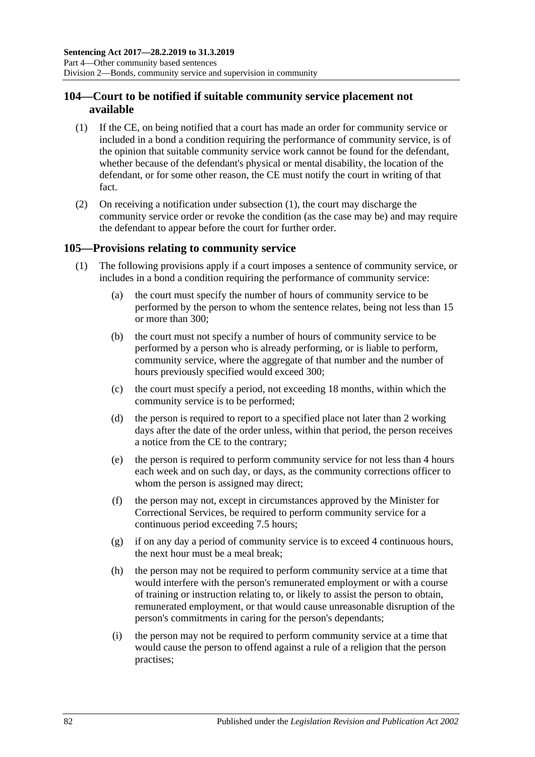## 104—Court to be notified if suitable community service placement not available

(1) If the CE, on being notified that a court has made an order for community service or included in a bond a condition requiring the performance of community service, is of the opinion that suitable community service work cannot be found for the defendant, whether because of the defendant's physical or mental disability, the location of the defendant, or for some other reason, the CE must notify the court in writing of that fact.

(2) On receiving a notification under subsection (1), the court may discharge the community service order or revoke the condition (as the case may be) and may require the defendant to appear before the court for further order.

## 105—Provisions relating to community service

(1) The following provisions apply if a court imposes a sentence of community service, or includes in a bond a condition requiring the performance of community service:

(a) the court must specify the number of hours of community service to be performed by the person to whom the sentence relates, being not less than 15 or more than 300;

(b) the court must not specify a number of hours of community service to be performed by a person who is already performing, or is liable to perform, community service, where the aggregate of that number and the number of hours previously specified would exceed 300;

(c) the court must specify a period, not exceeding 18 months, within which the community service is to be performed;

(d) the person is required to report to a specified place not later than 2 working days after the date of the order unless, within that period, the person receives a notice from the CE to the contrary;

(e) the person is required to perform community service for not less than 4 hours each week and on such day, or days, as the community corrections officer to whom the person is assigned may direct;

(f) the person may not, except in circumstances approved by the Minister for Correctional Services, be required to perform community service for a continuous period exceeding 7.5 hours;

(g) if on any day a period of community service is to exceed 4 continuous hours, the next hour must be a meal break;

(h) the person may not be required to perform community service at a time that would interfere with the person's remunerated employment or with a course of training or instruction relating to, or likely to assist the person to obtain, remunerated employment, or that would cause unreasonable disruption of the person's commitments in caring for the person's dependants;

(i) the person may not be required to perform community service at a time that would cause the person to offend against a rule of a religion that the person practises;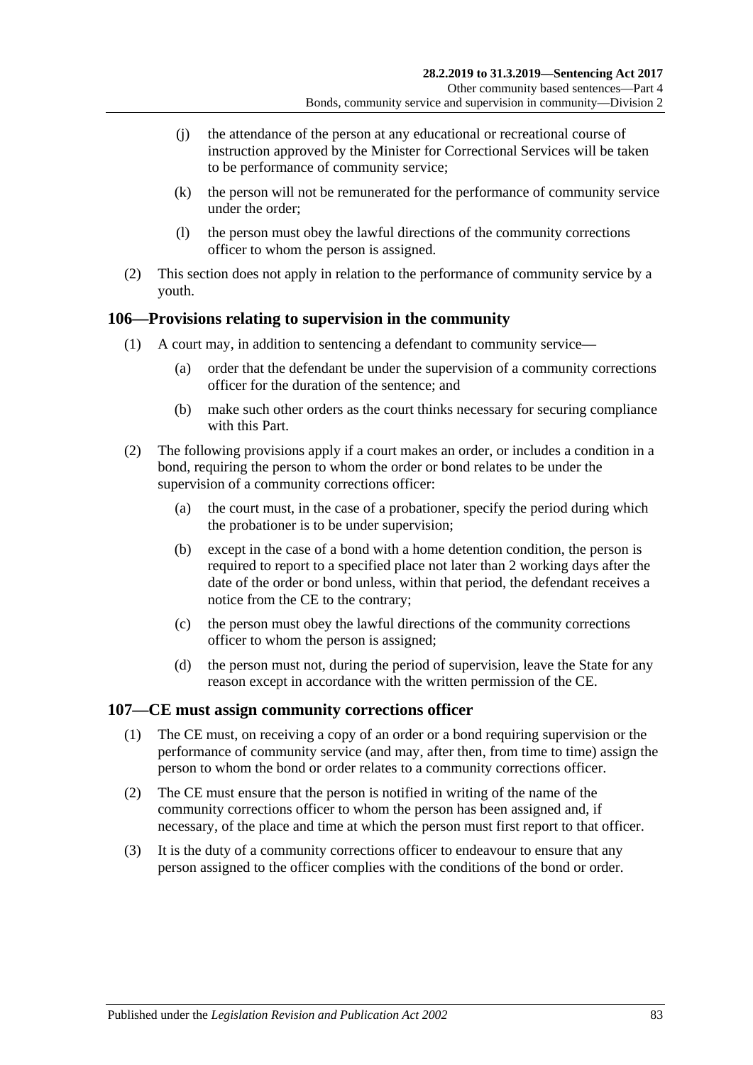(j) the attendance of the person at any educational or recreational course of instruction approved by the Minister for Correctional Services will be taken to be performance of community service;

(k) the person will not be remunerated for the performance of community service under the order;

(l) the person must obey the lawful directions of the community corrections officer to whom the person is assigned.

(2) This section does not apply in relation to the performance of community service by a youth.

## 106—Provisions relating to supervision in the community

(1) A court may, in addition to sentencing a defendant to community service—

(a) order that the defendant be under the supervision of a community corrections officer for the duration of the sentence; and

(b) make such other orders as the court thinks necessary for securing compliance with this Part.

(2) The following provisions apply if a court makes an order, or includes a condition in a bond, requiring the person to whom the order or bond relates to be under the supervision of a community corrections officer:

(a) the court must, in the case of a probationer, specify the period during which the probationer is to be under supervision;

(b) except in the case of a bond with a home detention condition, the person is required to report to a specified place not later than 2 working days after the date of the order or bond unless, within that period, the defendant receives a notice from the CE to the contrary;

(c) the person must obey the lawful directions of the community corrections officer to whom the person is assigned;

(d) the person must not, during the period of supervision, leave the State for any reason except in accordance with the written permission of the CE.

## 107—CE must assign community corrections officer

(1) The CE must, on receiving a copy of an order or a bond requiring supervision or the performance of community service (and may, after then, from time to time) assign the person to whom the bond or order relates to a community corrections officer.

(2) The CE must ensure that the person is notified in writing of the name of the community corrections officer to whom the person has been assigned and, if necessary, of the place and time at which the person must first report to that officer.

(3) It is the duty of a community corrections officer to endeavour to ensure that any person assigned to the officer complies with the conditions of the bond or order.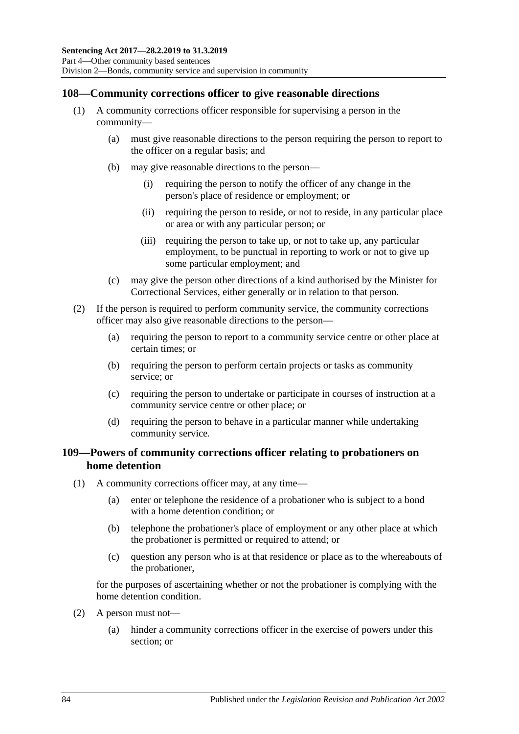## 108—Community corrections officer to give reasonable directions

(1) A community corrections officer responsible for supervising a person in the community—

(a) must give reasonable directions to the person requiring the person to report to the officer on a regular basis; and

(b) may give reasonable directions to the person—

(i) requiring the person to notify the officer of any change in the person's place of residence or employment; or

(ii) requiring the person to reside, or not to reside, in any particular place or area or with any particular person; or

(iii) requiring the person to take up, or not to take up, any particular employment, to be punctual in reporting to work or not to give up some particular employment; and

(c) may give the person other directions of a kind authorised by the Minister for Correctional Services, either generally or in relation to that person.

(2) If the person is required to perform community service, the community corrections officer may also give reasonable directions to the person—

(a) requiring the person to report to a community service centre or other place at certain times; or

(b) requiring the person to perform certain projects or tasks as community service; or

(c) requiring the person to undertake or participate in courses of instruction at a community service centre or other place; or

(d) requiring the person to behave in a particular manner while undertaking community service.

## 109—Powers of community corrections officer relating to probationers on home detention

(1) A community corrections officer may, at any time—

(a) enter or telephone the residence of a probationer who is subject to a bond with a home detention condition; or

(b) telephone the probationer's place of employment or any other place at which the probationer is permitted or required to attend; or

(c) question any person who is at that residence or place as to the whereabouts of the probationer,

for the purposes of ascertaining whether or not the probationer is complying with the home detention condition.

(2) A person must not—

(a) hinder a community corrections officer in the exercise of powers under this section; or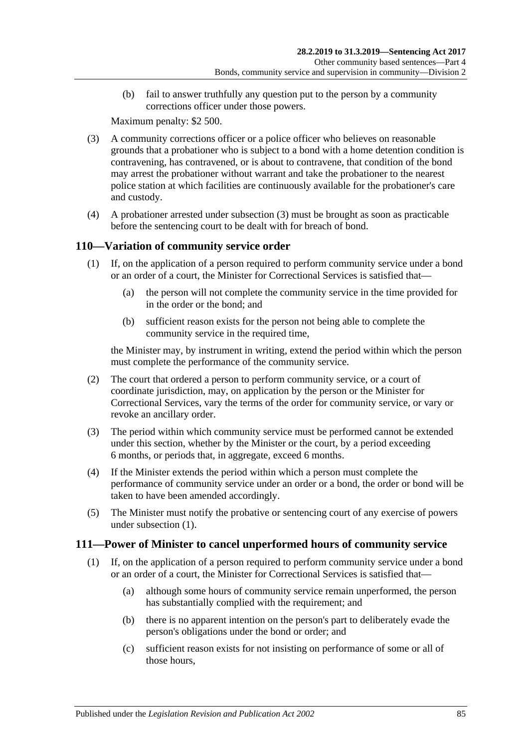(b) fail to answer truthfully any question put to the person by a community corrections officer under those powers.

Maximum penalty: $2 500.

(3) A community corrections officer or a police officer who believes on reasonable grounds that a probationer who is subject to a bond with a home detention condition is contravening, has contravened, or is about to contravene, that condition of the bond may arrest the probationer without warrant and take the probationer to the nearest police station at which facilities are continuously available for the probationer's care and custody.

(4) A probationer arrested under subsection (3) must be brought as soon as practicable before the sentencing court to be dealt with for breach of bond.

## 110—Variation of community service order

(1) If, on the application of a person required to perform community service under a bond or an order of a court, the Minister for Correctional Services is satisfied that—

(a) the person will not complete the community service in the time provided for in the order or the bond; and

(b) sufficient reason exists for the person not being able to complete the community service in the required time,

the Minister may, by instrument in writing, extend the period within which the person must complete the performance of the community service.

(2) The court that ordered a person to perform community service, or a court of coordinate jurisdiction, may, on application by the person or the Minister for Correctional Services, vary the terms of the order for community service, or vary or revoke an ancillary order.

(3) The period within which community service must be performed cannot be extended under this section, whether by the Minister or the court, by a period exceeding 6 months, or periods that, in aggregate, exceed 6 months.

(4) If the Minister extends the period within which a person must complete the performance of community service under an order or a bond, the order or bond will be taken to have been amended accordingly.

(5) The Minister must notify the probative or sentencing court of any exercise of powers under subsection (1).

## 111—Power of Minister to cancel unperformed hours of community service

(1) If, on the application of a person required to perform community service under a bond or an order of a court, the Minister for Correctional Services is satisfied that—

(a) although some hours of community service remain unperformed, the person has substantially complied with the requirement; and

(b) there is no apparent intention on the person's part to deliberately evade the person's obligations under the bond or order; and

(c) sufficient reason exists for not insisting on performance of some or all of those hours,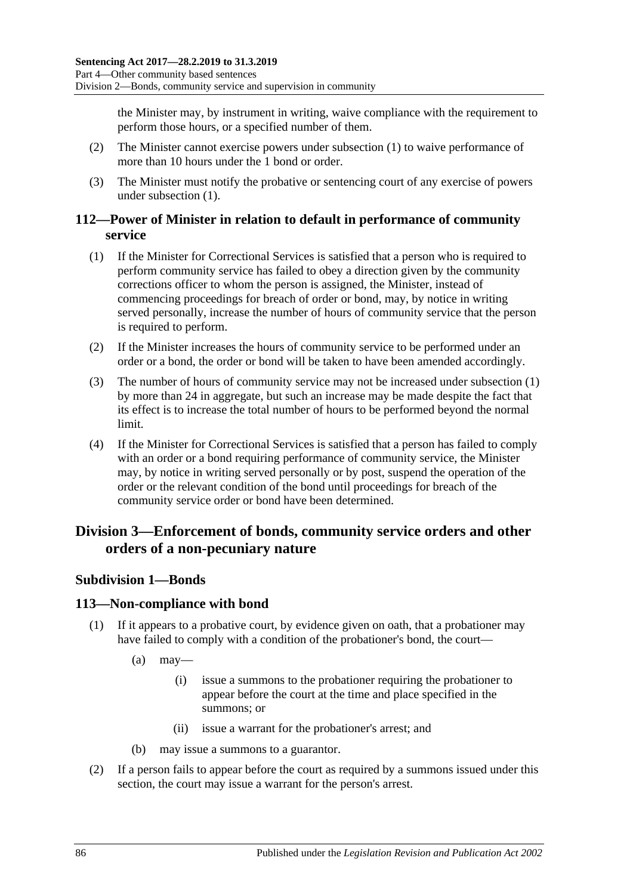the Minister may, by instrument in writing, waive compliance with the requirement to perform those hours, or a specified number of them.

(2) The Minister cannot exercise powers under subsection (1) to waive performance of more than 10 hours under the 1 bond or order.

(3) The Minister must notify the probative or sentencing court of any exercise of powers under subsection (1).

## 112—Power of Minister in relation to default in performance of community service

(1) If the Minister for Correctional Services is satisfied that a person who is required to perform community service has failed to obey a direction given by the community corrections officer to whom the person is assigned, the Minister, instead of commencing proceedings for breach of order or bond, may, by notice in writing served personally, increase the number of hours of community service that the person is required to perform.

(2) If the Minister increases the hours of community service to be performed under an order or a bond, the order or bond will be taken to have been amended accordingly.

(3) The number of hours of community service may not be increased under subsection (1) by more than 24 in aggregate, but such an increase may be made despite the fact that its effect is to increase the total number of hours to be performed beyond the normal limit.

(4) If the Minister for Correctional Services is satisfied that a person has failed to comply with an order or a bond requiring performance of community service, the Minister may, by notice in writing served personally or by post, suspend the operation of the order or the relevant condition of the bond until proceedings for breach of the community service order or bond have been determined.

# Division 3—Enforcement of bonds, community service orders and other orders of a non-pecuniary nature

## Subdivision 1—Bonds

## 113—Non-compliance with bond

(1) If it appears to a probative court, by evidence given on oath, that a probationer may have failed to comply with a condition of the probationer's bond, the court—

(a) may—

(i) issue a summons to the probationer requiring the probationer to appear before the court at the time and place specified in the summons; or

(ii) issue a warrant for the probationer's arrest; and

(b) may issue a summons to a guarantor.

(2) If a person fails to appear before the court as required by a summons issued under this section, the court may issue a warrant for the person's arrest.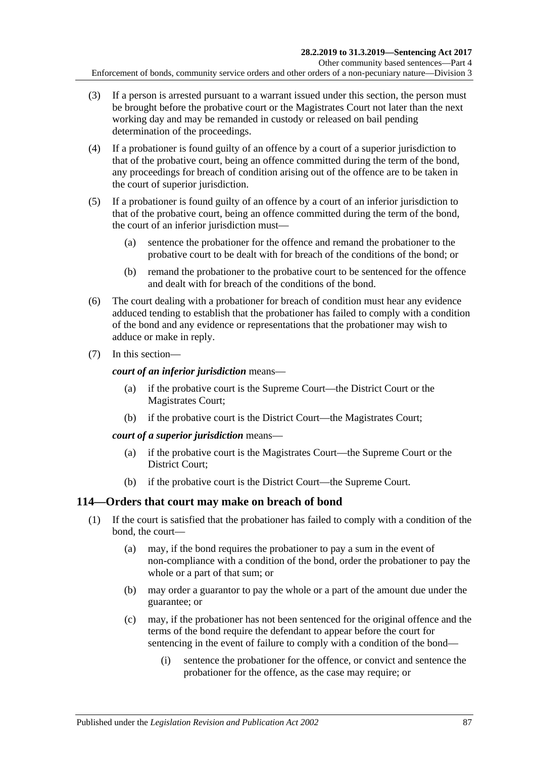(3) If a person is arrested pursuant to a warrant issued under this section, the person must be brought before the probative court or the Magistrates Court not later than the next working day and may be remanded in custody or released on bail pending determination of the proceedings.

(4) If a probationer is found guilty of an offence by a court of a superior jurisdiction to that of the probative court, being an offence committed during the term of the bond, any proceedings for breach of condition arising out of the offence are to be taken in the court of superior jurisdiction.

(5) If a probationer is found guilty of an offence by a court of an inferior jurisdiction to that of the probative court, being an offence committed during the term of the bond, the court of an inferior jurisdiction must—

(a) sentence the probationer for the offence and remand the probationer to the probative court to be dealt with for breach of the conditions of the bond; or

(b) remand the probationer to the probative court to be sentenced for the offence and dealt with for breach of the conditions of the bond.

(6) The court dealing with a probationer for breach of condition must hear any evidence adduced tending to establish that the probationer has failed to comply with a condition of the bond and any evidence or representations that the probationer may wish to adduce or make in reply.

(7) In this section—

***court of an inferior jurisdiction*** means—

(a) if the probative court is the Supreme Court—the District Court or the Magistrates Court;

(b) if the probative court is the District Court—the Magistrates Court;

***court of a superior jurisdiction*** means—

(a) if the probative court is the Magistrates Court—the Supreme Court or the District Court;

(b) if the probative court is the District Court—the Supreme Court.

## 114—Orders that court may make on breach of bond

(1) If the court is satisfied that the probationer has failed to comply with a condition of the bond, the court—

(a) may, if the bond requires the probationer to pay a sum in the event of non-compliance with a condition of the bond, order the probationer to pay the whole or a part of that sum; or

(b) may order a guarantor to pay the whole or a part of the amount due under the guarantee; or

(c) may, if the probationer has not been sentenced for the original offence and the terms of the bond require the defendant to appear before the court for sentencing in the event of failure to comply with a condition of the bond—

(i) sentence the probationer for the offence, or convict and sentence the probationer for the offence, as the case may require; or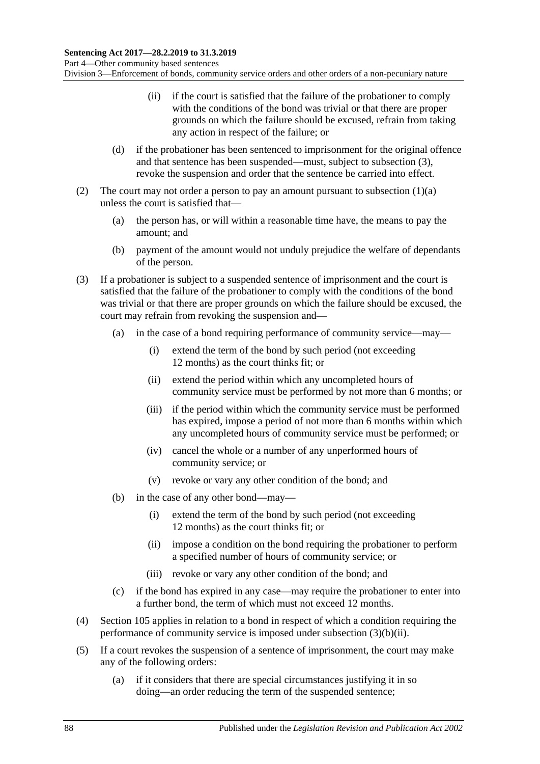(ii) if the court is satisfied that the failure of the probationer to comply with the conditions of the bond was trivial or that there are proper grounds on which the failure should be excused, refrain from taking any action in respect of the failure; or

(d) if the probationer has been sentenced to imprisonment for the original offence and that sentence has been suspended—must, subject to subsection (3), revoke the suspension and order that the sentence be carried into effect.

(2) The court may not order a person to pay an amount pursuant to subsection (1)(a) unless the court is satisfied that—

(a) the person has, or will within a reasonable time have, the means to pay the amount; and

(b) payment of the amount would not unduly prejudice the welfare of dependants of the person.

(3) If a probationer is subject to a suspended sentence of imprisonment and the court is satisfied that the failure of the probationer to comply with the conditions of the bond was trivial or that there are proper grounds on which the failure should be excused, the court may refrain from revoking the suspension and—

(a) in the case of a bond requiring performance of community service—may—

(i) extend the term of the bond by such period (not exceeding 12 months) as the court thinks fit; or

(ii) extend the period within which any uncompleted hours of community service must be performed by not more than 6 months; or

(iii) if the period within which the community service must be performed has expired, impose a period of not more than 6 months within which any uncompleted hours of community service must be performed; or

(iv) cancel the whole or a number of any unperformed hours of community service; or

(v) revoke or vary any other condition of the bond; and

(b) in the case of any other bond—may—

(i) extend the term of the bond by such period (not exceeding 12 months) as the court thinks fit; or

(ii) impose a condition on the bond requiring the probationer to perform a specified number of hours of community service; or

(iii) revoke or vary any other condition of the bond; and

(c) if the bond has expired in any case—may require the probationer to enter into a further bond, the term of which must not exceed 12 months.

(4) Section 105 applies in relation to a bond in respect of which a condition requiring the performance of community service is imposed under subsection (3)(b)(ii).

(5) If a court revokes the suspension of a sentence of imprisonment, the court may make any of the following orders:

(a) if it considers that there are special circumstances justifying it in so doing—an order reducing the term of the suspended sentence;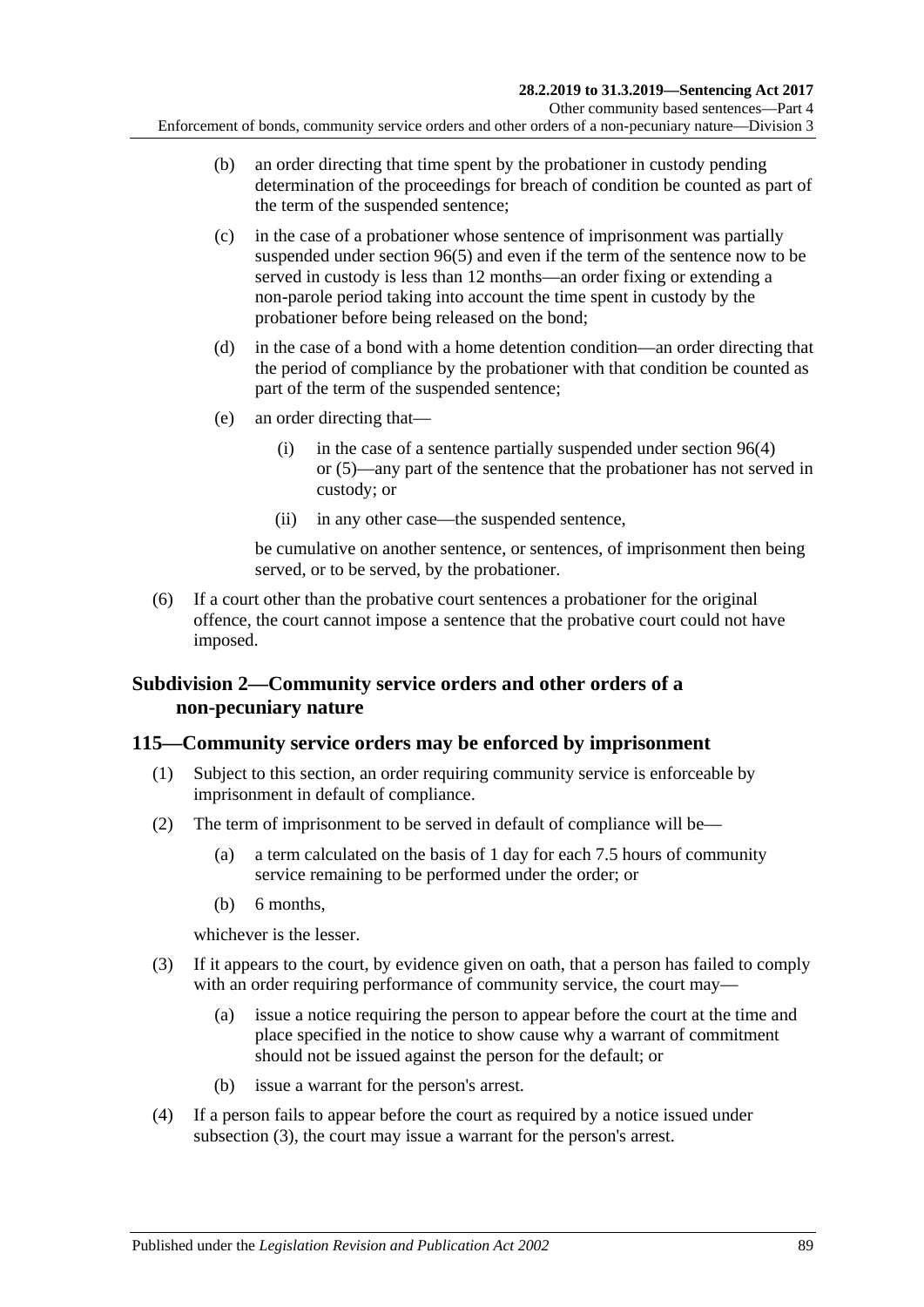(b) an order directing that time spent by the probationer in custody pending determination of the proceedings for breach of condition be counted as part of the term of the suspended sentence;

(c) in the case of a probationer whose sentence of imprisonment was partially suspended under section 96(5) and even if the term of the sentence now to be served in custody is less than 12 months—an order fixing or extending a non-parole period taking into account the time spent in custody by the probationer before being released on the bond;

(d) in the case of a bond with a home detention condition—an order directing that the period of compliance by the probationer with that condition be counted as part of the term of the suspended sentence;

(e) an order directing that—

(i) in the case of a sentence partially suspended under section 96(4) or (5)—any part of the sentence that the probationer has not served in custody; or

(ii) in any other case—the suspended sentence,

be cumulative on another sentence, or sentences, of imprisonment then being served, or to be served, by the probationer.

(6) If a court other than the probative court sentences a probationer for the original offence, the court cannot impose a sentence that the probative court could not have imposed.

### Subdivision 2—Community service orders and other orders of a non-pecuniary nature

### 115—Community service orders may be enforced by imprisonment

(1) Subject to this section, an order requiring community service is enforceable by imprisonment in default of compliance.

(2) The term of imprisonment to be served in default of compliance will be—

(a) a term calculated on the basis of 1 day for each 7.5 hours of community service remaining to be performed under the order; or

(b) 6 months,

whichever is the lesser.

(3) If it appears to the court, by evidence given on oath, that a person has failed to comply with an order requiring performance of community service, the court may—

(a) issue a notice requiring the person to appear before the court at the time and place specified in the notice to show cause why a warrant of commitment should not be issued against the person for the default; or

(b) issue a warrant for the person's arrest.

(4) If a person fails to appear before the court as required by a notice issued under subsection (3), the court may issue a warrant for the person's arrest.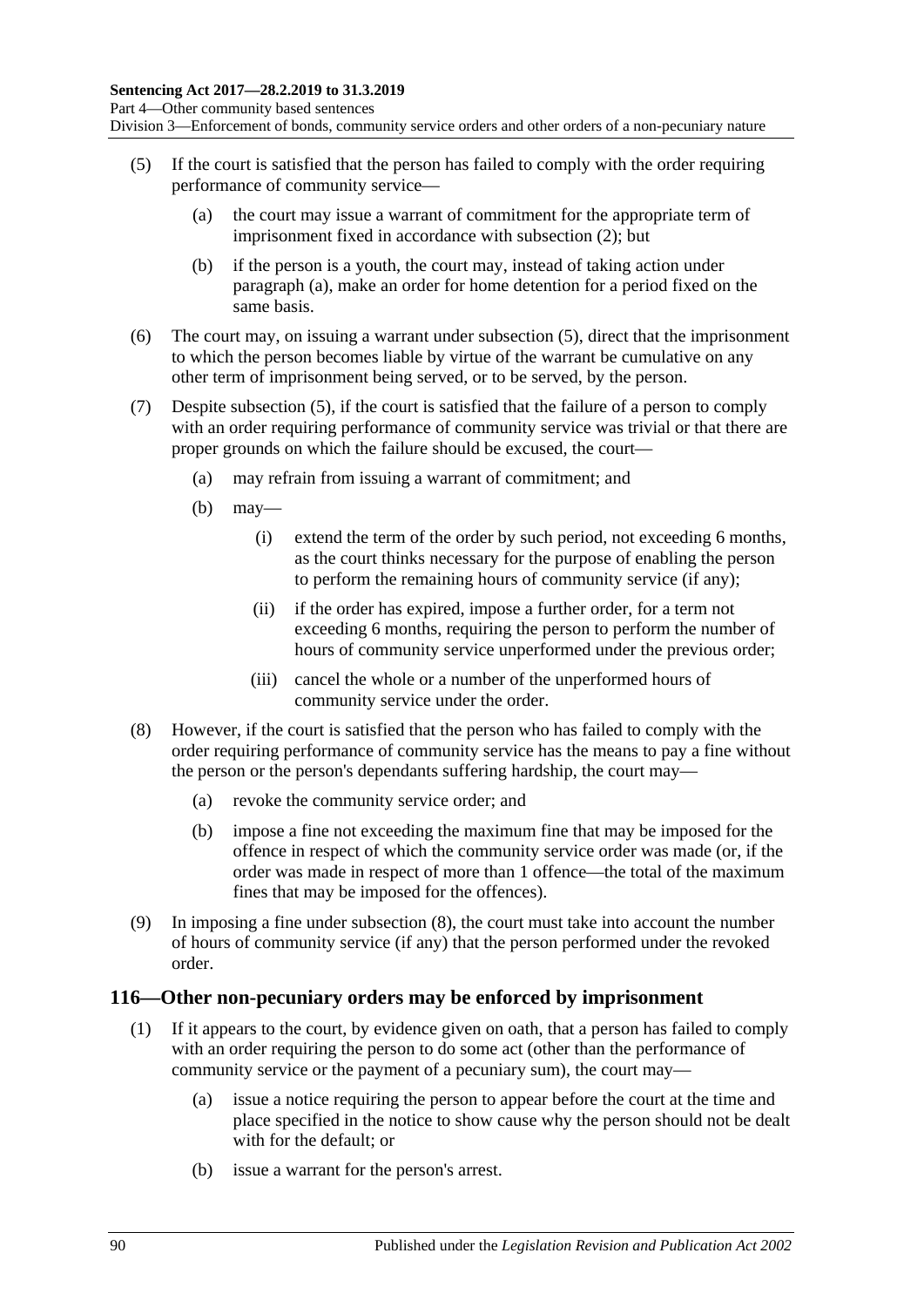(5) If the court is satisfied that the person has failed to comply with the order requiring performance of community service—

 (a) the court may issue a warrant of commitment for the appropriate term of imprisonment fixed in accordance with subsection (2); but

 (b) if the person is a youth, the court may, instead of taking action under paragraph (a), make an order for home detention for a period fixed on the same basis.

(6) The court may, on issuing a warrant under subsection (5), direct that the imprisonment to which the person becomes liable by virtue of the warrant be cumulative on any other term of imprisonment being served, or to be served, by the person.

(7) Despite subsection (5), if the court is satisfied that the failure of a person to comply with an order requiring performance of community service was trivial or that there are proper grounds on which the failure should be excused, the court—

 (a) may refrain from issuing a warrant of commitment; and

 (b) may—

  (i) extend the term of the order by such period, not exceeding 6 months, as the court thinks necessary for the purpose of enabling the person to perform the remaining hours of community service (if any);

  (ii) if the order has expired, impose a further order, for a term not exceeding 6 months, requiring the person to perform the number of hours of community service unperformed under the previous order;

  (iii) cancel the whole or a number of the unperformed hours of community service under the order.

(8) However, if the court is satisfied that the person who has failed to comply with the order requiring performance of community service has the means to pay a fine without the person or the person's dependants suffering hardship, the court may—

 (a) revoke the community service order; and

 (b) impose a fine not exceeding the maximum fine that may be imposed for the offence in respect of which the community service order was made (or, if the order was made in respect of more than 1 offence—the total of the maximum fines that may be imposed for the offences).

(9) In imposing a fine under subsection (8), the court must take into account the number of hours of community service (if any) that the person performed under the revoked order.

## 116—Other non-pecuniary orders may be enforced by imprisonment

(1) If it appears to the court, by evidence given on oath, that a person has failed to comply with an order requiring the person to do some act (other than the performance of community service or the payment of a pecuniary sum), the court may—

 (a) issue a notice requiring the person to appear before the court at the time and place specified in the notice to show cause why the person should not be dealt with for the default; or

 (b) issue a warrant for the person's arrest.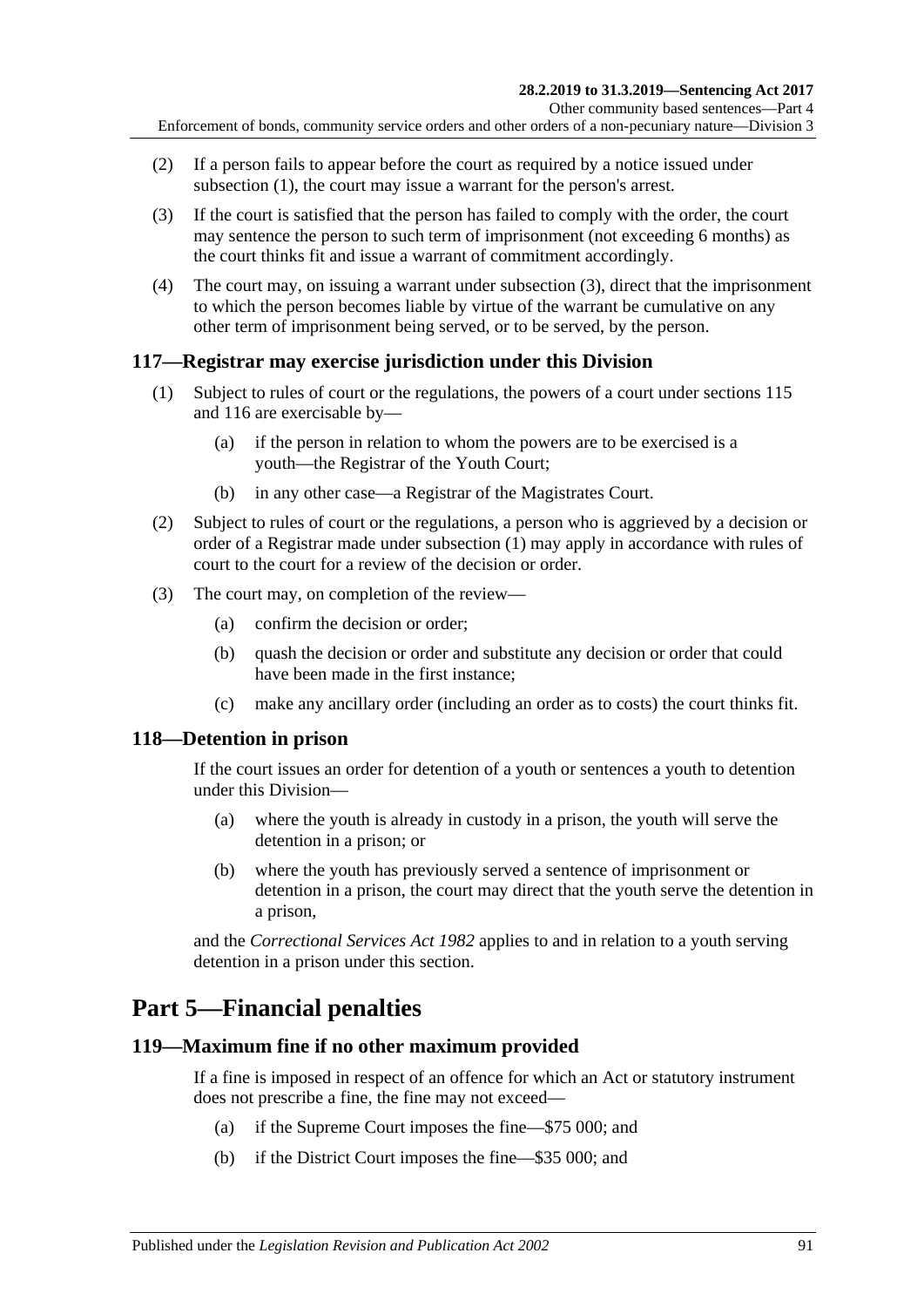(2) If a person fails to appear before the court as required by a notice issued under subsection (1), the court may issue a warrant for the person's arrest.

(3) If the court is satisfied that the person has failed to comply with the order, the court may sentence the person to such term of imprisonment (not exceeding 6 months) as the court thinks fit and issue a warrant of commitment accordingly.

(4) The court may, on issuing a warrant under subsection (3), direct that the imprisonment to which the person becomes liable by virtue of the warrant be cumulative on any other term of imprisonment being served, or to be served, by the person.

### 117—Registrar may exercise jurisdiction under this Division

(1) Subject to rules of court or the regulations, the powers of a court under sections 115 and 116 are exercisable by—

(a) if the person in relation to whom the powers are to be exercised is a youth—the Registrar of the Youth Court;

(b) in any other case—a Registrar of the Magistrates Court.

(2) Subject to rules of court or the regulations, a person who is aggrieved by a decision or order of a Registrar made under subsection (1) may apply in accordance with rules of court to the court for a review of the decision or order.

(3) The court may, on completion of the review—

(a) confirm the decision or order;

(b) quash the decision or order and substitute any decision or order that could have been made in the first instance;

(c) make any ancillary order (including an order as to costs) the court thinks fit.

### 118—Detention in prison

If the court issues an order for detention of a youth or sentences a youth to detention under this Division—

(a) where the youth is already in custody in a prison, the youth will serve the detention in a prison; or

(b) where the youth has previously served a sentence of imprisonment or detention in a prison, the court may direct that the youth serve the detention in a prison,

and the *Correctional Services Act 1982* applies to and in relation to a youth serving detention in a prison under this section.

## Part 5—Financial penalties

### 119—Maximum fine if no other maximum provided

If a fine is imposed in respect of an offence for which an Act or statutory instrument does not prescribe a fine, the fine may not exceed—

(a) if the Supreme Court imposes the fine—$75 000; and

(b) if the District Court imposes the fine—$35 000; and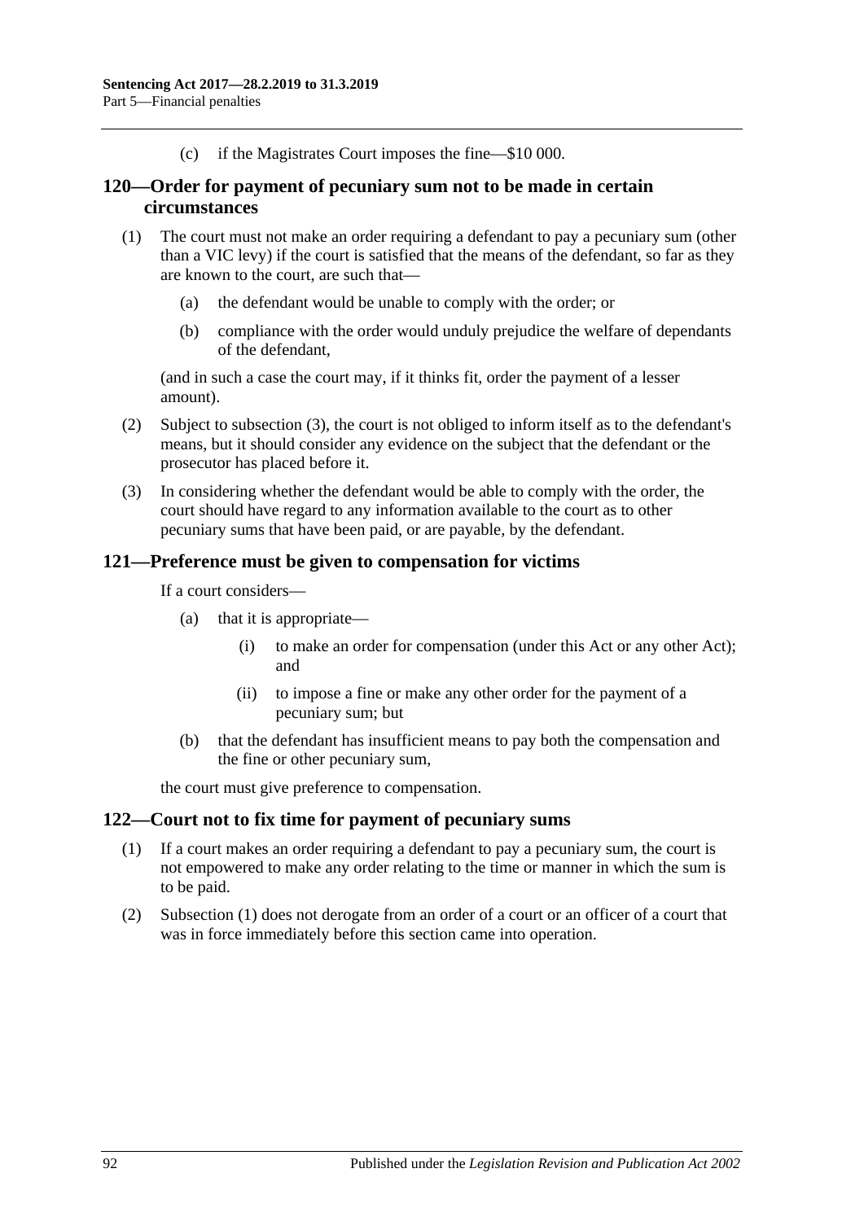(c) if the Magistrates Court imposes the fine—$10 000.

## 120—Order for payment of pecuniary sum not to be made in certain circumstances

(1) The court must not make an order requiring a defendant to pay a pecuniary sum (other than a VIC levy) if the court is satisfied that the means of the defendant, so far as they are known to the court, are such that—

   (a) the defendant would be unable to comply with the order; or

   (b) compliance with the order would unduly prejudice the welfare of dependants of the defendant,

(and in such a case the court may, if it thinks fit, order the payment of a lesser amount).

(2) Subject to subsection (3), the court is not obliged to inform itself as to the defendant's means, but it should consider any evidence on the subject that the defendant or the prosecutor has placed before it.

(3) In considering whether the defendant would be able to comply with the order, the court should have regard to any information available to the court as to other pecuniary sums that have been paid, or are payable, by the defendant.

## 121—Preference must be given to compensation for victims

If a court considers—

(a) that it is appropriate—

   (i) to make an order for compensation (under this Act or any other Act); and

   (ii) to impose a fine or make any other order for the payment of a pecuniary sum; but

(b) that the defendant has insufficient means to pay both the compensation and the fine or other pecuniary sum,

the court must give preference to compensation.

## 122—Court not to fix time for payment of pecuniary sums

(1) If a court makes an order requiring a defendant to pay a pecuniary sum, the court is not empowered to make any order relating to the time or manner in which the sum is to be paid.

(2) Subsection (1) does not derogate from an order of a court or an officer of a court that was in force immediately before this section came into operation.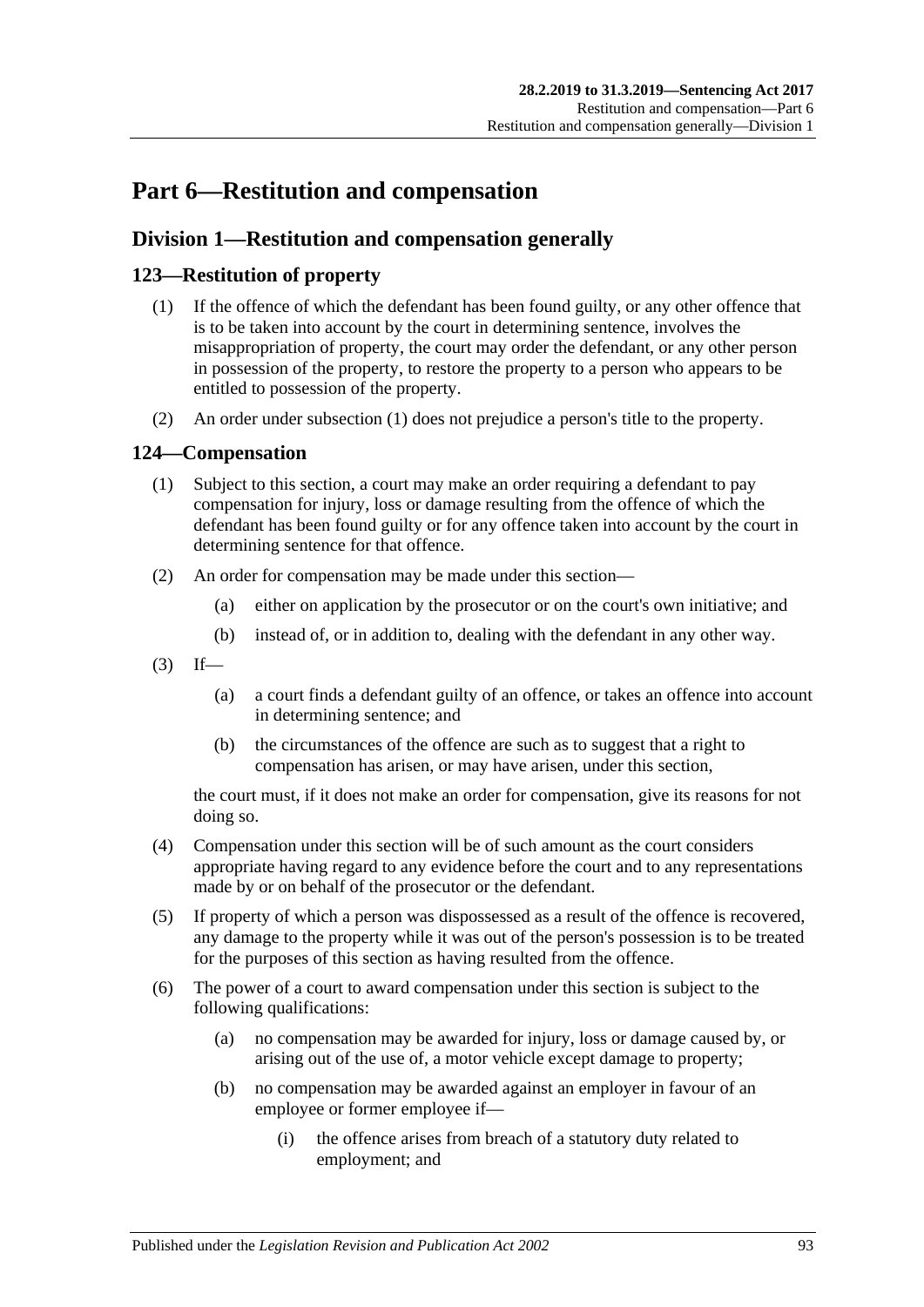# Part 6—Restitution and compensation

## Division 1—Restitution and compensation generally

### 123—Restitution of property

(1) If the offence of which the defendant has been found guilty, or any other offence that is to be taken into account by the court in determining sentence, involves the misappropriation of property, the court may order the defendant, or any other person in possession of the property, to restore the property to a person who appears to be entitled to possession of the property.

(2) An order under subsection (1) does not prejudice a person's title to the property.

### 124—Compensation

(1) Subject to this section, a court may make an order requiring a defendant to pay compensation for injury, loss or damage resulting from the offence of which the defendant has been found guilty or for any offence taken into account by the court in determining sentence for that offence.

(2) An order for compensation may be made under this section—

(a) either on application by the prosecutor or on the court's own initiative; and

(b) instead of, or in addition to, dealing with the defendant in any other way.

(3) If—

(a) a court finds a defendant guilty of an offence, or takes an offence into account in determining sentence; and

(b) the circumstances of the offence are such as to suggest that a right to compensation has arisen, or may have arisen, under this section,

the court must, if it does not make an order for compensation, give its reasons for not doing so.

(4) Compensation under this section will be of such amount as the court considers appropriate having regard to any evidence before the court and to any representations made by or on behalf of the prosecutor or the defendant.

(5) If property of which a person was dispossessed as a result of the offence is recovered, any damage to the property while it was out of the person's possession is to be treated for the purposes of this section as having resulted from the offence.

(6) The power of a court to award compensation under this section is subject to the following qualifications:

(a) no compensation may be awarded for injury, loss or damage caused by, or arising out of the use of, a motor vehicle except damage to property;

(b) no compensation may be awarded against an employer in favour of an employee or former employee if—

(i) the offence arises from breach of a statutory duty related to employment; and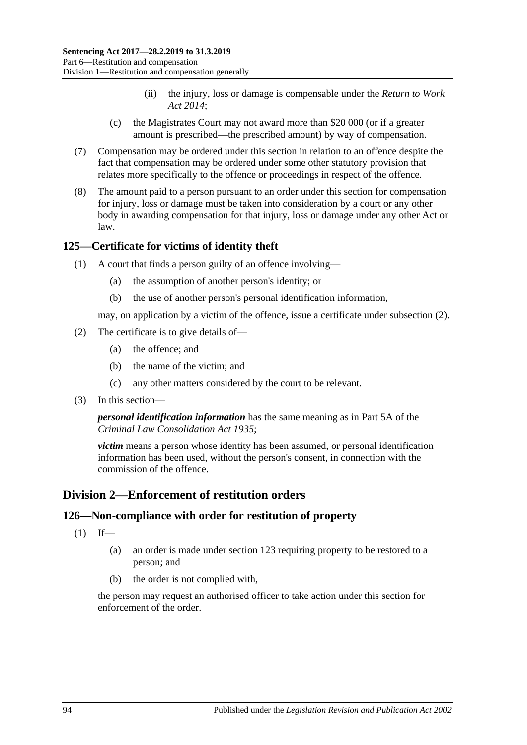(ii) the injury, loss or damage is compensable under the *Return to Work Act 2014*;

(c) the Magistrates Court may not award more than $20 000 (or if a greater amount is prescribed—the prescribed amount) by way of compensation.

(7) Compensation may be ordered under this section in relation to an offence despite the fact that compensation may be ordered under some other statutory provision that relates more specifically to the offence or proceedings in respect of the offence.

(8) The amount paid to a person pursuant to an order under this section for compensation for injury, loss or damage must be taken into consideration by a court or any other body in awarding compensation for that injury, loss or damage under any other Act or law.

### 125—Certificate for victims of identity theft

(1) A court that finds a person guilty of an offence involving—

(a) the assumption of another person's identity; or

(b) the use of another person's personal identification information,

may, on application by a victim of the offence, issue a certificate under subsection (2).

(2) The certificate is to give details of—

(a) the offence; and

(b) the name of the victim; and

(c) any other matters considered by the court to be relevant.

(3) In this section—

***personal identification information*** has the same meaning as in Part 5A of the *Criminal Law Consolidation Act 1935*;

***victim*** means a person whose identity has been assumed, or personal identification information has been used, without the person's consent, in connection with the commission of the offence.

## Division 2—Enforcement of restitution orders

### 126—Non-compliance with order for restitution of property

(1) If—

(a) an order is made under section 123 requiring property to be restored to a person; and

(b) the order is not complied with,

the person may request an authorised officer to take action under this section for enforcement of the order.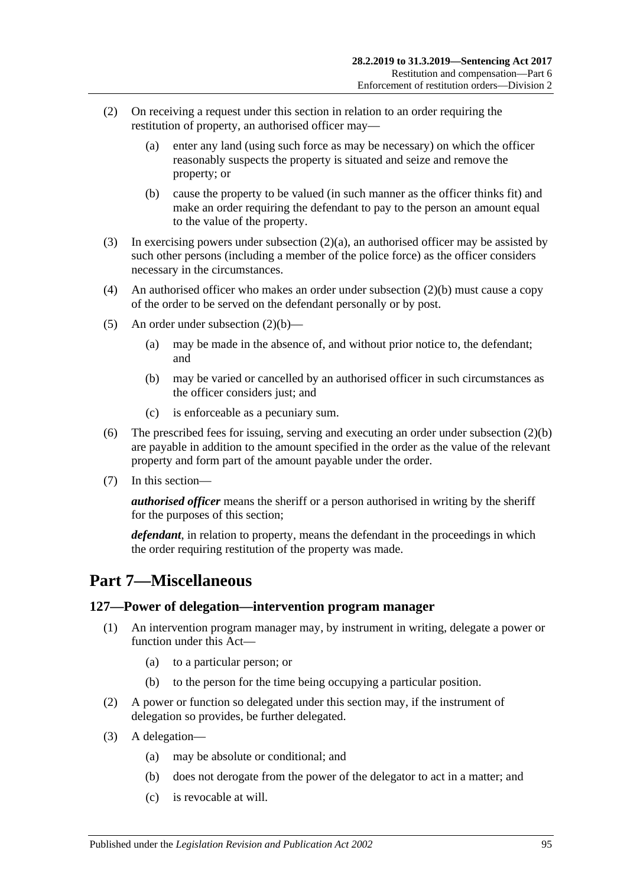(2) On receiving a request under this section in relation to an order requiring the restitution of property, an authorised officer may—

   (a) enter any land (using such force as may be necessary) on which the officer reasonably suspects the property is situated and seize and remove the property; or

   (b) cause the property to be valued (in such manner as the officer thinks fit) and make an order requiring the defendant to pay to the person an amount equal to the value of the property.

(3) In exercising powers under subsection (2)(a), an authorised officer may be assisted by such other persons (including a member of the police force) as the officer considers necessary in the circumstances.

(4) An authorised officer who makes an order under subsection (2)(b) must cause a copy of the order to be served on the defendant personally or by post.

(5) An order under subsection (2)(b)—

   (a) may be made in the absence of, and without prior notice to, the defendant; and

   (b) may be varied or cancelled by an authorised officer in such circumstances as the officer considers just; and

   (c) is enforceable as a pecuniary sum.

(6) The prescribed fees for issuing, serving and executing an order under subsection (2)(b) are payable in addition to the amount specified in the order as the value of the relevant property and form part of the amount payable under the order.

(7) In this section—

***authorised officer*** means the sheriff or a person authorised in writing by the sheriff for the purposes of this section;

***defendant***, in relation to property, means the defendant in the proceedings in which the order requiring restitution of the property was made.

# Part 7—Miscellaneous

## 127—Power of delegation—intervention program manager

(1) An intervention program manager may, by instrument in writing, delegate a power or function under this Act—

   (a) to a particular person; or

   (b) to the person for the time being occupying a particular position.

(2) A power or function so delegated under this section may, if the instrument of delegation so provides, be further delegated.

(3) A delegation—

   (a) may be absolute or conditional; and

   (b) does not derogate from the power of the delegator to act in a matter; and

   (c) is revocable at will.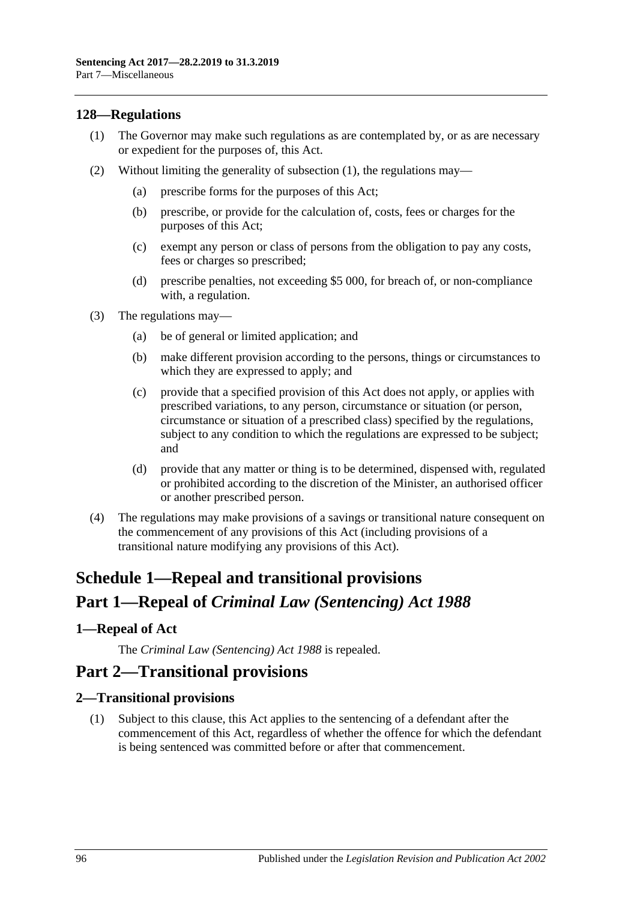### 128—Regulations

(1) The Governor may make such regulations as are contemplated by, or as are necessary or expedient for the purposes of, this Act.

(2) Without limiting the generality of subsection (1), the regulations may—

(a) prescribe forms for the purposes of this Act;

(b) prescribe, or provide for the calculation of, costs, fees or charges for the purposes of this Act;

(c) exempt any person or class of persons from the obligation to pay any costs, fees or charges so prescribed;

(d) prescribe penalties, not exceeding $5 000, for breach of, or non-compliance with, a regulation.

(3) The regulations may—

(a) be of general or limited application; and

(b) make different provision according to the persons, things or circumstances to which they are expressed to apply; and

(c) provide that a specified provision of this Act does not apply, or applies with prescribed variations, to any person, circumstance or situation (or person, circumstance or situation of a prescribed class) specified by the regulations, subject to any condition to which the regulations are expressed to be subject; and

(d) provide that any matter or thing is to be determined, dispensed with, regulated or prohibited according to the discretion of the Minister, an authorised officer or another prescribed person.

(4) The regulations may make provisions of a savings or transitional nature consequent on the commencement of any provisions of this Act (including provisions of a transitional nature modifying any provisions of this Act).

# Schedule 1—Repeal and transitional provisions

# Part 1—Repeal of *Criminal Law (Sentencing) Act 1988*

### 1—Repeal of Act

The *Criminal Law (Sentencing) Act 1988* is repealed.

# Part 2—Transitional provisions

### 2—Transitional provisions

(1) Subject to this clause, this Act applies to the sentencing of a defendant after the commencement of this Act, regardless of whether the offence for which the defendant is being sentenced was committed before or after that commencement.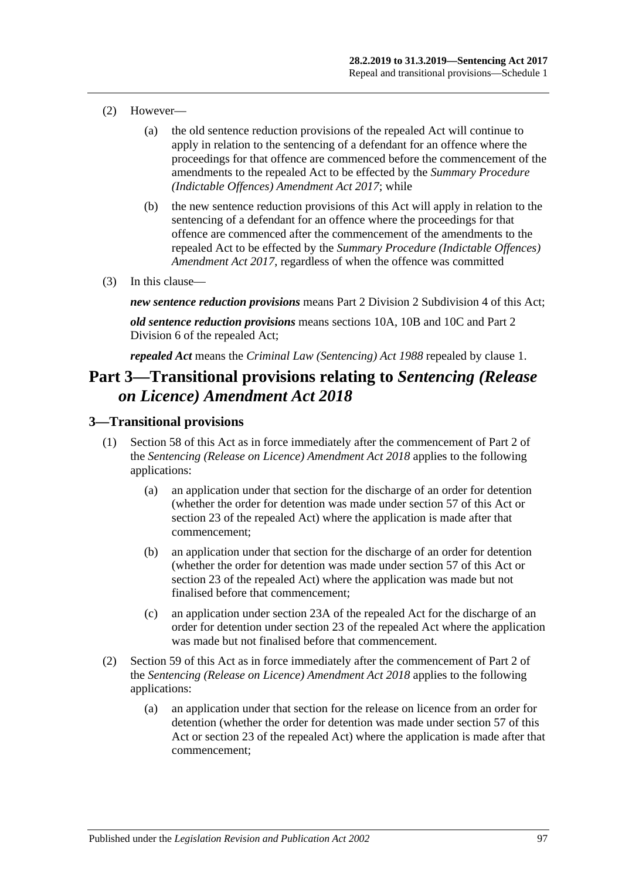(2) However—

(a) the old sentence reduction provisions of the repealed Act will continue to apply in relation to the sentencing of a defendant for an offence where the proceedings for that offence are commenced before the commencement of the amendments to the repealed Act to be effected by the *Summary Procedure (Indictable Offences) Amendment Act 2017*; while

(b) the new sentence reduction provisions of this Act will apply in relation to the sentencing of a defendant for an offence where the proceedings for that offence are commenced after the commencement of the amendments to the repealed Act to be effected by the *Summary Procedure (Indictable Offences) Amendment Act 2017*, regardless of when the offence was committed

(3) In this clause—

***new sentence reduction provisions*** means Part 2 Division 2 Subdivision 4 of this Act;

***old sentence reduction provisions*** means sections 10A, 10B and 10C and Part 2 Division 6 of the repealed Act;

***repealed Act*** means the *Criminal Law (Sentencing) Act 1988* repealed by clause 1.

# Part 3—Transitional provisions relating to *Sentencing (Release on Licence) Amendment Act 2018*

## 3—Transitional provisions

(1) Section 58 of this Act as in force immediately after the commencement of Part 2 of the *Sentencing (Release on Licence) Amendment Act 2018* applies to the following applications:

(a) an application under that section for the discharge of an order for detention (whether the order for detention was made under section 57 of this Act or section 23 of the repealed Act) where the application is made after that commencement;

(b) an application under that section for the discharge of an order for detention (whether the order for detention was made under section 57 of this Act or section 23 of the repealed Act) where the application was made but not finalised before that commencement;

(c) an application under section 23A of the repealed Act for the discharge of an order for detention under section 23 of the repealed Act where the application was made but not finalised before that commencement.

(2) Section 59 of this Act as in force immediately after the commencement of Part 2 of the *Sentencing (Release on Licence) Amendment Act 2018* applies to the following applications:

(a) an application under that section for the release on licence from an order for detention (whether the order for detention was made under section 57 of this Act or section 23 of the repealed Act) where the application is made after that commencement;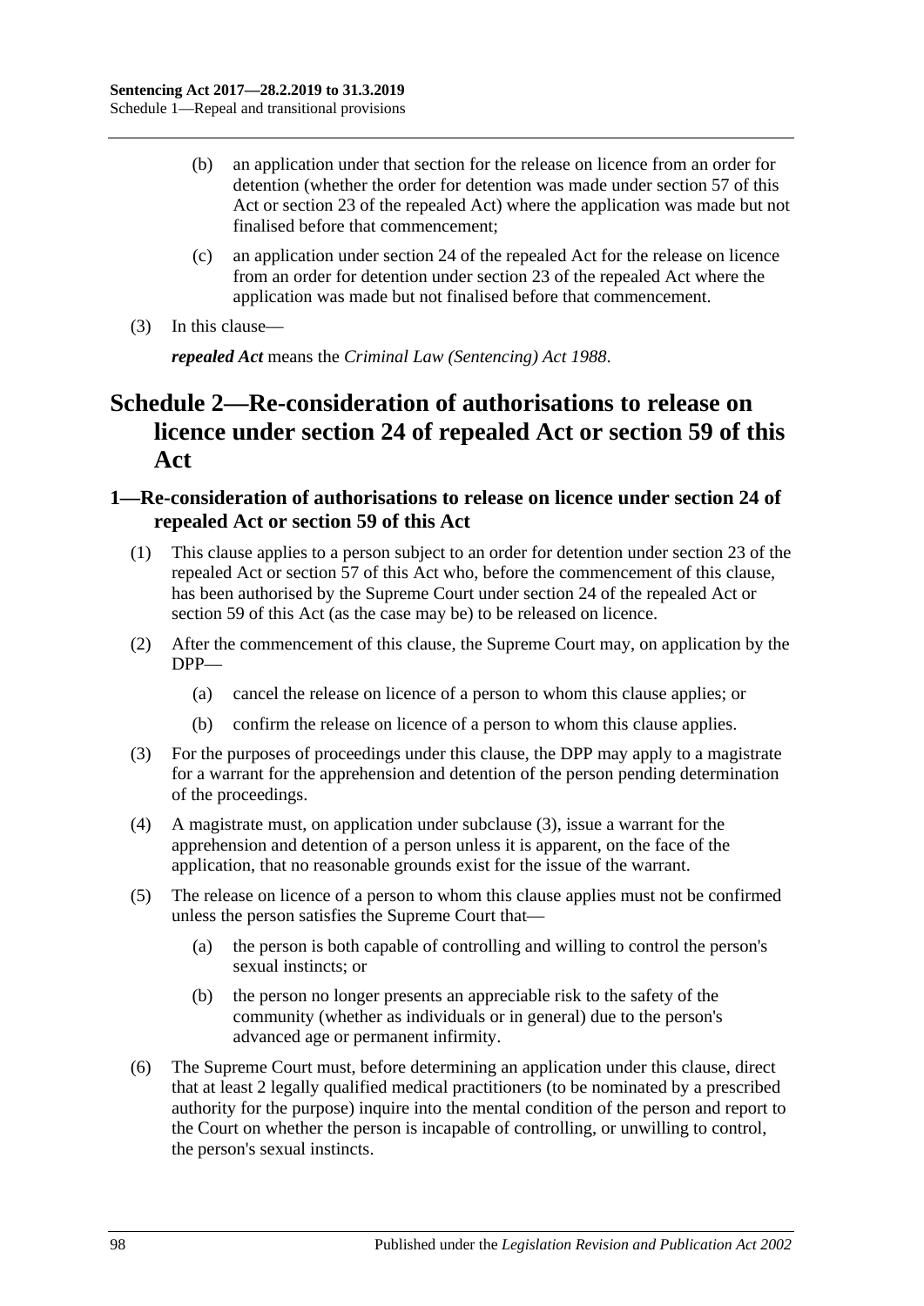(b) an application under that section for the release on licence from an order for detention (whether the order for detention was made under section 57 of this Act or section 23 of the repealed Act) where the application was made but not finalised before that commencement;

(c) an application under section 24 of the repealed Act for the release on licence from an order for detention under section 23 of the repealed Act where the application was made but not finalised before that commencement.

(3) In this clause—

***repealed Act*** means the *Criminal Law (Sentencing) Act 1988*.

# Schedule 2—Re-consideration of authorisations to release on licence under section 24 of repealed Act or section 59 of this Act

## 1—Re-consideration of authorisations to release on licence under section 24 of repealed Act or section 59 of this Act

(1) This clause applies to a person subject to an order for detention under section 23 of the repealed Act or section 57 of this Act who, before the commencement of this clause, has been authorised by the Supreme Court under section 24 of the repealed Act or section 59 of this Act (as the case may be) to be released on licence.

(2) After the commencement of this clause, the Supreme Court may, on application by the DPP—

(a) cancel the release on licence of a person to whom this clause applies; or

(b) confirm the release on licence of a person to whom this clause applies.

(3) For the purposes of proceedings under this clause, the DPP may apply to a magistrate for a warrant for the apprehension and detention of the person pending determination of the proceedings.

(4) A magistrate must, on application under subclause (3), issue a warrant for the apprehension and detention of a person unless it is apparent, on the face of the application, that no reasonable grounds exist for the issue of the warrant.

(5) The release on licence of a person to whom this clause applies must not be confirmed unless the person satisfies the Supreme Court that—

(a) the person is both capable of controlling and willing to control the person's sexual instincts; or

(b) the person no longer presents an appreciable risk to the safety of the community (whether as individuals or in general) due to the person's advanced age or permanent infirmity.

(6) The Supreme Court must, before determining an application under this clause, direct that at least 2 legally qualified medical practitioners (to be nominated by a prescribed authority for the purpose) inquire into the mental condition of the person and report to the Court on whether the person is incapable of controlling, or unwilling to control, the person's sexual instincts.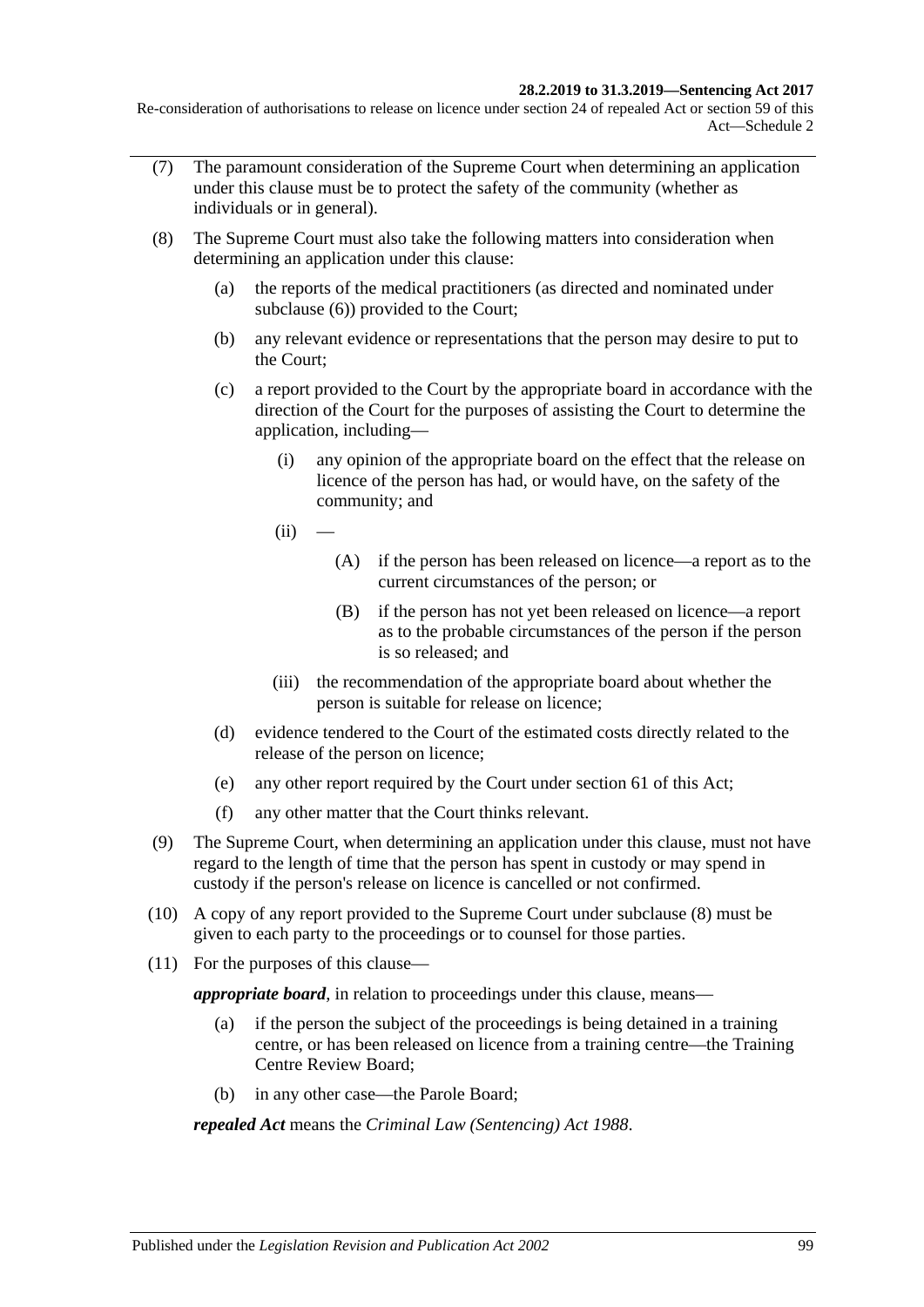(7) The paramount consideration of the Supreme Court when determining an application under this clause must be to protect the safety of the community (whether as individuals or in general).

(8) The Supreme Court must also take the following matters into consideration when determining an application under this clause:

- (a) the reports of the medical practitioners (as directed and nominated under subclause (6)) provided to the Court;
- (b) any relevant evidence or representations that the person may desire to put to the Court;
- (c) a report provided to the Court by the appropriate board in accordance with the direction of the Court for the purposes of assisting the Court to determine the application, including—
  - (i) any opinion of the appropriate board on the effect that the release on licence of the person has had, or would have, on the safety of the community; and
  - (ii) —
    - (A) if the person has been released on licence—a report as to the current circumstances of the person; or
    - (B) if the person has not yet been released on licence—a report as to the probable circumstances of the person if the person is so released; and
  - (iii) the recommendation of the appropriate board about whether the person is suitable for release on licence;
- (d) evidence tendered to the Court of the estimated costs directly related to the release of the person on licence;
- (e) any other report required by the Court under section 61 of this Act;
- (f) any other matter that the Court thinks relevant.

(9) The Supreme Court, when determining an application under this clause, must not have regard to the length of time that the person has spent in custody or may spend in custody if the person's release on licence is cancelled or not confirmed.

(10) A copy of any report provided to the Supreme Court under subclause (8) must be given to each party to the proceedings or to counsel for those parties.

(11) For the purposes of this clause—

***appropriate board***, in relation to proceedings under this clause, means—

- (a) if the person the subject of the proceedings is being detained in a training centre, or has been released on licence from a training centre—the Training Centre Review Board;
- (b) in any other case—the Parole Board;

***repealed Act*** means the *Criminal Law (Sentencing) Act 1988*.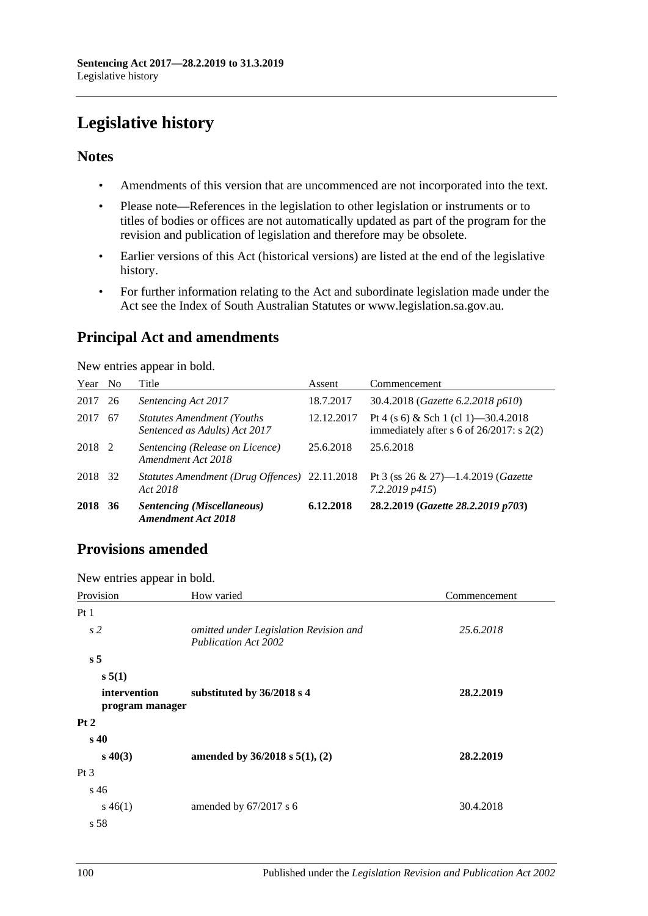# Legislative history

## Notes

- Amendments of this version that are uncommenced are not incorporated into the text.
- Please note—References in the legislation to other legislation or instruments or to titles of bodies or offices are not automatically updated as part of the program for the revision and publication of legislation and therefore may be obsolete.
- Earlier versions of this Act (historical versions) are listed at the end of the legislative history.
- For further information relating to the Act and subordinate legislation made under the Act see the Index of South Australian Statutes or www.legislation.sa.gov.au.

## Principal Act and amendments

New entries appear in bold.

| Year | No | Title | Assent | Commencement |
|---|---|---|---|---|
| 2017 | 26 | *Sentencing Act 2017* | 18.7.2017 | 30.4.2018 (*Gazette 6.2.2018 p610*) |
| 2017 | 67 | *Statutes Amendment (Youths Sentenced as Adults) Act 2017* | 12.12.2017 | Pt 4 (s 6) & Sch 1 (cl 1)—30.4.2018 immediately after s 6 of 26/2017: s 2(2) |
| 2018 | 2 | *Sentencing (Release on Licence) Amendment Act 2018* | 25.6.2018 | 25.6.2018 |
| 2018 | 32 | *Statutes Amendment (Drug Offences) Act 2018* | 22.11.2018 | Pt 3 (ss 26 & 27)—1.4.2019 (*Gazette 7.2.2019 p415*) |
| **2018** | **36** | ***Sentencing (Miscellaneous) Amendment Act 2018*** | **6.12.2018** | **28.2.2019 (*Gazette 28.2.2019 p703*)** |

## Provisions amended

New entries appear in bold.

| Provision | How varied | Commencement |
|---|---|---|
| Pt 1 | | |
| *s 2* | *omitted under Legislation Revision and Publication Act 2002* | *25.6.2018* |
| **s 5** | | |
| **s 5(1)** | | |
| **intervention program manager** | **substituted by 36/2018 s 4** | **28.2.2019** |
| **Pt 2** | | |
| **s 40** | | |
| **s 40(3)** | **amended by 36/2018 s 5(1), (2)** | **28.2.2019** |
| Pt 3 | | |
| s 46 | | |
| s 46(1) | amended by 67/2017 s 6 | 30.4.2018 |
| s 58 | | |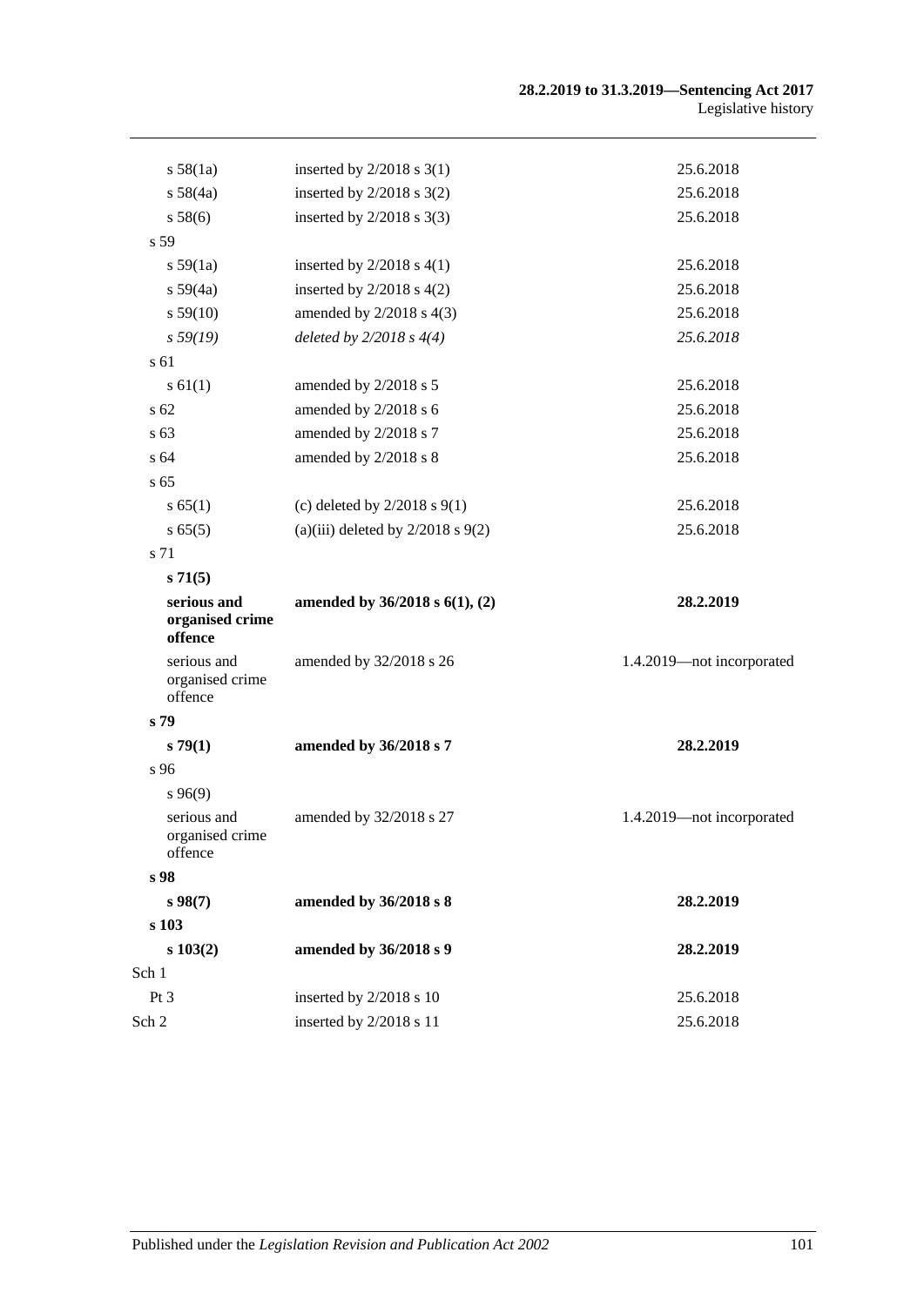| | | |
|---|---|---|
| s 58(1a) | inserted by 2/2018 s 3(1) | 25.6.2018 |
| s 58(4a) | inserted by 2/2018 s 3(2) | 25.6.2018 |
| s 58(6) | inserted by 2/2018 s 3(3) | 25.6.2018 |
| s 59 | | |
| s 59(1a) | inserted by 2/2018 s 4(1) | 25.6.2018 |
| s 59(4a) | inserted by 2/2018 s 4(2) | 25.6.2018 |
| s 59(10) | amended by 2/2018 s 4(3) | 25.6.2018 |
| *s 59(19)* | *deleted by 2/2018 s 4(4)* | *25.6.2018* |
| s 61 | | |
| s 61(1) | amended by 2/2018 s 5 | 25.6.2018 |
| s 62 | amended by 2/2018 s 6 | 25.6.2018 |
| s 63 | amended by 2/2018 s 7 | 25.6.2018 |
| s 64 | amended by 2/2018 s 8 | 25.6.2018 |
| s 65 | | |
| s 65(1) | (c) deleted by 2/2018 s 9(1) | 25.6.2018 |
| s 65(5) | (a)(iii) deleted by 2/2018 s 9(2) | 25.6.2018 |
| s 71 | | |
| **s 71(5)** | | |
| **serious and organised crime offence** | **amended by 36/2018 s 6(1), (2)** | **28.2.2019** |
| serious and organised crime offence | amended by 32/2018 s 26 | 1.4.2019—not incorporated |
| **s 79** | | |
| **s 79(1)** | **amended by 36/2018 s 7** | **28.2.2019** |
| s 96 | | |
| s 96(9) | | |
| serious and organised crime offence | amended by 32/2018 s 27 | 1.4.2019—not incorporated |
| **s 98** | | |
| **s 98(7)** | **amended by 36/2018 s 8** | **28.2.2019** |
| **s 103** | | |
| **s 103(2)** | **amended by 36/2018 s 9** | **28.2.2019** |
| Sch 1 | | |
| Pt 3 | inserted by 2/2018 s 10 | 25.6.2018 |
| Sch 2 | inserted by 2/2018 s 11 | 25.6.2018 |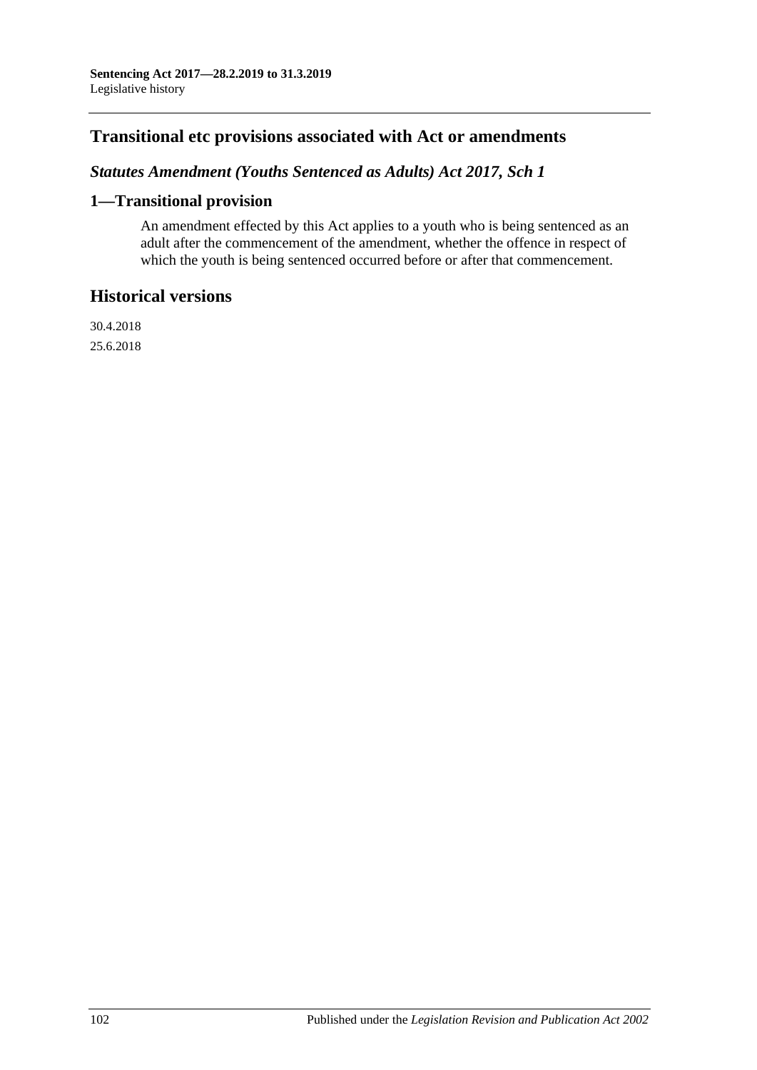## Transitional etc provisions associated with Act or amendments

### *Statutes Amendment (Youths Sentenced as Adults) Act 2017, Sch 1*

## 1—Transitional provision

An amendment effected by this Act applies to a youth who is being sentenced as an adult after the commencement of the amendment, whether the offence in respect of which the youth is being sentenced occurred before or after that commencement.

## Historical versions

30.4.2018

25.6.2018